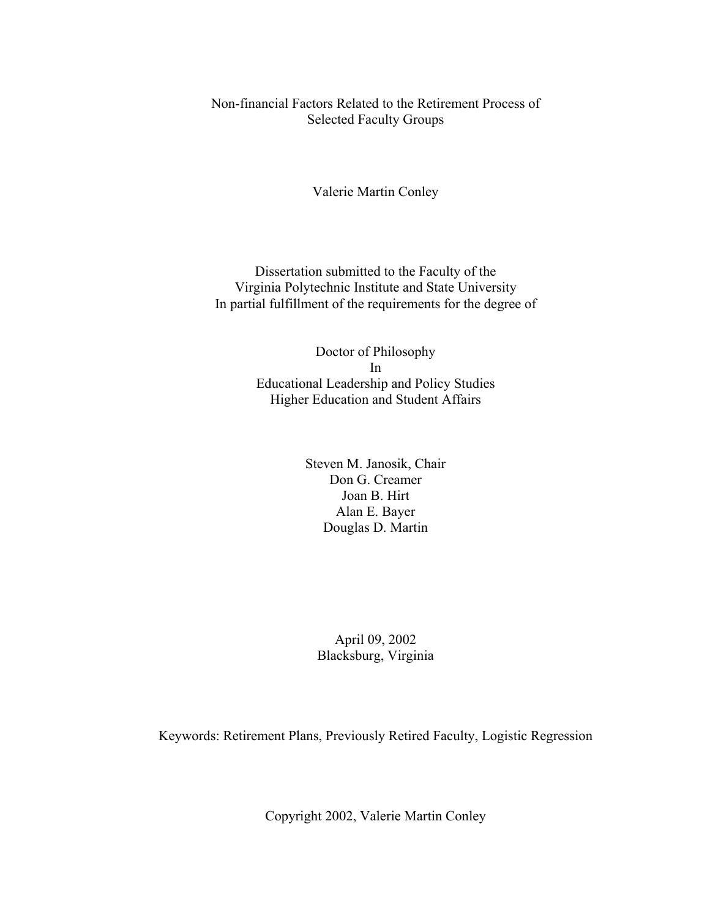# Non-financial Factors Related to the Retirement Process of Selected Faculty Groups

Valerie Martin Conley

Dissertation submitted to the Faculty of the
Virginia Polytechnic Institute and State University
In partial fulfillment of the requirements for the degree of

Doctor of Philosophy
In
Educational Leadership and Policy Studies
Higher Education and Student Affairs

Steven M. Janosik, Chair
Don G. Creamer
Joan B. Hirt
Alan E. Bayer
Douglas D. Martin

April 09, 2002
Blacksburg, Virginia

Keywords: Retirement Plans, Previously Retired Faculty, Logistic Regression

Copyright 2002, Valerie Martin Conley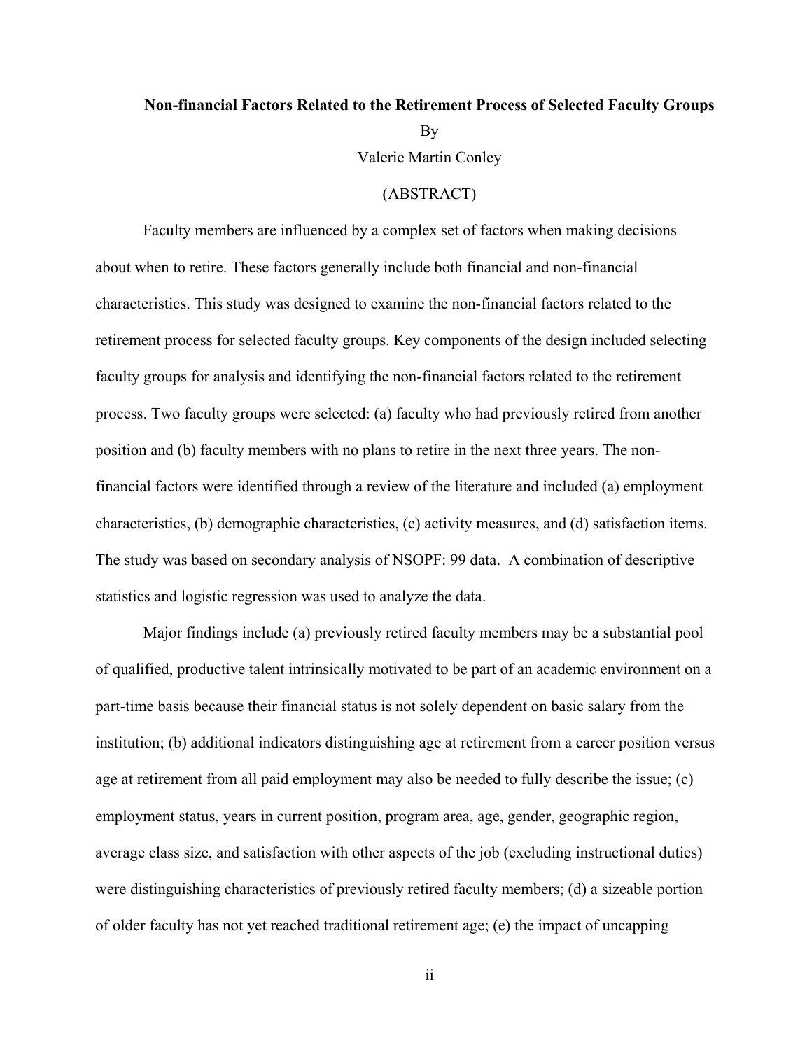**Non-financial Factors Related to the Retirement Process of Selected Faculty Groups**

By

Valerie Martin Conley

(ABSTRACT)

Faculty members are influenced by a complex set of factors when making decisions about when to retire. These factors generally include both financial and non-financial characteristics. This study was designed to examine the non-financial factors related to the retirement process for selected faculty groups. Key components of the design included selecting faculty groups for analysis and identifying the non-financial factors related to the retirement process. Two faculty groups were selected: (a) faculty who had previously retired from another position and (b) faculty members with no plans to retire in the next three years. The non-financial factors were identified through a review of the literature and included (a) employment characteristics, (b) demographic characteristics, (c) activity measures, and (d) satisfaction items. The study was based on secondary analysis of NSOPF: 99 data. A combination of descriptive statistics and logistic regression was used to analyze the data.

Major findings include (a) previously retired faculty members may be a substantial pool of qualified, productive talent intrinsically motivated to be part of an academic environment on a part-time basis because their financial status is not solely dependent on basic salary from the institution; (b) additional indicators distinguishing age at retirement from a career position versus age at retirement from all paid employment may also be needed to fully describe the issue; (c) employment status, years in current position, program area, age, gender, geographic region, average class size, and satisfaction with other aspects of the job (excluding instructional duties) were distinguishing characteristics of previously retired faculty members; (d) a sizeable portion of older faculty has not yet reached traditional retirement age; (e) the impact of uncapping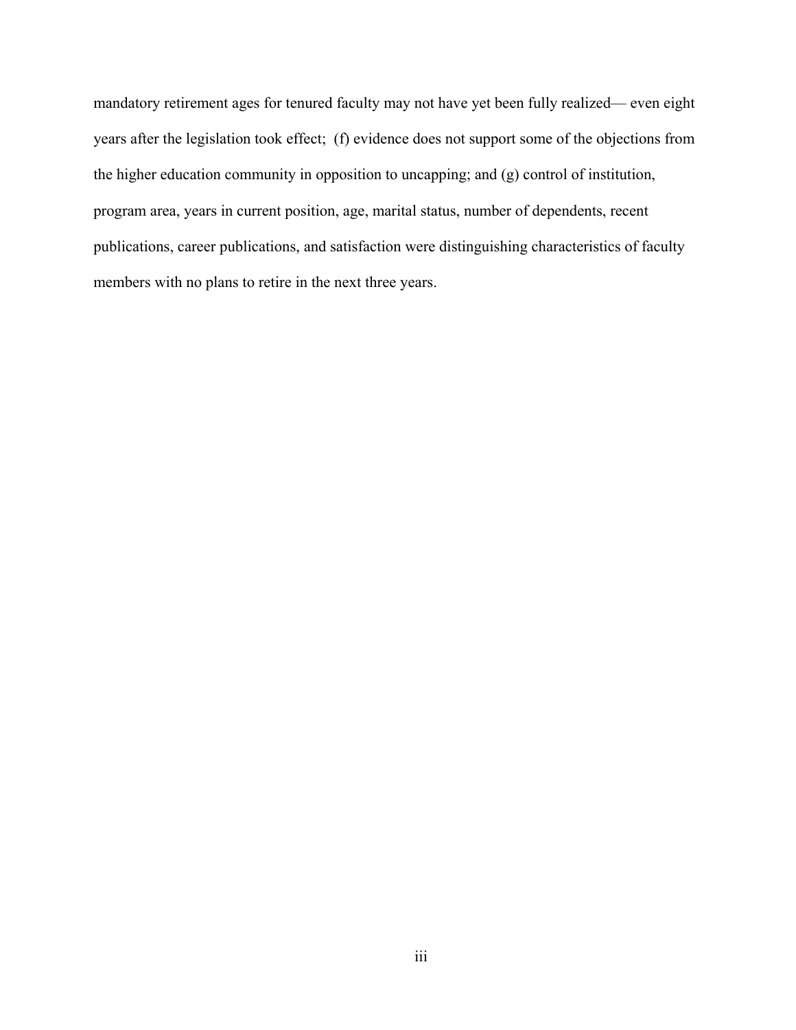mandatory retirement ages for tenured faculty may not have yet been fully realized— even eight years after the legislation took effect; (f) evidence does not support some of the objections from the higher education community in opposition to uncapping; and (g) control of institution, program area, years in current position, age, marital status, number of dependents, recent publications, career publications, and satisfaction were distinguishing characteristics of faculty members with no plans to retire in the next three years.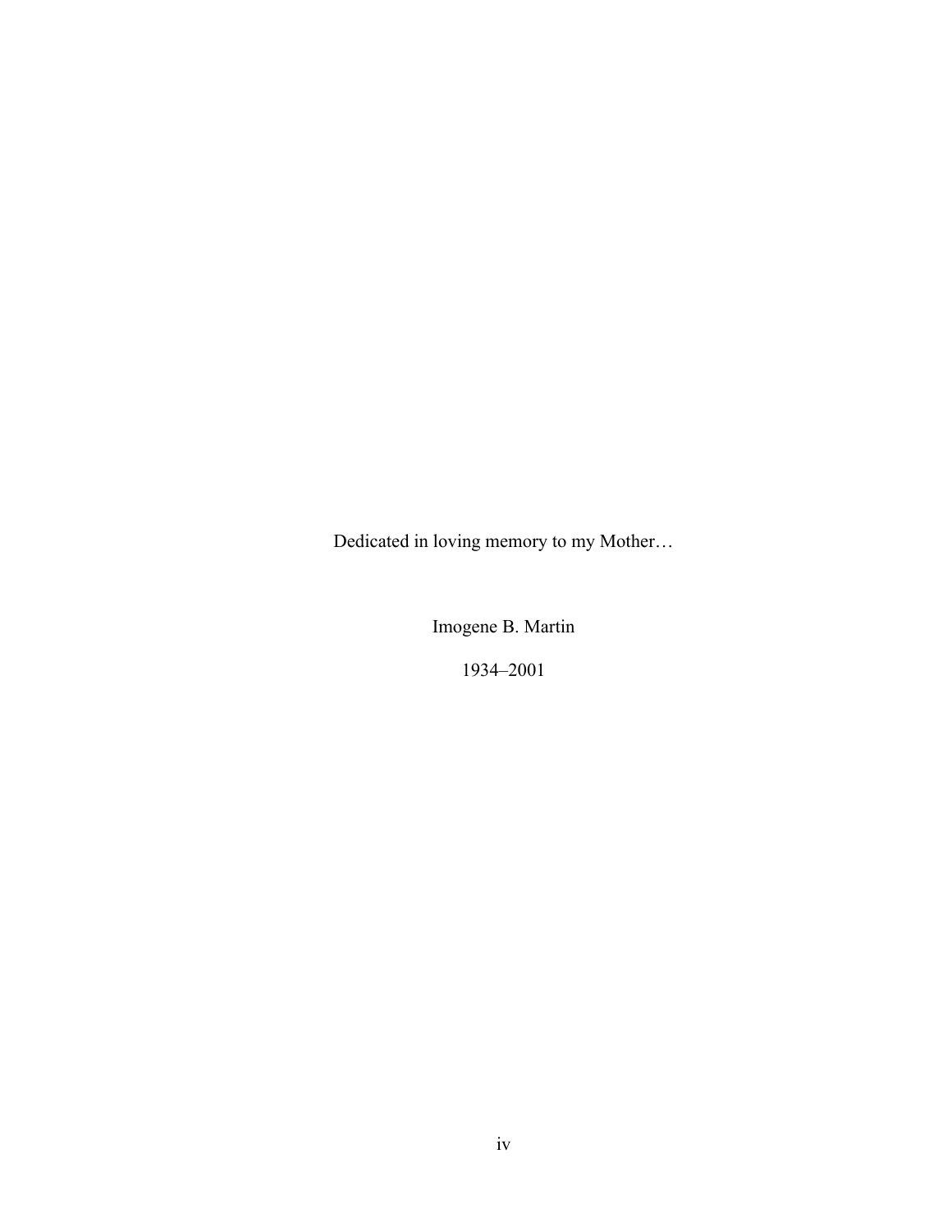Dedicated in loving memory to my Mother…

Imogene B. Martin

1934–2001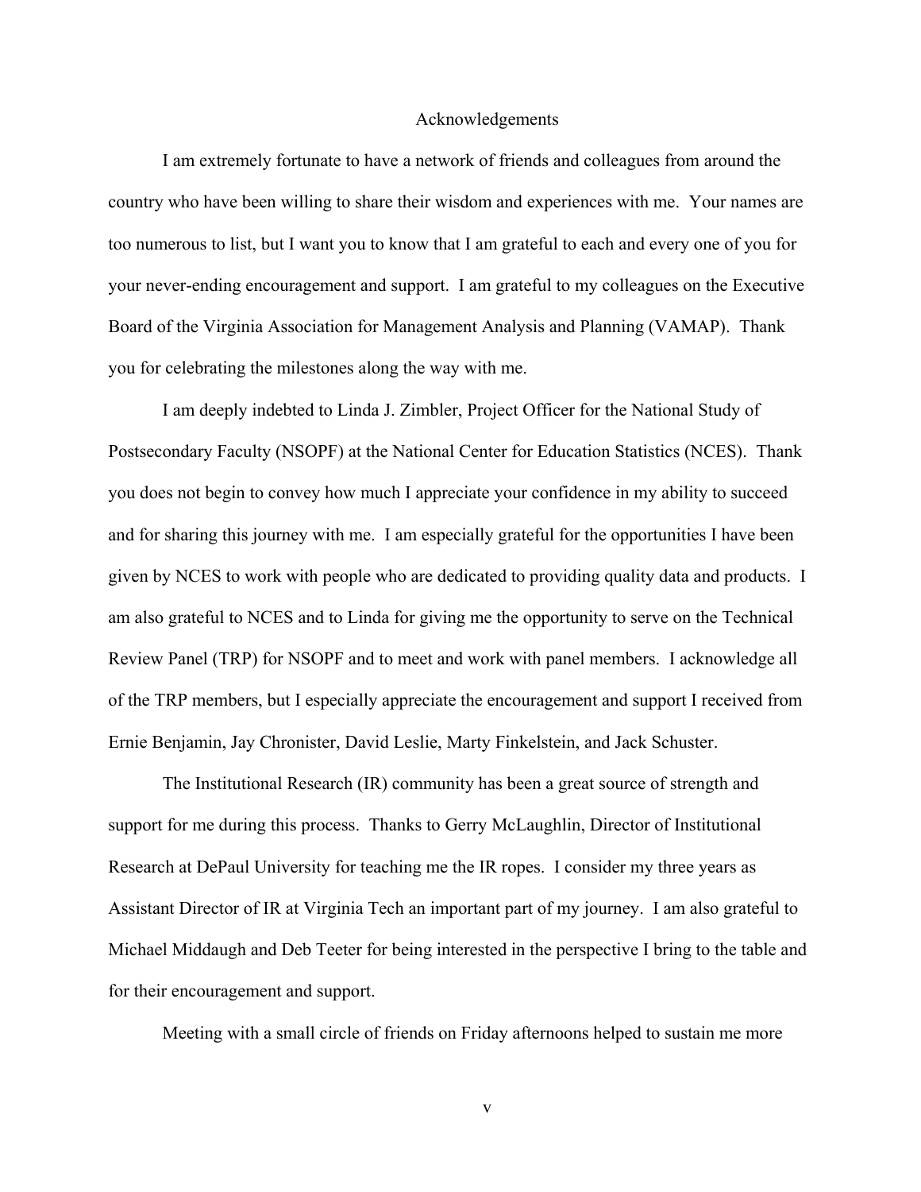# Acknowledgements

I am extremely fortunate to have a network of friends and colleagues from around the country who have been willing to share their wisdom and experiences with me. Your names are too numerous to list, but I want you to know that I am grateful to each and every one of you for your never-ending encouragement and support. I am grateful to my colleagues on the Executive Board of the Virginia Association for Management Analysis and Planning (VAMAP). Thank you for celebrating the milestones along the way with me.

I am deeply indebted to Linda J. Zimbler, Project Officer for the National Study of Postsecondary Faculty (NSOPF) at the National Center for Education Statistics (NCES). Thank you does not begin to convey how much I appreciate your confidence in my ability to succeed and for sharing this journey with me. I am especially grateful for the opportunities I have been given by NCES to work with people who are dedicated to providing quality data and products. I am also grateful to NCES and to Linda for giving me the opportunity to serve on the Technical Review Panel (TRP) for NSOPF and to meet and work with panel members. I acknowledge all of the TRP members, but I especially appreciate the encouragement and support I received from Ernie Benjamin, Jay Chronister, David Leslie, Marty Finkelstein, and Jack Schuster.

The Institutional Research (IR) community has been a great source of strength and support for me during this process. Thanks to Gerry McLaughlin, Director of Institutional Research at DePaul University for teaching me the IR ropes. I consider my three years as Assistant Director of IR at Virginia Tech an important part of my journey. I am also grateful to Michael Middaugh and Deb Teeter for being interested in the perspective I bring to the table and for their encouragement and support.

Meeting with a small circle of friends on Friday afternoons helped to sustain me more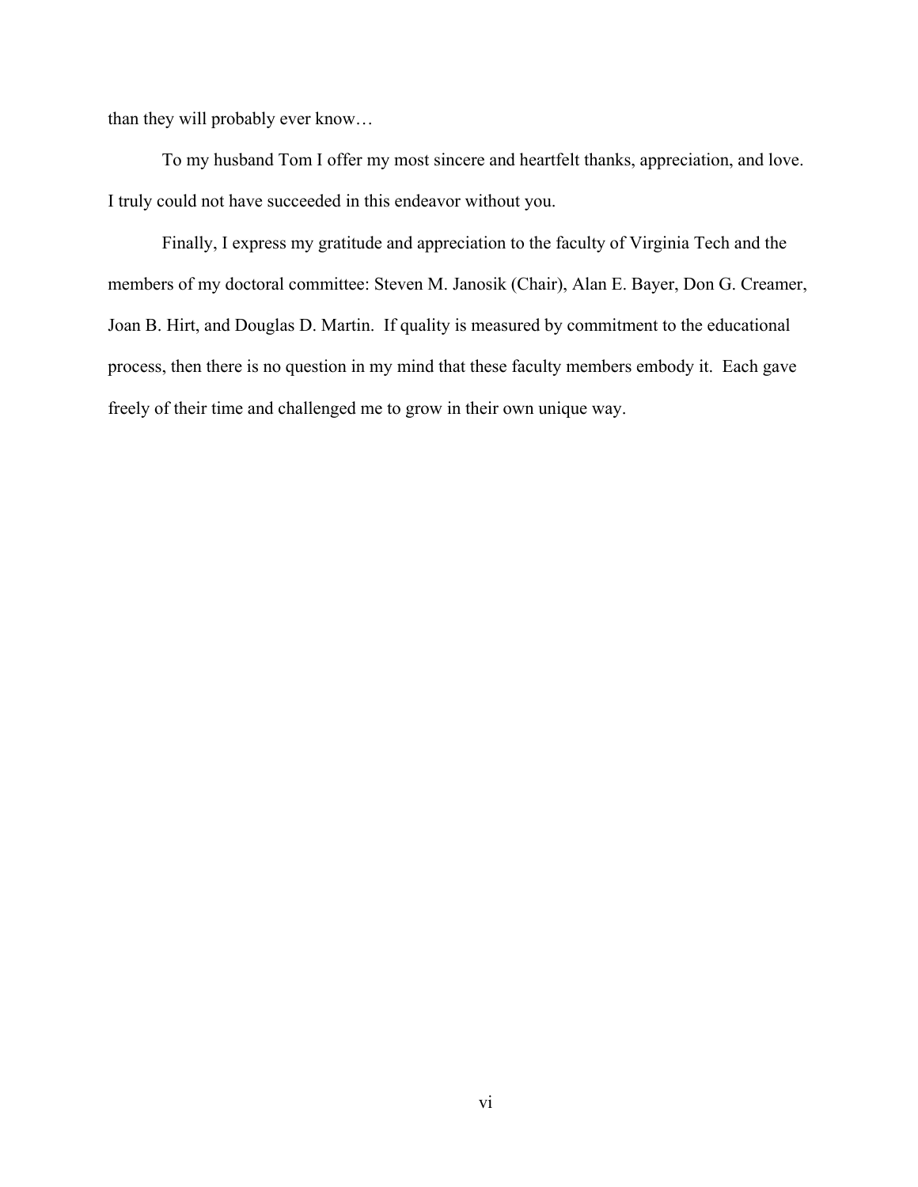than they will probably ever know…

To my husband Tom I offer my most sincere and heartfelt thanks, appreciation, and love. I truly could not have succeeded in this endeavor without you.

Finally, I express my gratitude and appreciation to the faculty of Virginia Tech and the members of my doctoral committee: Steven M. Janosik (Chair), Alan E. Bayer, Don G. Creamer, Joan B. Hirt, and Douglas D. Martin. If quality is measured by commitment to the educational process, then there is no question in my mind that these faculty members embody it. Each gave freely of their time and challenged me to grow in their own unique way.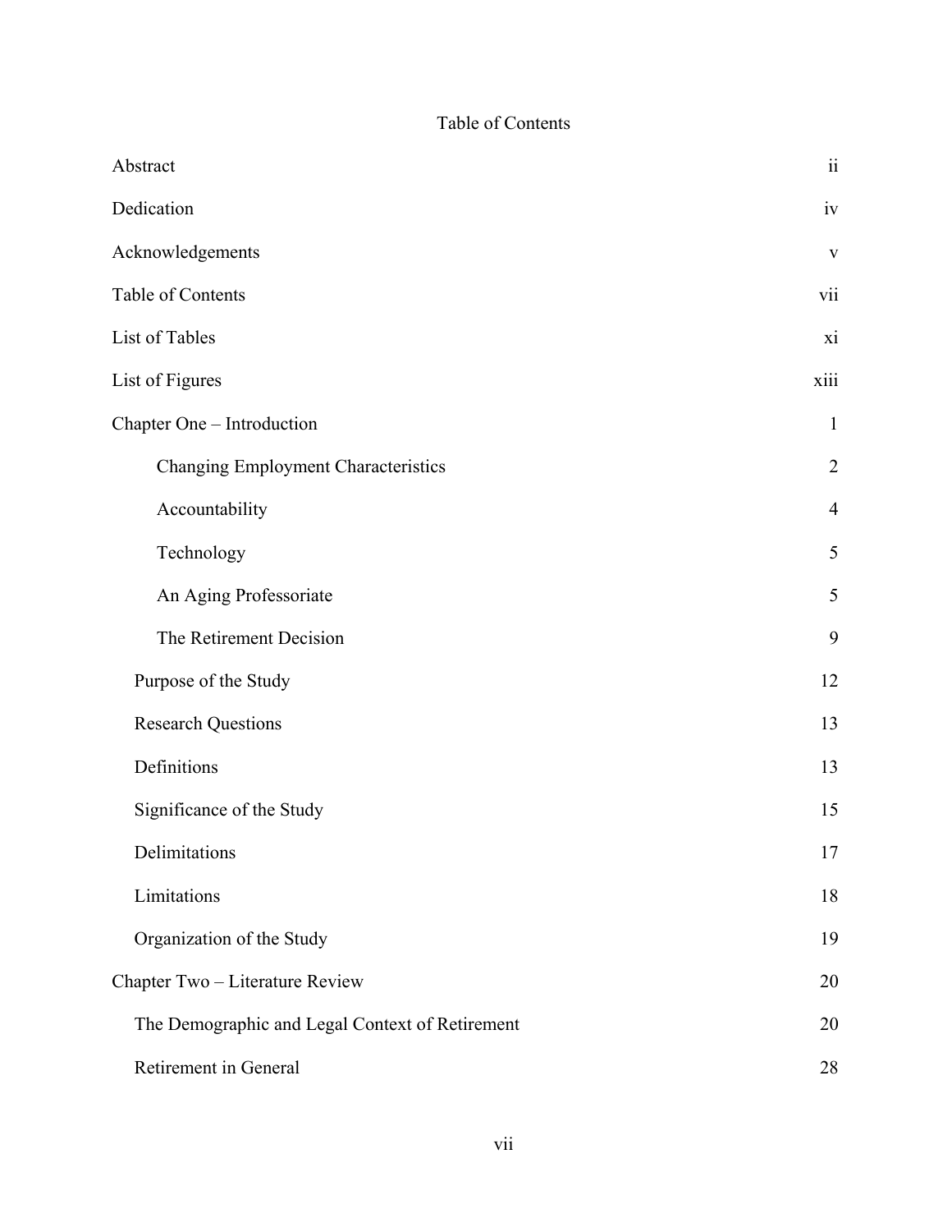# Table of Contents

| | |
|---|---|
| Abstract | ii |
| Dedication | iv |
| Acknowledgements | v |
| Table of Contents | vii |
| List of Tables | xi |
| List of Figures | xiii |
| Chapter One – Introduction | 1 |
| Changing Employment Characteristics | 2 |
| Accountability | 4 |
| Technology | 5 |
| An Aging Professoriate | 5 |
| The Retirement Decision | 9 |
| Purpose of the Study | 12 |
| Research Questions | 13 |
| Definitions | 13 |
| Significance of the Study | 15 |
| Delimitations | 17 |
| Limitations | 18 |
| Organization of the Study | 19 |
| Chapter Two – Literature Review | 20 |
| The Demographic and Legal Context of Retirement | 20 |
| Retirement in General | 28 |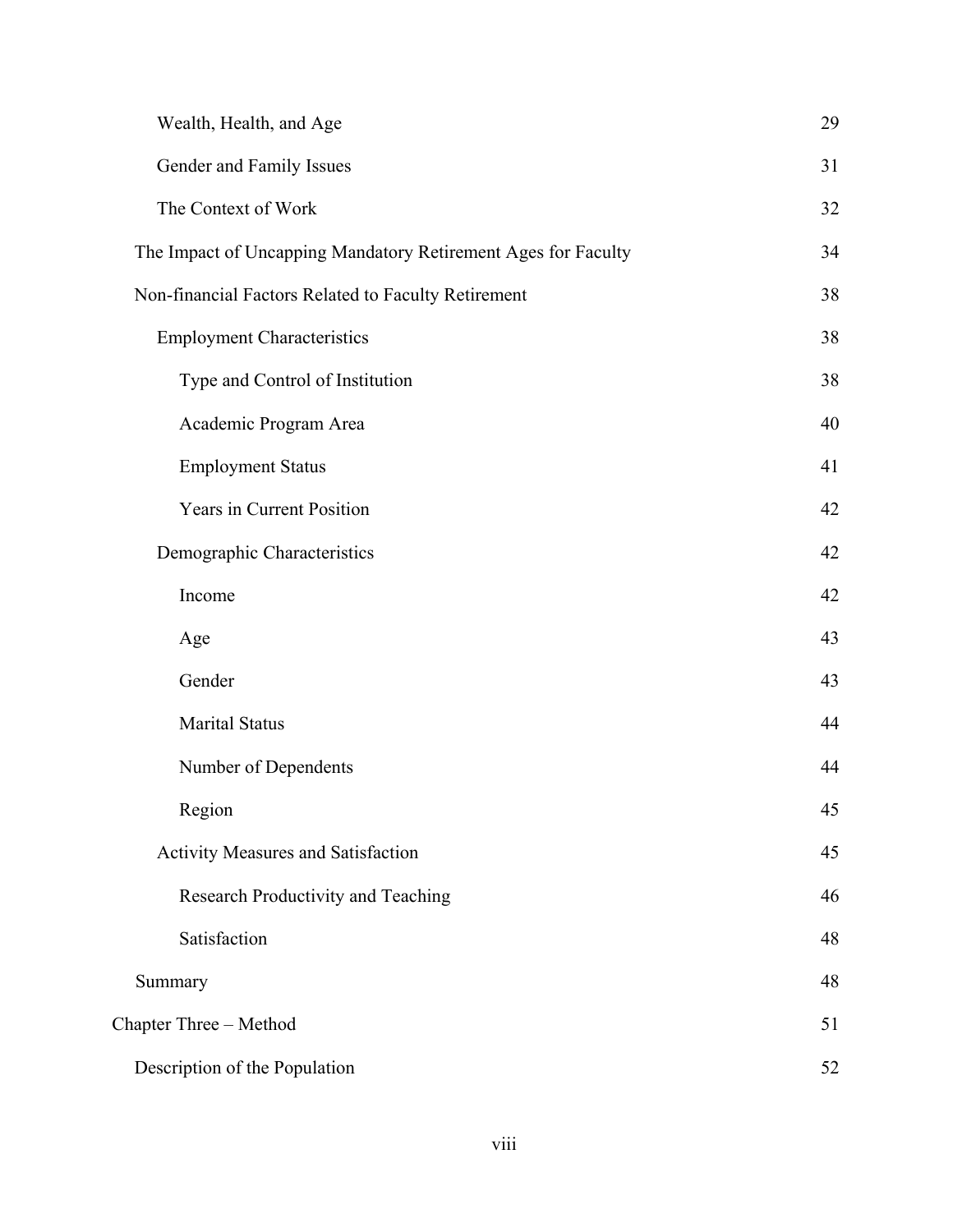| | |
|---|---|
| Wealth, Health, and Age | 29 |
| Gender and Family Issues | 31 |
| The Context of Work | 32 |
| The Impact of Uncapping Mandatory Retirement Ages for Faculty | 34 |
| Non-financial Factors Related to Faculty Retirement | 38 |
| Employment Characteristics | 38 |
| Type and Control of Institution | 38 |
| Academic Program Area | 40 |
| Employment Status | 41 |
| Years in Current Position | 42 |
| Demographic Characteristics | 42 |
| Income | 42 |
| Age | 43 |
| Gender | 43 |
| Marital Status | 44 |
| Number of Dependents | 44 |
| Region | 45 |
| Activity Measures and Satisfaction | 45 |
| Research Productivity and Teaching | 46 |
| Satisfaction | 48 |
| Summary | 48 |
| Chapter Three – Method | 51 |
| Description of the Population | 52 |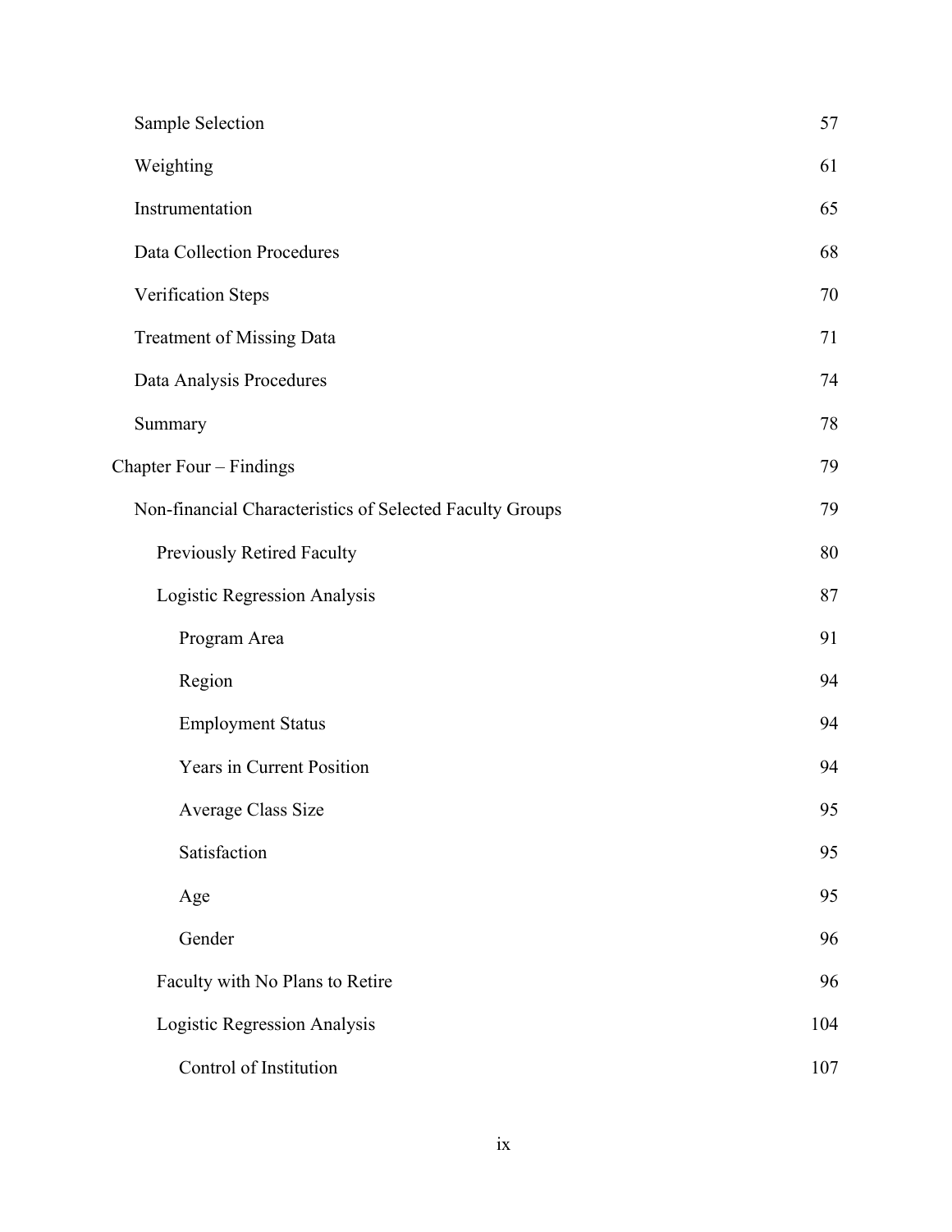| | |
|---|---|
| Sample Selection | 57 |
| Weighting | 61 |
| Instrumentation | 65 |
| Data Collection Procedures | 68 |
| Verification Steps | 70 |
| Treatment of Missing Data | 71 |
| Data Analysis Procedures | 74 |
| Summary | 78 |
| Chapter Four – Findings | 79 |
| Non-financial Characteristics of Selected Faculty Groups | 79 |
| Previously Retired Faculty | 80 |
| Logistic Regression Analysis | 87 |
| Program Area | 91 |
| Region | 94 |
| Employment Status | 94 |
| Years in Current Position | 94 |
| Average Class Size | 95 |
| Satisfaction | 95 |
| Age | 95 |
| Gender | 96 |
| Faculty with No Plans to Retire | 96 |
| Logistic Regression Analysis | 104 |
| Control of Institution | 107 |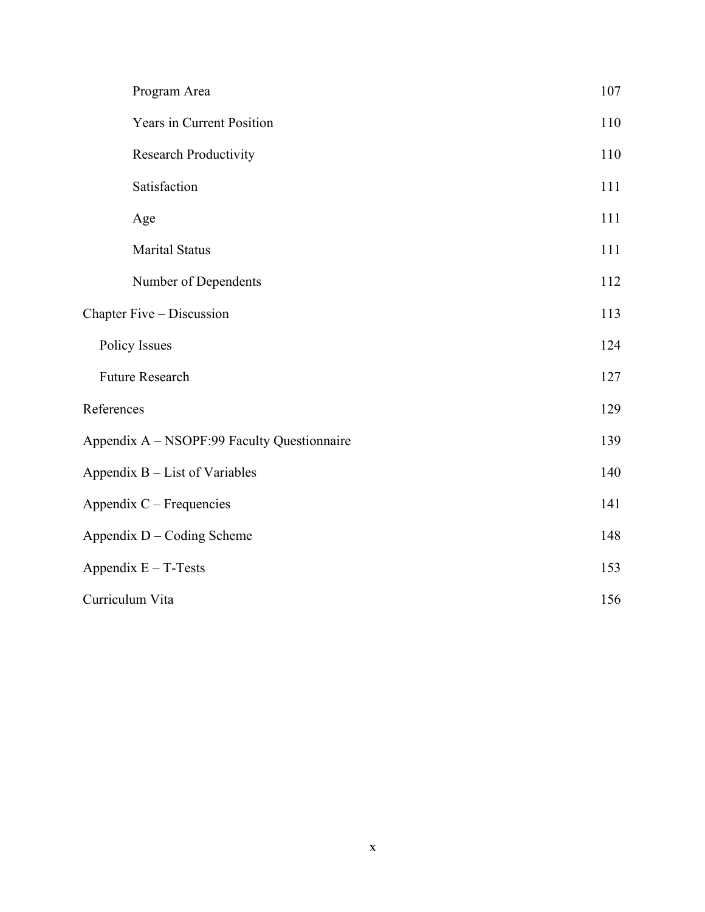| | |
|---|---|
| Program Area | 107 |
| Years in Current Position | 110 |
| Research Productivity | 110 |
| Satisfaction | 111 |
| Age | 111 |
| Marital Status | 111 |
| Number of Dependents | 112 |
| Chapter Five – Discussion | 113 |
| Policy Issues | 124 |
| Future Research | 127 |
| References | 129 |
| Appendix A – NSOPF:99 Faculty Questionnaire | 139 |
| Appendix B – List of Variables | 140 |
| Appendix C – Frequencies | 141 |
| Appendix D – Coding Scheme | 148 |
| Appendix E – T-Tests | 153 |
| Curriculum Vita | 156 |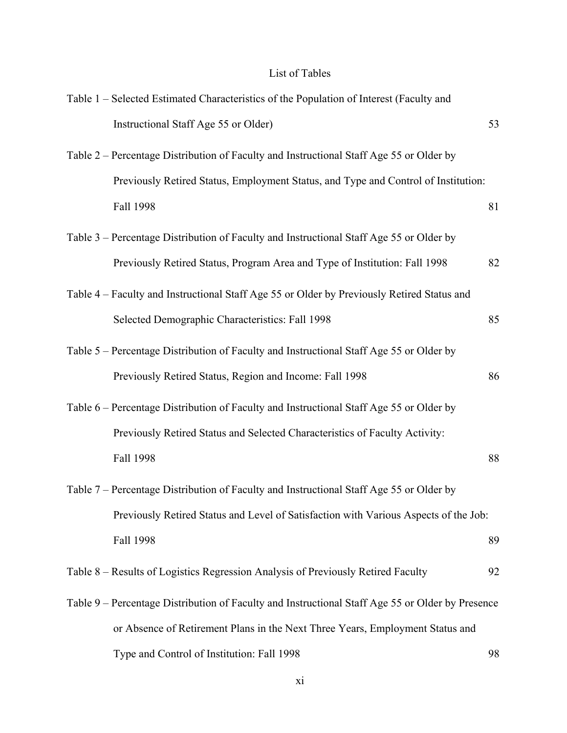# List of Tables

Table 1 – Selected Estimated Characteristics of the Population of Interest (Faculty and Instructional Staff Age 55 or Older) 53

Table 2 – Percentage Distribution of Faculty and Instructional Staff Age 55 or Older by Previously Retired Status, Employment Status, and Type and Control of Institution: Fall 1998 81

Table 3 – Percentage Distribution of Faculty and Instructional Staff Age 55 or Older by Previously Retired Status, Program Area and Type of Institution: Fall 1998 82

Table 4 – Faculty and Instructional Staff Age 55 or Older by Previously Retired Status and Selected Demographic Characteristics: Fall 1998 85

Table 5 – Percentage Distribution of Faculty and Instructional Staff Age 55 or Older by Previously Retired Status, Region and Income: Fall 1998 86

Table 6 – Percentage Distribution of Faculty and Instructional Staff Age 55 or Older by Previously Retired Status and Selected Characteristics of Faculty Activity: Fall 1998 88

Table 7 – Percentage Distribution of Faculty and Instructional Staff Age 55 or Older by Previously Retired Status and Level of Satisfaction with Various Aspects of the Job: Fall 1998 89

Table 8 – Results of Logistics Regression Analysis of Previously Retired Faculty 92

Table 9 – Percentage Distribution of Faculty and Instructional Staff Age 55 or Older by Presence or Absence of Retirement Plans in the Next Three Years, Employment Status and Type and Control of Institution: Fall 1998 98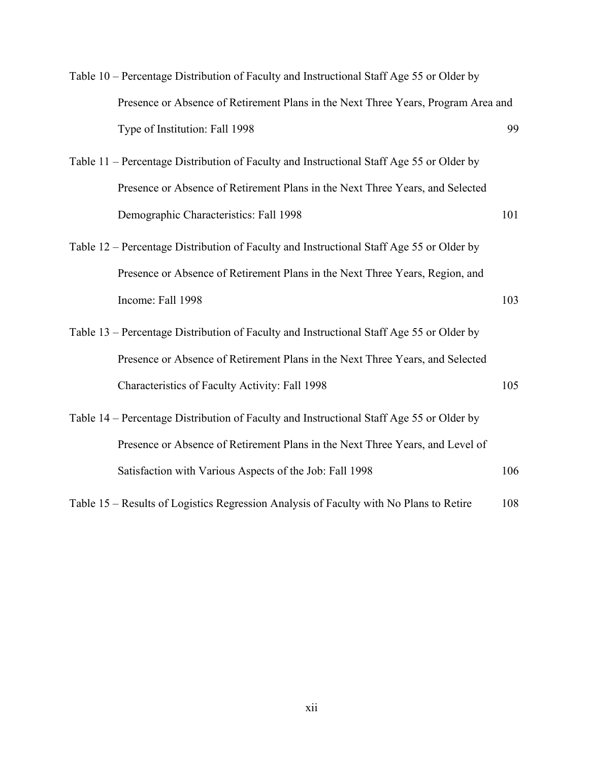Table 10 – Percentage Distribution of Faculty and Instructional Staff Age 55 or Older by Presence or Absence of Retirement Plans in the Next Three Years, Program Area and Type of Institution: Fall 1998 ... 99

Table 11 – Percentage Distribution of Faculty and Instructional Staff Age 55 or Older by Presence or Absence of Retirement Plans in the Next Three Years, and Selected Demographic Characteristics: Fall 1998 ... 101

Table 12 – Percentage Distribution of Faculty and Instructional Staff Age 55 or Older by Presence or Absence of Retirement Plans in the Next Three Years, Region, and Income: Fall 1998 ... 103

Table 13 – Percentage Distribution of Faculty and Instructional Staff Age 55 or Older by Presence or Absence of Retirement Plans in the Next Three Years, and Selected Characteristics of Faculty Activity: Fall 1998 ... 105

Table 14 – Percentage Distribution of Faculty and Instructional Staff Age 55 or Older by Presence or Absence of Retirement Plans in the Next Three Years, and Level of Satisfaction with Various Aspects of the Job: Fall 1998 ... 106

Table 15 – Results of Logistics Regression Analysis of Faculty with No Plans to Retire ... 108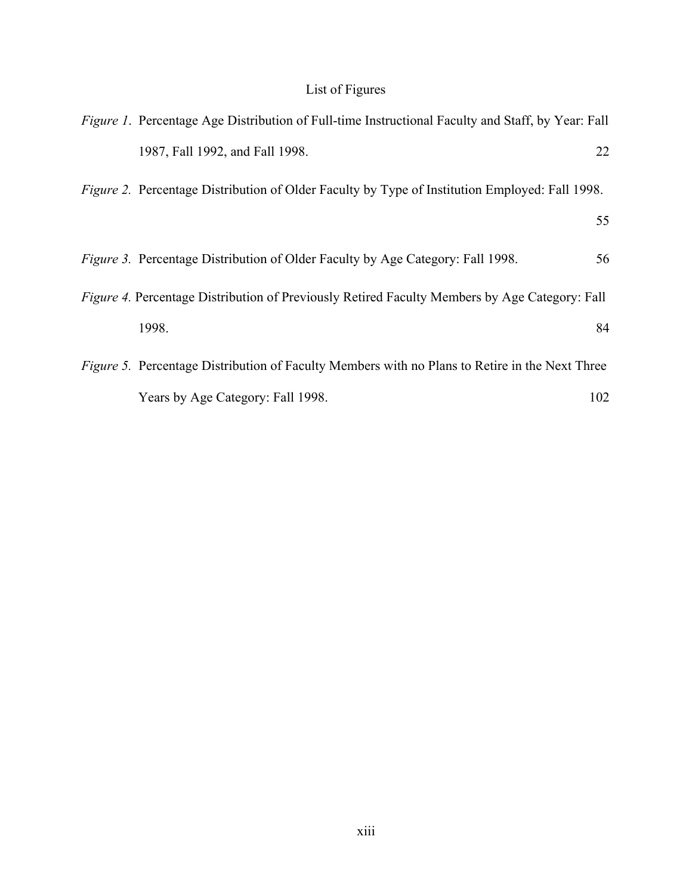# List of Figures

*Figure 1*. Percentage Age Distribution of Full-time Instructional Faculty and Staff, by Year: Fall 1987, Fall 1992, and Fall 1998. 22

*Figure 2.* Percentage Distribution of Older Faculty by Type of Institution Employed: Fall 1998. 55

*Figure 3.* Percentage Distribution of Older Faculty by Age Category: Fall 1998. 56

*Figure 4.* Percentage Distribution of Previously Retired Faculty Members by Age Category: Fall 1998. 84

*Figure 5.* Percentage Distribution of Faculty Members with no Plans to Retire in the Next Three Years by Age Category: Fall 1998. 102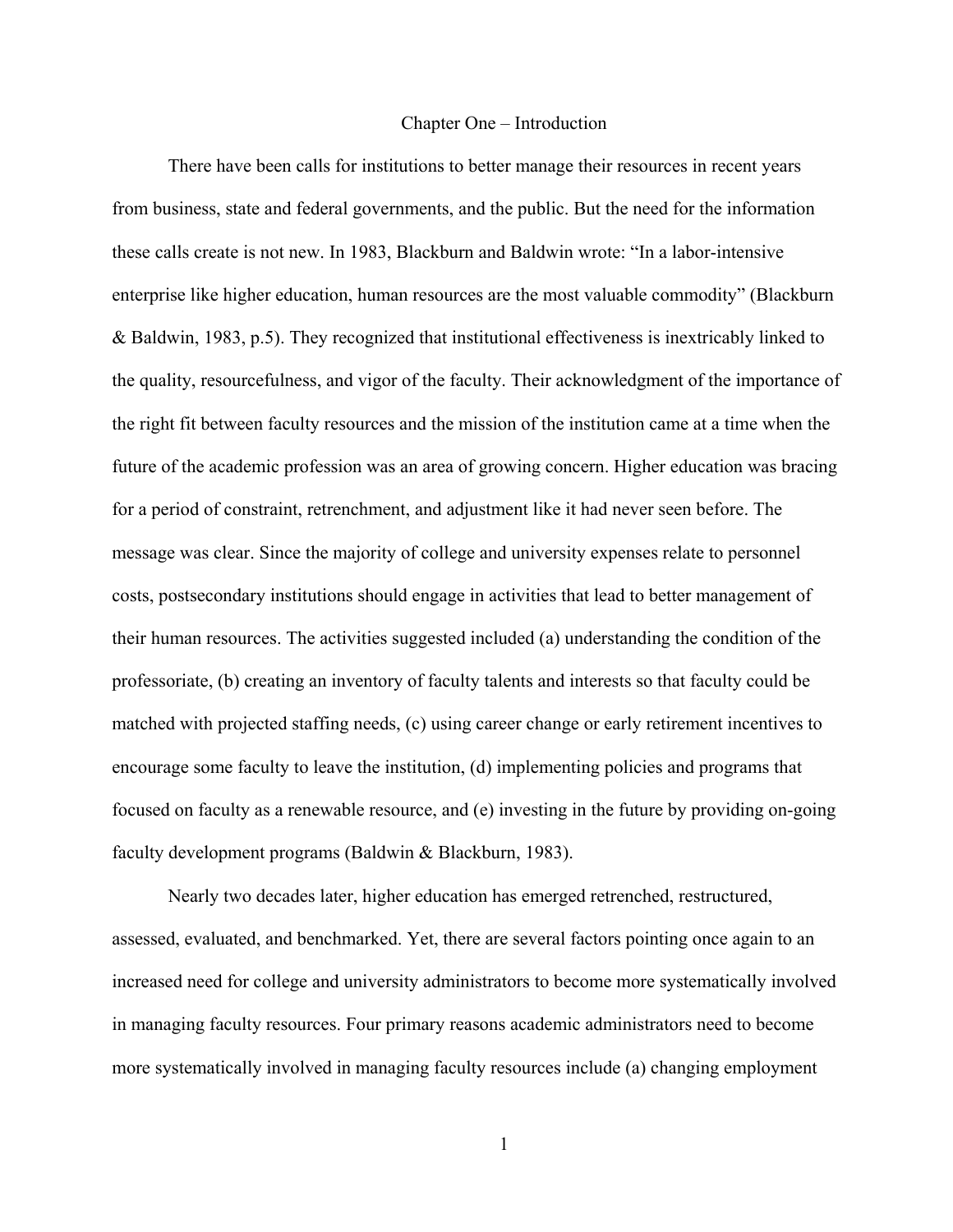# Chapter One – Introduction

There have been calls for institutions to better manage their resources in recent years from business, state and federal governments, and the public. But the need for the information these calls create is not new. In 1983, Blackburn and Baldwin wrote: "In a labor-intensive enterprise like higher education, human resources are the most valuable commodity" (Blackburn & Baldwin, 1983, p.5). They recognized that institutional effectiveness is inextricably linked to the quality, resourcefulness, and vigor of the faculty. Their acknowledgment of the importance of the right fit between faculty resources and the mission of the institution came at a time when the future of the academic profession was an area of growing concern. Higher education was bracing for a period of constraint, retrenchment, and adjustment like it had never seen before. The message was clear. Since the majority of college and university expenses relate to personnel costs, postsecondary institutions should engage in activities that lead to better management of their human resources. The activities suggested included (a) understanding the condition of the professoriate, (b) creating an inventory of faculty talents and interests so that faculty could be matched with projected staffing needs, (c) using career change or early retirement incentives to encourage some faculty to leave the institution, (d) implementing policies and programs that focused on faculty as a renewable resource, and (e) investing in the future by providing on-going faculty development programs (Baldwin & Blackburn, 1983).

Nearly two decades later, higher education has emerged retrenched, restructured, assessed, evaluated, and benchmarked. Yet, there are several factors pointing once again to an increased need for college and university administrators to become more systematically involved in managing faculty resources. Four primary reasons academic administrators need to become more systematically involved in managing faculty resources include (a) changing employment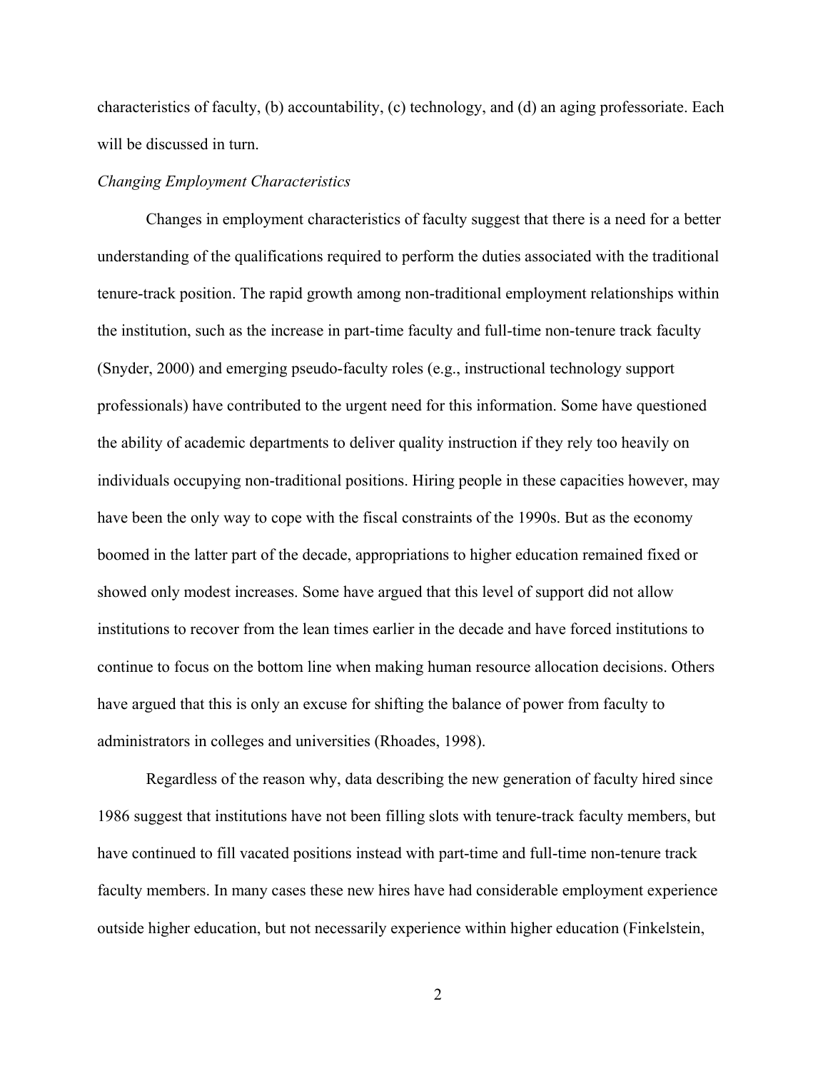characteristics of faculty, (b) accountability, (c) technology, and (d) an aging professoriate. Each will be discussed in turn.

*Changing Employment Characteristics*

Changes in employment characteristics of faculty suggest that there is a need for a better understanding of the qualifications required to perform the duties associated with the traditional tenure-track position. The rapid growth among non-traditional employment relationships within the institution, such as the increase in part-time faculty and full-time non-tenure track faculty (Snyder, 2000) and emerging pseudo-faculty roles (e.g., instructional technology support professionals) have contributed to the urgent need for this information. Some have questioned the ability of academic departments to deliver quality instruction if they rely too heavily on individuals occupying non-traditional positions. Hiring people in these capacities however, may have been the only way to cope with the fiscal constraints of the 1990s. But as the economy boomed in the latter part of the decade, appropriations to higher education remained fixed or showed only modest increases. Some have argued that this level of support did not allow institutions to recover from the lean times earlier in the decade and have forced institutions to continue to focus on the bottom line when making human resource allocation decisions. Others have argued that this is only an excuse for shifting the balance of power from faculty to administrators in colleges and universities (Rhoades, 1998).

Regardless of the reason why, data describing the new generation of faculty hired since 1986 suggest that institutions have not been filling slots with tenure-track faculty members, but have continued to fill vacated positions instead with part-time and full-time non-tenure track faculty members. In many cases these new hires have had considerable employment experience outside higher education, but not necessarily experience within higher education (Finkelstein,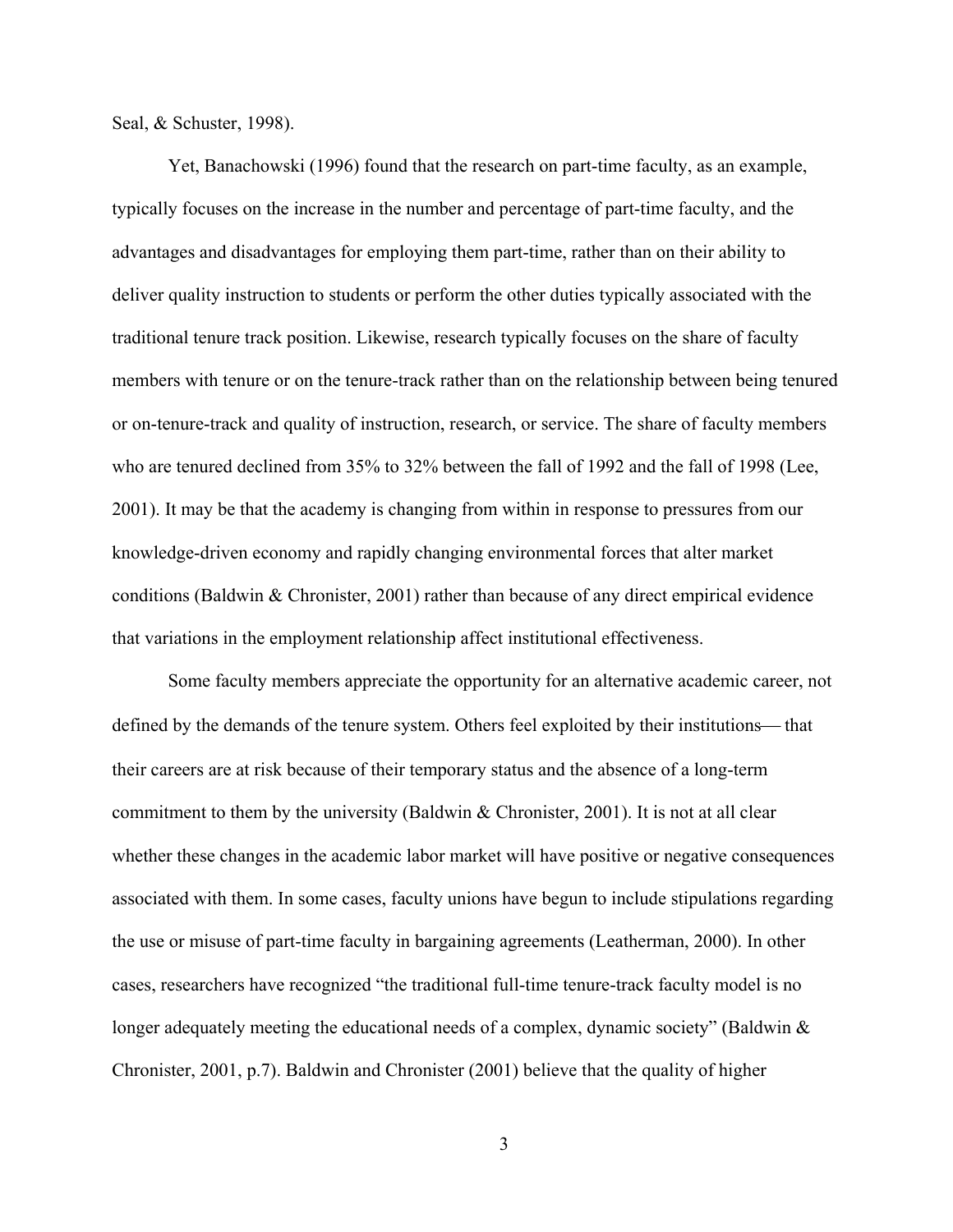Seal, & Schuster, 1998).

Yet, Banachowski (1996) found that the research on part-time faculty, as an example, typically focuses on the increase in the number and percentage of part-time faculty, and the advantages and disadvantages for employing them part-time, rather than on their ability to deliver quality instruction to students or perform the other duties typically associated with the traditional tenure track position. Likewise, research typically focuses on the share of faculty members with tenure or on the tenure-track rather than on the relationship between being tenured or on-tenure-track and quality of instruction, research, or service. The share of faculty members who are tenured declined from 35% to 32% between the fall of 1992 and the fall of 1998 (Lee, 2001). It may be that the academy is changing from within in response to pressures from our knowledge-driven economy and rapidly changing environmental forces that alter market conditions (Baldwin & Chronister, 2001) rather than because of any direct empirical evidence that variations in the employment relationship affect institutional effectiveness.

Some faculty members appreciate the opportunity for an alternative academic career, not defined by the demands of the tenure system. Others feel exploited by their institutions— that their careers are at risk because of their temporary status and the absence of a long-term commitment to them by the university (Baldwin & Chronister, 2001). It is not at all clear whether these changes in the academic labor market will have positive or negative consequences associated with them. In some cases, faculty unions have begun to include stipulations regarding the use or misuse of part-time faculty in bargaining agreements (Leatherman, 2000). In other cases, researchers have recognized "the traditional full-time tenure-track faculty model is no longer adequately meeting the educational needs of a complex, dynamic society" (Baldwin & Chronister, 2001, p.7). Baldwin and Chronister (2001) believe that the quality of higher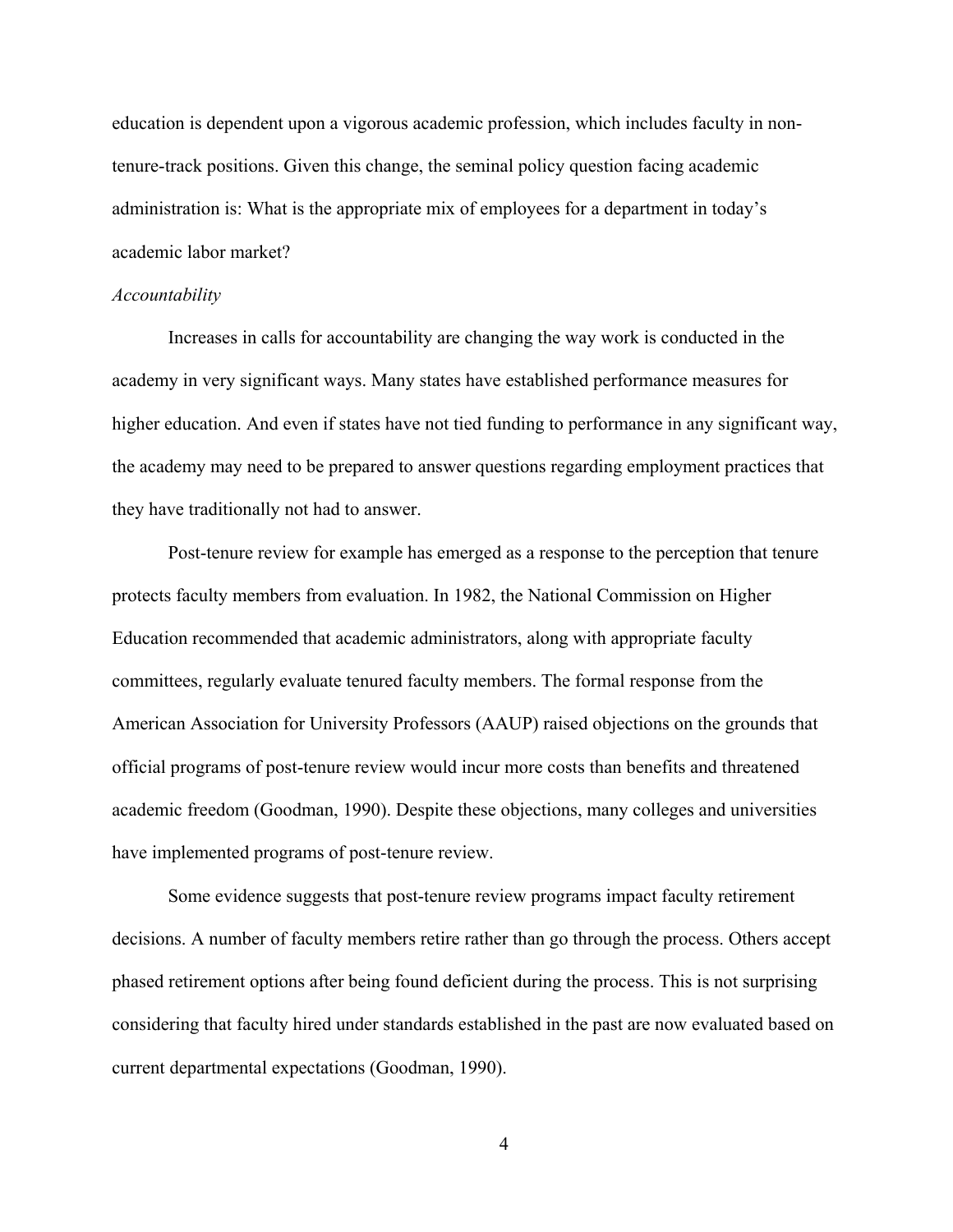education is dependent upon a vigorous academic profession, which includes faculty in non-tenure-track positions. Given this change, the seminal policy question facing academic administration is: What is the appropriate mix of employees for a department in today's academic labor market?

*Accountability*

Increases in calls for accountability are changing the way work is conducted in the academy in very significant ways. Many states have established performance measures for higher education. And even if states have not tied funding to performance in any significant way, the academy may need to be prepared to answer questions regarding employment practices that they have traditionally not had to answer.

Post-tenure review for example has emerged as a response to the perception that tenure protects faculty members from evaluation. In 1982, the National Commission on Higher Education recommended that academic administrators, along with appropriate faculty committees, regularly evaluate tenured faculty members. The formal response from the American Association for University Professors (AAUP) raised objections on the grounds that official programs of post-tenure review would incur more costs than benefits and threatened academic freedom (Goodman, 1990). Despite these objections, many colleges and universities have implemented programs of post-tenure review.

Some evidence suggests that post-tenure review programs impact faculty retirement decisions. A number of faculty members retire rather than go through the process. Others accept phased retirement options after being found deficient during the process. This is not surprising considering that faculty hired under standards established in the past are now evaluated based on current departmental expectations (Goodman, 1990).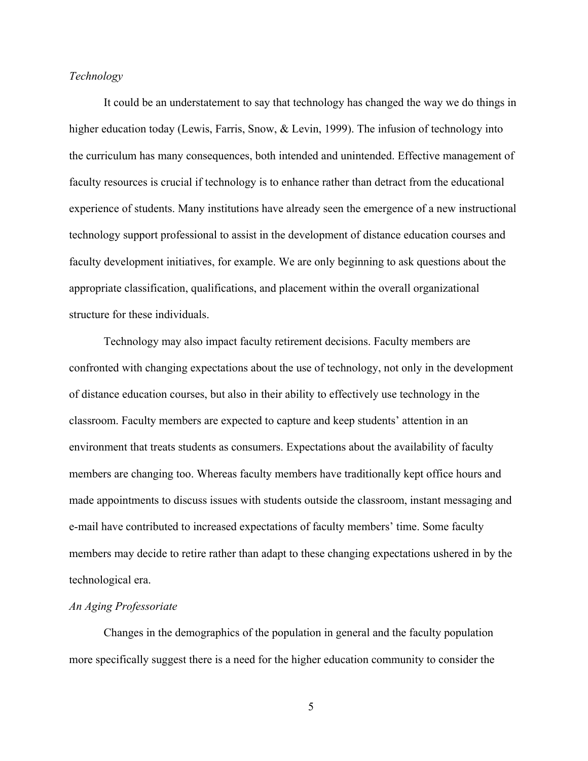*Technology*

It could be an understatement to say that technology has changed the way we do things in higher education today (Lewis, Farris, Snow, & Levin, 1999). The infusion of technology into the curriculum has many consequences, both intended and unintended. Effective management of faculty resources is crucial if technology is to enhance rather than detract from the educational experience of students. Many institutions have already seen the emergence of a new instructional technology support professional to assist in the development of distance education courses and faculty development initiatives, for example. We are only beginning to ask questions about the appropriate classification, qualifications, and placement within the overall organizational structure for these individuals.

Technology may also impact faculty retirement decisions. Faculty members are confronted with changing expectations about the use of technology, not only in the development of distance education courses, but also in their ability to effectively use technology in the classroom. Faculty members are expected to capture and keep students' attention in an environment that treats students as consumers. Expectations about the availability of faculty members are changing too. Whereas faculty members have traditionally kept office hours and made appointments to discuss issues with students outside the classroom, instant messaging and e-mail have contributed to increased expectations of faculty members' time. Some faculty members may decide to retire rather than adapt to these changing expectations ushered in by the technological era.

*An Aging Professoriate*

Changes in the demographics of the population in general and the faculty population more specifically suggest there is a need for the higher education community to consider the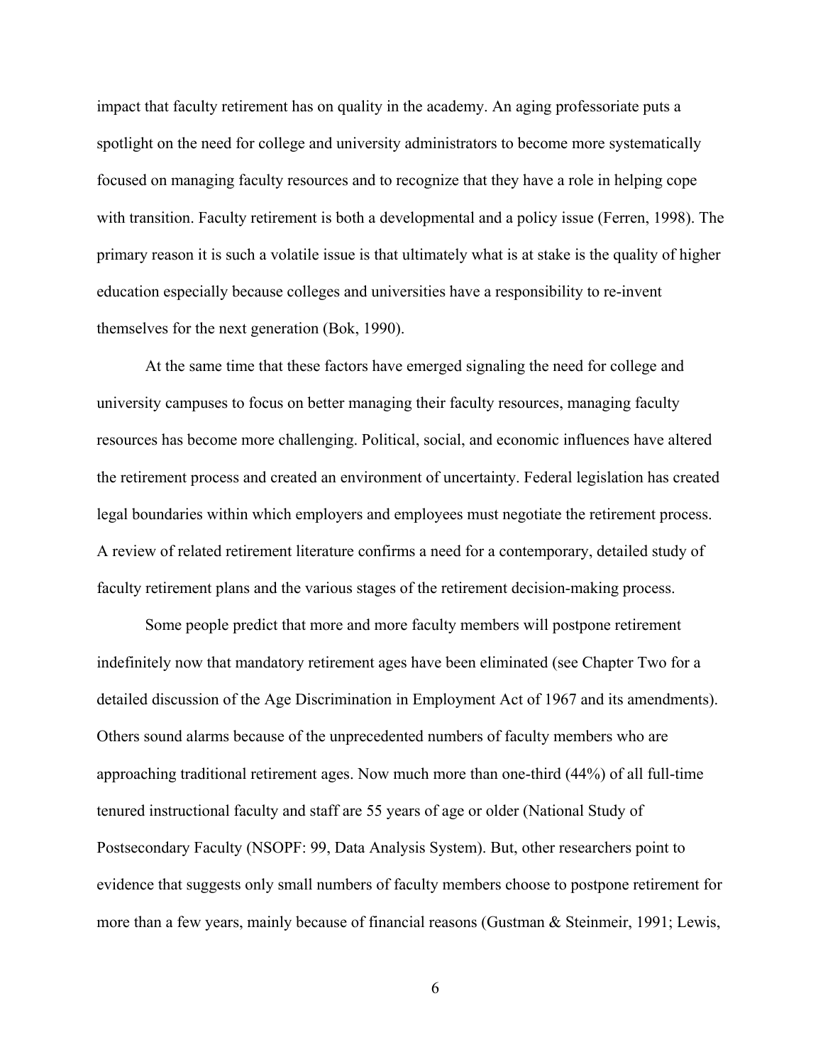impact that faculty retirement has on quality in the academy. An aging professoriate puts a spotlight on the need for college and university administrators to become more systematically focused on managing faculty resources and to recognize that they have a role in helping cope with transition. Faculty retirement is both a developmental and a policy issue (Ferren, 1998). The primary reason it is such a volatile issue is that ultimately what is at stake is the quality of higher education especially because colleges and universities have a responsibility to re-invent themselves for the next generation (Bok, 1990).

At the same time that these factors have emerged signaling the need for college and university campuses to focus on better managing their faculty resources, managing faculty resources has become more challenging. Political, social, and economic influences have altered the retirement process and created an environment of uncertainty. Federal legislation has created legal boundaries within which employers and employees must negotiate the retirement process. A review of related retirement literature confirms a need for a contemporary, detailed study of faculty retirement plans and the various stages of the retirement decision-making process.

Some people predict that more and more faculty members will postpone retirement indefinitely now that mandatory retirement ages have been eliminated (see Chapter Two for a detailed discussion of the Age Discrimination in Employment Act of 1967 and its amendments). Others sound alarms because of the unprecedented numbers of faculty members who are approaching traditional retirement ages. Now much more than one-third (44%) of all full-time tenured instructional faculty and staff are 55 years of age or older (National Study of Postsecondary Faculty (NSOPF: 99, Data Analysis System). But, other researchers point to evidence that suggests only small numbers of faculty members choose to postpone retirement for more than a few years, mainly because of financial reasons (Gustman & Steinmeir, 1991; Lewis,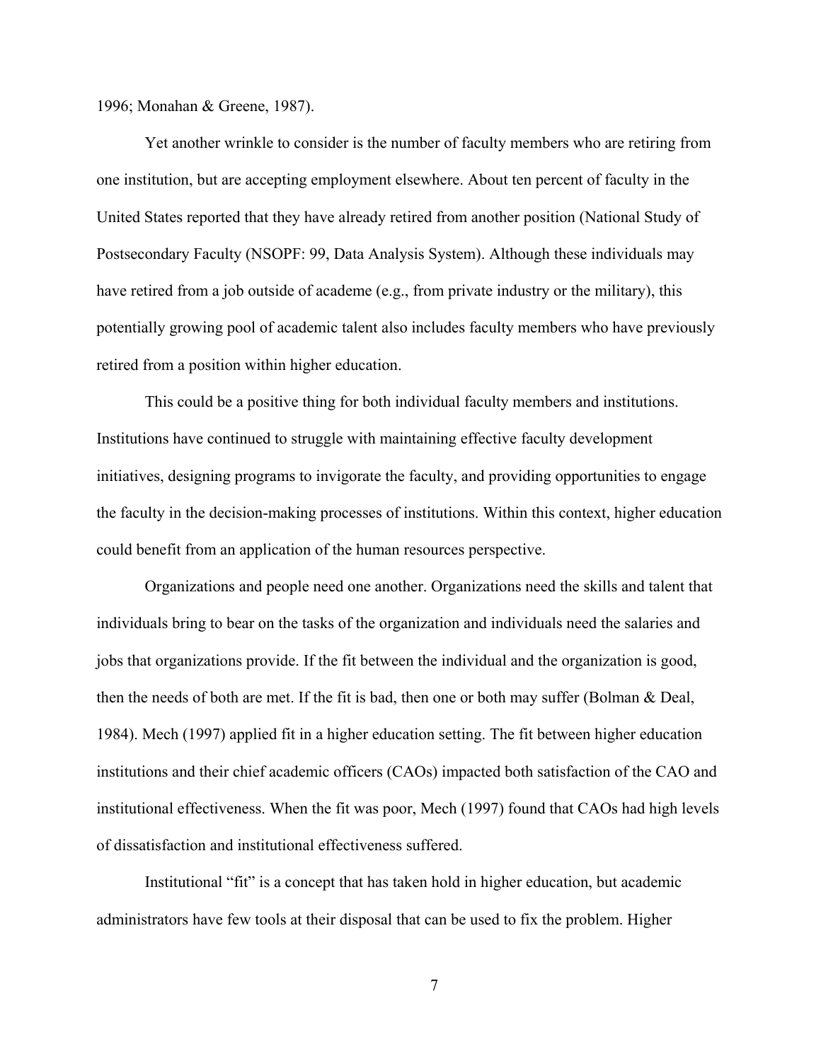1996; Monahan & Greene, 1987).

Yet another wrinkle to consider is the number of faculty members who are retiring from one institution, but are accepting employment elsewhere. About ten percent of faculty in the United States reported that they have already retired from another position (National Study of Postsecondary Faculty (NSOPF: 99, Data Analysis System). Although these individuals may have retired from a job outside of academe (e.g., from private industry or the military), this potentially growing pool of academic talent also includes faculty members who have previously retired from a position within higher education.

This could be a positive thing for both individual faculty members and institutions. Institutions have continued to struggle with maintaining effective faculty development initiatives, designing programs to invigorate the faculty, and providing opportunities to engage the faculty in the decision-making processes of institutions. Within this context, higher education could benefit from an application of the human resources perspective.

Organizations and people need one another. Organizations need the skills and talent that individuals bring to bear on the tasks of the organization and individuals need the salaries and jobs that organizations provide. If the fit between the individual and the organization is good, then the needs of both are met. If the fit is bad, then one or both may suffer (Bolman & Deal, 1984). Mech (1997) applied fit in a higher education setting. The fit between higher education institutions and their chief academic officers (CAOs) impacted both satisfaction of the CAO and institutional effectiveness. When the fit was poor, Mech (1997) found that CAOs had high levels of dissatisfaction and institutional effectiveness suffered.

Institutional "fit" is a concept that has taken hold in higher education, but academic administrators have few tools at their disposal that can be used to fix the problem. Higher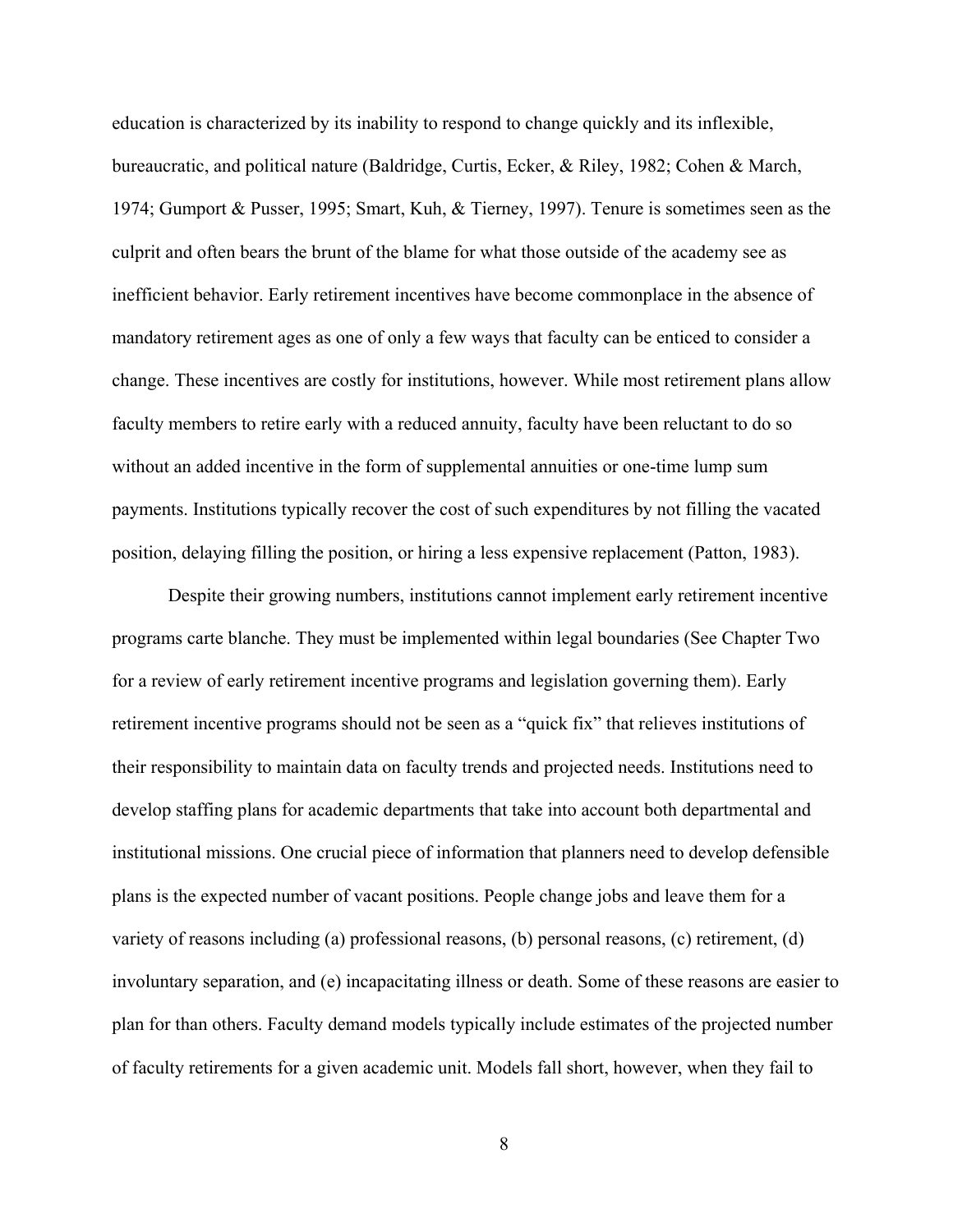education is characterized by its inability to respond to change quickly and its inflexible, bureaucratic, and political nature (Baldridge, Curtis, Ecker, & Riley, 1982; Cohen & March, 1974; Gumport & Pusser, 1995; Smart, Kuh, & Tierney, 1997). Tenure is sometimes seen as the culprit and often bears the brunt of the blame for what those outside of the academy see as inefficient behavior. Early retirement incentives have become commonplace in the absence of mandatory retirement ages as one of only a few ways that faculty can be enticed to consider a change. These incentives are costly for institutions, however. While most retirement plans allow faculty members to retire early with a reduced annuity, faculty have been reluctant to do so without an added incentive in the form of supplemental annuities or one-time lump sum payments. Institutions typically recover the cost of such expenditures by not filling the vacated position, delaying filling the position, or hiring a less expensive replacement (Patton, 1983).

Despite their growing numbers, institutions cannot implement early retirement incentive programs carte blanche. They must be implemented within legal boundaries (See Chapter Two for a review of early retirement incentive programs and legislation governing them). Early retirement incentive programs should not be seen as a "quick fix" that relieves institutions of their responsibility to maintain data on faculty trends and projected needs. Institutions need to develop staffing plans for academic departments that take into account both departmental and institutional missions. One crucial piece of information that planners need to develop defensible plans is the expected number of vacant positions. People change jobs and leave them for a variety of reasons including (a) professional reasons, (b) personal reasons, (c) retirement, (d) involuntary separation, and (e) incapacitating illness or death. Some of these reasons are easier to plan for than others. Faculty demand models typically include estimates of the projected number of faculty retirements for a given academic unit. Models fall short, however, when they fail to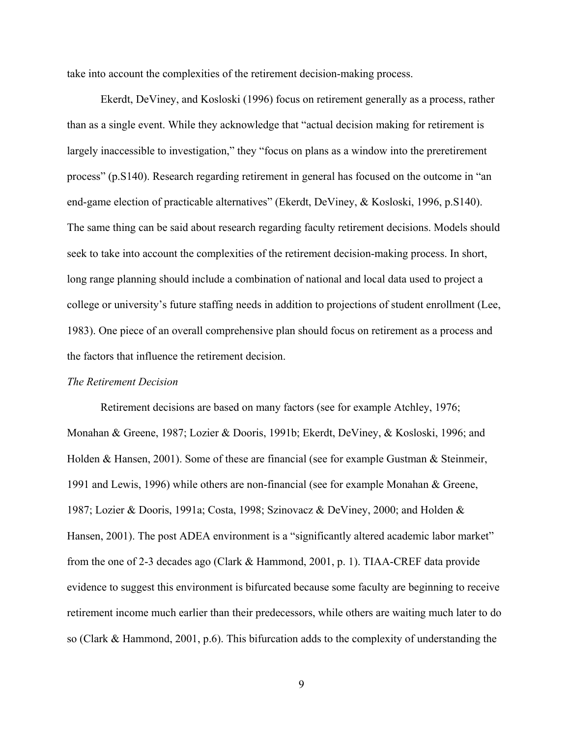take into account the complexities of the retirement decision-making process.

Ekerdt, DeViney, and Kosloski (1996) focus on retirement generally as a process, rather than as a single event. While they acknowledge that "actual decision making for retirement is largely inaccessible to investigation," they "focus on plans as a window into the preretirement process" (p.S140). Research regarding retirement in general has focused on the outcome in "an end-game election of practicable alternatives" (Ekerdt, DeViney, & Kosloski, 1996, p.S140). The same thing can be said about research regarding faculty retirement decisions. Models should seek to take into account the complexities of the retirement decision-making process. In short, long range planning should include a combination of national and local data used to project a college or university's future staffing needs in addition to projections of student enrollment (Lee, 1983). One piece of an overall comprehensive plan should focus on retirement as a process and the factors that influence the retirement decision.

*The Retirement Decision*

Retirement decisions are based on many factors (see for example Atchley, 1976; Monahan & Greene, 1987; Lozier & Dooris, 1991b; Ekerdt, DeViney, & Kosloski, 1996; and Holden & Hansen, 2001). Some of these are financial (see for example Gustman & Steinmeir, 1991 and Lewis, 1996) while others are non-financial (see for example Monahan & Greene, 1987; Lozier & Dooris, 1991a; Costa, 1998; Szinovacz & DeViney, 2000; and Holden & Hansen, 2001). The post ADEA environment is a "significantly altered academic labor market" from the one of 2-3 decades ago (Clark & Hammond, 2001, p. 1). TIAA-CREF data provide evidence to suggest this environment is bifurcated because some faculty are beginning to receive retirement income much earlier than their predecessors, while others are waiting much later to do so (Clark & Hammond, 2001, p.6). This bifurcation adds to the complexity of understanding the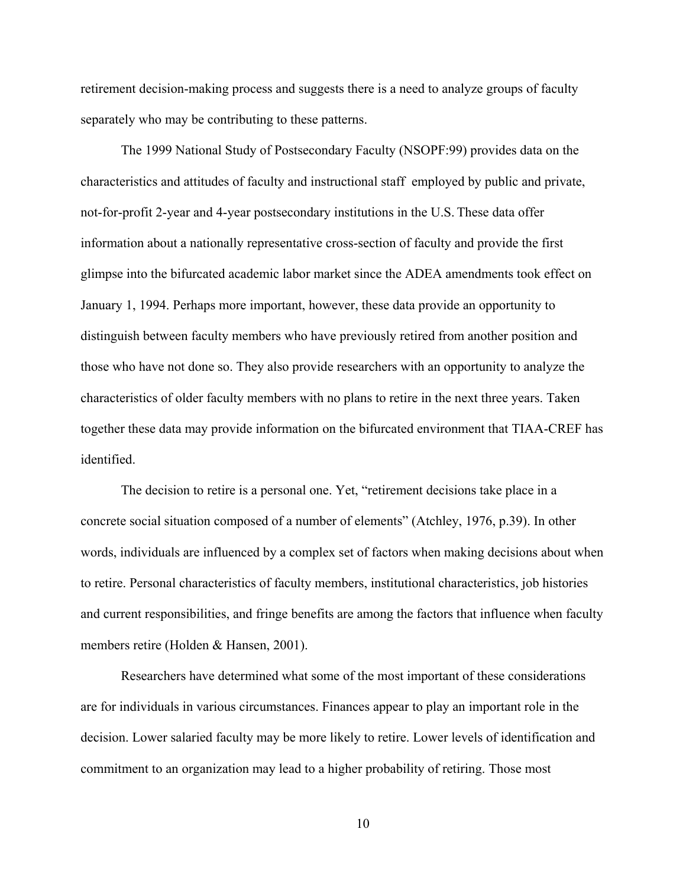retirement decision-making process and suggests there is a need to analyze groups of faculty separately who may be contributing to these patterns.

The 1999 National Study of Postsecondary Faculty (NSOPF:99) provides data on the characteristics and attitudes of faculty and instructional staff employed by public and private, not-for-profit 2-year and 4-year postsecondary institutions in the U.S. These data offer information about a nationally representative cross-section of faculty and provide the first glimpse into the bifurcated academic labor market since the ADEA amendments took effect on January 1, 1994. Perhaps more important, however, these data provide an opportunity to distinguish between faculty members who have previously retired from another position and those who have not done so. They also provide researchers with an opportunity to analyze the characteristics of older faculty members with no plans to retire in the next three years. Taken together these data may provide information on the bifurcated environment that TIAA-CREF has identified.

The decision to retire is a personal one. Yet, "retirement decisions take place in a concrete social situation composed of a number of elements" (Atchley, 1976, p.39). In other words, individuals are influenced by a complex set of factors when making decisions about when to retire. Personal characteristics of faculty members, institutional characteristics, job histories and current responsibilities, and fringe benefits are among the factors that influence when faculty members retire (Holden & Hansen, 2001).

Researchers have determined what some of the most important of these considerations are for individuals in various circumstances. Finances appear to play an important role in the decision. Lower salaried faculty may be more likely to retire. Lower levels of identification and commitment to an organization may lead to a higher probability of retiring. Those most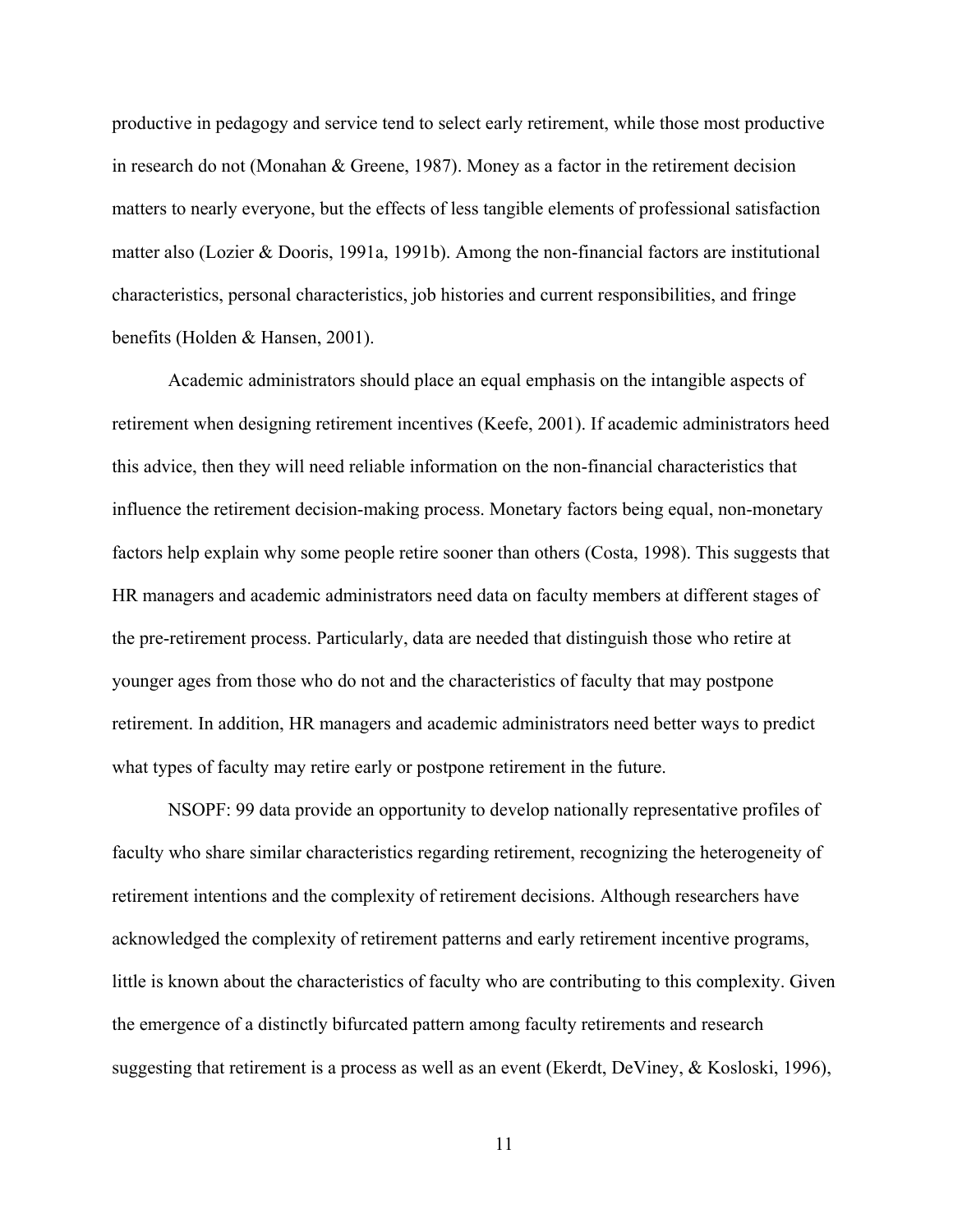productive in pedagogy and service tend to select early retirement, while those most productive in research do not (Monahan & Greene, 1987). Money as a factor in the retirement decision matters to nearly everyone, but the effects of less tangible elements of professional satisfaction matter also (Lozier & Dooris, 1991a, 1991b). Among the non-financial factors are institutional characteristics, personal characteristics, job histories and current responsibilities, and fringe benefits (Holden & Hansen, 2001).

Academic administrators should place an equal emphasis on the intangible aspects of retirement when designing retirement incentives (Keefe, 2001). If academic administrators heed this advice, then they will need reliable information on the non-financial characteristics that influence the retirement decision-making process. Monetary factors being equal, non-monetary factors help explain why some people retire sooner than others (Costa, 1998). This suggests that HR managers and academic administrators need data on faculty members at different stages of the pre-retirement process. Particularly, data are needed that distinguish those who retire at younger ages from those who do not and the characteristics of faculty that may postpone retirement. In addition, HR managers and academic administrators need better ways to predict what types of faculty may retire early or postpone retirement in the future.

NSOPF: 99 data provide an opportunity to develop nationally representative profiles of faculty who share similar characteristics regarding retirement, recognizing the heterogeneity of retirement intentions and the complexity of retirement decisions. Although researchers have acknowledged the complexity of retirement patterns and early retirement incentive programs, little is known about the characteristics of faculty who are contributing to this complexity. Given the emergence of a distinctly bifurcated pattern among faculty retirements and research suggesting that retirement is a process as well as an event (Ekerdt, DeViney, & Kosloski, 1996),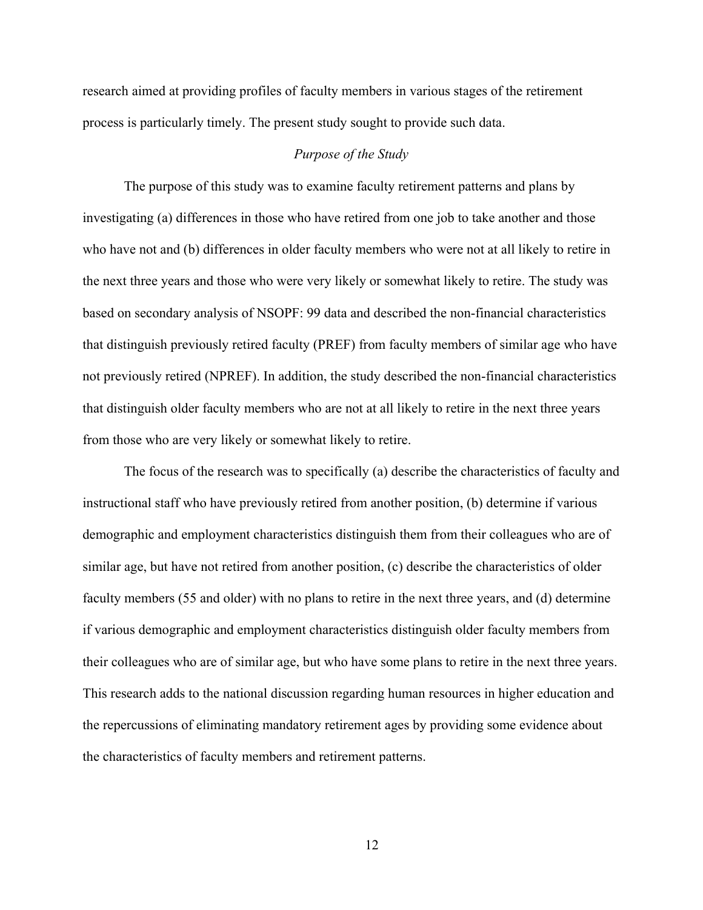research aimed at providing profiles of faculty members in various stages of the retirement process is particularly timely. The present study sought to provide such data.

### *Purpose of the Study*

The purpose of this study was to examine faculty retirement patterns and plans by investigating (a) differences in those who have retired from one job to take another and those who have not and (b) differences in older faculty members who were not at all likely to retire in the next three years and those who were very likely or somewhat likely to retire. The study was based on secondary analysis of NSOPF: 99 data and described the non-financial characteristics that distinguish previously retired faculty (PREF) from faculty members of similar age who have not previously retired (NPREF). In addition, the study described the non-financial characteristics that distinguish older faculty members who are not at all likely to retire in the next three years from those who are very likely or somewhat likely to retire.

The focus of the research was to specifically (a) describe the characteristics of faculty and instructional staff who have previously retired from another position, (b) determine if various demographic and employment characteristics distinguish them from their colleagues who are of similar age, but have not retired from another position, (c) describe the characteristics of older faculty members (55 and older) with no plans to retire in the next three years, and (d) determine if various demographic and employment characteristics distinguish older faculty members from their colleagues who are of similar age, but who have some plans to retire in the next three years. This research adds to the national discussion regarding human resources in higher education and the repercussions of eliminating mandatory retirement ages by providing some evidence about the characteristics of faculty members and retirement patterns.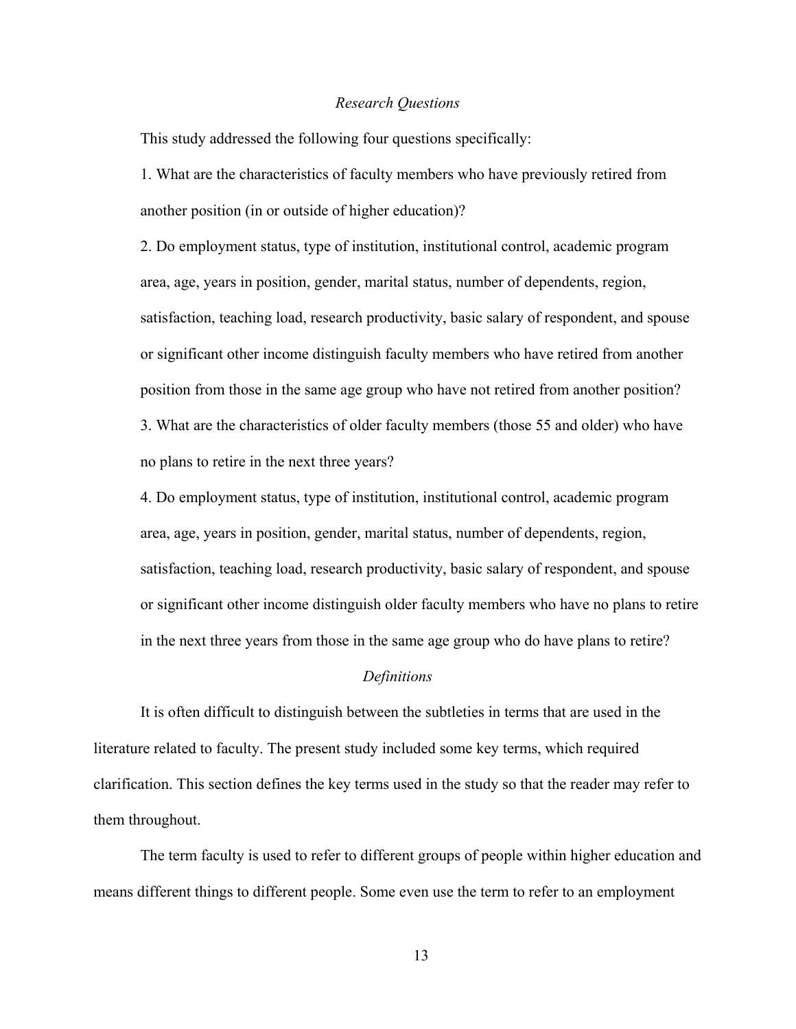### *Research Questions*

This study addressed the following four questions specifically:

1. What are the characteristics of faculty members who have previously retired from another position (in or outside of higher education)?

2. Do employment status, type of institution, institutional control, academic program area, age, years in position, gender, marital status, number of dependents, region, satisfaction, teaching load, research productivity, basic salary of respondent, and spouse or significant other income distinguish faculty members who have retired from another position from those in the same age group who have not retired from another position?

3. What are the characteristics of older faculty members (those 55 and older) who have no plans to retire in the next three years?

4. Do employment status, type of institution, institutional control, academic program area, age, years in position, gender, marital status, number of dependents, region, satisfaction, teaching load, research productivity, basic salary of respondent, and spouse or significant other income distinguish older faculty members who have no plans to retire in the next three years from those in the same age group who do have plans to retire?

### *Definitions*

It is often difficult to distinguish between the subtleties in terms that are used in the literature related to faculty. The present study included some key terms, which required clarification. This section defines the key terms used in the study so that the reader may refer to them throughout.

The term faculty is used to refer to different groups of people within higher education and means different things to different people. Some even use the term to refer to an employment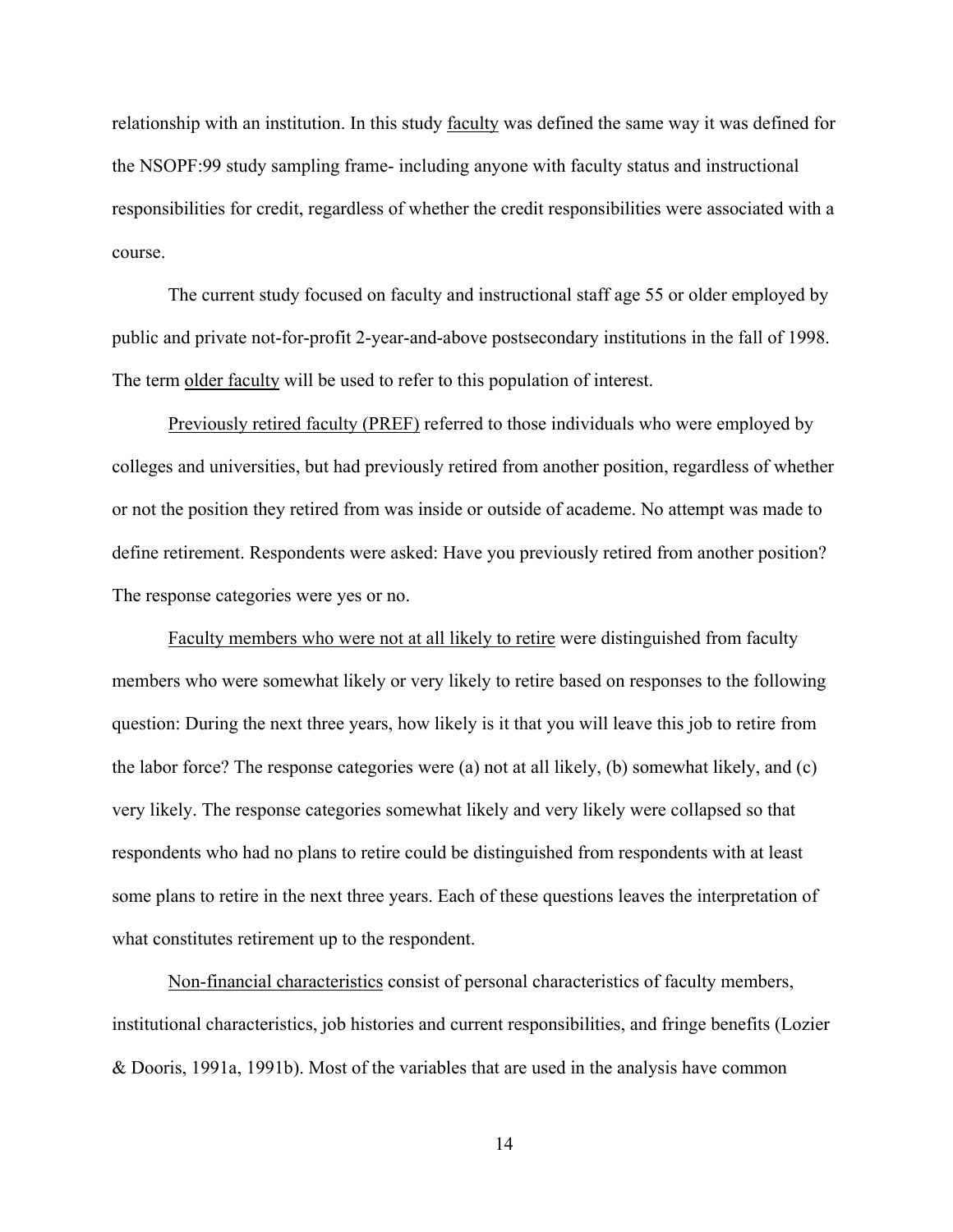relationship with an institution. In this study <u>faculty</u> was defined the same way it was defined for the NSOPF:99 study sampling frame- including anyone with faculty status and instructional responsibilities for credit, regardless of whether the credit responsibilities were associated with a course.

The current study focused on faculty and instructional staff age 55 or older employed by public and private not-for-profit 2-year-and-above postsecondary institutions in the fall of 1998. The term <u>older faculty</u> will be used to refer to this population of interest.

<u>Previously retired faculty (PREF)</u> referred to those individuals who were employed by colleges and universities, but had previously retired from another position, regardless of whether or not the position they retired from was inside or outside of academe. No attempt was made to define retirement. Respondents were asked: Have you previously retired from another position? The response categories were yes or no.

<u>Faculty members who were not at all likely to retire</u> were distinguished from faculty members who were somewhat likely or very likely to retire based on responses to the following question: During the next three years, how likely is it that you will leave this job to retire from the labor force? The response categories were (a) not at all likely, (b) somewhat likely, and (c) very likely. The response categories somewhat likely and very likely were collapsed so that respondents who had no plans to retire could be distinguished from respondents with at least some plans to retire in the next three years. Each of these questions leaves the interpretation of what constitutes retirement up to the respondent.

<u>Non-financial characteristics</u> consist of personal characteristics of faculty members, institutional characteristics, job histories and current responsibilities, and fringe benefits (Lozier & Dooris, 1991a, 1991b). Most of the variables that are used in the analysis have common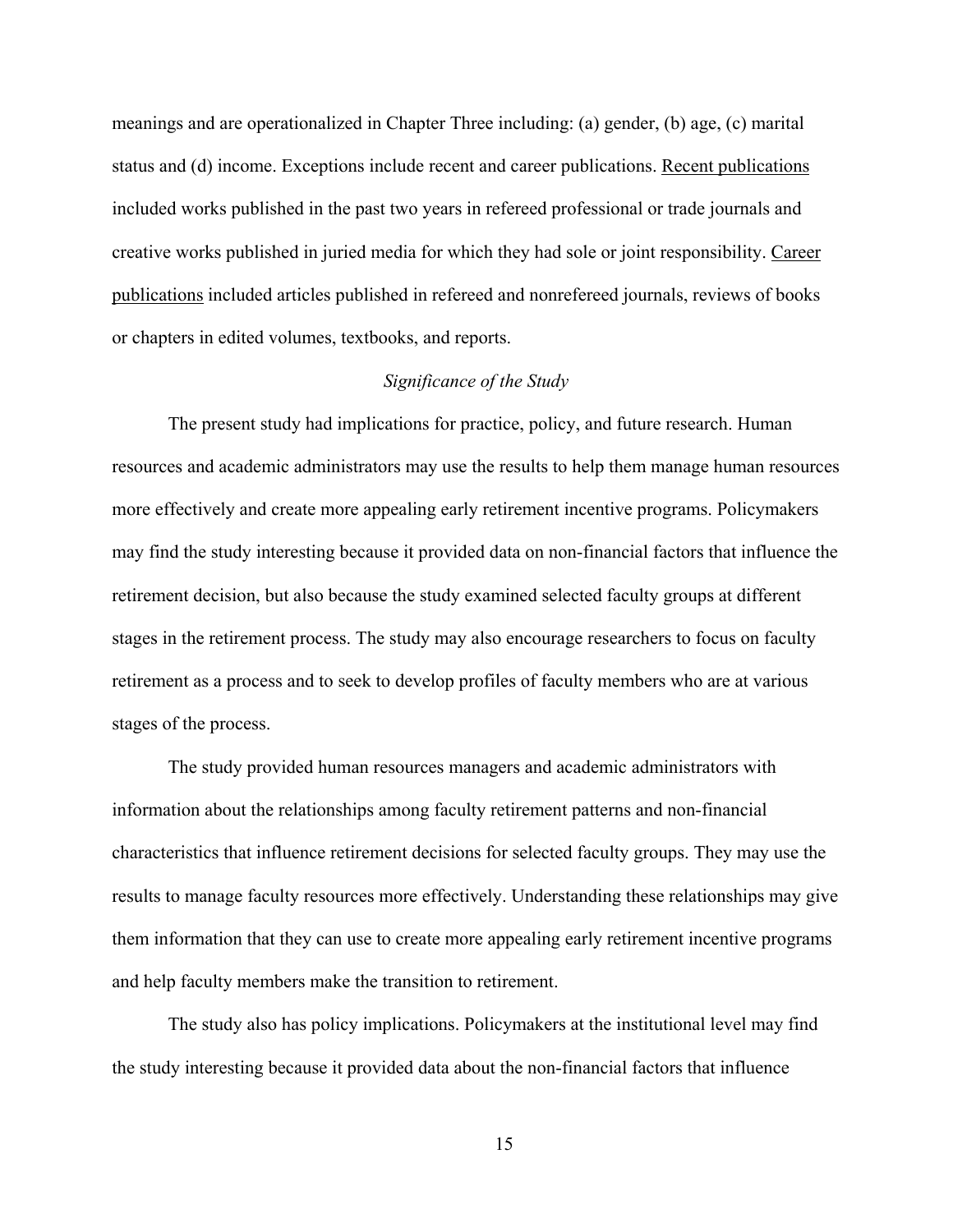meanings and are operationalized in Chapter Three including: (a) gender, (b) age, (c) marital status and (d) income. Exceptions include recent and career publications. Recent publications included works published in the past two years in refereed professional or trade journals and creative works published in juried media for which they had sole or joint responsibility. Career publications included articles published in refereed and nonrefereed journals, reviews of books or chapters in edited volumes, textbooks, and reports.

### *Significance of the Study*

The present study had implications for practice, policy, and future research. Human resources and academic administrators may use the results to help them manage human resources more effectively and create more appealing early retirement incentive programs. Policymakers may find the study interesting because it provided data on non-financial factors that influence the retirement decision, but also because the study examined selected faculty groups at different stages in the retirement process. The study may also encourage researchers to focus on faculty retirement as a process and to seek to develop profiles of faculty members who are at various stages of the process.

The study provided human resources managers and academic administrators with information about the relationships among faculty retirement patterns and non-financial characteristics that influence retirement decisions for selected faculty groups. They may use the results to manage faculty resources more effectively. Understanding these relationships may give them information that they can use to create more appealing early retirement incentive programs and help faculty members make the transition to retirement.

The study also has policy implications. Policymakers at the institutional level may find the study interesting because it provided data about the non-financial factors that influence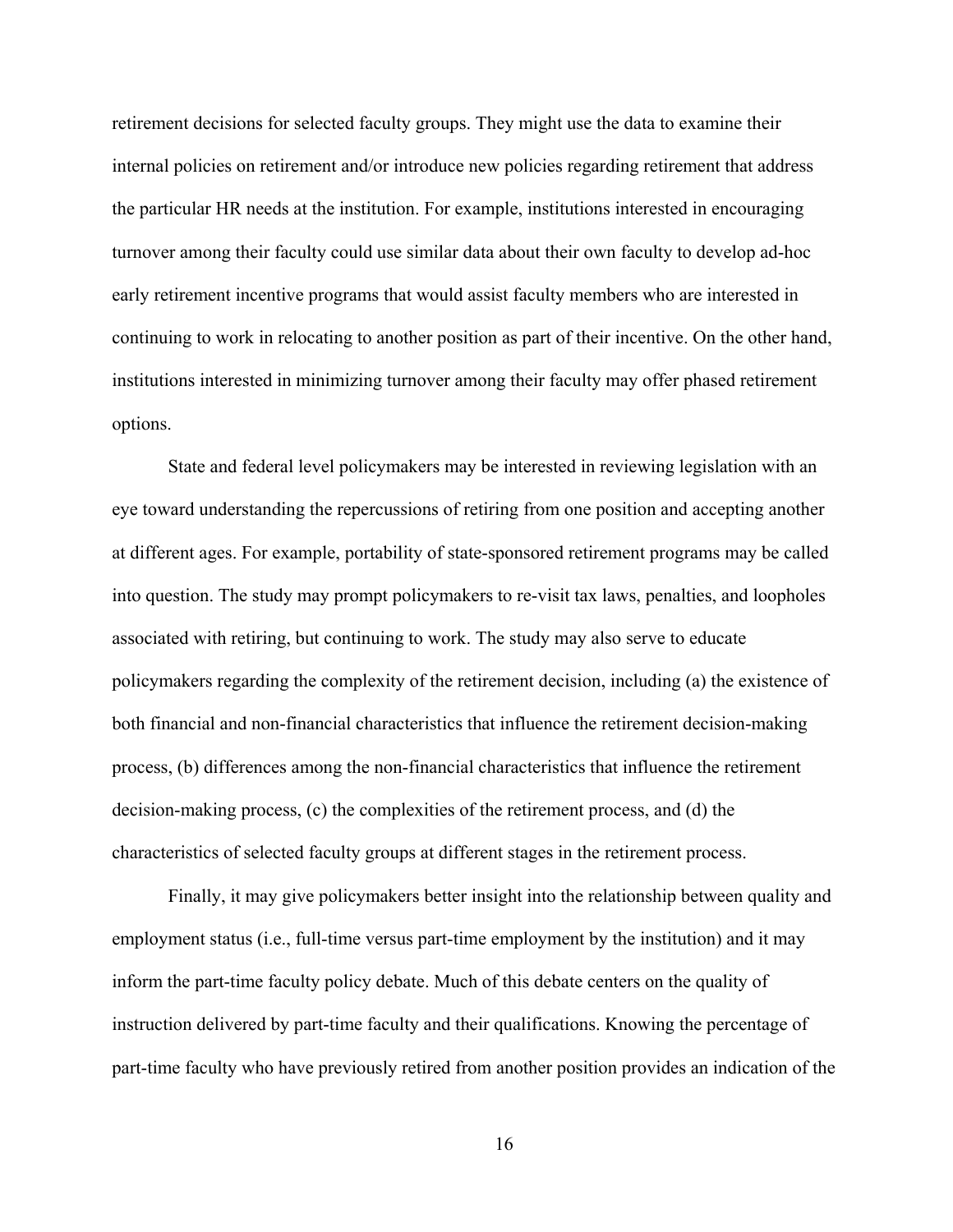retirement decisions for selected faculty groups. They might use the data to examine their internal policies on retirement and/or introduce new policies regarding retirement that address the particular HR needs at the institution. For example, institutions interested in encouraging turnover among their faculty could use similar data about their own faculty to develop ad-hoc early retirement incentive programs that would assist faculty members who are interested in continuing to work in relocating to another position as part of their incentive. On the other hand, institutions interested in minimizing turnover among their faculty may offer phased retirement options.

State and federal level policymakers may be interested in reviewing legislation with an eye toward understanding the repercussions of retiring from one position and accepting another at different ages. For example, portability of state-sponsored retirement programs may be called into question. The study may prompt policymakers to re-visit tax laws, penalties, and loopholes associated with retiring, but continuing to work. The study may also serve to educate policymakers regarding the complexity of the retirement decision, including (a) the existence of both financial and non-financial characteristics that influence the retirement decision-making process, (b) differences among the non-financial characteristics that influence the retirement decision-making process, (c) the complexities of the retirement process, and (d) the characteristics of selected faculty groups at different stages in the retirement process.

Finally, it may give policymakers better insight into the relationship between quality and employment status (i.e., full-time versus part-time employment by the institution) and it may inform the part-time faculty policy debate. Much of this debate centers on the quality of instruction delivered by part-time faculty and their qualifications. Knowing the percentage of part-time faculty who have previously retired from another position provides an indication of the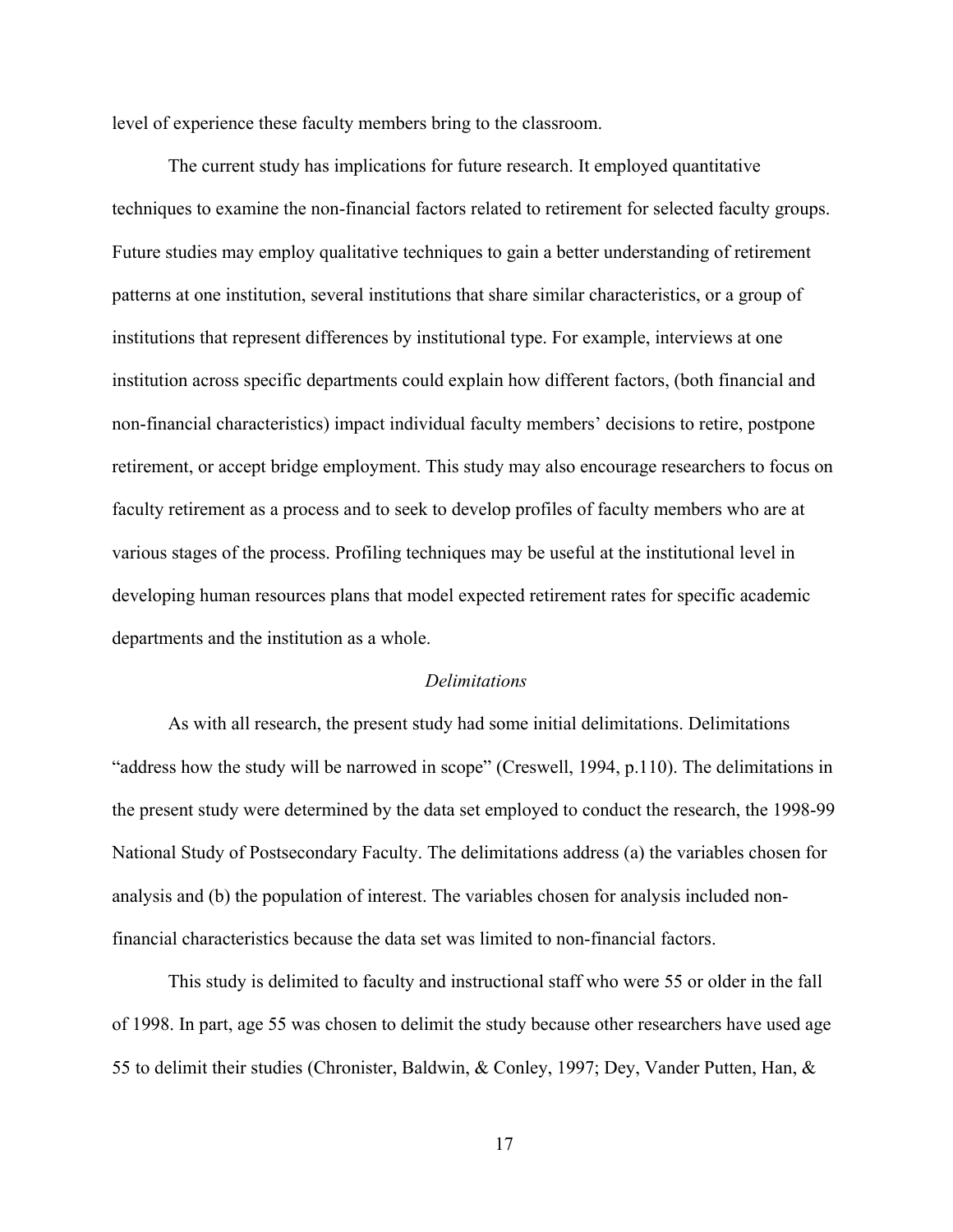level of experience these faculty members bring to the classroom.

The current study has implications for future research. It employed quantitative techniques to examine the non-financial factors related to retirement for selected faculty groups. Future studies may employ qualitative techniques to gain a better understanding of retirement patterns at one institution, several institutions that share similar characteristics, or a group of institutions that represent differences by institutional type. For example, interviews at one institution across specific departments could explain how different factors, (both financial and non-financial characteristics) impact individual faculty members' decisions to retire, postpone retirement, or accept bridge employment. This study may also encourage researchers to focus on faculty retirement as a process and to seek to develop profiles of faculty members who are at various stages of the process. Profiling techniques may be useful at the institutional level in developing human resources plans that model expected retirement rates for specific academic departments and the institution as a whole.

### *Delimitations*

As with all research, the present study had some initial delimitations. Delimitations "address how the study will be narrowed in scope" (Creswell, 1994, p.110). The delimitations in the present study were determined by the data set employed to conduct the research, the 1998-99 National Study of Postsecondary Faculty. The delimitations address (a) the variables chosen for analysis and (b) the population of interest. The variables chosen for analysis included non-financial characteristics because the data set was limited to non-financial factors.

This study is delimited to faculty and instructional staff who were 55 or older in the fall of 1998. In part, age 55 was chosen to delimit the study because other researchers have used age 55 to delimit their studies (Chronister, Baldwin, & Conley, 1997; Dey, Vander Putten, Han, &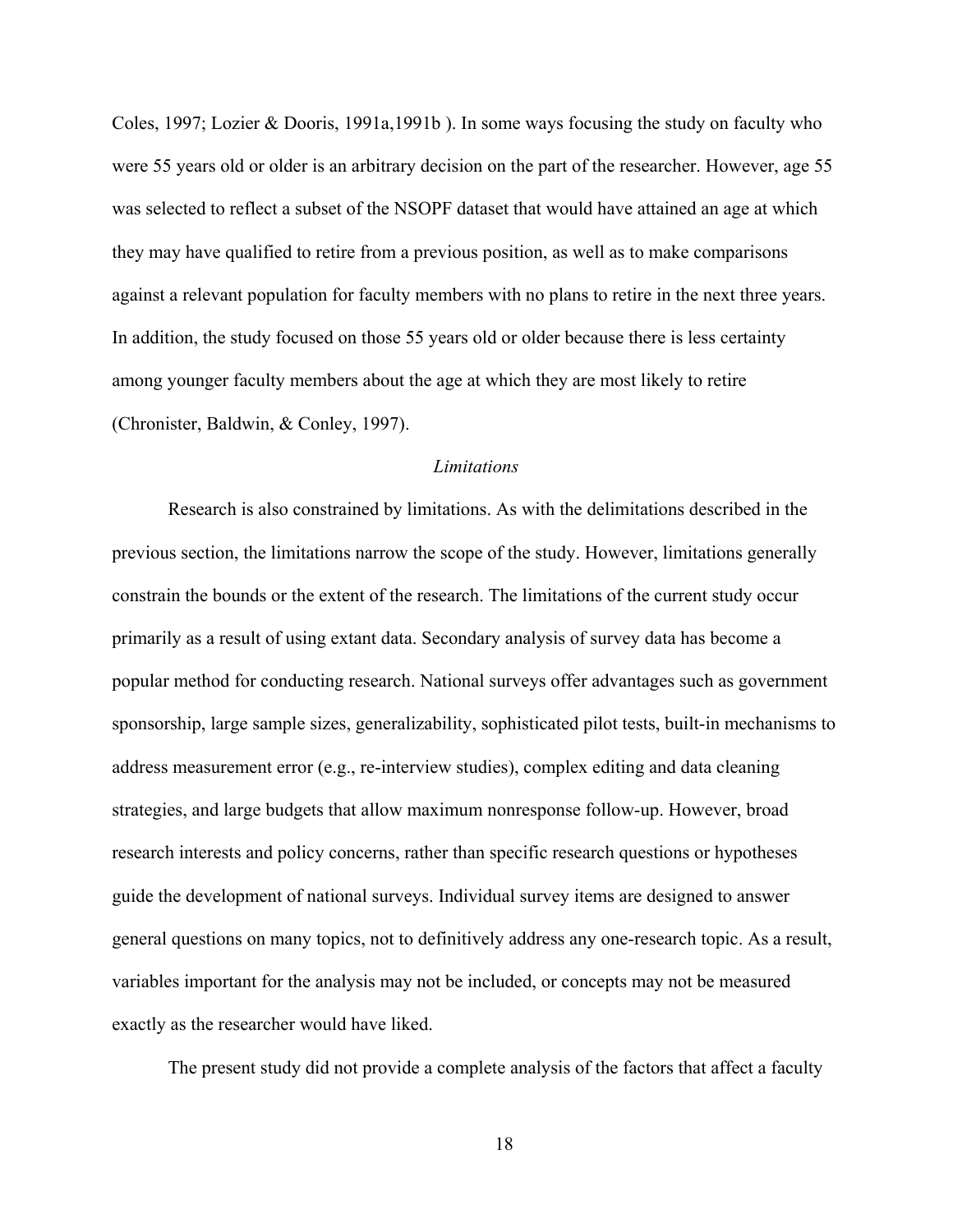Coles, 1997; Lozier & Dooris, 1991a,1991b ). In some ways focusing the study on faculty who were 55 years old or older is an arbitrary decision on the part of the researcher. However, age 55 was selected to reflect a subset of the NSOPF dataset that would have attained an age at which they may have qualified to retire from a previous position, as well as to make comparisons against a relevant population for faculty members with no plans to retire in the next three years. In addition, the study focused on those 55 years old or older because there is less certainty among younger faculty members about the age at which they are most likely to retire (Chronister, Baldwin, & Conley, 1997).

### *Limitations*

Research is also constrained by limitations. As with the delimitations described in the previous section, the limitations narrow the scope of the study. However, limitations generally constrain the bounds or the extent of the research. The limitations of the current study occur primarily as a result of using extant data. Secondary analysis of survey data has become a popular method for conducting research. National surveys offer advantages such as government sponsorship, large sample sizes, generalizability, sophisticated pilot tests, built-in mechanisms to address measurement error (e.g., re-interview studies), complex editing and data cleaning strategies, and large budgets that allow maximum nonresponse follow-up. However, broad research interests and policy concerns, rather than specific research questions or hypotheses guide the development of national surveys. Individual survey items are designed to answer general questions on many topics, not to definitively address any one-research topic. As a result, variables important for the analysis may not be included, or concepts may not be measured exactly as the researcher would have liked.

The present study did not provide a complete analysis of the factors that affect a faculty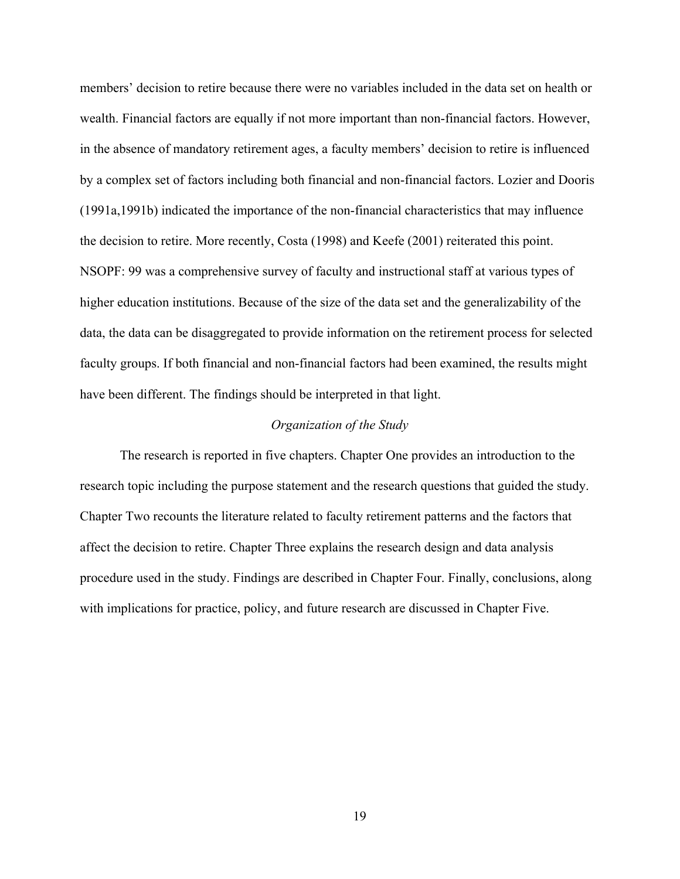members' decision to retire because there were no variables included in the data set on health or wealth. Financial factors are equally if not more important than non-financial factors. However, in the absence of mandatory retirement ages, a faculty members' decision to retire is influenced by a complex set of factors including both financial and non-financial factors. Lozier and Dooris (1991a,1991b) indicated the importance of the non-financial characteristics that may influence the decision to retire. More recently, Costa (1998) and Keefe (2001) reiterated this point. NSOPF: 99 was a comprehensive survey of faculty and instructional staff at various types of higher education institutions. Because of the size of the data set and the generalizability of the data, the data can be disaggregated to provide information on the retirement process for selected faculty groups. If both financial and non-financial factors had been examined, the results might have been different. The findings should be interpreted in that light.

### *Organization of the Study*

The research is reported in five chapters. Chapter One provides an introduction to the research topic including the purpose statement and the research questions that guided the study. Chapter Two recounts the literature related to faculty retirement patterns and the factors that affect the decision to retire. Chapter Three explains the research design and data analysis procedure used in the study. Findings are described in Chapter Four. Finally, conclusions, along with implications for practice, policy, and future research are discussed in Chapter Five.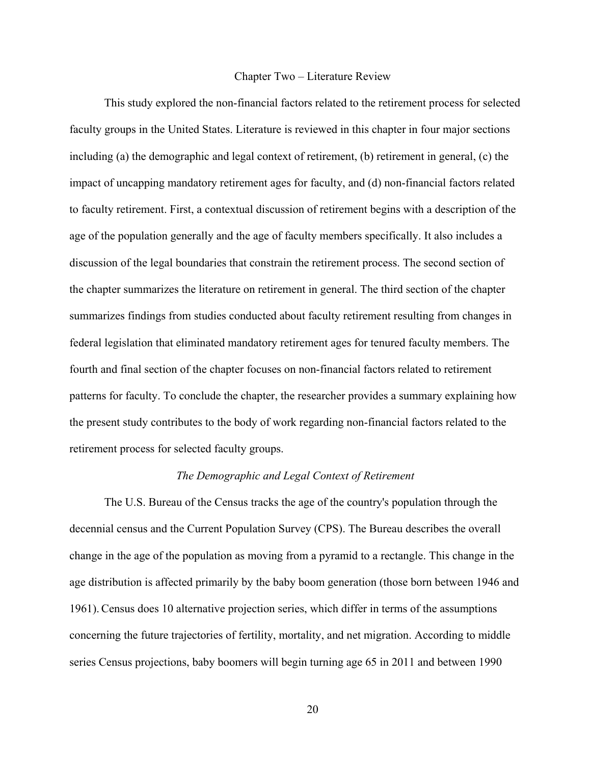# Chapter Two – Literature Review

This study explored the non-financial factors related to the retirement process for selected faculty groups in the United States. Literature is reviewed in this chapter in four major sections including (a) the demographic and legal context of retirement, (b) retirement in general, (c) the impact of uncapping mandatory retirement ages for faculty, and (d) non-financial factors related to faculty retirement. First, a contextual discussion of retirement begins with a description of the age of the population generally and the age of faculty members specifically. It also includes a discussion of the legal boundaries that constrain the retirement process. The second section of the chapter summarizes the literature on retirement in general. The third section of the chapter summarizes findings from studies conducted about faculty retirement resulting from changes in federal legislation that eliminated mandatory retirement ages for tenured faculty members. The fourth and final section of the chapter focuses on non-financial factors related to retirement patterns for faculty. To conclude the chapter, the researcher provides a summary explaining how the present study contributes to the body of work regarding non-financial factors related to the retirement process for selected faculty groups.

## *The Demographic and Legal Context of Retirement*

The U.S. Bureau of the Census tracks the age of the country's population through the decennial census and the Current Population Survey (CPS). The Bureau describes the overall change in the age of the population as moving from a pyramid to a rectangle. This change in the age distribution is affected primarily by the baby boom generation (those born between 1946 and 1961). Census does 10 alternative projection series, which differ in terms of the assumptions concerning the future trajectories of fertility, mortality, and net migration. According to middle series Census projections, baby boomers will begin turning age 65 in 2011 and between 1990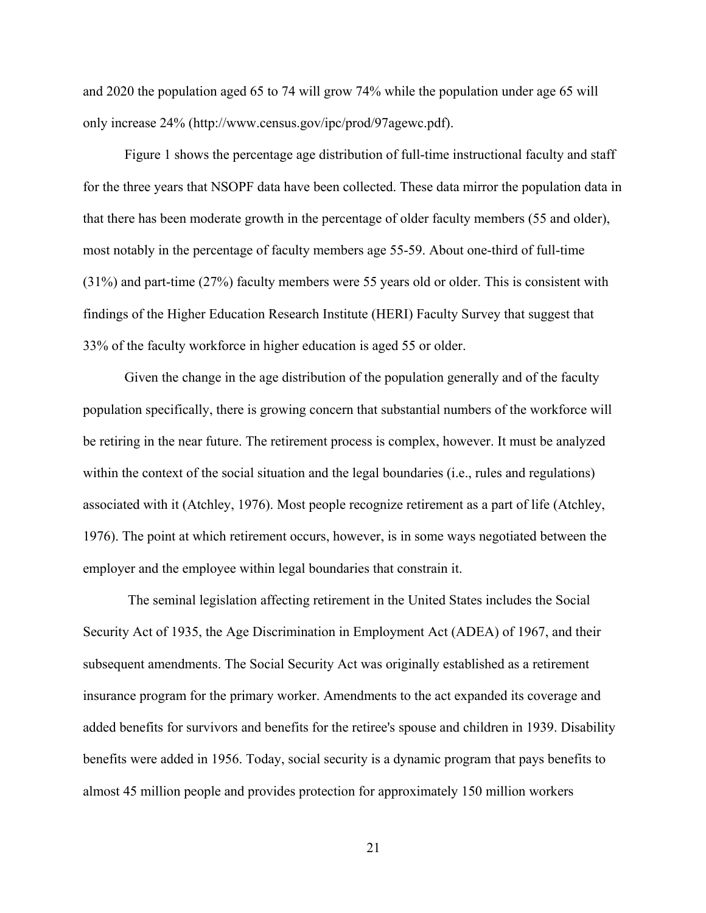and 2020 the population aged 65 to 74 will grow 74% while the population under age 65 will only increase 24% (http://www.census.gov/ipc/prod/97agewc.pdf).

Figure 1 shows the percentage age distribution of full-time instructional faculty and staff for the three years that NSOPF data have been collected. These data mirror the population data in that there has been moderate growth in the percentage of older faculty members (55 and older), most notably in the percentage of faculty members age 55-59. About one-third of full-time (31%) and part-time (27%) faculty members were 55 years old or older. This is consistent with findings of the Higher Education Research Institute (HERI) Faculty Survey that suggest that 33% of the faculty workforce in higher education is aged 55 or older.

Given the change in the age distribution of the population generally and of the faculty population specifically, there is growing concern that substantial numbers of the workforce will be retiring in the near future. The retirement process is complex, however. It must be analyzed within the context of the social situation and the legal boundaries (i.e., rules and regulations) associated with it (Atchley, 1976). Most people recognize retirement as a part of life (Atchley, 1976). The point at which retirement occurs, however, is in some ways negotiated between the employer and the employee within legal boundaries that constrain it.

The seminal legislation affecting retirement in the United States includes the Social Security Act of 1935, the Age Discrimination in Employment Act (ADEA) of 1967, and their subsequent amendments. The Social Security Act was originally established as a retirement insurance program for the primary worker. Amendments to the act expanded its coverage and added benefits for survivors and benefits for the retiree's spouse and children in 1939. Disability benefits were added in 1956. Today, social security is a dynamic program that pays benefits to almost 45 million people and provides protection for approximately 150 million workers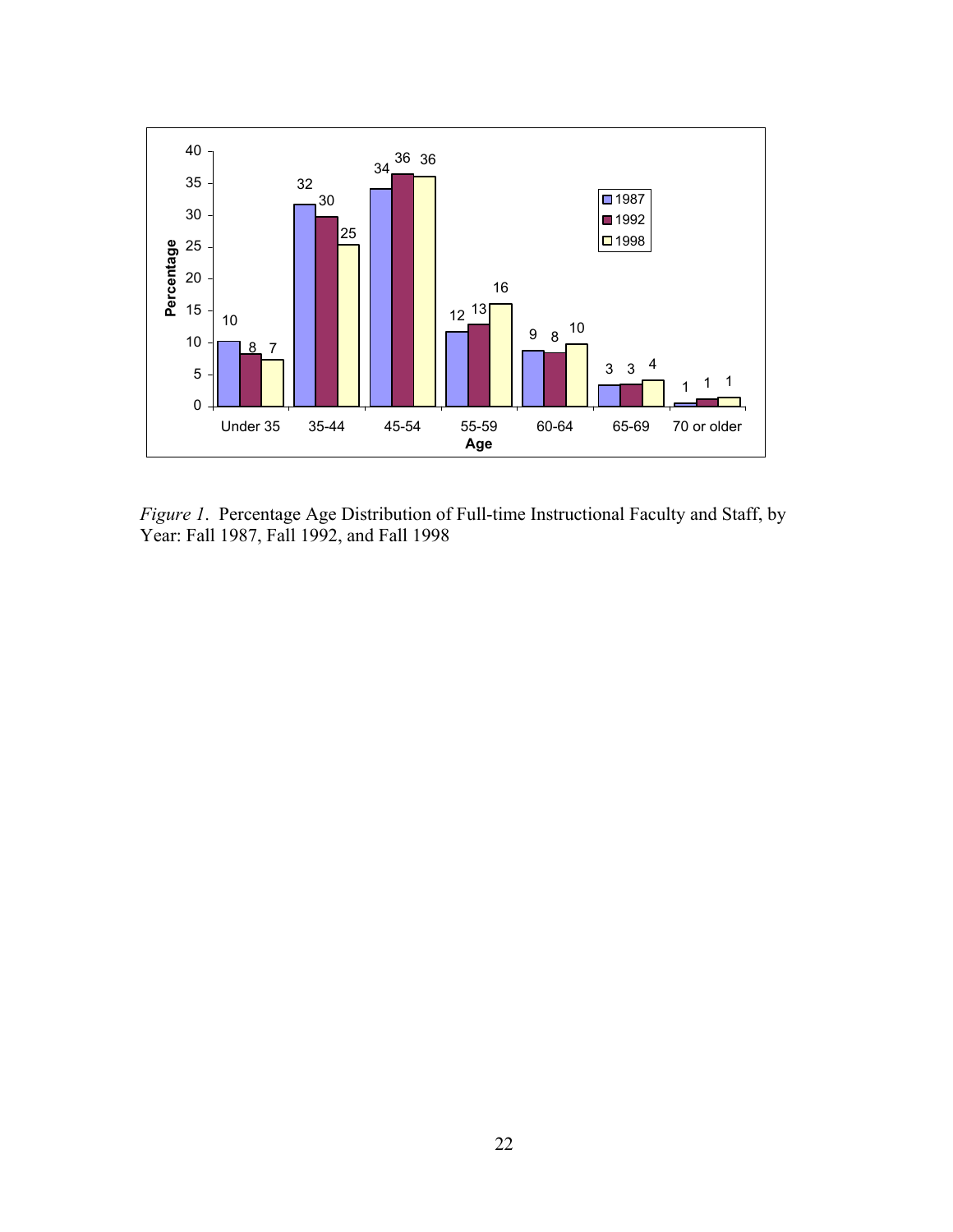| Age | 1987 | 1992 | 1998 |
|---|---|---|---|
| Under 35 | 10 | 8 | 7 |
| 35-44 | 32 | 30 | 25 |
| 45-54 | 34 | 36 | 36 |
| 55-59 | 12 | 13 | 16 |
| 60-64 | 9 | 8 | 10 |
| 65-69 | 3 | 3 | 4 |
| 70 or older | 1 | 1 | 1 |

*Figure 1*. Percentage Age Distribution of Full-time Instructional Faculty and Staff, by Year: Fall 1987, Fall 1992, and Fall 1998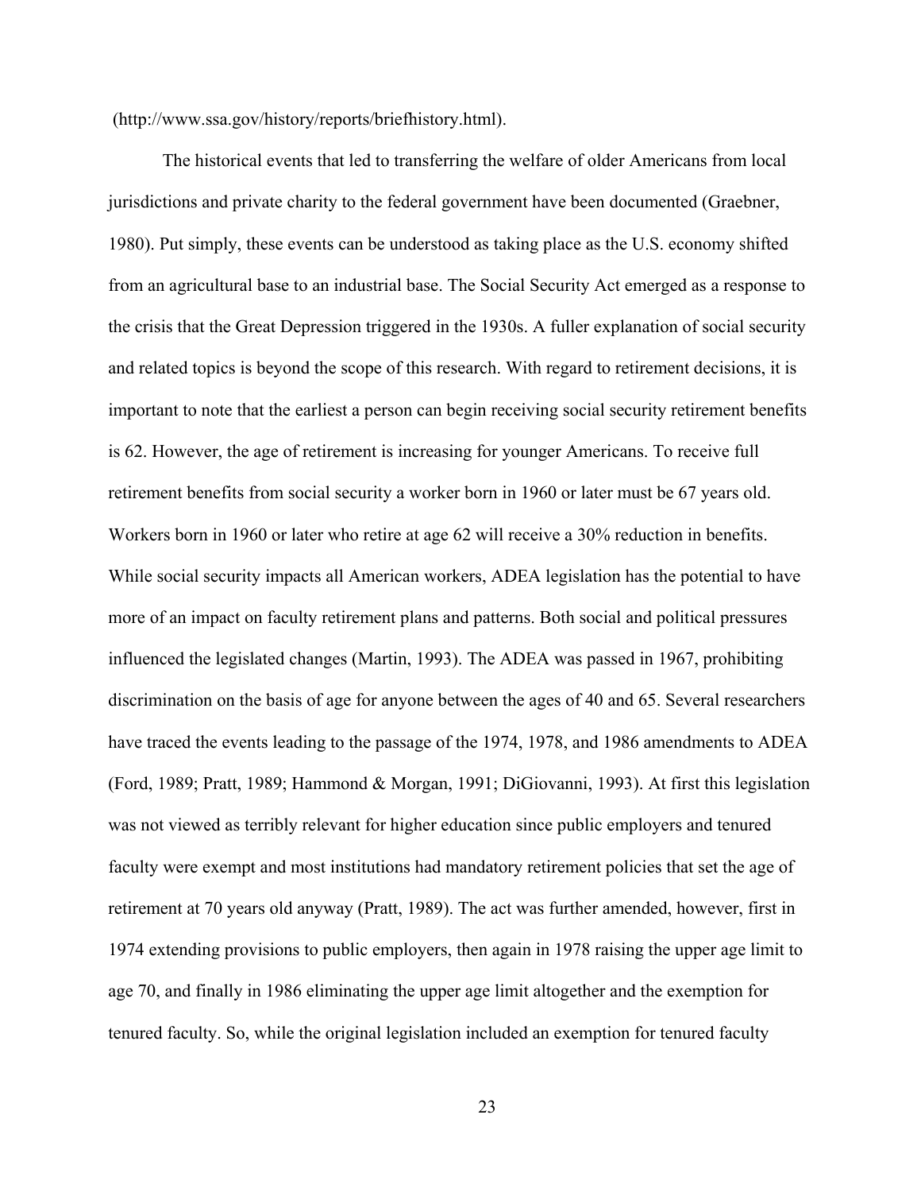(http://www.ssa.gov/history/reports/briefhistory.html).

The historical events that led to transferring the welfare of older Americans from local jurisdictions and private charity to the federal government have been documented (Graebner, 1980). Put simply, these events can be understood as taking place as the U.S. economy shifted from an agricultural base to an industrial base. The Social Security Act emerged as a response to the crisis that the Great Depression triggered in the 1930s. A fuller explanation of social security and related topics is beyond the scope of this research. With regard to retirement decisions, it is important to note that the earliest a person can begin receiving social security retirement benefits is 62. However, the age of retirement is increasing for younger Americans. To receive full retirement benefits from social security a worker born in 1960 or later must be 67 years old. Workers born in 1960 or later who retire at age 62 will receive a 30% reduction in benefits. While social security impacts all American workers, ADEA legislation has the potential to have more of an impact on faculty retirement plans and patterns. Both social and political pressures influenced the legislated changes (Martin, 1993). The ADEA was passed in 1967, prohibiting discrimination on the basis of age for anyone between the ages of 40 and 65. Several researchers have traced the events leading to the passage of the 1974, 1978, and 1986 amendments to ADEA (Ford, 1989; Pratt, 1989; Hammond & Morgan, 1991; DiGiovanni, 1993). At first this legislation was not viewed as terribly relevant for higher education since public employers and tenured faculty were exempt and most institutions had mandatory retirement policies that set the age of retirement at 70 years old anyway (Pratt, 1989). The act was further amended, however, first in 1974 extending provisions to public employers, then again in 1978 raising the upper age limit to age 70, and finally in 1986 eliminating the upper age limit altogether and the exemption for tenured faculty. So, while the original legislation included an exemption for tenured faculty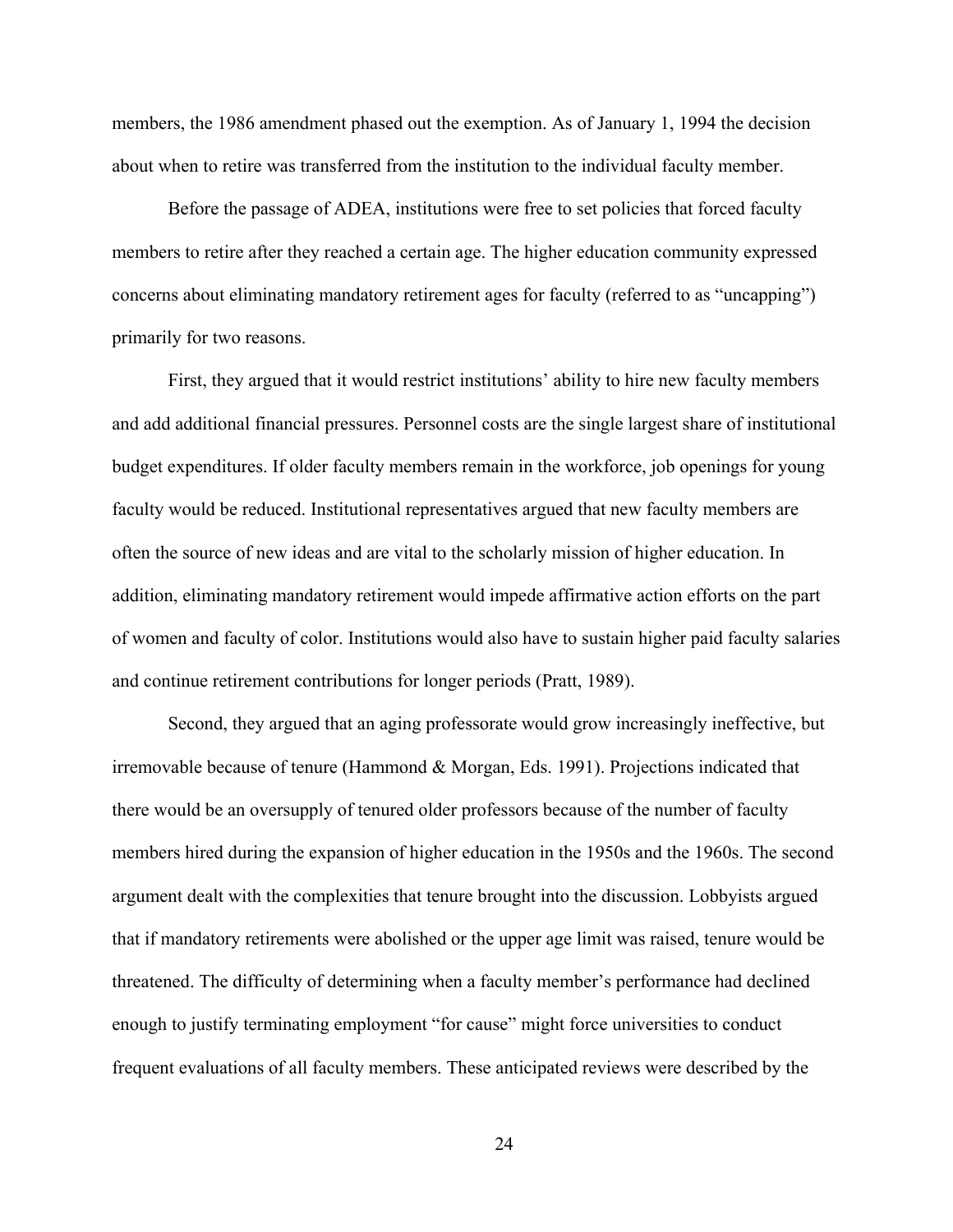members, the 1986 amendment phased out the exemption. As of January 1, 1994 the decision about when to retire was transferred from the institution to the individual faculty member.

Before the passage of ADEA, institutions were free to set policies that forced faculty members to retire after they reached a certain age. The higher education community expressed concerns about eliminating mandatory retirement ages for faculty (referred to as "uncapping") primarily for two reasons.

First, they argued that it would restrict institutions' ability to hire new faculty members and add additional financial pressures. Personnel costs are the single largest share of institutional budget expenditures. If older faculty members remain in the workforce, job openings for young faculty would be reduced. Institutional representatives argued that new faculty members are often the source of new ideas and are vital to the scholarly mission of higher education. In addition, eliminating mandatory retirement would impede affirmative action efforts on the part of women and faculty of color. Institutions would also have to sustain higher paid faculty salaries and continue retirement contributions for longer periods (Pratt, 1989).

Second, they argued that an aging professorate would grow increasingly ineffective, but irremovable because of tenure (Hammond & Morgan, Eds. 1991). Projections indicated that there would be an oversupply of tenured older professors because of the number of faculty members hired during the expansion of higher education in the 1950s and the 1960s. The second argument dealt with the complexities that tenure brought into the discussion. Lobbyists argued that if mandatory retirements were abolished or the upper age limit was raised, tenure would be threatened. The difficulty of determining when a faculty member's performance had declined enough to justify terminating employment "for cause" might force universities to conduct frequent evaluations of all faculty members. These anticipated reviews were described by the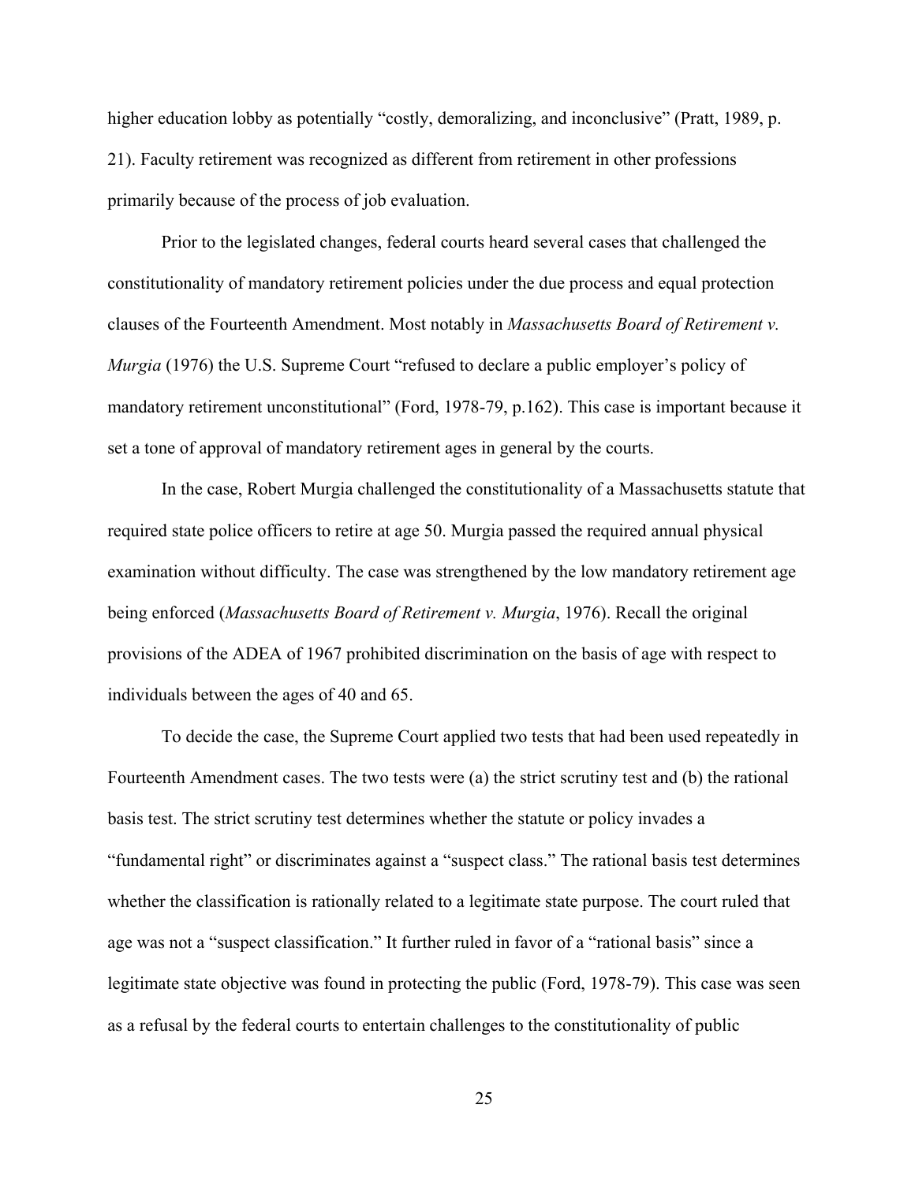higher education lobby as potentially “costly, demoralizing, and inconclusive” (Pratt, 1989, p. 21). Faculty retirement was recognized as different from retirement in other professions primarily because of the process of job evaluation.

Prior to the legislated changes, federal courts heard several cases that challenged the constitutionality of mandatory retirement policies under the due process and equal protection clauses of the Fourteenth Amendment. Most notably in *Massachusetts Board of Retirement v. Murgia* (1976) the U.S. Supreme Court “refused to declare a public employer’s policy of mandatory retirement unconstitutional” (Ford, 1978-79, p.162). This case is important because it set a tone of approval of mandatory retirement ages in general by the courts.

In the case, Robert Murgia challenged the constitutionality of a Massachusetts statute that required state police officers to retire at age 50. Murgia passed the required annual physical examination without difficulty. The case was strengthened by the low mandatory retirement age being enforced (*Massachusetts Board of Retirement v. Murgia*, 1976). Recall the original provisions of the ADEA of 1967 prohibited discrimination on the basis of age with respect to individuals between the ages of 40 and 65.

To decide the case, the Supreme Court applied two tests that had been used repeatedly in Fourteenth Amendment cases. The two tests were (a) the strict scrutiny test and (b) the rational basis test. The strict scrutiny test determines whether the statute or policy invades a “fundamental right” or discriminates against a “suspect class.” The rational basis test determines whether the classification is rationally related to a legitimate state purpose. The court ruled that age was not a “suspect classification.” It further ruled in favor of a “rational basis” since a legitimate state objective was found in protecting the public (Ford, 1978-79). This case was seen as a refusal by the federal courts to entertain challenges to the constitutionality of public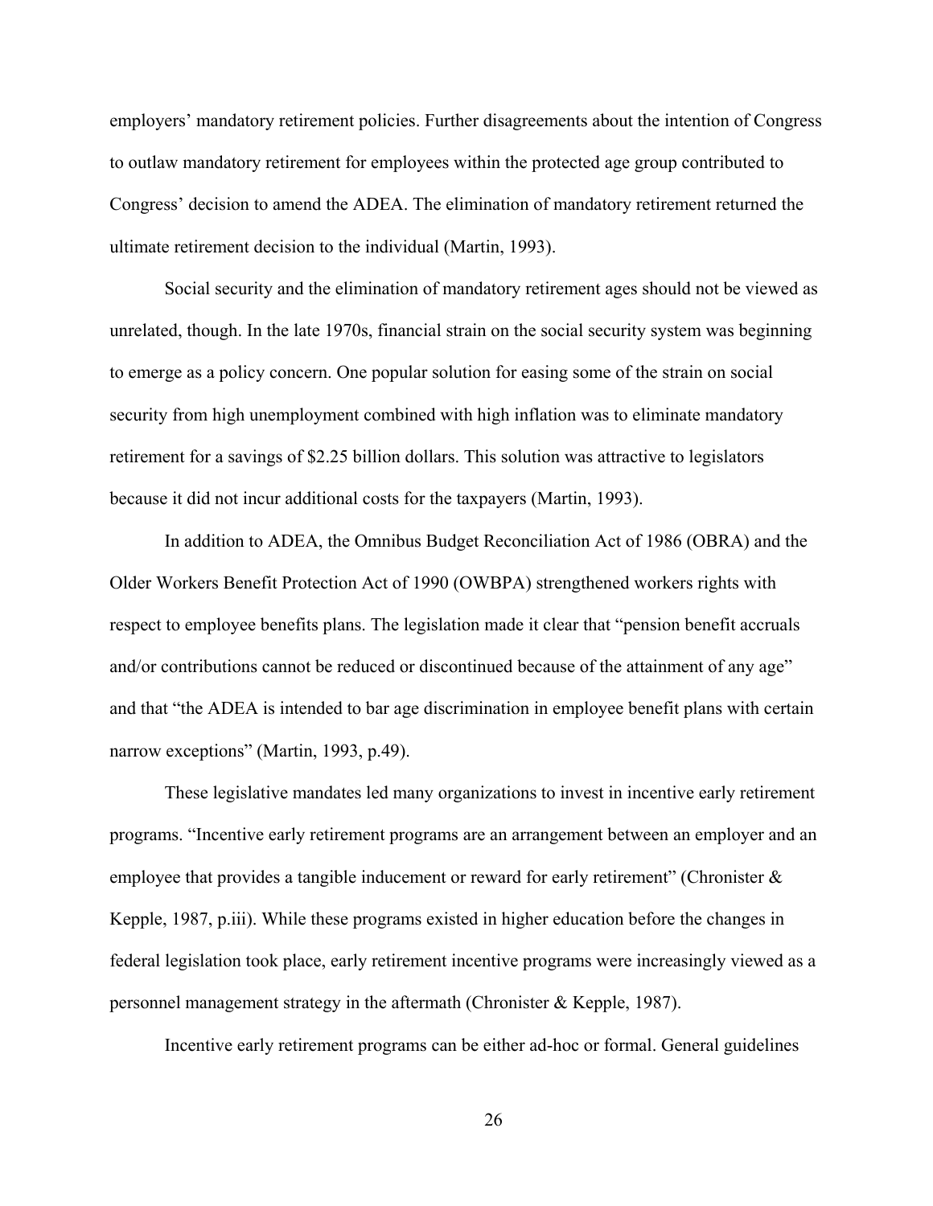employers' mandatory retirement policies. Further disagreements about the intention of Congress to outlaw mandatory retirement for employees within the protected age group contributed to Congress' decision to amend the ADEA. The elimination of mandatory retirement returned the ultimate retirement decision to the individual (Martin, 1993).

Social security and the elimination of mandatory retirement ages should not be viewed as unrelated, though. In the late 1970s, financial strain on the social security system was beginning to emerge as a policy concern. One popular solution for easing some of the strain on social security from high unemployment combined with high inflation was to eliminate mandatory retirement for a savings of $2.25 billion dollars. This solution was attractive to legislators because it did not incur additional costs for the taxpayers (Martin, 1993).

In addition to ADEA, the Omnibus Budget Reconciliation Act of 1986 (OBRA) and the Older Workers Benefit Protection Act of 1990 (OWBPA) strengthened workers rights with respect to employee benefits plans. The legislation made it clear that "pension benefit accruals and/or contributions cannot be reduced or discontinued because of the attainment of any age" and that "the ADEA is intended to bar age discrimination in employee benefit plans with certain narrow exceptions" (Martin, 1993, p.49).

These legislative mandates led many organizations to invest in incentive early retirement programs. "Incentive early retirement programs are an arrangement between an employer and an employee that provides a tangible inducement or reward for early retirement" (Chronister & Kepple, 1987, p.iii). While these programs existed in higher education before the changes in federal legislation took place, early retirement incentive programs were increasingly viewed as a personnel management strategy in the aftermath (Chronister & Kepple, 1987).

Incentive early retirement programs can be either ad-hoc or formal. General guidelines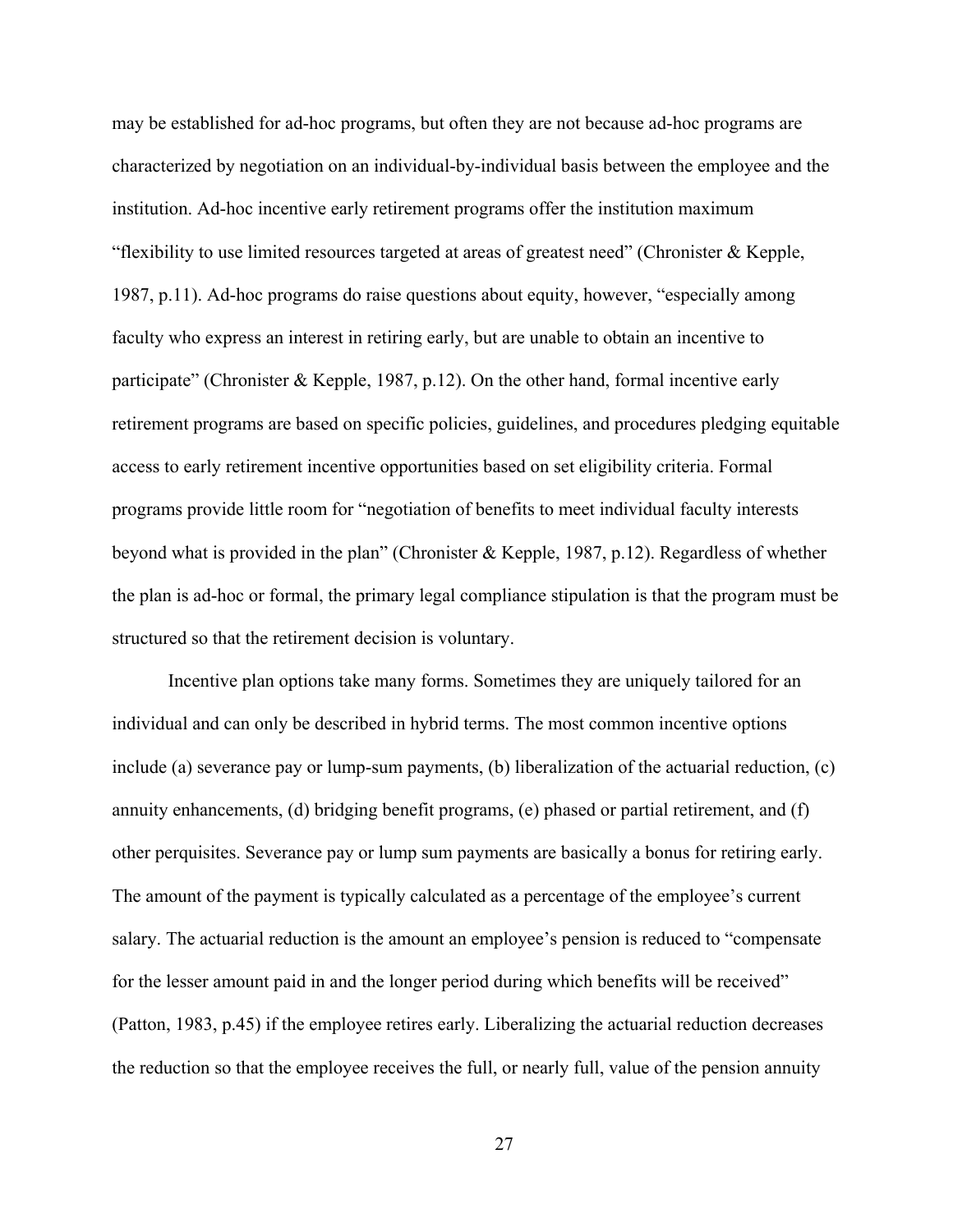may be established for ad-hoc programs, but often they are not because ad-hoc programs are characterized by negotiation on an individual-by-individual basis between the employee and the institution. Ad-hoc incentive early retirement programs offer the institution maximum "flexibility to use limited resources targeted at areas of greatest need" (Chronister & Kepple, 1987, p.11). Ad-hoc programs do raise questions about equity, however, "especially among faculty who express an interest in retiring early, but are unable to obtain an incentive to participate" (Chronister & Kepple, 1987, p.12). On the other hand, formal incentive early retirement programs are based on specific policies, guidelines, and procedures pledging equitable access to early retirement incentive opportunities based on set eligibility criteria. Formal programs provide little room for "negotiation of benefits to meet individual faculty interests beyond what is provided in the plan" (Chronister & Kepple, 1987, p.12). Regardless of whether the plan is ad-hoc or formal, the primary legal compliance stipulation is that the program must be structured so that the retirement decision is voluntary.

Incentive plan options take many forms. Sometimes they are uniquely tailored for an individual and can only be described in hybrid terms. The most common incentive options include (a) severance pay or lump-sum payments, (b) liberalization of the actuarial reduction, (c) annuity enhancements, (d) bridging benefit programs, (e) phased or partial retirement, and (f) other perquisites. Severance pay or lump sum payments are basically a bonus for retiring early. The amount of the payment is typically calculated as a percentage of the employee's current salary. The actuarial reduction is the amount an employee's pension is reduced to "compensate for the lesser amount paid in and the longer period during which benefits will be received" (Patton, 1983, p.45) if the employee retires early. Liberalizing the actuarial reduction decreases the reduction so that the employee receives the full, or nearly full, value of the pension annuity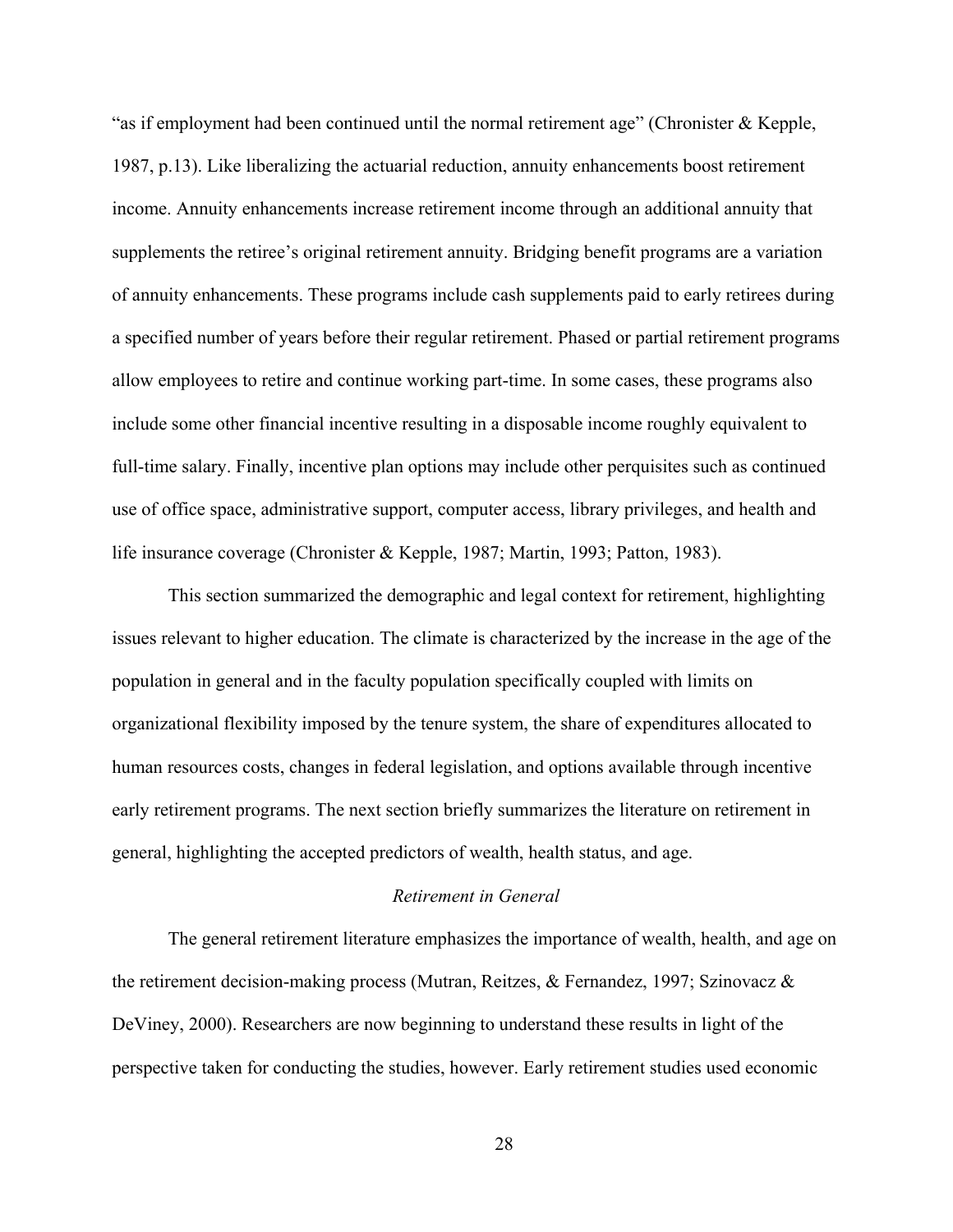“as if employment had been continued until the normal retirement age” (Chronister & Kepple, 1987, p.13). Like liberalizing the actuarial reduction, annuity enhancements boost retirement income. Annuity enhancements increase retirement income through an additional annuity that supplements the retiree’s original retirement annuity. Bridging benefit programs are a variation of annuity enhancements. These programs include cash supplements paid to early retirees during a specified number of years before their regular retirement. Phased or partial retirement programs allow employees to retire and continue working part-time. In some cases, these programs also include some other financial incentive resulting in a disposable income roughly equivalent to full-time salary. Finally, incentive plan options may include other perquisites such as continued use of office space, administrative support, computer access, library privileges, and health and life insurance coverage (Chronister & Kepple, 1987; Martin, 1993; Patton, 1983).

This section summarized the demographic and legal context for retirement, highlighting issues relevant to higher education. The climate is characterized by the increase in the age of the population in general and in the faculty population specifically coupled with limits on organizational flexibility imposed by the tenure system, the share of expenditures allocated to human resources costs, changes in federal legislation, and options available through incentive early retirement programs. The next section briefly summarizes the literature on retirement in general, highlighting the accepted predictors of wealth, health status, and age.

### *Retirement in General*

The general retirement literature emphasizes the importance of wealth, health, and age on the retirement decision-making process (Mutran, Reitzes, & Fernandez, 1997; Szinovacz & DeViney, 2000). Researchers are now beginning to understand these results in light of the perspective taken for conducting the studies, however. Early retirement studies used economic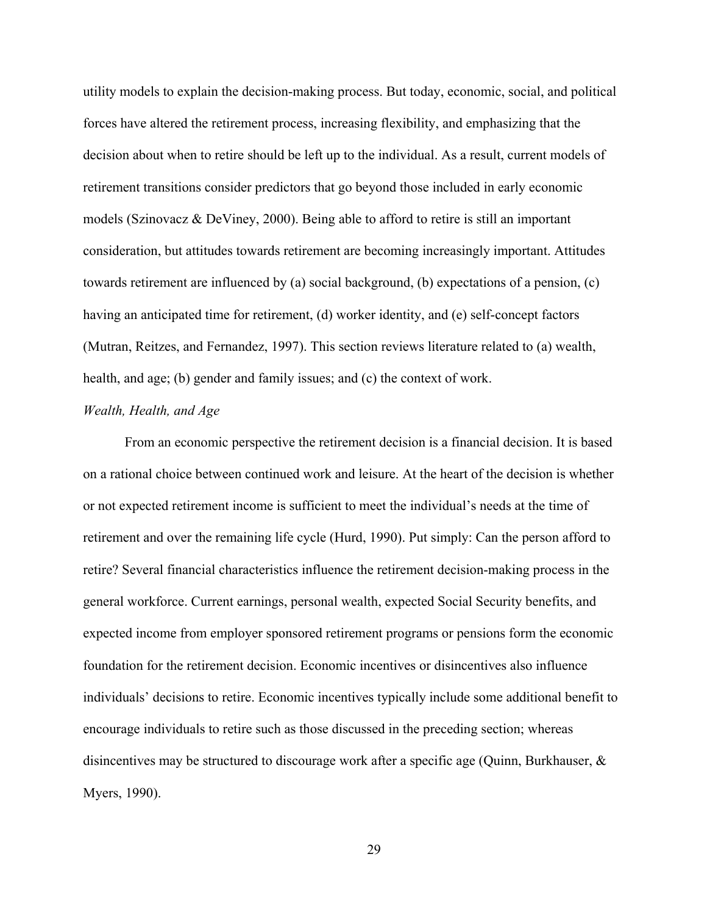utility models to explain the decision-making process. But today, economic, social, and political forces have altered the retirement process, increasing flexibility, and emphasizing that the decision about when to retire should be left up to the individual. As a result, current models of retirement transitions consider predictors that go beyond those included in early economic models (Szinovacz & DeViney, 2000). Being able to afford to retire is still an important consideration, but attitudes towards retirement are becoming increasingly important. Attitudes towards retirement are influenced by (a) social background, (b) expectations of a pension, (c) having an anticipated time for retirement, (d) worker identity, and (e) self-concept factors (Mutran, Reitzes, and Fernandez, 1997). This section reviews literature related to (a) wealth, health, and age; (b) gender and family issues; and (c) the context of work.

*Wealth, Health, and Age*

From an economic perspective the retirement decision is a financial decision. It is based on a rational choice between continued work and leisure. At the heart of the decision is whether or not expected retirement income is sufficient to meet the individual's needs at the time of retirement and over the remaining life cycle (Hurd, 1990). Put simply: Can the person afford to retire? Several financial characteristics influence the retirement decision-making process in the general workforce. Current earnings, personal wealth, expected Social Security benefits, and expected income from employer sponsored retirement programs or pensions form the economic foundation for the retirement decision. Economic incentives or disincentives also influence individuals' decisions to retire. Economic incentives typically include some additional benefit to encourage individuals to retire such as those discussed in the preceding section; whereas disincentives may be structured to discourage work after a specific age (Quinn, Burkhauser, & Myers, 1990).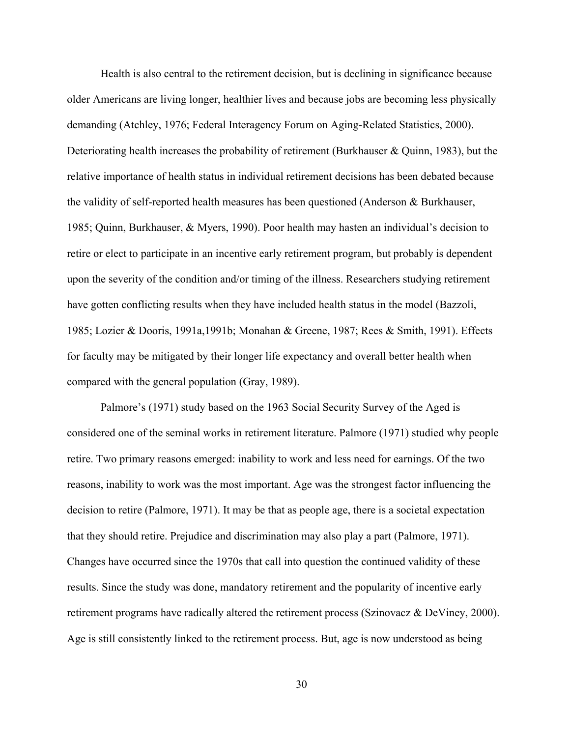Health is also central to the retirement decision, but is declining in significance because older Americans are living longer, healthier lives and because jobs are becoming less physically demanding (Atchley, 1976; Federal Interagency Forum on Aging-Related Statistics, 2000). Deteriorating health increases the probability of retirement (Burkhauser & Quinn, 1983), but the relative importance of health status in individual retirement decisions has been debated because the validity of self-reported health measures has been questioned (Anderson & Burkhauser, 1985; Quinn, Burkhauser, & Myers, 1990). Poor health may hasten an individual's decision to retire or elect to participate in an incentive early retirement program, but probably is dependent upon the severity of the condition and/or timing of the illness. Researchers studying retirement have gotten conflicting results when they have included health status in the model (Bazzoli, 1985; Lozier & Dooris, 1991a,1991b; Monahan & Greene, 1987; Rees & Smith, 1991). Effects for faculty may be mitigated by their longer life expectancy and overall better health when compared with the general population (Gray, 1989).

Palmore's (1971) study based on the 1963 Social Security Survey of the Aged is considered one of the seminal works in retirement literature. Palmore (1971) studied why people retire. Two primary reasons emerged: inability to work and less need for earnings. Of the two reasons, inability to work was the most important. Age was the strongest factor influencing the decision to retire (Palmore, 1971). It may be that as people age, there is a societal expectation that they should retire. Prejudice and discrimination may also play a part (Palmore, 1971). Changes have occurred since the 1970s that call into question the continued validity of these results. Since the study was done, mandatory retirement and the popularity of incentive early retirement programs have radically altered the retirement process (Szinovacz & DeViney, 2000). Age is still consistently linked to the retirement process. But, age is now understood as being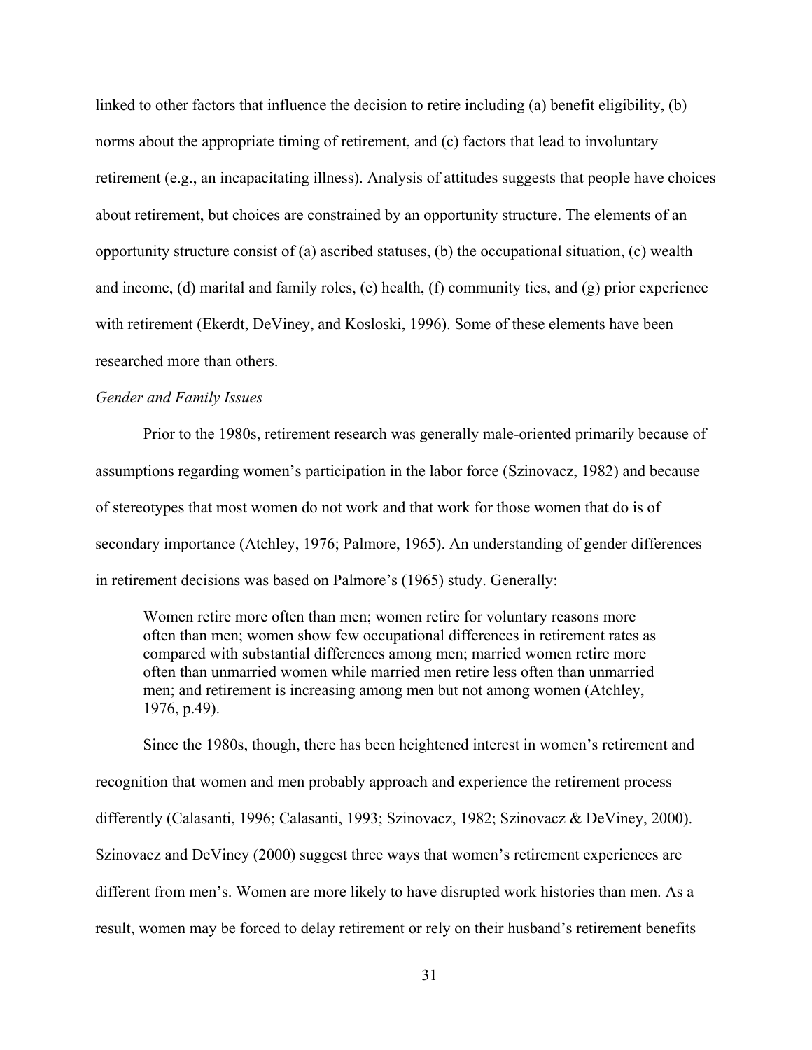linked to other factors that influence the decision to retire including (a) benefit eligibility, (b) norms about the appropriate timing of retirement, and (c) factors that lead to involuntary retirement (e.g., an incapacitating illness). Analysis of attitudes suggests that people have choices about retirement, but choices are constrained by an opportunity structure. The elements of an opportunity structure consist of (a) ascribed statuses, (b) the occupational situation, (c) wealth and income, (d) marital and family roles, (e) health, (f) community ties, and (g) prior experience with retirement (Ekerdt, DeViney, and Kosloski, 1996). Some of these elements have been researched more than others.

*Gender and Family Issues*

Prior to the 1980s, retirement research was generally male-oriented primarily because of assumptions regarding women's participation in the labor force (Szinovacz, 1982) and because of stereotypes that most women do not work and that work for those women that do is of secondary importance (Atchley, 1976; Palmore, 1965). An understanding of gender differences in retirement decisions was based on Palmore's (1965) study. Generally:

> Women retire more often than men; women retire for voluntary reasons more often than men; women show few occupational differences in retirement rates as compared with substantial differences among men; married women retire more often than unmarried women while married men retire less often than unmarried men; and retirement is increasing among men but not among women (Atchley, 1976, p.49).

Since the 1980s, though, there has been heightened interest in women's retirement and recognition that women and men probably approach and experience the retirement process differently (Calasanti, 1996; Calasanti, 1993; Szinovacz, 1982; Szinovacz & DeViney, 2000). Szinovacz and DeViney (2000) suggest three ways that women's retirement experiences are different from men's. Women are more likely to have disrupted work histories than men. As a result, women may be forced to delay retirement or rely on their husband's retirement benefits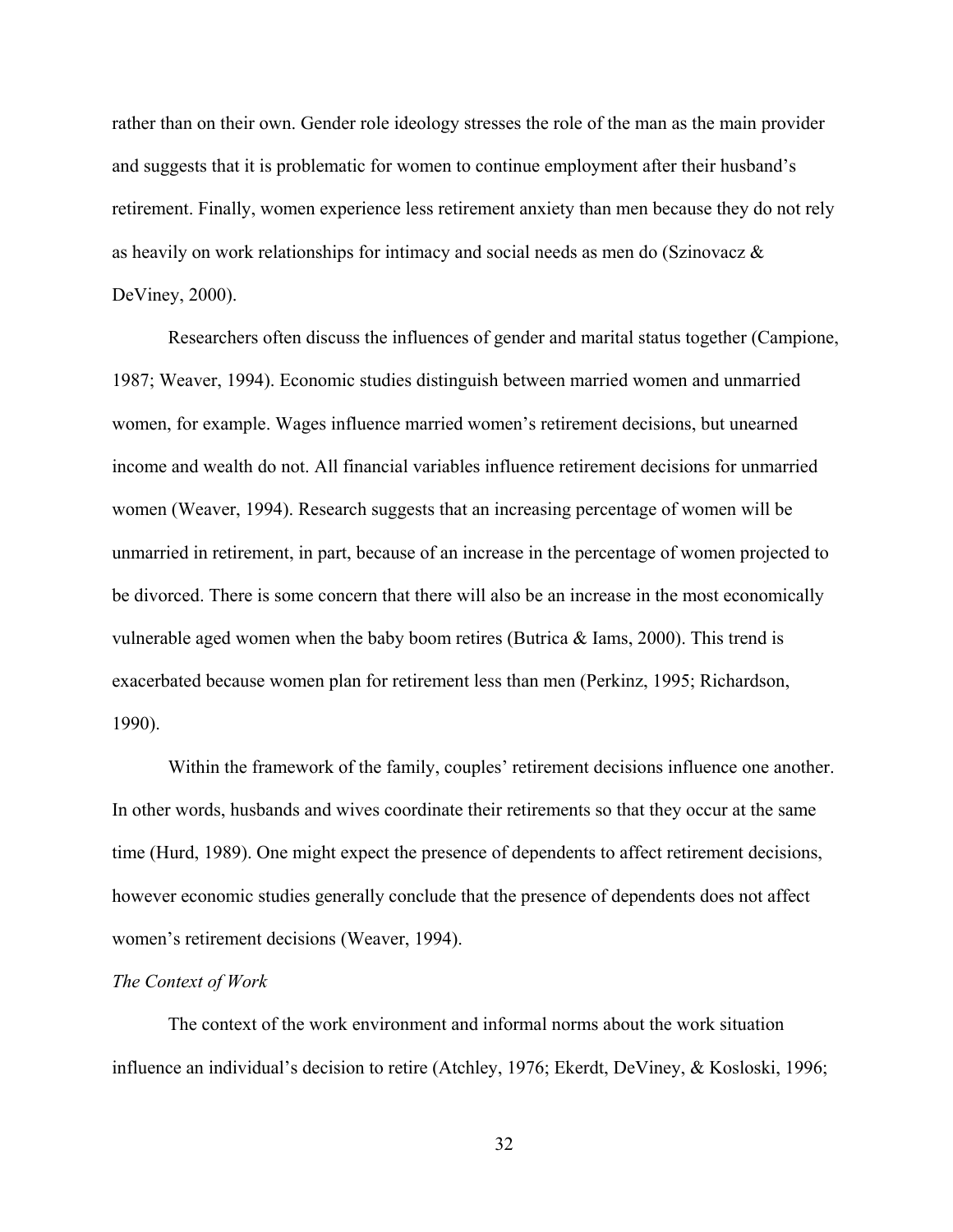rather than on their own. Gender role ideology stresses the role of the man as the main provider and suggests that it is problematic for women to continue employment after their husband's retirement. Finally, women experience less retirement anxiety than men because they do not rely as heavily on work relationships for intimacy and social needs as men do (Szinovacz & DeViney, 2000).

Researchers often discuss the influences of gender and marital status together (Campione, 1987; Weaver, 1994). Economic studies distinguish between married women and unmarried women, for example. Wages influence married women's retirement decisions, but unearned income and wealth do not. All financial variables influence retirement decisions for unmarried women (Weaver, 1994). Research suggests that an increasing percentage of women will be unmarried in retirement, in part, because of an increase in the percentage of women projected to be divorced. There is some concern that there will also be an increase in the most economically vulnerable aged women when the baby boom retires (Butrica & Iams, 2000). This trend is exacerbated because women plan for retirement less than men (Perkinz, 1995; Richardson, 1990).

Within the framework of the family, couples' retirement decisions influence one another. In other words, husbands and wives coordinate their retirements so that they occur at the same time (Hurd, 1989). One might expect the presence of dependents to affect retirement decisions, however economic studies generally conclude that the presence of dependents does not affect women's retirement decisions (Weaver, 1994).

*The Context of Work*

The context of the work environment and informal norms about the work situation influence an individual's decision to retire (Atchley, 1976; Ekerdt, DeViney, & Kosloski, 1996;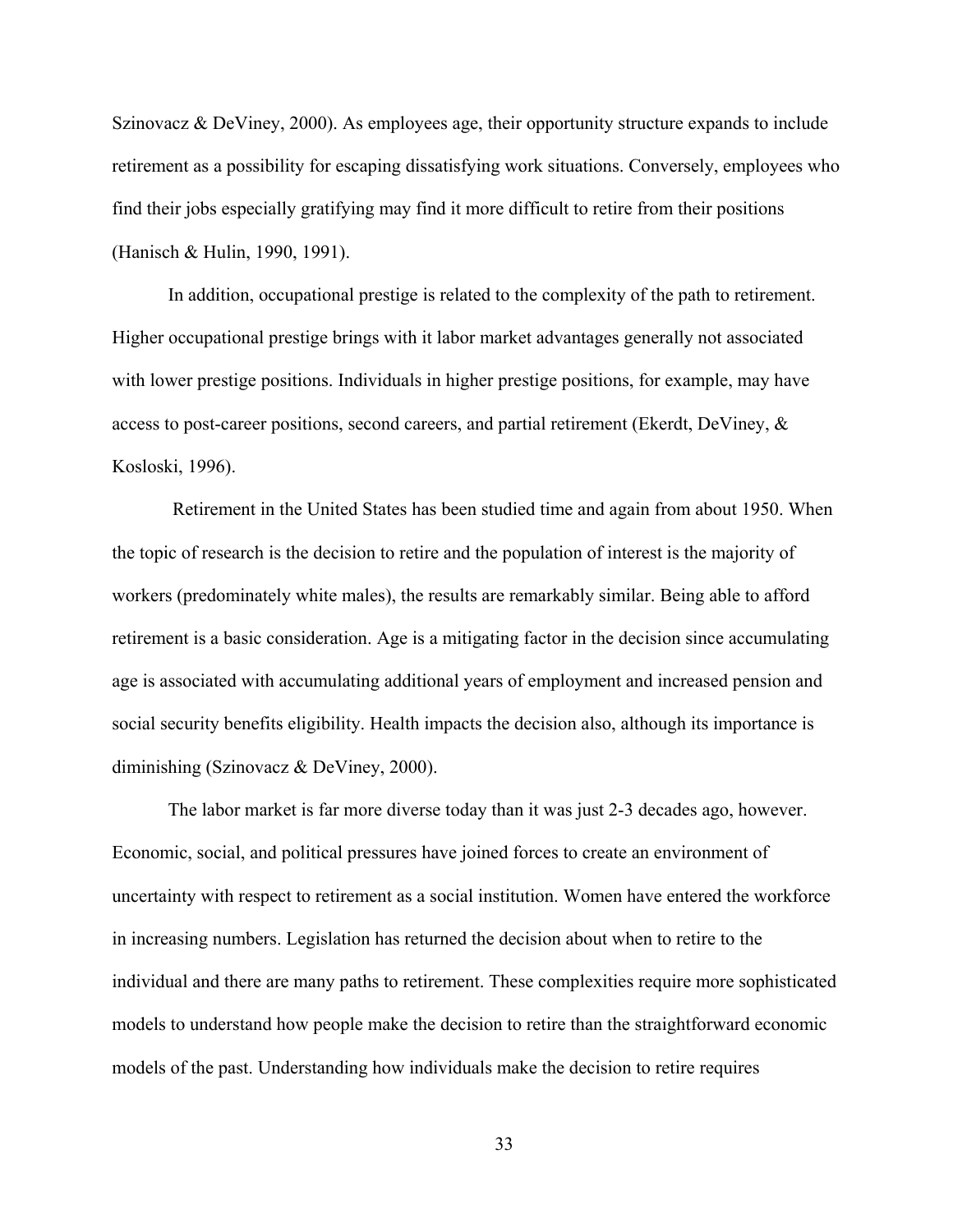Szinovacz & DeViney, 2000). As employees age, their opportunity structure expands to include retirement as a possibility for escaping dissatisfying work situations. Conversely, employees who find their jobs especially gratifying may find it more difficult to retire from their positions (Hanisch & Hulin, 1990, 1991).

In addition, occupational prestige is related to the complexity of the path to retirement. Higher occupational prestige brings with it labor market advantages generally not associated with lower prestige positions. Individuals in higher prestige positions, for example, may have access to post-career positions, second careers, and partial retirement (Ekerdt, DeViney, & Kosloski, 1996).

Retirement in the United States has been studied time and again from about 1950. When the topic of research is the decision to retire and the population of interest is the majority of workers (predominately white males), the results are remarkably similar. Being able to afford retirement is a basic consideration. Age is a mitigating factor in the decision since accumulating age is associated with accumulating additional years of employment and increased pension and social security benefits eligibility. Health impacts the decision also, although its importance is diminishing (Szinovacz & DeViney, 2000).

The labor market is far more diverse today than it was just 2-3 decades ago, however. Economic, social, and political pressures have joined forces to create an environment of uncertainty with respect to retirement as a social institution. Women have entered the workforce in increasing numbers. Legislation has returned the decision about when to retire to the individual and there are many paths to retirement. These complexities require more sophisticated models to understand how people make the decision to retire than the straightforward economic models of the past. Understanding how individuals make the decision to retire requires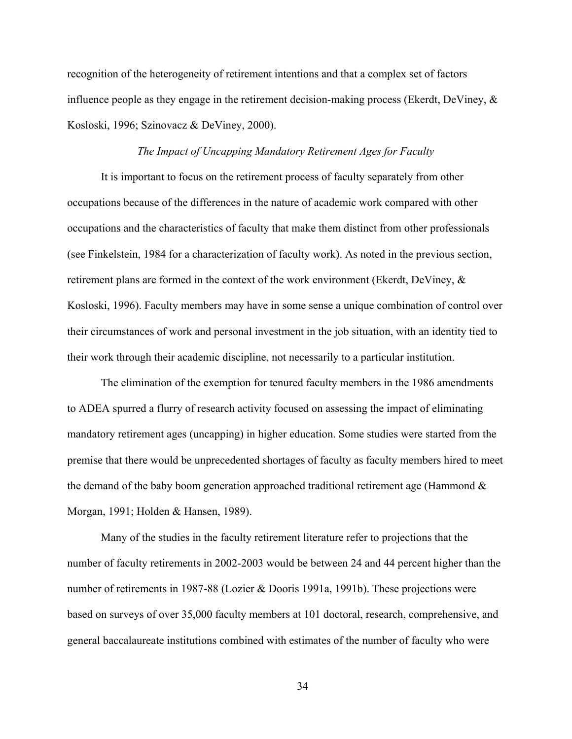recognition of the heterogeneity of retirement intentions and that a complex set of factors influence people as they engage in the retirement decision-making process (Ekerdt, DeViney, & Kosloski, 1996; Szinovacz & DeViney, 2000).

### *The Impact of Uncapping Mandatory Retirement Ages for Faculty*

It is important to focus on the retirement process of faculty separately from other occupations because of the differences in the nature of academic work compared with other occupations and the characteristics of faculty that make them distinct from other professionals (see Finkelstein, 1984 for a characterization of faculty work). As noted in the previous section, retirement plans are formed in the context of the work environment (Ekerdt, DeViney, & Kosloski, 1996). Faculty members may have in some sense a unique combination of control over their circumstances of work and personal investment in the job situation, with an identity tied to their work through their academic discipline, not necessarily to a particular institution.

The elimination of the exemption for tenured faculty members in the 1986 amendments to ADEA spurred a flurry of research activity focused on assessing the impact of eliminating mandatory retirement ages (uncapping) in higher education. Some studies were started from the premise that there would be unprecedented shortages of faculty as faculty members hired to meet the demand of the baby boom generation approached traditional retirement age (Hammond & Morgan, 1991; Holden & Hansen, 1989).

Many of the studies in the faculty retirement literature refer to projections that the number of faculty retirements in 2002-2003 would be between 24 and 44 percent higher than the number of retirements in 1987-88 (Lozier & Dooris 1991a, 1991b). These projections were based on surveys of over 35,000 faculty members at 101 doctoral, research, comprehensive, and general baccalaureate institutions combined with estimates of the number of faculty who were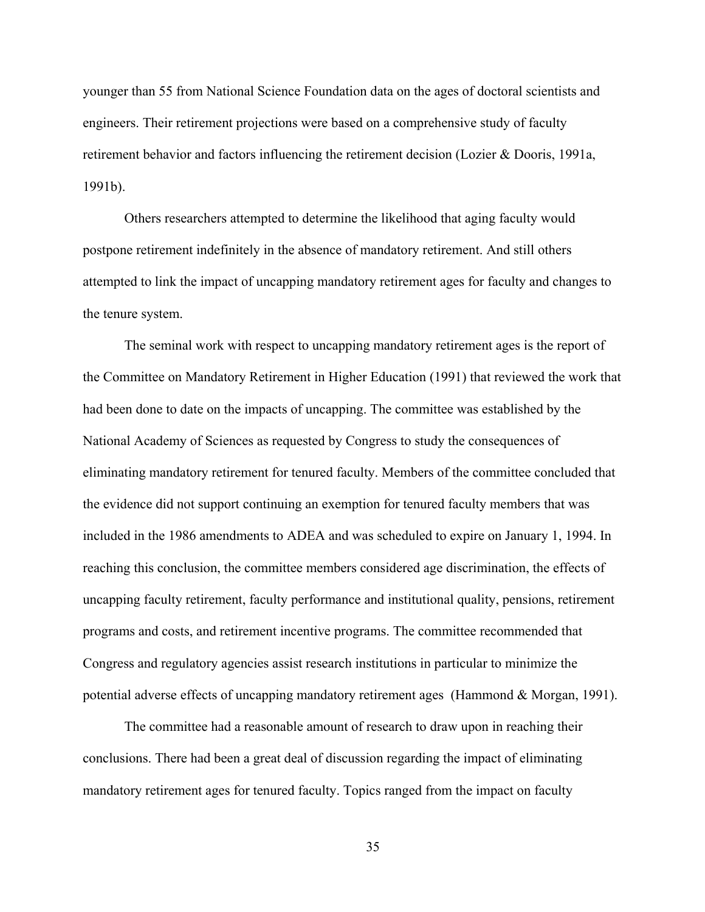younger than 55 from National Science Foundation data on the ages of doctoral scientists and engineers. Their retirement projections were based on a comprehensive study of faculty retirement behavior and factors influencing the retirement decision (Lozier & Dooris, 1991a, 1991b).

Others researchers attempted to determine the likelihood that aging faculty would postpone retirement indefinitely in the absence of mandatory retirement. And still others attempted to link the impact of uncapping mandatory retirement ages for faculty and changes to the tenure system.

The seminal work with respect to uncapping mandatory retirement ages is the report of the Committee on Mandatory Retirement in Higher Education (1991) that reviewed the work that had been done to date on the impacts of uncapping. The committee was established by the National Academy of Sciences as requested by Congress to study the consequences of eliminating mandatory retirement for tenured faculty. Members of the committee concluded that the evidence did not support continuing an exemption for tenured faculty members that was included in the 1986 amendments to ADEA and was scheduled to expire on January 1, 1994. In reaching this conclusion, the committee members considered age discrimination, the effects of uncapping faculty retirement, faculty performance and institutional quality, pensions, retirement programs and costs, and retirement incentive programs. The committee recommended that Congress and regulatory agencies assist research institutions in particular to minimize the potential adverse effects of uncapping mandatory retirement ages (Hammond & Morgan, 1991).

The committee had a reasonable amount of research to draw upon in reaching their conclusions. There had been a great deal of discussion regarding the impact of eliminating mandatory retirement ages for tenured faculty. Topics ranged from the impact on faculty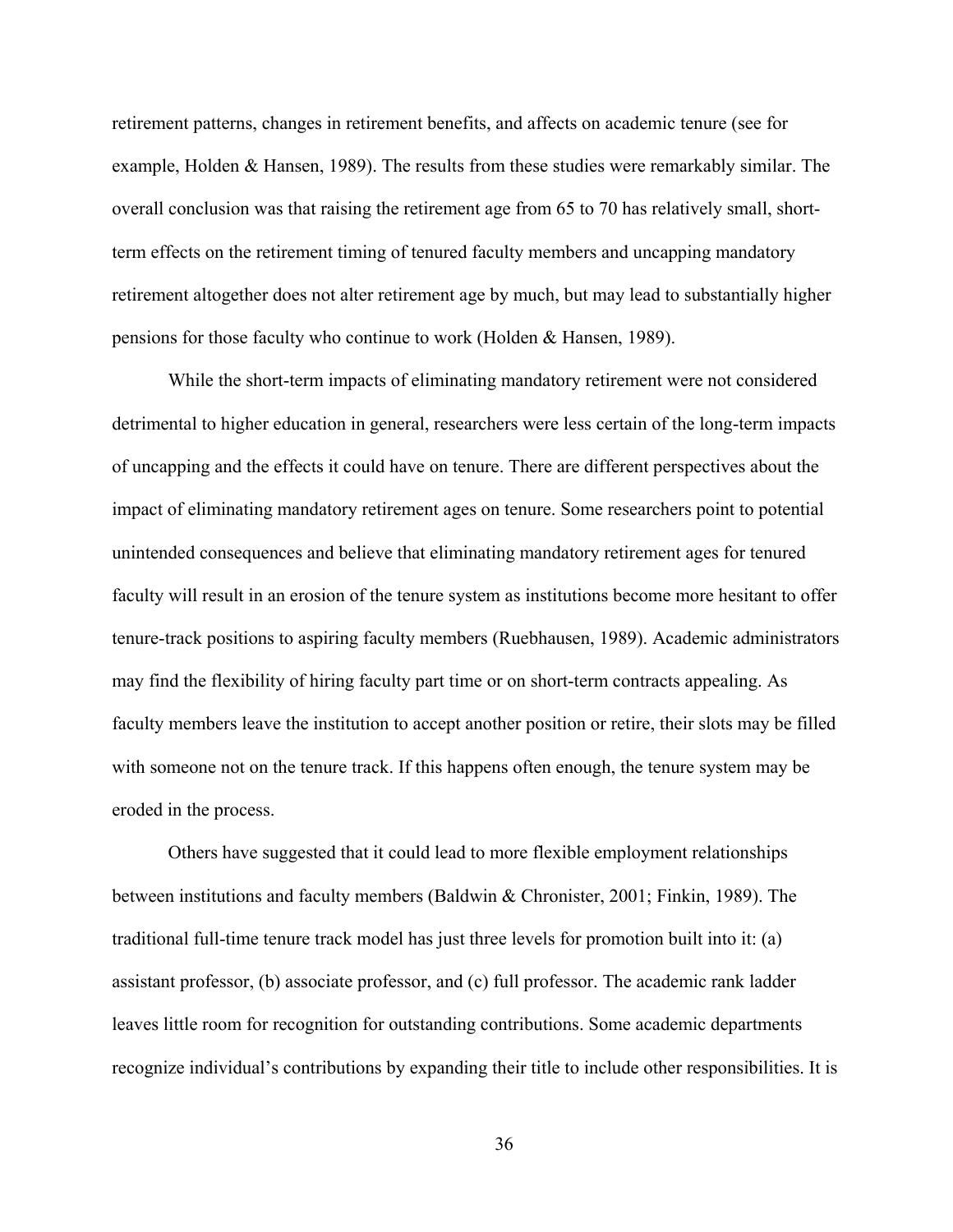retirement patterns, changes in retirement benefits, and affects on academic tenure (see for example, Holden & Hansen, 1989). The results from these studies were remarkably similar. The overall conclusion was that raising the retirement age from 65 to 70 has relatively small, short-term effects on the retirement timing of tenured faculty members and uncapping mandatory retirement altogether does not alter retirement age by much, but may lead to substantially higher pensions for those faculty who continue to work (Holden & Hansen, 1989).

While the short-term impacts of eliminating mandatory retirement were not considered detrimental to higher education in general, researchers were less certain of the long-term impacts of uncapping and the effects it could have on tenure. There are different perspectives about the impact of eliminating mandatory retirement ages on tenure. Some researchers point to potential unintended consequences and believe that eliminating mandatory retirement ages for tenured faculty will result in an erosion of the tenure system as institutions become more hesitant to offer tenure-track positions to aspiring faculty members (Ruebhausen, 1989). Academic administrators may find the flexibility of hiring faculty part time or on short-term contracts appealing. As faculty members leave the institution to accept another position or retire, their slots may be filled with someone not on the tenure track. If this happens often enough, the tenure system may be eroded in the process.

Others have suggested that it could lead to more flexible employment relationships between institutions and faculty members (Baldwin & Chronister, 2001; Finkin, 1989). The traditional full-time tenure track model has just three levels for promotion built into it: (a) assistant professor, (b) associate professor, and (c) full professor. The academic rank ladder leaves little room for recognition for outstanding contributions. Some academic departments recognize individual's contributions by expanding their title to include other responsibilities. It is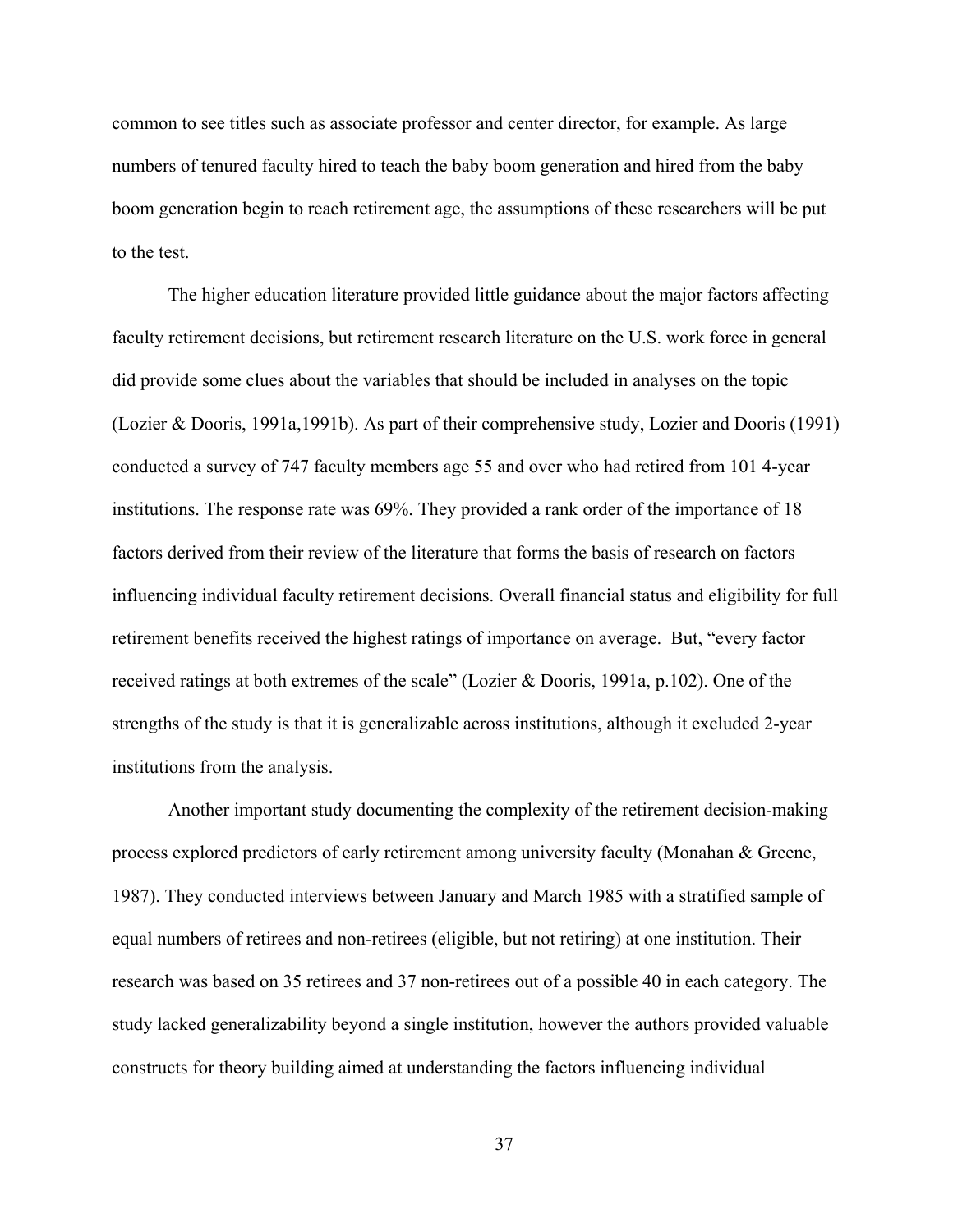common to see titles such as associate professor and center director, for example. As large numbers of tenured faculty hired to teach the baby boom generation and hired from the baby boom generation begin to reach retirement age, the assumptions of these researchers will be put to the test.

The higher education literature provided little guidance about the major factors affecting faculty retirement decisions, but retirement research literature on the U.S. work force in general did provide some clues about the variables that should be included in analyses on the topic (Lozier & Dooris, 1991a,1991b). As part of their comprehensive study, Lozier and Dooris (1991) conducted a survey of 747 faculty members age 55 and over who had retired from 101 4-year institutions. The response rate was 69%. They provided a rank order of the importance of 18 factors derived from their review of the literature that forms the basis of research on factors influencing individual faculty retirement decisions. Overall financial status and eligibility for full retirement benefits received the highest ratings of importance on average. But, "every factor received ratings at both extremes of the scale" (Lozier & Dooris, 1991a, p.102). One of the strengths of the study is that it is generalizable across institutions, although it excluded 2-year institutions from the analysis.

Another important study documenting the complexity of the retirement decision-making process explored predictors of early retirement among university faculty (Monahan & Greene, 1987). They conducted interviews between January and March 1985 with a stratified sample of equal numbers of retirees and non-retirees (eligible, but not retiring) at one institution. Their research was based on 35 retirees and 37 non-retirees out of a possible 40 in each category. The study lacked generalizability beyond a single institution, however the authors provided valuable constructs for theory building aimed at understanding the factors influencing individual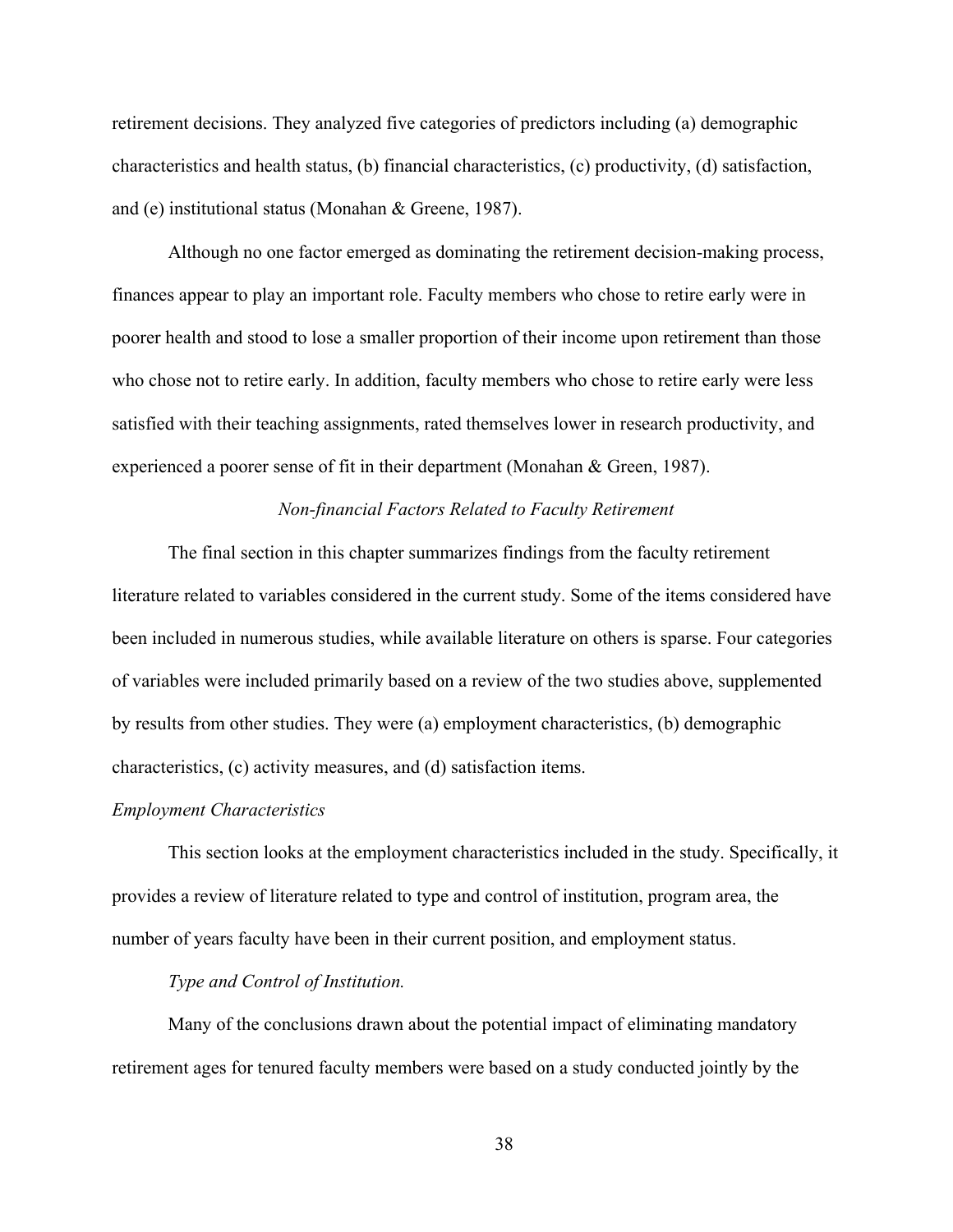retirement decisions. They analyzed five categories of predictors including (a) demographic characteristics and health status, (b) financial characteristics, (c) productivity, (d) satisfaction, and (e) institutional status (Monahan & Greene, 1987).

Although no one factor emerged as dominating the retirement decision-making process, finances appear to play an important role. Faculty members who chose to retire early were in poorer health and stood to lose a smaller proportion of their income upon retirement than those who chose not to retire early. In addition, faculty members who chose to retire early were less satisfied with their teaching assignments, rated themselves lower in research productivity, and experienced a poorer sense of fit in their department (Monahan & Green, 1987).

### *Non-financial Factors Related to Faculty Retirement*

The final section in this chapter summarizes findings from the faculty retirement literature related to variables considered in the current study. Some of the items considered have been included in numerous studies, while available literature on others is sparse. Four categories of variables were included primarily based on a review of the two studies above, supplemented by results from other studies. They were (a) employment characteristics, (b) demographic characteristics, (c) activity measures, and (d) satisfaction items.

#### *Employment Characteristics*

This section looks at the employment characteristics included in the study. Specifically, it provides a review of literature related to type and control of institution, program area, the number of years faculty have been in their current position, and employment status.

##### *Type and Control of Institution.*

Many of the conclusions drawn about the potential impact of eliminating mandatory retirement ages for tenured faculty members were based on a study conducted jointly by the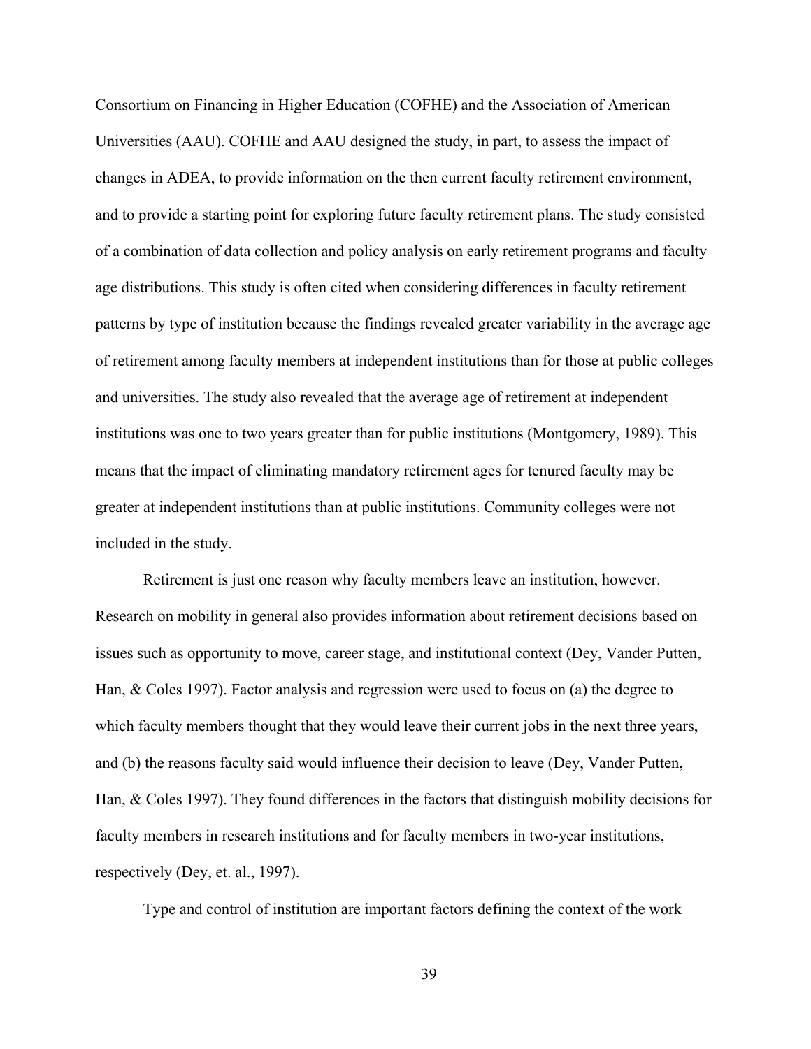Consortium on Financing in Higher Education (COFHE) and the Association of American Universities (AAU). COFHE and AAU designed the study, in part, to assess the impact of changes in ADEA, to provide information on the then current faculty retirement environment, and to provide a starting point for exploring future faculty retirement plans. The study consisted of a combination of data collection and policy analysis on early retirement programs and faculty age distributions. This study is often cited when considering differences in faculty retirement patterns by type of institution because the findings revealed greater variability in the average age of retirement among faculty members at independent institutions than for those at public colleges and universities. The study also revealed that the average age of retirement at independent institutions was one to two years greater than for public institutions (Montgomery, 1989). This means that the impact of eliminating mandatory retirement ages for tenured faculty may be greater at independent institutions than at public institutions. Community colleges were not included in the study.

Retirement is just one reason why faculty members leave an institution, however. Research on mobility in general also provides information about retirement decisions based on issues such as opportunity to move, career stage, and institutional context (Dey, Vander Putten, Han, & Coles 1997). Factor analysis and regression were used to focus on (a) the degree to which faculty members thought that they would leave their current jobs in the next three years, and (b) the reasons faculty said would influence their decision to leave (Dey, Vander Putten, Han, & Coles 1997). They found differences in the factors that distinguish mobility decisions for faculty members in research institutions and for faculty members in two-year institutions, respectively (Dey, et. al., 1997).

Type and control of institution are important factors defining the context of the work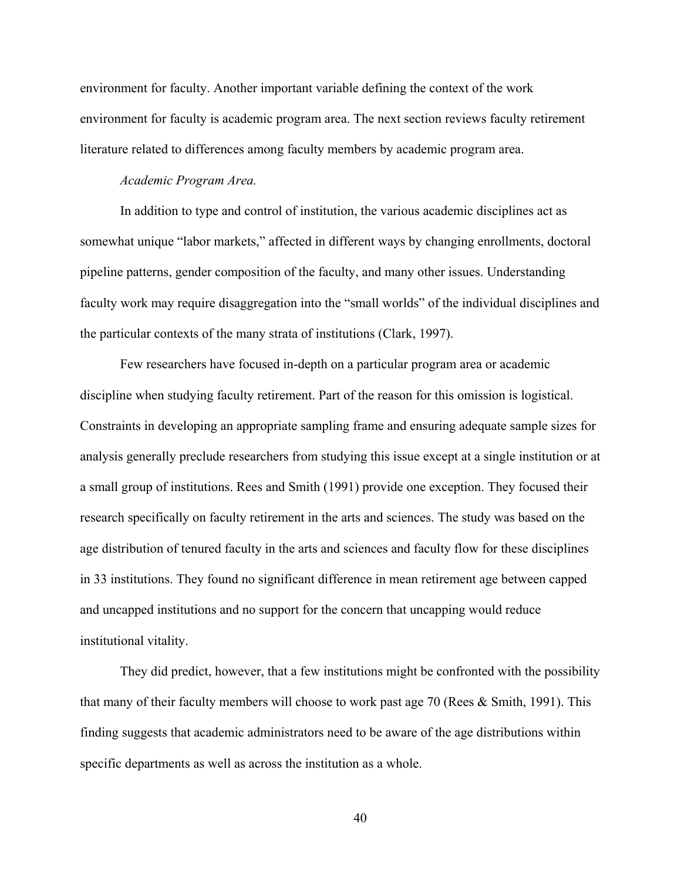environment for faculty. Another important variable defining the context of the work environment for faculty is academic program area. The next section reviews faculty retirement literature related to differences among faculty members by academic program area.

*Academic Program Area.*

In addition to type and control of institution, the various academic disciplines act as somewhat unique "labor markets," affected in different ways by changing enrollments, doctoral pipeline patterns, gender composition of the faculty, and many other issues. Understanding faculty work may require disaggregation into the "small worlds" of the individual disciplines and the particular contexts of the many strata of institutions (Clark, 1997).

Few researchers have focused in-depth on a particular program area or academic discipline when studying faculty retirement. Part of the reason for this omission is logistical. Constraints in developing an appropriate sampling frame and ensuring adequate sample sizes for analysis generally preclude researchers from studying this issue except at a single institution or at a small group of institutions. Rees and Smith (1991) provide one exception. They focused their research specifically on faculty retirement in the arts and sciences. The study was based on the age distribution of tenured faculty in the arts and sciences and faculty flow for these disciplines in 33 institutions. They found no significant difference in mean retirement age between capped and uncapped institutions and no support for the concern that uncapping would reduce institutional vitality.

They did predict, however, that a few institutions might be confronted with the possibility that many of their faculty members will choose to work past age 70 (Rees & Smith, 1991). This finding suggests that academic administrators need to be aware of the age distributions within specific departments as well as across the institution as a whole.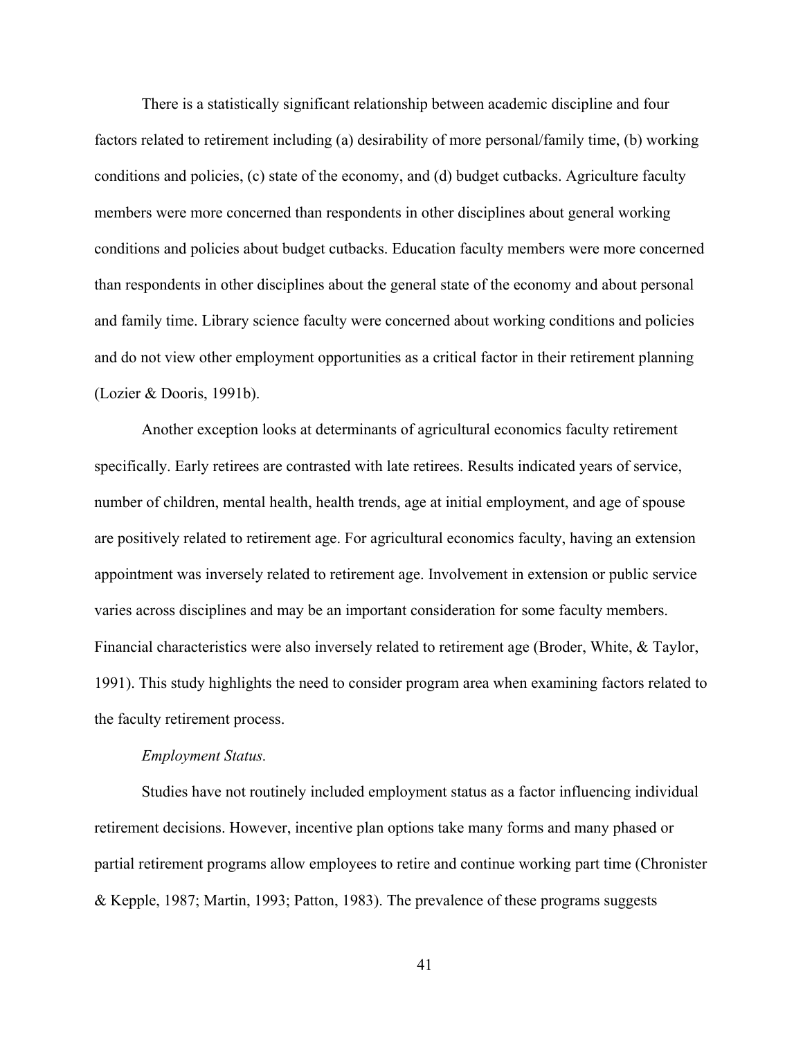There is a statistically significant relationship between academic discipline and four factors related to retirement including (a) desirability of more personal/family time, (b) working conditions and policies, (c) state of the economy, and (d) budget cutbacks. Agriculture faculty members were more concerned than respondents in other disciplines about general working conditions and policies about budget cutbacks. Education faculty members were more concerned than respondents in other disciplines about the general state of the economy and about personal and family time. Library science faculty were concerned about working conditions and policies and do not view other employment opportunities as a critical factor in their retirement planning (Lozier & Dooris, 1991b).

Another exception looks at determinants of agricultural economics faculty retirement specifically. Early retirees are contrasted with late retirees. Results indicated years of service, number of children, mental health, health trends, age at initial employment, and age of spouse are positively related to retirement age. For agricultural economics faculty, having an extension appointment was inversely related to retirement age. Involvement in extension or public service varies across disciplines and may be an important consideration for some faculty members. Financial characteristics were also inversely related to retirement age (Broder, White, & Taylor, 1991). This study highlights the need to consider program area when examining factors related to the faculty retirement process.

*Employment Status.*

Studies have not routinely included employment status as a factor influencing individual retirement decisions. However, incentive plan options take many forms and many phased or partial retirement programs allow employees to retire and continue working part time (Chronister & Kepple, 1987; Martin, 1993; Patton, 1983). The prevalence of these programs suggests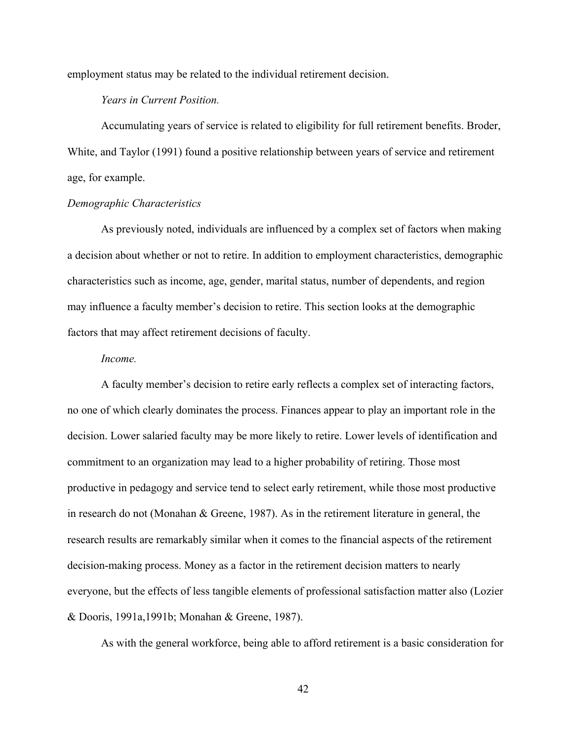employment status may be related to the individual retirement decision.

*Years in Current Position.*

Accumulating years of service is related to eligibility for full retirement benefits. Broder, White, and Taylor (1991) found a positive relationship between years of service and retirement age, for example.

*Demographic Characteristics*

As previously noted, individuals are influenced by a complex set of factors when making a decision about whether or not to retire. In addition to employment characteristics, demographic characteristics such as income, age, gender, marital status, number of dependents, and region may influence a faculty member's decision to retire. This section looks at the demographic factors that may affect retirement decisions of faculty.

*Income.*

A faculty member's decision to retire early reflects a complex set of interacting factors, no one of which clearly dominates the process. Finances appear to play an important role in the decision. Lower salaried faculty may be more likely to retire. Lower levels of identification and commitment to an organization may lead to a higher probability of retiring. Those most productive in pedagogy and service tend to select early retirement, while those most productive in research do not (Monahan & Greene, 1987). As in the retirement literature in general, the research results are remarkably similar when it comes to the financial aspects of the retirement decision-making process. Money as a factor in the retirement decision matters to nearly everyone, but the effects of less tangible elements of professional satisfaction matter also (Lozier & Dooris, 1991a,1991b; Monahan & Greene, 1987).

As with the general workforce, being able to afford retirement is a basic consideration for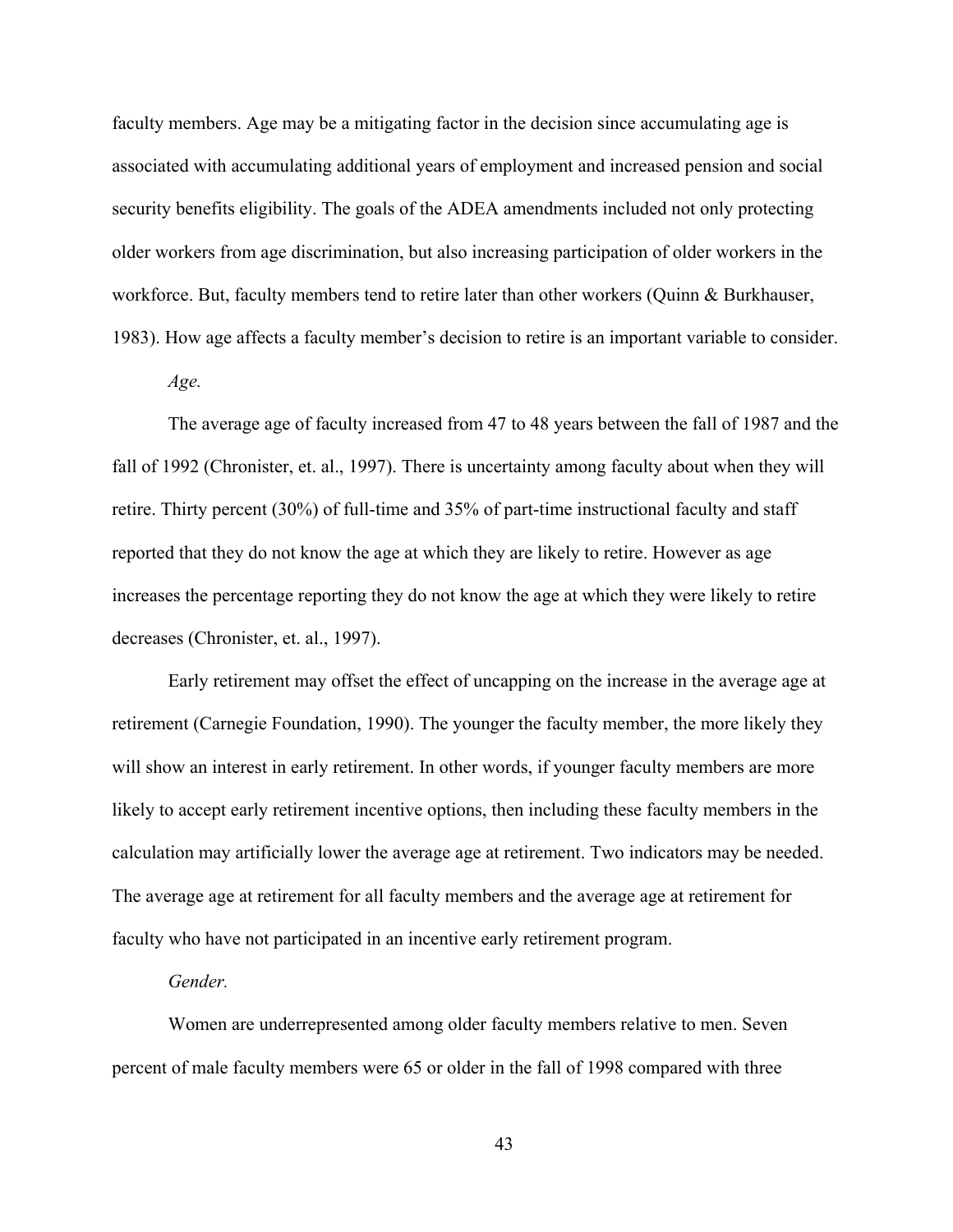faculty members. Age may be a mitigating factor in the decision since accumulating age is associated with accumulating additional years of employment and increased pension and social security benefits eligibility. The goals of the ADEA amendments included not only protecting older workers from age discrimination, but also increasing participation of older workers in the workforce. But, faculty members tend to retire later than other workers (Quinn & Burkhauser, 1983). How age affects a faculty member's decision to retire is an important variable to consider.

*Age.*

The average age of faculty increased from 47 to 48 years between the fall of 1987 and the fall of 1992 (Chronister, et. al., 1997). There is uncertainty among faculty about when they will retire. Thirty percent (30%) of full-time and 35% of part-time instructional faculty and staff reported that they do not know the age at which they are likely to retire. However as age increases the percentage reporting they do not know the age at which they were likely to retire decreases (Chronister, et. al., 1997).

Early retirement may offset the effect of uncapping on the increase in the average age at retirement (Carnegie Foundation, 1990). The younger the faculty member, the more likely they will show an interest in early retirement. In other words, if younger faculty members are more likely to accept early retirement incentive options, then including these faculty members in the calculation may artificially lower the average age at retirement. Two indicators may be needed. The average age at retirement for all faculty members and the average age at retirement for faculty who have not participated in an incentive early retirement program.

*Gender.*

Women are underrepresented among older faculty members relative to men. Seven percent of male faculty members were 65 or older in the fall of 1998 compared with three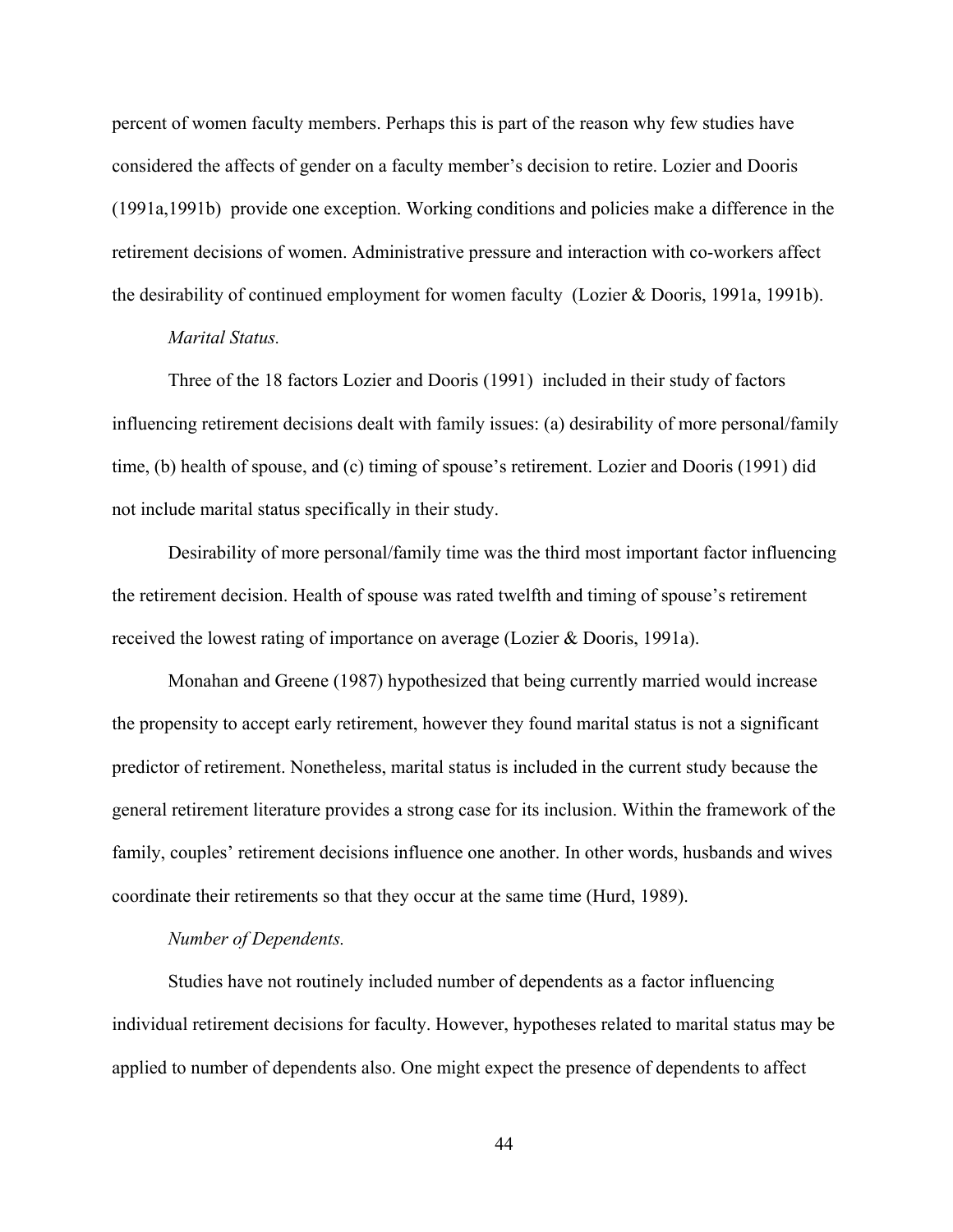percent of women faculty members. Perhaps this is part of the reason why few studies have considered the affects of gender on a faculty member's decision to retire. Lozier and Dooris (1991a,1991b) provide one exception. Working conditions and policies make a difference in the retirement decisions of women. Administrative pressure and interaction with co-workers affect the desirability of continued employment for women faculty (Lozier & Dooris, 1991a, 1991b).

*Marital Status.*

Three of the 18 factors Lozier and Dooris (1991) included in their study of factors influencing retirement decisions dealt with family issues: (a) desirability of more personal/family time, (b) health of spouse, and (c) timing of spouse's retirement. Lozier and Dooris (1991) did not include marital status specifically in their study.

Desirability of more personal/family time was the third most important factor influencing the retirement decision. Health of spouse was rated twelfth and timing of spouse's retirement received the lowest rating of importance on average (Lozier & Dooris, 1991a).

Monahan and Greene (1987) hypothesized that being currently married would increase the propensity to accept early retirement, however they found marital status is not a significant predictor of retirement. Nonetheless, marital status is included in the current study because the general retirement literature provides a strong case for its inclusion. Within the framework of the family, couples' retirement decisions influence one another. In other words, husbands and wives coordinate their retirements so that they occur at the same time (Hurd, 1989).

*Number of Dependents.*

Studies have not routinely included number of dependents as a factor influencing individual retirement decisions for faculty. However, hypotheses related to marital status may be applied to number of dependents also. One might expect the presence of dependents to affect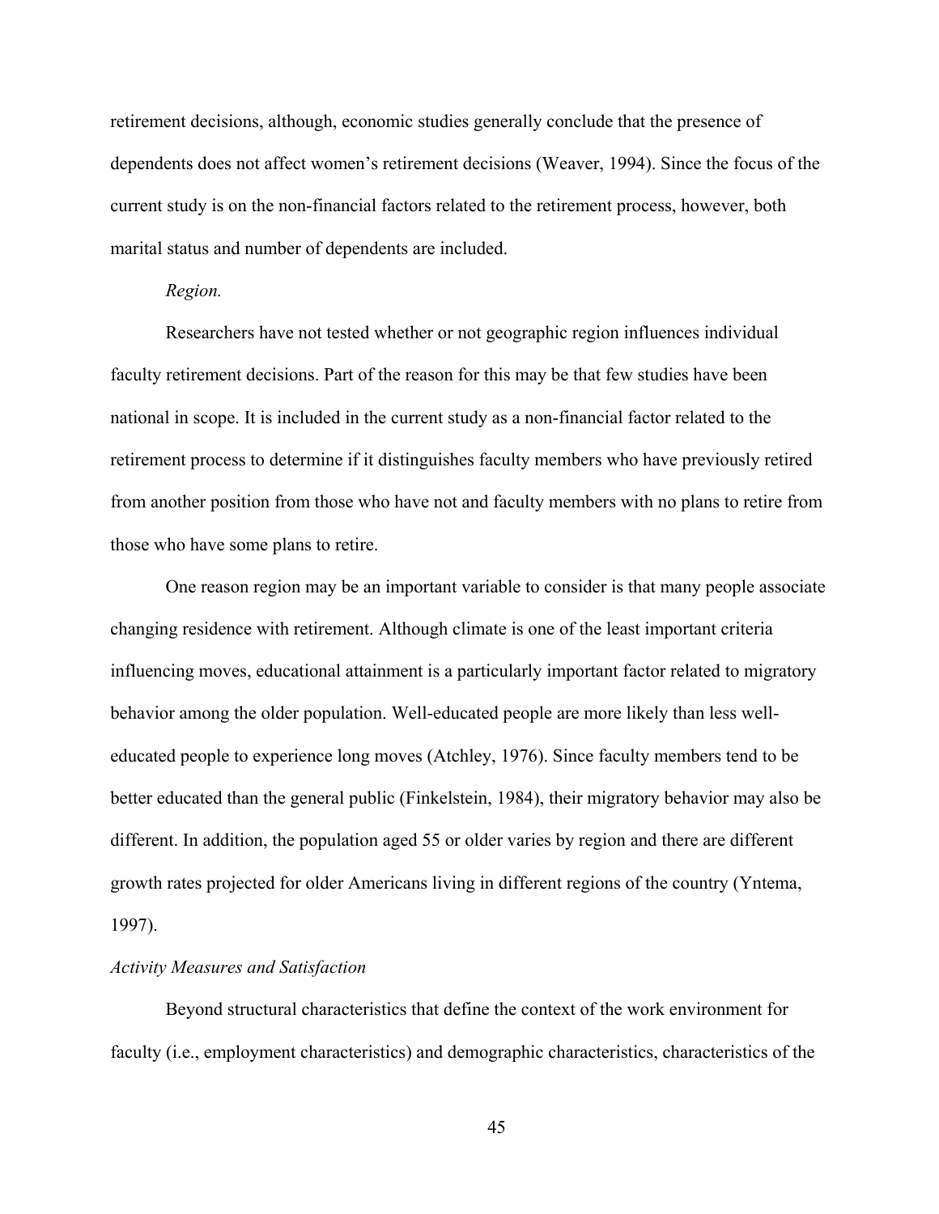retirement decisions, although, economic studies generally conclude that the presence of dependents does not affect women's retirement decisions (Weaver, 1994). Since the focus of the current study is on the non-financial factors related to the retirement process, however, both marital status and number of dependents are included.

*Region.*

Researchers have not tested whether or not geographic region influences individual faculty retirement decisions. Part of the reason for this may be that few studies have been national in scope. It is included in the current study as a non-financial factor related to the retirement process to determine if it distinguishes faculty members who have previously retired from another position from those who have not and faculty members with no plans to retire from those who have some plans to retire.

One reason region may be an important variable to consider is that many people associate changing residence with retirement. Although climate is one of the least important criteria influencing moves, educational attainment is a particularly important factor related to migratory behavior among the older population. Well-educated people are more likely than less well-educated people to experience long moves (Atchley, 1976). Since faculty members tend to be better educated than the general public (Finkelstein, 1984), their migratory behavior may also be different. In addition, the population aged 55 or older varies by region and there are different growth rates projected for older Americans living in different regions of the country (Yntema, 1997).

*Activity Measures and Satisfaction*

Beyond structural characteristics that define the context of the work environment for faculty (i.e., employment characteristics) and demographic characteristics, characteristics of the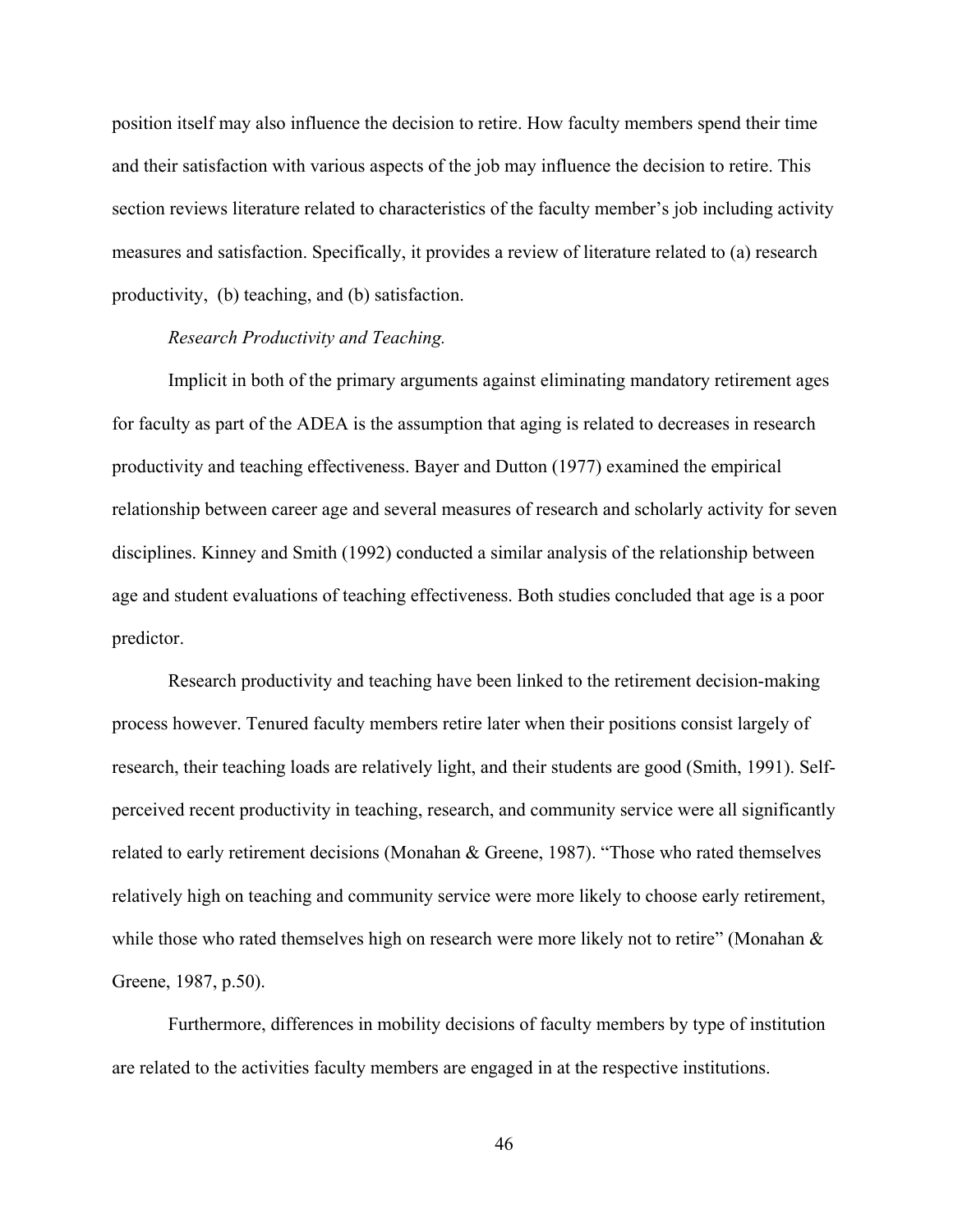position itself may also influence the decision to retire. How faculty members spend their time and their satisfaction with various aspects of the job may influence the decision to retire. This section reviews literature related to characteristics of the faculty member's job including activity measures and satisfaction. Specifically, it provides a review of literature related to (a) research productivity, (b) teaching, and (b) satisfaction.

*Research Productivity and Teaching.*

Implicit in both of the primary arguments against eliminating mandatory retirement ages for faculty as part of the ADEA is the assumption that aging is related to decreases in research productivity and teaching effectiveness. Bayer and Dutton (1977) examined the empirical relationship between career age and several measures of research and scholarly activity for seven disciplines. Kinney and Smith (1992) conducted a similar analysis of the relationship between age and student evaluations of teaching effectiveness. Both studies concluded that age is a poor predictor.

Research productivity and teaching have been linked to the retirement decision-making process however. Tenured faculty members retire later when their positions consist largely of research, their teaching loads are relatively light, and their students are good (Smith, 1991). Self-perceived recent productivity in teaching, research, and community service were all significantly related to early retirement decisions (Monahan & Greene, 1987). "Those who rated themselves relatively high on teaching and community service were more likely to choose early retirement, while those who rated themselves high on research were more likely not to retire" (Monahan & Greene, 1987, p.50).

Furthermore, differences in mobility decisions of faculty members by type of institution are related to the activities faculty members are engaged in at the respective institutions.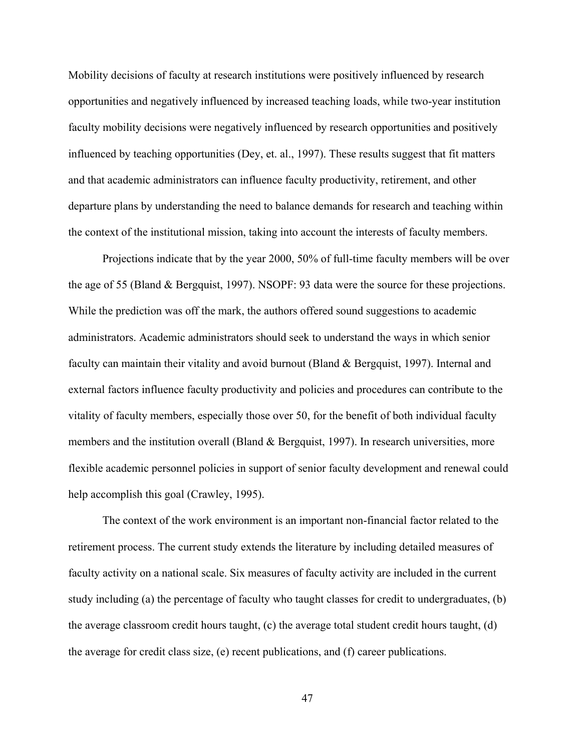Mobility decisions of faculty at research institutions were positively influenced by research opportunities and negatively influenced by increased teaching loads, while two-year institution faculty mobility decisions were negatively influenced by research opportunities and positively influenced by teaching opportunities (Dey, et. al., 1997). These results suggest that fit matters and that academic administrators can influence faculty productivity, retirement, and other departure plans by understanding the need to balance demands for research and teaching within the context of the institutional mission, taking into account the interests of faculty members.

Projections indicate that by the year 2000, 50% of full-time faculty members will be over the age of 55 (Bland & Bergquist, 1997). NSOPF: 93 data were the source for these projections. While the prediction was off the mark, the authors offered sound suggestions to academic administrators. Academic administrators should seek to understand the ways in which senior faculty can maintain their vitality and avoid burnout (Bland & Bergquist, 1997). Internal and external factors influence faculty productivity and policies and procedures can contribute to the vitality of faculty members, especially those over 50, for the benefit of both individual faculty members and the institution overall (Bland & Bergquist, 1997). In research universities, more flexible academic personnel policies in support of senior faculty development and renewal could help accomplish this goal (Crawley, 1995).

The context of the work environment is an important non-financial factor related to the retirement process. The current study extends the literature by including detailed measures of faculty activity on a national scale. Six measures of faculty activity are included in the current study including (a) the percentage of faculty who taught classes for credit to undergraduates, (b) the average classroom credit hours taught, (c) the average total student credit hours taught, (d) the average for credit class size, (e) recent publications, and (f) career publications.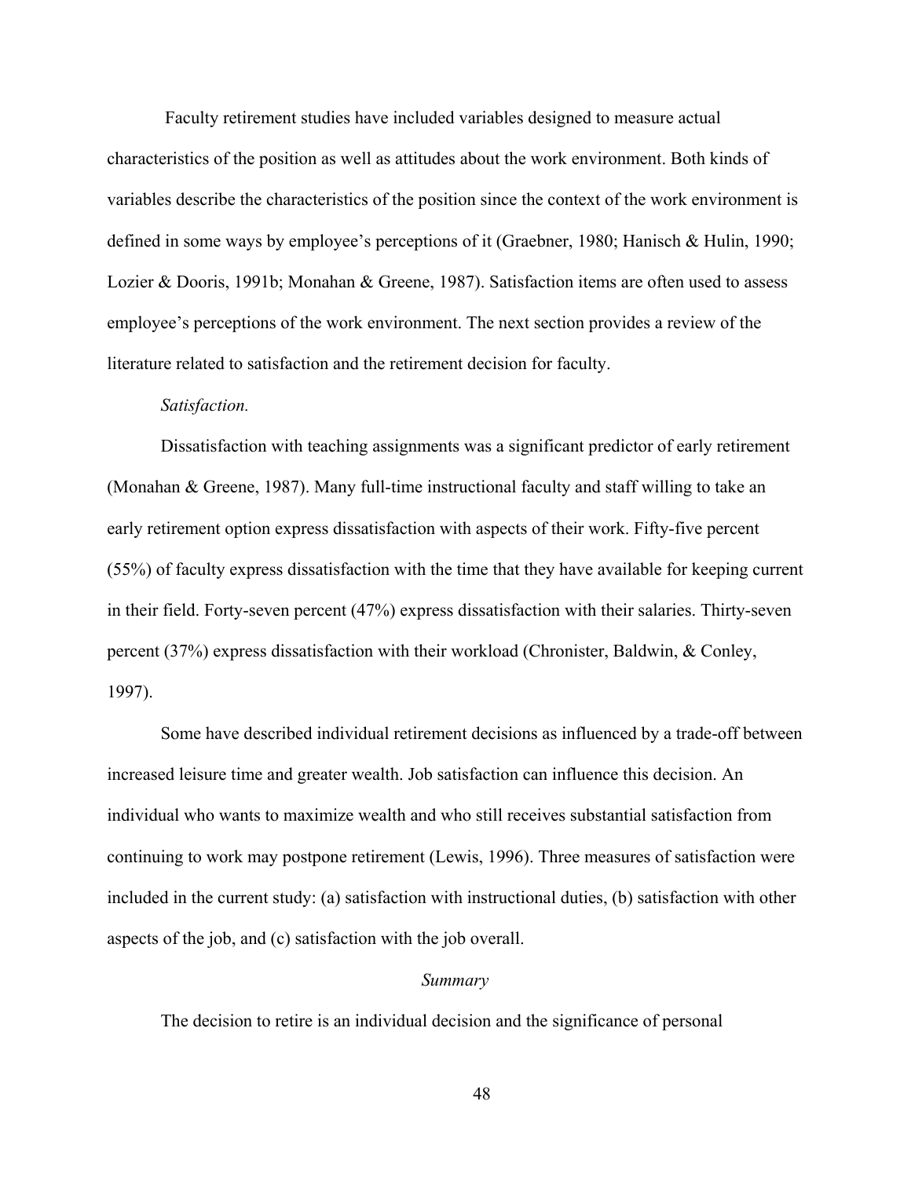Faculty retirement studies have included variables designed to measure actual characteristics of the position as well as attitudes about the work environment. Both kinds of variables describe the characteristics of the position since the context of the work environment is defined in some ways by employee's perceptions of it (Graebner, 1980; Hanisch & Hulin, 1990; Lozier & Dooris, 1991b; Monahan & Greene, 1987). Satisfaction items are often used to assess employee's perceptions of the work environment. The next section provides a review of the literature related to satisfaction and the retirement decision for faculty.

#### *Satisfaction.*

Dissatisfaction with teaching assignments was a significant predictor of early retirement (Monahan & Greene, 1987). Many full-time instructional faculty and staff willing to take an early retirement option express dissatisfaction with aspects of their work. Fifty-five percent (55%) of faculty express dissatisfaction with the time that they have available for keeping current in their field. Forty-seven percent (47%) express dissatisfaction with their salaries. Thirty-seven percent (37%) express dissatisfaction with their workload (Chronister, Baldwin, & Conley, 1997).

Some have described individual retirement decisions as influenced by a trade-off between increased leisure time and greater wealth. Job satisfaction can influence this decision. An individual who wants to maximize wealth and who still receives substantial satisfaction from continuing to work may postpone retirement (Lewis, 1996). Three measures of satisfaction were included in the current study: (a) satisfaction with instructional duties, (b) satisfaction with other aspects of the job, and (c) satisfaction with the job overall.

### *Summary*

The decision to retire is an individual decision and the significance of personal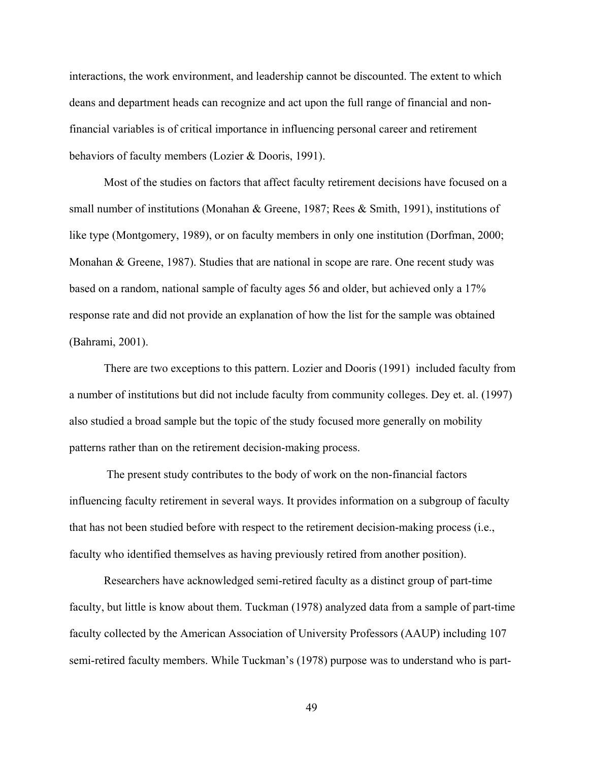interactions, the work environment, and leadership cannot be discounted. The extent to which deans and department heads can recognize and act upon the full range of financial and non-financial variables is of critical importance in influencing personal career and retirement behaviors of faculty members (Lozier & Dooris, 1991).

Most of the studies on factors that affect faculty retirement decisions have focused on a small number of institutions (Monahan & Greene, 1987; Rees & Smith, 1991), institutions of like type (Montgomery, 1989), or on faculty members in only one institution (Dorfman, 2000; Monahan & Greene, 1987). Studies that are national in scope are rare. One recent study was based on a random, national sample of faculty ages 56 and older, but achieved only a 17% response rate and did not provide an explanation of how the list for the sample was obtained (Bahrami, 2001).

There are two exceptions to this pattern. Lozier and Dooris (1991) included faculty from a number of institutions but did not include faculty from community colleges. Dey et. al. (1997) also studied a broad sample but the topic of the study focused more generally on mobility patterns rather than on the retirement decision-making process.

The present study contributes to the body of work on the non-financial factors influencing faculty retirement in several ways. It provides information on a subgroup of faculty that has not been studied before with respect to the retirement decision-making process (i.e., faculty who identified themselves as having previously retired from another position).

Researchers have acknowledged semi-retired faculty as a distinct group of part-time faculty, but little is know about them. Tuckman (1978) analyzed data from a sample of part-time faculty collected by the American Association of University Professors (AAUP) including 107 semi-retired faculty members. While Tuckman's (1978) purpose was to understand who is part-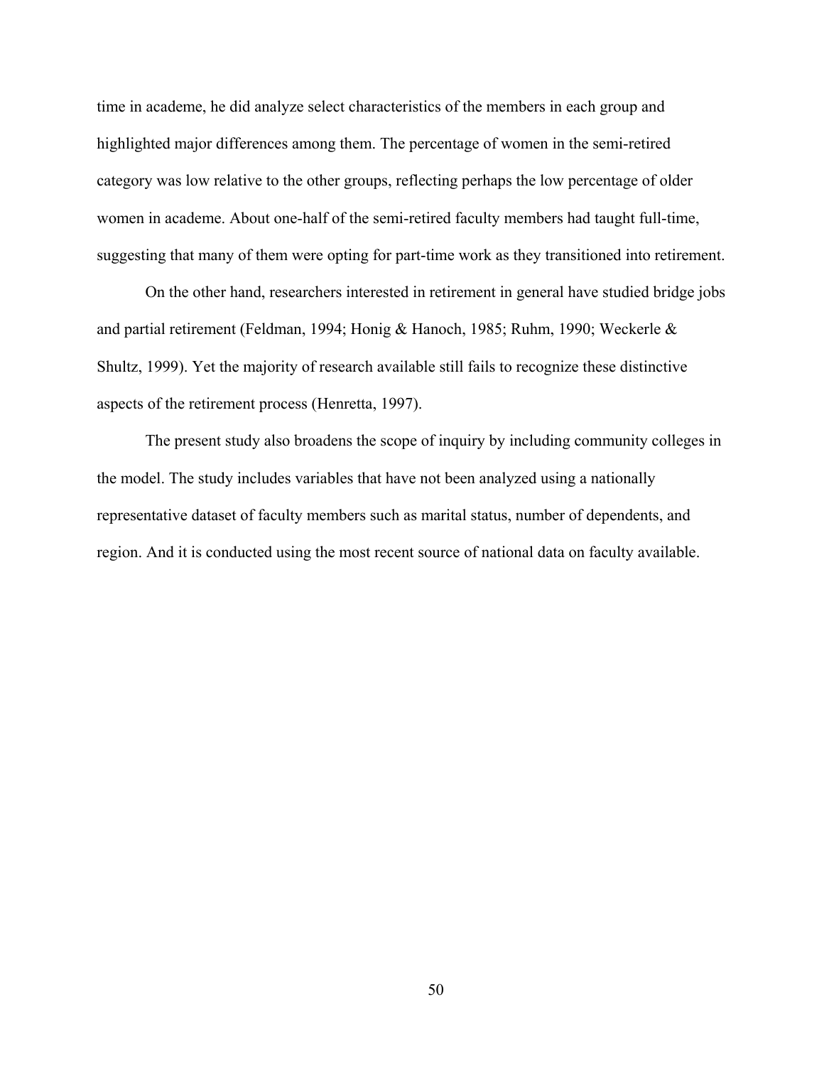time in academe, he did analyze select characteristics of the members in each group and highlighted major differences among them. The percentage of women in the semi-retired category was low relative to the other groups, reflecting perhaps the low percentage of older women in academe. About one-half of the semi-retired faculty members had taught full-time, suggesting that many of them were opting for part-time work as they transitioned into retirement.

On the other hand, researchers interested in retirement in general have studied bridge jobs and partial retirement (Feldman, 1994; Honig & Hanoch, 1985; Ruhm, 1990; Weckerle & Shultz, 1999). Yet the majority of research available still fails to recognize these distinctive aspects of the retirement process (Henretta, 1997).

The present study also broadens the scope of inquiry by including community colleges in the model. The study includes variables that have not been analyzed using a nationally representative dataset of faculty members such as marital status, number of dependents, and region. And it is conducted using the most recent source of national data on faculty available.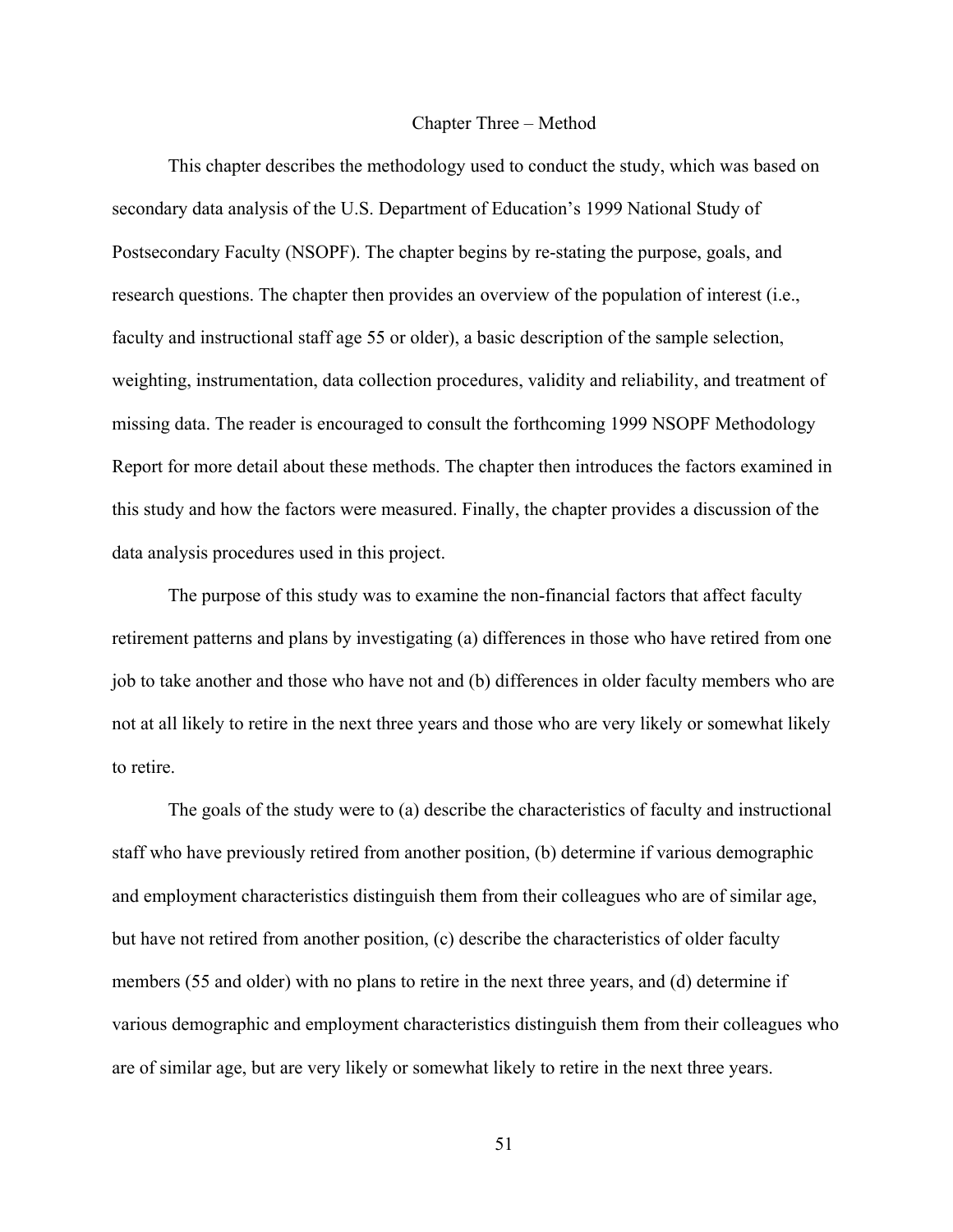# Chapter Three – Method

This chapter describes the methodology used to conduct the study, which was based on secondary data analysis of the U.S. Department of Education's 1999 National Study of Postsecondary Faculty (NSOPF). The chapter begins by re-stating the purpose, goals, and research questions. The chapter then provides an overview of the population of interest (i.e., faculty and instructional staff age 55 or older), a basic description of the sample selection, weighting, instrumentation, data collection procedures, validity and reliability, and treatment of missing data. The reader is encouraged to consult the forthcoming 1999 NSOPF Methodology Report for more detail about these methods. The chapter then introduces the factors examined in this study and how the factors were measured. Finally, the chapter provides a discussion of the data analysis procedures used in this project.

The purpose of this study was to examine the non-financial factors that affect faculty retirement patterns and plans by investigating (a) differences in those who have retired from one job to take another and those who have not and (b) differences in older faculty members who are not at all likely to retire in the next three years and those who are very likely or somewhat likely to retire.

The goals of the study were to (a) describe the characteristics of faculty and instructional staff who have previously retired from another position, (b) determine if various demographic and employment characteristics distinguish them from their colleagues who are of similar age, but have not retired from another position, (c) describe the characteristics of older faculty members (55 and older) with no plans to retire in the next three years, and (d) determine if various demographic and employment characteristics distinguish them from their colleagues who are of similar age, but are very likely or somewhat likely to retire in the next three years.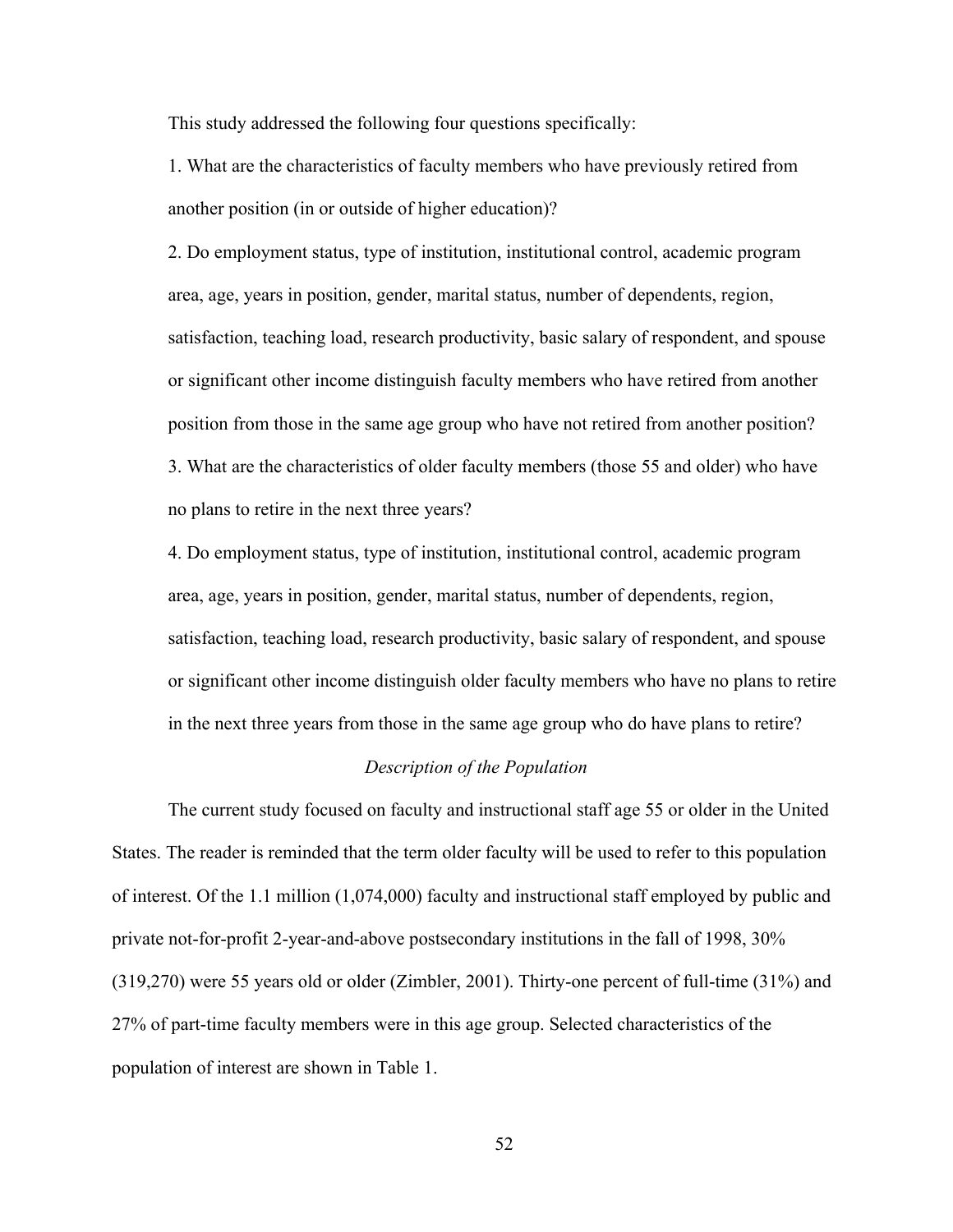This study addressed the following four questions specifically:

1. What are the characteristics of faculty members who have previously retired from another position (in or outside of higher education)?

2. Do employment status, type of institution, institutional control, academic program area, age, years in position, gender, marital status, number of dependents, region, satisfaction, teaching load, research productivity, basic salary of respondent, and spouse or significant other income distinguish faculty members who have retired from another position from those in the same age group who have not retired from another position?

3. What are the characteristics of older faculty members (those 55 and older) who have no plans to retire in the next three years?

4. Do employment status, type of institution, institutional control, academic program area, age, years in position, gender, marital status, number of dependents, region, satisfaction, teaching load, research productivity, basic salary of respondent, and spouse or significant other income distinguish older faculty members who have no plans to retire in the next three years from those in the same age group who do have plans to retire?

### *Description of the Population*

The current study focused on faculty and instructional staff age 55 or older in the United States. The reader is reminded that the term older faculty will be used to refer to this population of interest. Of the 1.1 million (1,074,000) faculty and instructional staff employed by public and private not-for-profit 2-year-and-above postsecondary institutions in the fall of 1998, 30% (319,270) were 55 years old or older (Zimbler, 2001). Thirty-one percent of full-time (31%) and 27% of part-time faculty members were in this age group. Selected characteristics of the population of interest are shown in Table 1.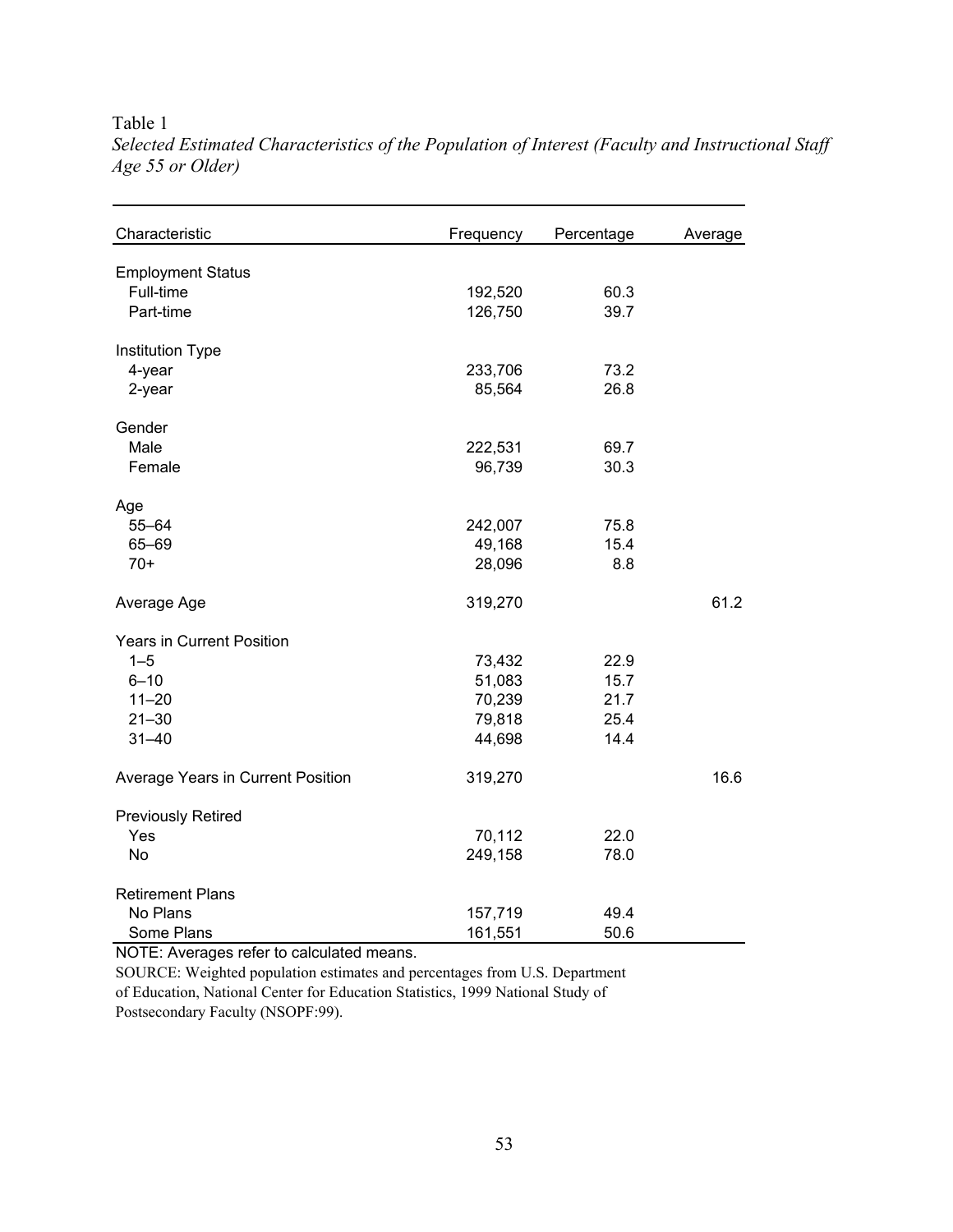Table 1

*Selected Estimated Characteristics of the Population of Interest (Faculty and Instructional Staff Age 55 or Older)*

| Characteristic | Frequency | Percentage | Average |
|---|---|---|---|
| Employment Status | | | |
| Full-time | 192,520 | 60.3 | |
| Part-time | 126,750 | 39.7 | |
| Institution Type | | | |
| 4-year | 233,706 | 73.2 | |
| 2-year | 85,564 | 26.8 | |
| Gender | | | |
| Male | 222,531 | 69.7 | |
| Female | 96,739 | 30.3 | |
| Age | | | |
| 55–64 | 242,007 | 75.8 | |
| 65–69 | 49,168 | 15.4 | |
| 70+ | 28,096 | 8.8 | |
| Average Age | 319,270 | | 61.2 |
| Years in Current Position | | | |
| 1–5 | 73,432 | 22.9 | |
| 6–10 | 51,083 | 15.7 | |
| 11–20 | 70,239 | 21.7 | |
| 21–30 | 79,818 | 25.4 | |
| 31–40 | 44,698 | 14.4 | |
| Average Years in Current Position | 319,270 | | 16.6 |
| Previously Retired | | | |
| Yes | 70,112 | 22.0 | |
| No | 249,158 | 78.0 | |
| Retirement Plans | | | |
| No Plans | 157,719 | 49.4 | |
| Some Plans | 161,551 | 50.6 | |

NOTE: Averages refer to calculated means.

SOURCE: Weighted population estimates and percentages from U.S. Department of Education, National Center for Education Statistics, 1999 National Study of Postsecondary Faculty (NSOPF:99).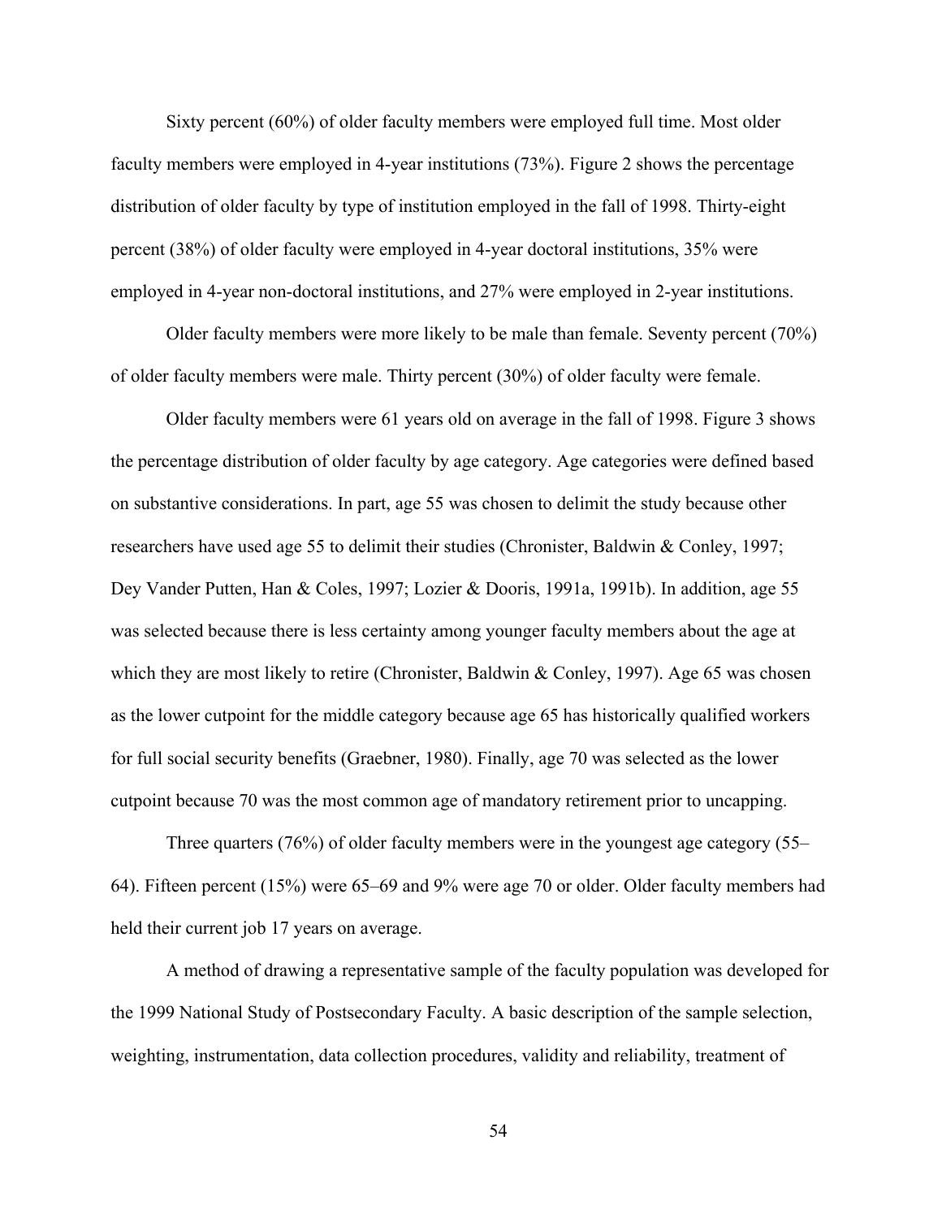Sixty percent (60%) of older faculty members were employed full time. Most older faculty members were employed in 4-year institutions (73%). Figure 2 shows the percentage distribution of older faculty by type of institution employed in the fall of 1998. Thirty-eight percent (38%) of older faculty were employed in 4-year doctoral institutions, 35% were employed in 4-year non-doctoral institutions, and 27% were employed in 2-year institutions.

Older faculty members were more likely to be male than female. Seventy percent (70%) of older faculty members were male. Thirty percent (30%) of older faculty were female.

Older faculty members were 61 years old on average in the fall of 1998. Figure 3 shows the percentage distribution of older faculty by age category. Age categories were defined based on substantive considerations. In part, age 55 was chosen to delimit the study because other researchers have used age 55 to delimit their studies (Chronister, Baldwin & Conley, 1997; Dey Vander Putten, Han & Coles, 1997; Lozier & Dooris, 1991a, 1991b). In addition, age 55 was selected because there is less certainty among younger faculty members about the age at which they are most likely to retire (Chronister, Baldwin & Conley, 1997). Age 65 was chosen as the lower cutpoint for the middle category because age 65 has historically qualified workers for full social security benefits (Graebner, 1980). Finally, age 70 was selected as the lower cutpoint because 70 was the most common age of mandatory retirement prior to uncapping.

Three quarters (76%) of older faculty members were in the youngest age category (55–64). Fifteen percent (15%) were 65–69 and 9% were age 70 or older. Older faculty members had held their current job 17 years on average.

A method of drawing a representative sample of the faculty population was developed for the 1999 National Study of Postsecondary Faculty. A basic description of the sample selection, weighting, instrumentation, data collection procedures, validity and reliability, treatment of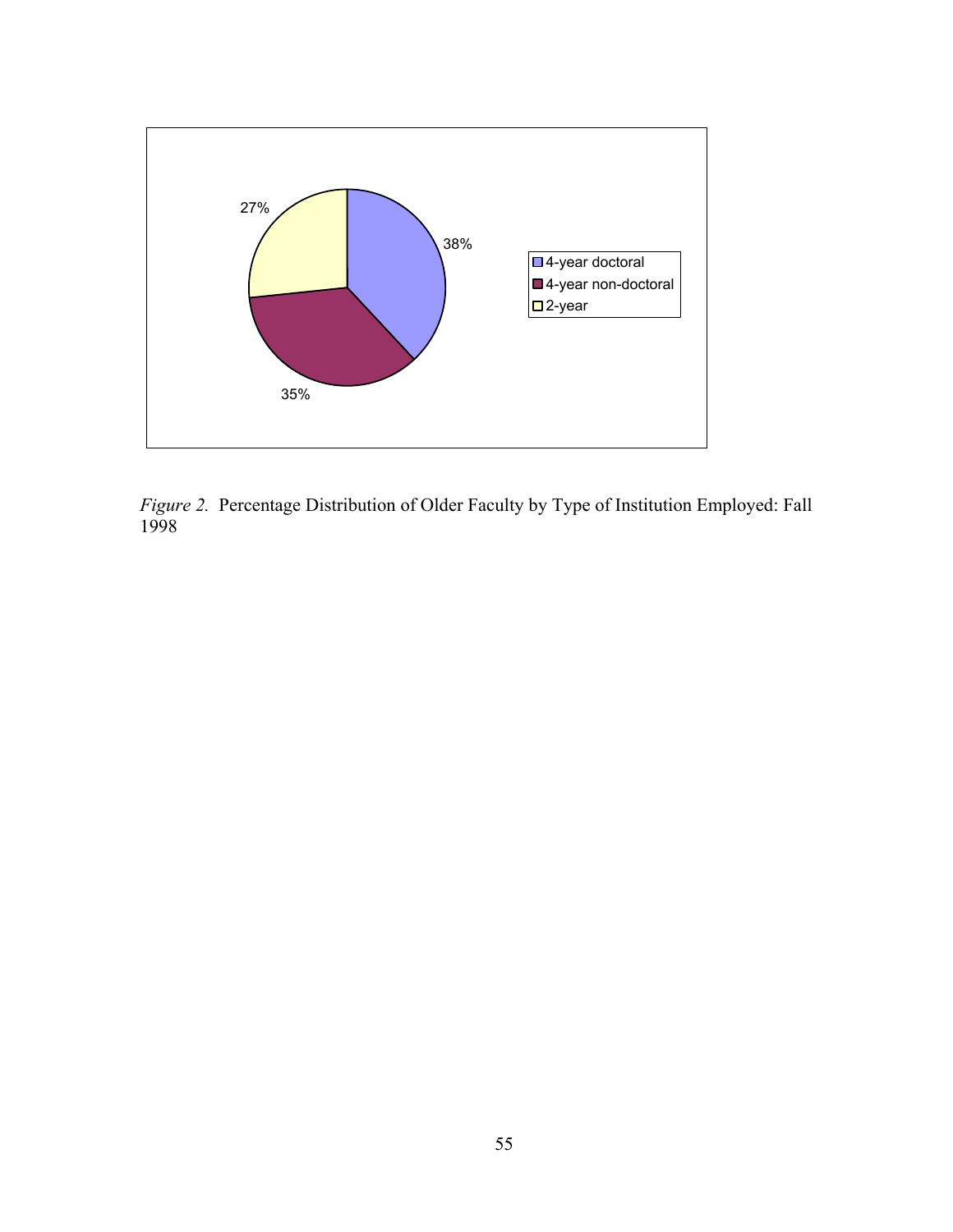| Type of Institution | Percentage |
| --- | --- |
| 4-year doctoral | 38% |
| 4-year non-doctoral | 35% |
| 2-year | 27% |

*Figure 2.* Percentage Distribution of Older Faculty by Type of Institution Employed: Fall 1998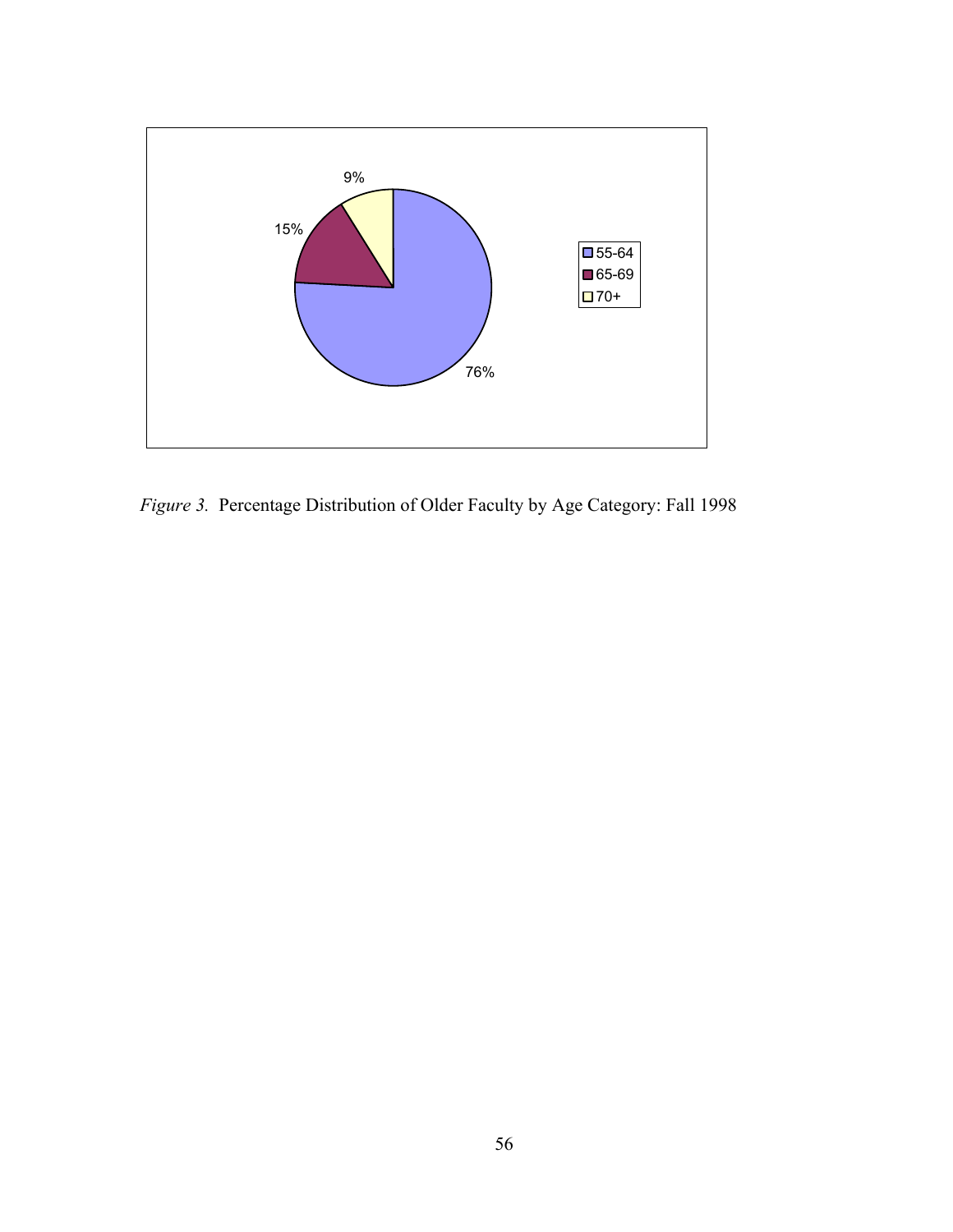| Age Category | Percentage |
| --- | --- |
| 55-64 | 76% |
| 65-69 | 15% |
| 70+ | 9% |

*Figure 3.* Percentage Distribution of Older Faculty by Age Category: Fall 1998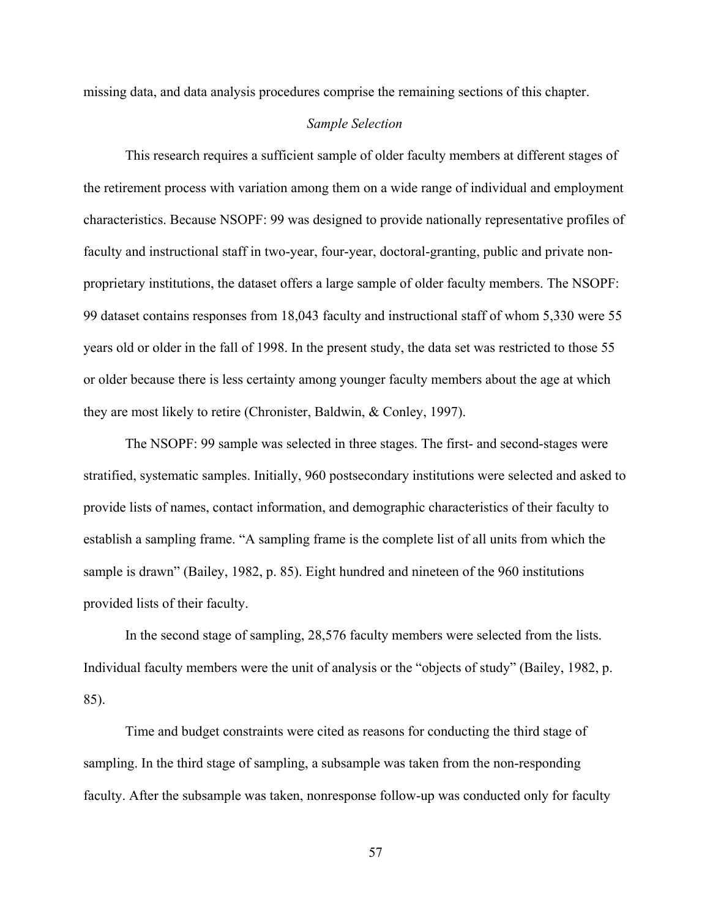missing data, and data analysis procedures comprise the remaining sections of this chapter.

### *Sample Selection*

This research requires a sufficient sample of older faculty members at different stages of the retirement process with variation among them on a wide range of individual and employment characteristics. Because NSOPF: 99 was designed to provide nationally representative profiles of faculty and instructional staff in two-year, four-year, doctoral-granting, public and private non-proprietary institutions, the dataset offers a large sample of older faculty members. The NSOPF: 99 dataset contains responses from 18,043 faculty and instructional staff of whom 5,330 were 55 years old or older in the fall of 1998. In the present study, the data set was restricted to those 55 or older because there is less certainty among younger faculty members about the age at which they are most likely to retire (Chronister, Baldwin, & Conley, 1997).

The NSOPF: 99 sample was selected in three stages. The first- and second-stages were stratified, systematic samples. Initially, 960 postsecondary institutions were selected and asked to provide lists of names, contact information, and demographic characteristics of their faculty to establish a sampling frame. "A sampling frame is the complete list of all units from which the sample is drawn" (Bailey, 1982, p. 85). Eight hundred and nineteen of the 960 institutions provided lists of their faculty.

In the second stage of sampling, 28,576 faculty members were selected from the lists. Individual faculty members were the unit of analysis or the "objects of study" (Bailey, 1982, p. 85).

Time and budget constraints were cited as reasons for conducting the third stage of sampling. In the third stage of sampling, a subsample was taken from the non-responding faculty. After the subsample was taken, nonresponse follow-up was conducted only for faculty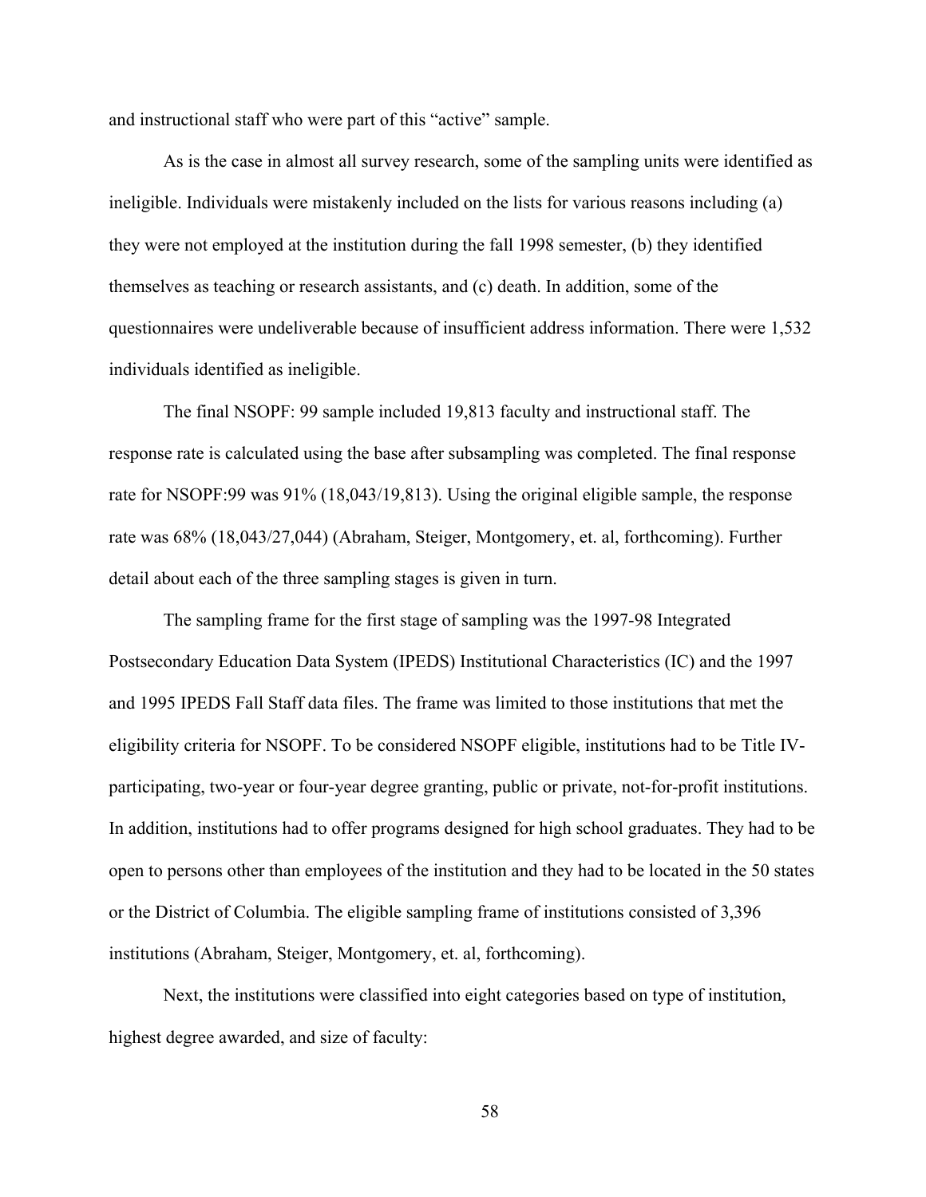and instructional staff who were part of this “active” sample.

As is the case in almost all survey research, some of the sampling units were identified as ineligible. Individuals were mistakenly included on the lists for various reasons including (a) they were not employed at the institution during the fall 1998 semester, (b) they identified themselves as teaching or research assistants, and (c) death. In addition, some of the questionnaires were undeliverable because of insufficient address information. There were 1,532 individuals identified as ineligible.

The final NSOPF: 99 sample included 19,813 faculty and instructional staff. The response rate is calculated using the base after subsampling was completed. The final response rate for NSOPF:99 was 91% (18,043/19,813). Using the original eligible sample, the response rate was 68% (18,043/27,044) (Abraham, Steiger, Montgomery, et. al, forthcoming). Further detail about each of the three sampling stages is given in turn.

The sampling frame for the first stage of sampling was the 1997-98 Integrated Postsecondary Education Data System (IPEDS) Institutional Characteristics (IC) and the 1997 and 1995 IPEDS Fall Staff data files. The frame was limited to those institutions that met the eligibility criteria for NSOPF. To be considered NSOPF eligible, institutions had to be Title IV-participating, two-year or four-year degree granting, public or private, not-for-profit institutions. In addition, institutions had to offer programs designed for high school graduates. They had to be open to persons other than employees of the institution and they had to be located in the 50 states or the District of Columbia. The eligible sampling frame of institutions consisted of 3,396 institutions (Abraham, Steiger, Montgomery, et. al, forthcoming).

Next, the institutions were classified into eight categories based on type of institution, highest degree awarded, and size of faculty: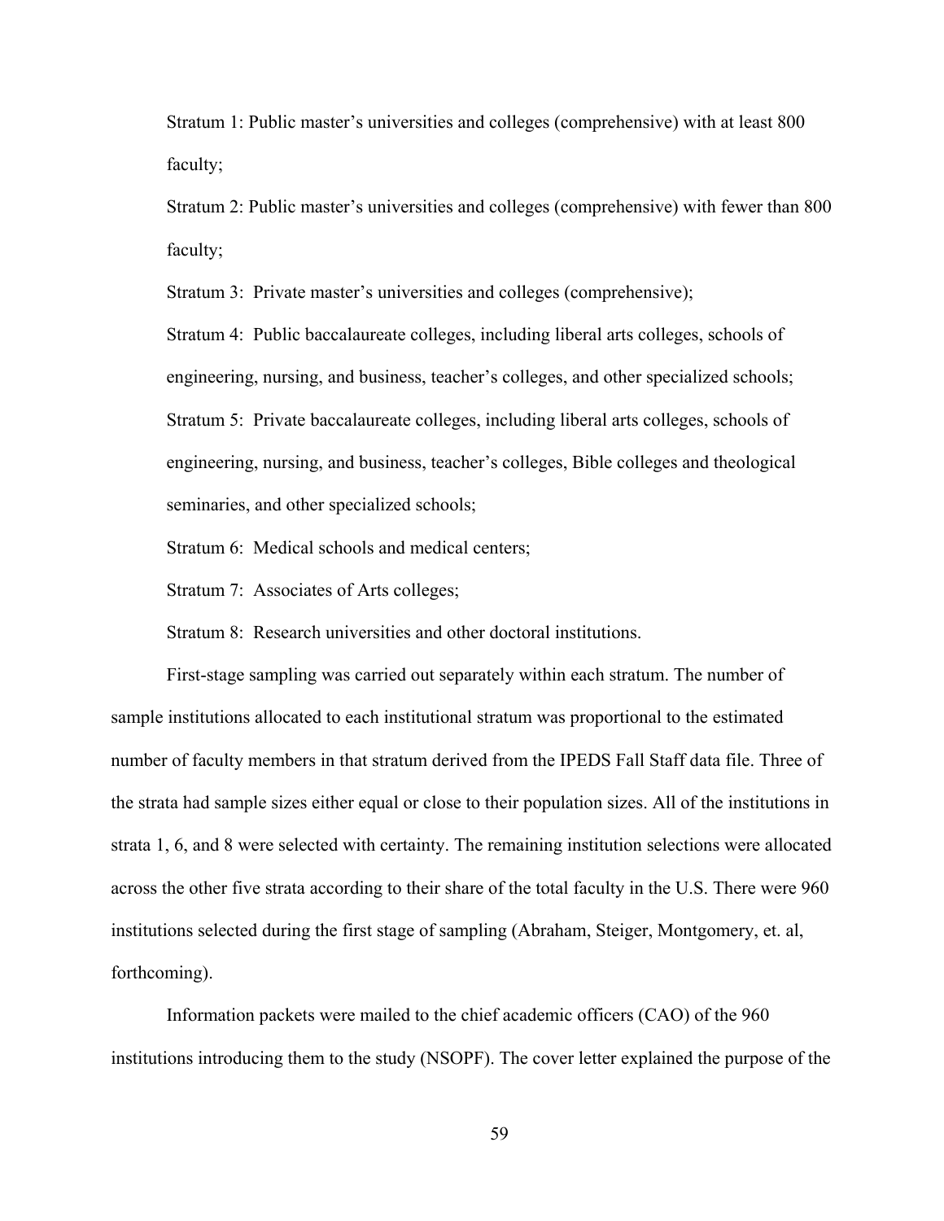Stratum 1: Public master's universities and colleges (comprehensive) with at least 800 faculty;

Stratum 2: Public master's universities and colleges (comprehensive) with fewer than 800 faculty;

Stratum 3: Private master's universities and colleges (comprehensive);

Stratum 4: Public baccalaureate colleges, including liberal arts colleges, schools of engineering, nursing, and business, teacher's colleges, and other specialized schools;

Stratum 5: Private baccalaureate colleges, including liberal arts colleges, schools of engineering, nursing, and business, teacher's colleges, Bible colleges and theological seminaries, and other specialized schools;

Stratum 6: Medical schools and medical centers;

Stratum 7: Associates of Arts colleges;

Stratum 8: Research universities and other doctoral institutions.

First-stage sampling was carried out separately within each stratum. The number of sample institutions allocated to each institutional stratum was proportional to the estimated number of faculty members in that stratum derived from the IPEDS Fall Staff data file. Three of the strata had sample sizes either equal or close to their population sizes. All of the institutions in strata 1, 6, and 8 were selected with certainty. The remaining institution selections were allocated across the other five strata according to their share of the total faculty in the U.S. There were 960 institutions selected during the first stage of sampling (Abraham, Steiger, Montgomery, et. al, forthcoming).

Information packets were mailed to the chief academic officers (CAO) of the 960 institutions introducing them to the study (NSOPF). The cover letter explained the purpose of the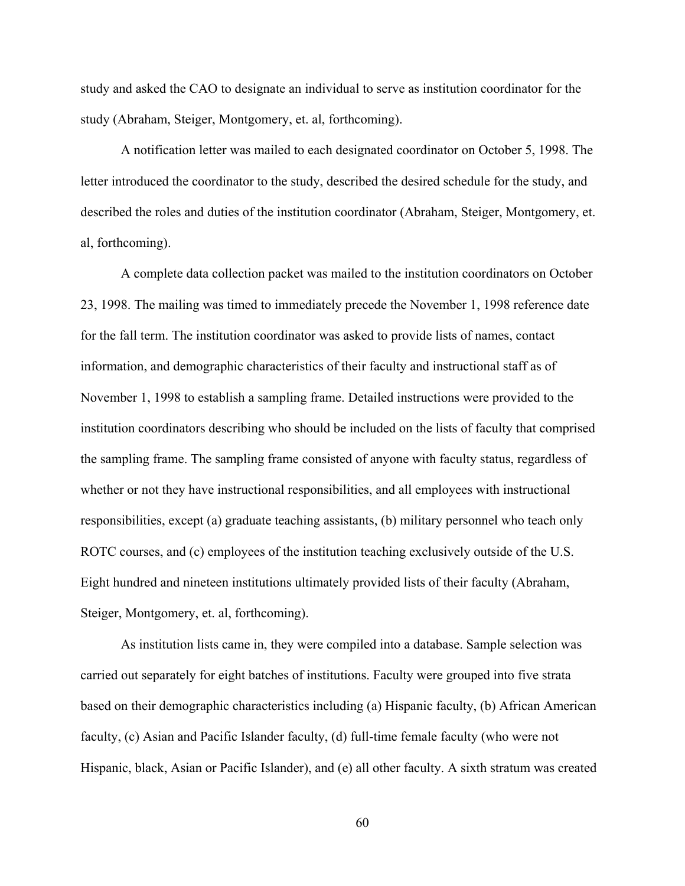study and asked the CAO to designate an individual to serve as institution coordinator for the study (Abraham, Steiger, Montgomery, et. al, forthcoming).

A notification letter was mailed to each designated coordinator on October 5, 1998. The letter introduced the coordinator to the study, described the desired schedule for the study, and described the roles and duties of the institution coordinator (Abraham, Steiger, Montgomery, et. al, forthcoming).

A complete data collection packet was mailed to the institution coordinators on October 23, 1998. The mailing was timed to immediately precede the November 1, 1998 reference date for the fall term. The institution coordinator was asked to provide lists of names, contact information, and demographic characteristics of their faculty and instructional staff as of November 1, 1998 to establish a sampling frame. Detailed instructions were provided to the institution coordinators describing who should be included on the lists of faculty that comprised the sampling frame. The sampling frame consisted of anyone with faculty status, regardless of whether or not they have instructional responsibilities, and all employees with instructional responsibilities, except (a) graduate teaching assistants, (b) military personnel who teach only ROTC courses, and (c) employees of the institution teaching exclusively outside of the U.S. Eight hundred and nineteen institutions ultimately provided lists of their faculty (Abraham, Steiger, Montgomery, et. al, forthcoming).

As institution lists came in, they were compiled into a database. Sample selection was carried out separately for eight batches of institutions. Faculty were grouped into five strata based on their demographic characteristics including (a) Hispanic faculty, (b) African American faculty, (c) Asian and Pacific Islander faculty, (d) full-time female faculty (who were not Hispanic, black, Asian or Pacific Islander), and (e) all other faculty. A sixth stratum was created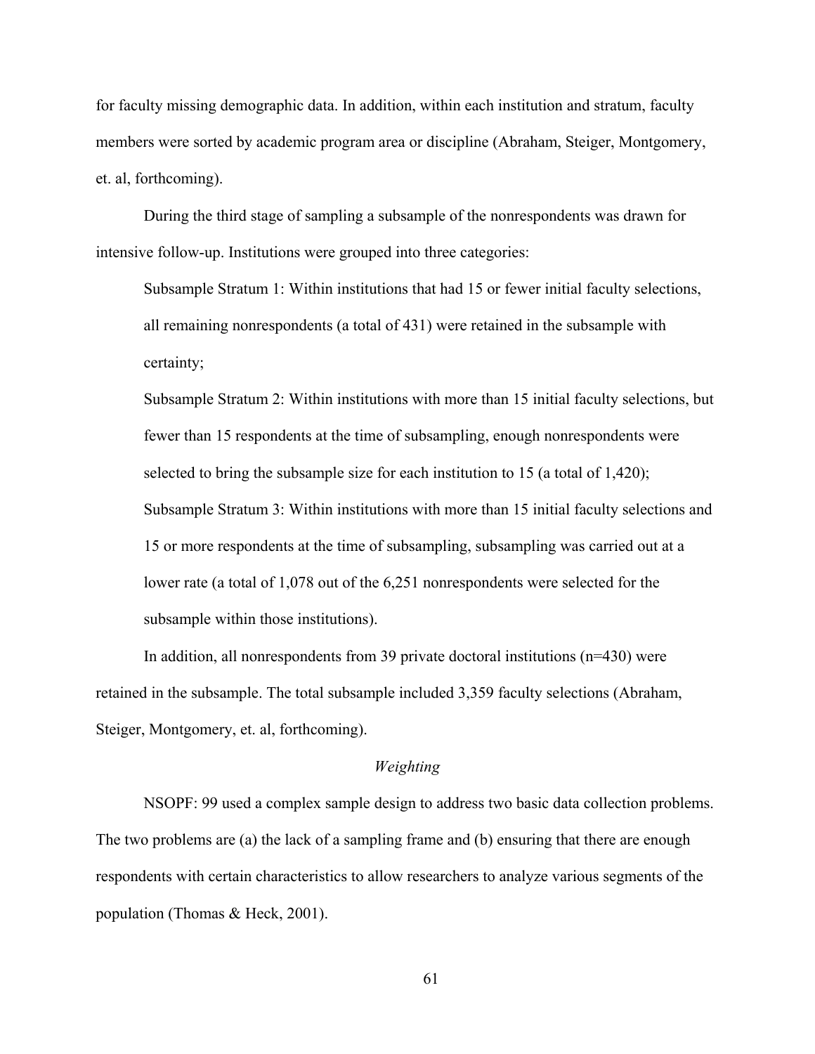for faculty missing demographic data. In addition, within each institution and stratum, faculty members were sorted by academic program area or discipline (Abraham, Steiger, Montgomery, et. al, forthcoming).

During the third stage of sampling a subsample of the nonrespondents was drawn for intensive follow-up. Institutions were grouped into three categories:

> Subsample Stratum 1: Within institutions that had 15 or fewer initial faculty selections, all remaining nonrespondents (a total of 431) were retained in the subsample with certainty;
>
> Subsample Stratum 2: Within institutions with more than 15 initial faculty selections, but fewer than 15 respondents at the time of subsampling, enough nonrespondents were selected to bring the subsample size for each institution to 15 (a total of 1,420);
>
> Subsample Stratum 3: Within institutions with more than 15 initial faculty selections and 15 or more respondents at the time of subsampling, subsampling was carried out at a lower rate (a total of 1,078 out of the 6,251 nonrespondents were selected for the subsample within those institutions).

In addition, all nonrespondents from 39 private doctoral institutions (n=430) were retained in the subsample. The total subsample included 3,359 faculty selections (Abraham, Steiger, Montgomery, et. al, forthcoming).

*Weighting*

NSOPF: 99 used a complex sample design to address two basic data collection problems. The two problems are (a) the lack of a sampling frame and (b) ensuring that there are enough respondents with certain characteristics to allow researchers to analyze various segments of the population (Thomas & Heck, 2001).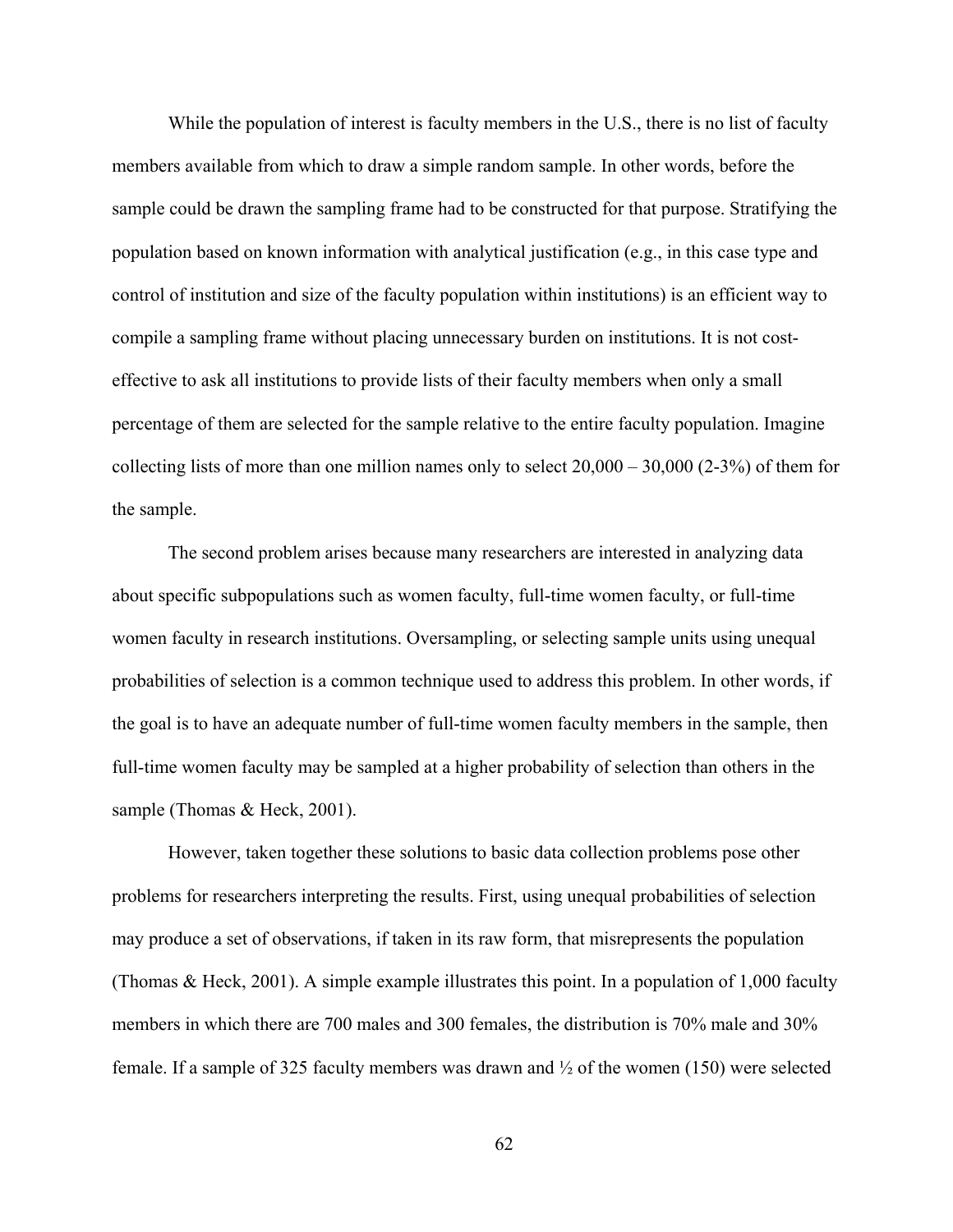While the population of interest is faculty members in the U.S., there is no list of faculty members available from which to draw a simple random sample. In other words, before the sample could be drawn the sampling frame had to be constructed for that purpose. Stratifying the population based on known information with analytical justification (e.g., in this case type and control of institution and size of the faculty population within institutions) is an efficient way to compile a sampling frame without placing unnecessary burden on institutions. It is not cost-effective to ask all institutions to provide lists of their faculty members when only a small percentage of them are selected for the sample relative to the entire faculty population. Imagine collecting lists of more than one million names only to select 20,000 – 30,000 (2-3%) of them for the sample.

The second problem arises because many researchers are interested in analyzing data about specific subpopulations such as women faculty, full-time women faculty, or full-time women faculty in research institutions. Oversampling, or selecting sample units using unequal probabilities of selection is a common technique used to address this problem. In other words, if the goal is to have an adequate number of full-time women faculty members in the sample, then full-time women faculty may be sampled at a higher probability of selection than others in the sample (Thomas & Heck, 2001).

However, taken together these solutions to basic data collection problems pose other problems for researchers interpreting the results. First, using unequal probabilities of selection may produce a set of observations, if taken in its raw form, that misrepresents the population (Thomas & Heck, 2001). A simple example illustrates this point. In a population of 1,000 faculty members in which there are 700 males and 300 females, the distribution is 70% male and 30% female. If a sample of 325 faculty members was drawn and ½ of the women (150) were selected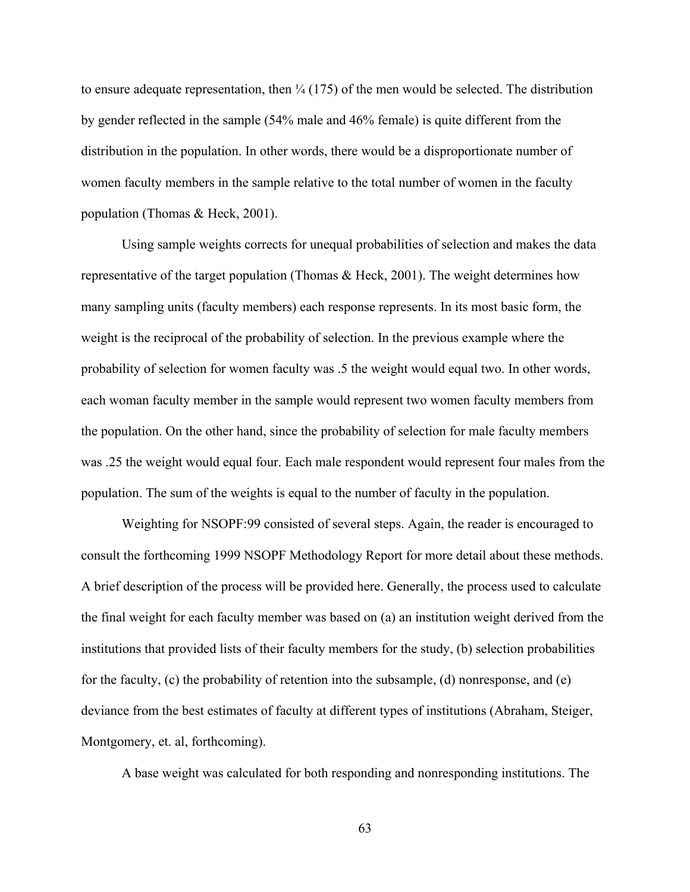to ensure adequate representation, then ¼ (175) of the men would be selected. The distribution by gender reflected in the sample (54% male and 46% female) is quite different from the distribution in the population. In other words, there would be a disproportionate number of women faculty members in the sample relative to the total number of women in the faculty population (Thomas & Heck, 2001).

Using sample weights corrects for unequal probabilities of selection and makes the data representative of the target population (Thomas & Heck, 2001). The weight determines how many sampling units (faculty members) each response represents. In its most basic form, the weight is the reciprocal of the probability of selection. In the previous example where the probability of selection for women faculty was .5 the weight would equal two. In other words, each woman faculty member in the sample would represent two women faculty members from the population. On the other hand, since the probability of selection for male faculty members was .25 the weight would equal four. Each male respondent would represent four males from the population. The sum of the weights is equal to the number of faculty in the population.

Weighting for NSOPF:99 consisted of several steps. Again, the reader is encouraged to consult the forthcoming 1999 NSOPF Methodology Report for more detail about these methods. A brief description of the process will be provided here. Generally, the process used to calculate the final weight for each faculty member was based on (a) an institution weight derived from the institutions that provided lists of their faculty members for the study, (b) selection probabilities for the faculty, (c) the probability of retention into the subsample, (d) nonresponse, and (e) deviance from the best estimates of faculty at different types of institutions (Abraham, Steiger, Montgomery, et. al, forthcoming).

A base weight was calculated for both responding and nonresponding institutions. The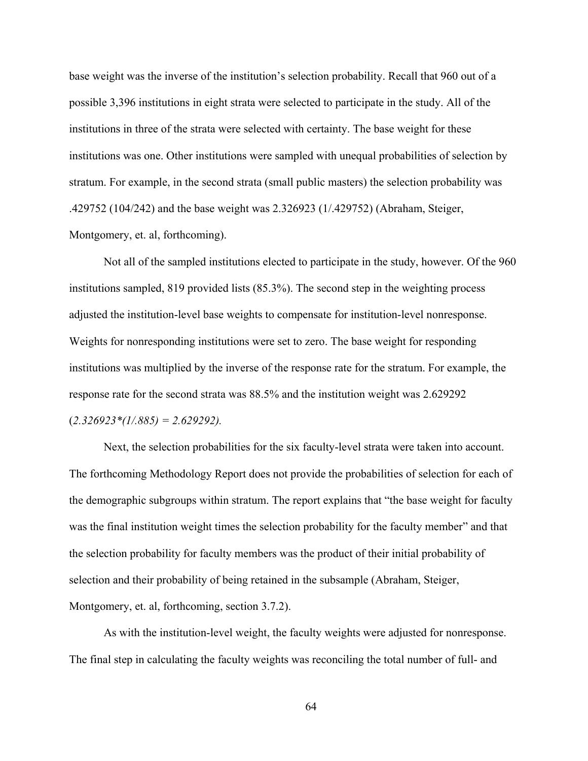base weight was the inverse of the institution's selection probability. Recall that 960 out of a possible 3,396 institutions in eight strata were selected to participate in the study. All of the institutions in three of the strata were selected with certainty. The base weight for these institutions was one. Other institutions were sampled with unequal probabilities of selection by stratum. For example, in the second strata (small public masters) the selection probability was .429752 (104/242) and the base weight was 2.326923 (1/.429752) (Abraham, Steiger, Montgomery, et. al, forthcoming).

Not all of the sampled institutions elected to participate in the study, however. Of the 960 institutions sampled, 819 provided lists (85.3%). The second step in the weighting process adjusted the institution-level base weights to compensate for institution-level nonresponse. Weights for nonresponding institutions were set to zero. The base weight for responding institutions was multiplied by the inverse of the response rate for the stratum. For example, the response rate for the second strata was 88.5% and the institution weight was 2.629292 (*2.326923*(1/.885) = 2.629292).*

Next, the selection probabilities for the six faculty-level strata were taken into account. The forthcoming Methodology Report does not provide the probabilities of selection for each of the demographic subgroups within stratum. The report explains that "the base weight for faculty was the final institution weight times the selection probability for the faculty member" and that the selection probability for faculty members was the product of their initial probability of selection and their probability of being retained in the subsample (Abraham, Steiger, Montgomery, et. al, forthcoming, section 3.7.2).

As with the institution-level weight, the faculty weights were adjusted for nonresponse. The final step in calculating the faculty weights was reconciling the total number of full- and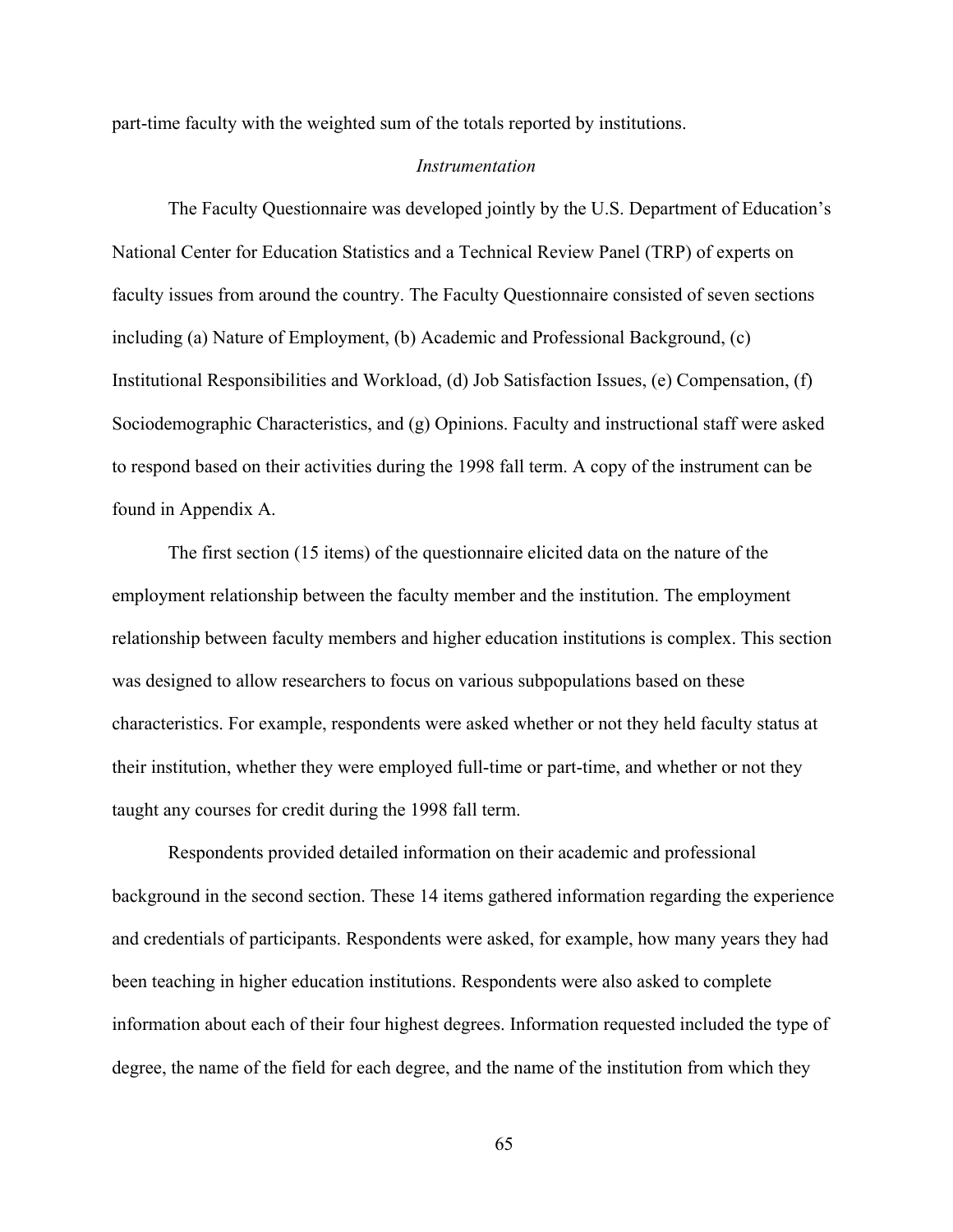part-time faculty with the weighted sum of the totals reported by institutions.

### *Instrumentation*

The Faculty Questionnaire was developed jointly by the U.S. Department of Education's National Center for Education Statistics and a Technical Review Panel (TRP) of experts on faculty issues from around the country. The Faculty Questionnaire consisted of seven sections including (a) Nature of Employment, (b) Academic and Professional Background, (c) Institutional Responsibilities and Workload, (d) Job Satisfaction Issues, (e) Compensation, (f) Sociodemographic Characteristics, and (g) Opinions. Faculty and instructional staff were asked to respond based on their activities during the 1998 fall term. A copy of the instrument can be found in Appendix A.

The first section (15 items) of the questionnaire elicited data on the nature of the employment relationship between the faculty member and the institution. The employment relationship between faculty members and higher education institutions is complex. This section was designed to allow researchers to focus on various subpopulations based on these characteristics. For example, respondents were asked whether or not they held faculty status at their institution, whether they were employed full-time or part-time, and whether or not they taught any courses for credit during the 1998 fall term.

Respondents provided detailed information on their academic and professional background in the second section. These 14 items gathered information regarding the experience and credentials of participants. Respondents were asked, for example, how many years they had been teaching in higher education institutions. Respondents were also asked to complete information about each of their four highest degrees. Information requested included the type of degree, the name of the field for each degree, and the name of the institution from which they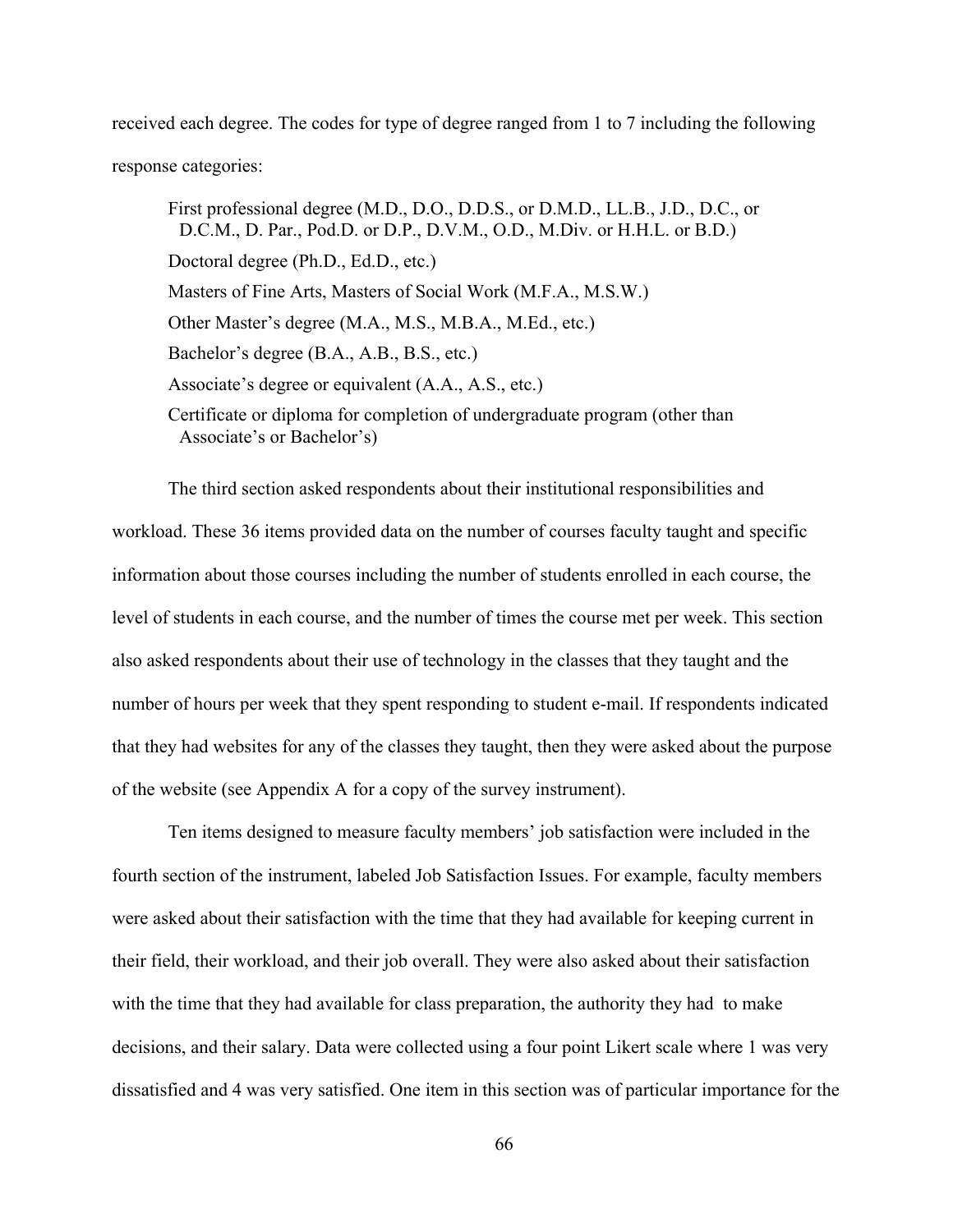received each degree. The codes for type of degree ranged from 1 to 7 including the following response categories:

> First professional degree (M.D., D.O., D.D.S., or D.M.D., LL.B., J.D., D.C., or D.C.M., D. Par., Pod.D. or D.P., D.V.M., O.D., M.Div. or H.H.L. or B.D.)
>
> Doctoral degree (Ph.D., Ed.D., etc.)
>
> Masters of Fine Arts, Masters of Social Work (M.F.A., M.S.W.)
>
> Other Master's degree (M.A., M.S., M.B.A., M.Ed., etc.)
>
> Bachelor's degree (B.A., A.B., B.S., etc.)
>
> Associate's degree or equivalent (A.A., A.S., etc.)
>
> Certificate or diploma for completion of undergraduate program (other than Associate's or Bachelor's)

The third section asked respondents about their institutional responsibilities and workload. These 36 items provided data on the number of courses faculty taught and specific information about those courses including the number of students enrolled in each course, the level of students in each course, and the number of times the course met per week. This section also asked respondents about their use of technology in the classes that they taught and the number of hours per week that they spent responding to student e-mail. If respondents indicated that they had websites for any of the classes they taught, then they were asked about the purpose of the website (see Appendix A for a copy of the survey instrument).

Ten items designed to measure faculty members' job satisfaction were included in the fourth section of the instrument, labeled Job Satisfaction Issues. For example, faculty members were asked about their satisfaction with the time that they had available for keeping current in their field, their workload, and their job overall. They were also asked about their satisfaction with the time that they had available for class preparation, the authority they had to make decisions, and their salary. Data were collected using a four point Likert scale where 1 was very dissatisfied and 4 was very satisfied. One item in this section was of particular importance for the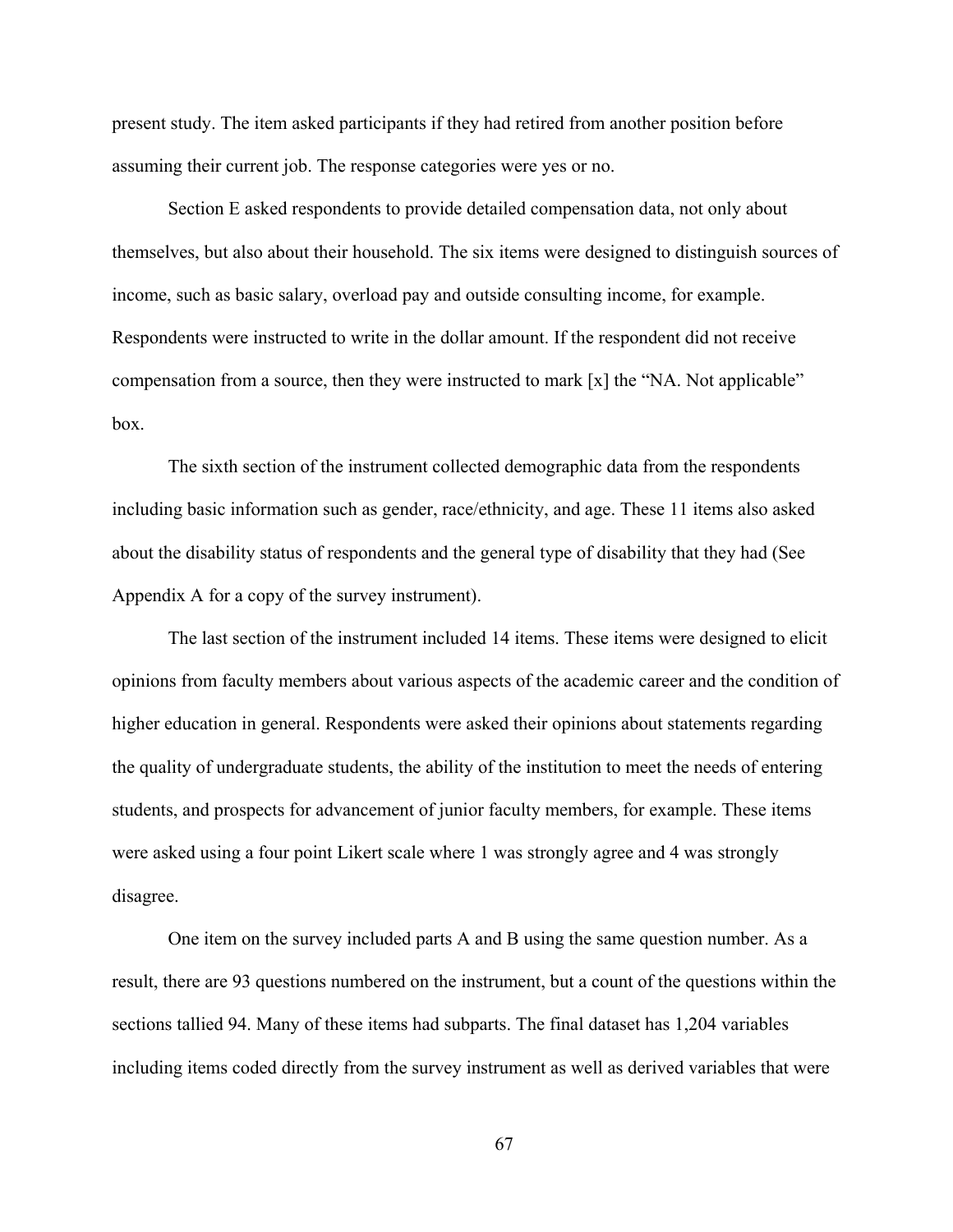present study. The item asked participants if they had retired from another position before assuming their current job. The response categories were yes or no.

Section E asked respondents to provide detailed compensation data, not only about themselves, but also about their household. The six items were designed to distinguish sources of income, such as basic salary, overload pay and outside consulting income, for example. Respondents were instructed to write in the dollar amount. If the respondent did not receive compensation from a source, then they were instructed to mark [x] the "NA. Not applicable" box.

The sixth section of the instrument collected demographic data from the respondents including basic information such as gender, race/ethnicity, and age. These 11 items also asked about the disability status of respondents and the general type of disability that they had (See Appendix A for a copy of the survey instrument).

The last section of the instrument included 14 items. These items were designed to elicit opinions from faculty members about various aspects of the academic career and the condition of higher education in general. Respondents were asked their opinions about statements regarding the quality of undergraduate students, the ability of the institution to meet the needs of entering students, and prospects for advancement of junior faculty members, for example. These items were asked using a four point Likert scale where 1 was strongly agree and 4 was strongly disagree.

One item on the survey included parts A and B using the same question number. As a result, there are 93 questions numbered on the instrument, but a count of the questions within the sections tallied 94. Many of these items had subparts. The final dataset has 1,204 variables including items coded directly from the survey instrument as well as derived variables that were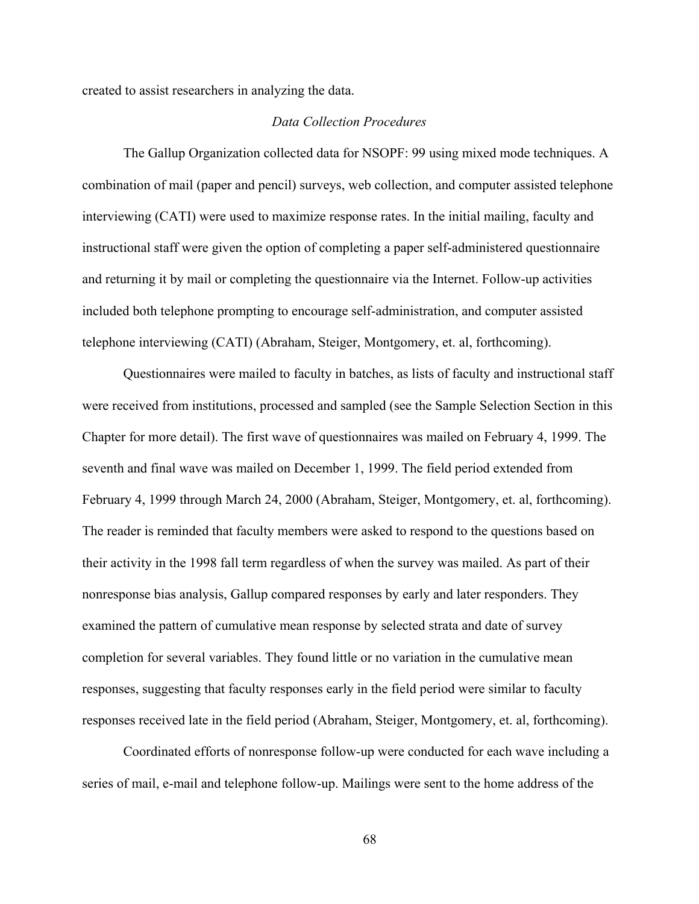created to assist researchers in analyzing the data.

*Data Collection Procedures*

The Gallup Organization collected data for NSOPF: 99 using mixed mode techniques. A combination of mail (paper and pencil) surveys, web collection, and computer assisted telephone interviewing (CATI) were used to maximize response rates. In the initial mailing, faculty and instructional staff were given the option of completing a paper self-administered questionnaire and returning it by mail or completing the questionnaire via the Internet. Follow-up activities included both telephone prompting to encourage self-administration, and computer assisted telephone interviewing (CATI) (Abraham, Steiger, Montgomery, et. al, forthcoming).

Questionnaires were mailed to faculty in batches, as lists of faculty and instructional staff were received from institutions, processed and sampled (see the Sample Selection Section in this Chapter for more detail). The first wave of questionnaires was mailed on February 4, 1999. The seventh and final wave was mailed on December 1, 1999. The field period extended from February 4, 1999 through March 24, 2000 (Abraham, Steiger, Montgomery, et. al, forthcoming). The reader is reminded that faculty members were asked to respond to the questions based on their activity in the 1998 fall term regardless of when the survey was mailed. As part of their nonresponse bias analysis, Gallup compared responses by early and later responders. They examined the pattern of cumulative mean response by selected strata and date of survey completion for several variables. They found little or no variation in the cumulative mean responses, suggesting that faculty responses early in the field period were similar to faculty responses received late in the field period (Abraham, Steiger, Montgomery, et. al, forthcoming).

Coordinated efforts of nonresponse follow-up were conducted for each wave including a series of mail, e-mail and telephone follow-up. Mailings were sent to the home address of the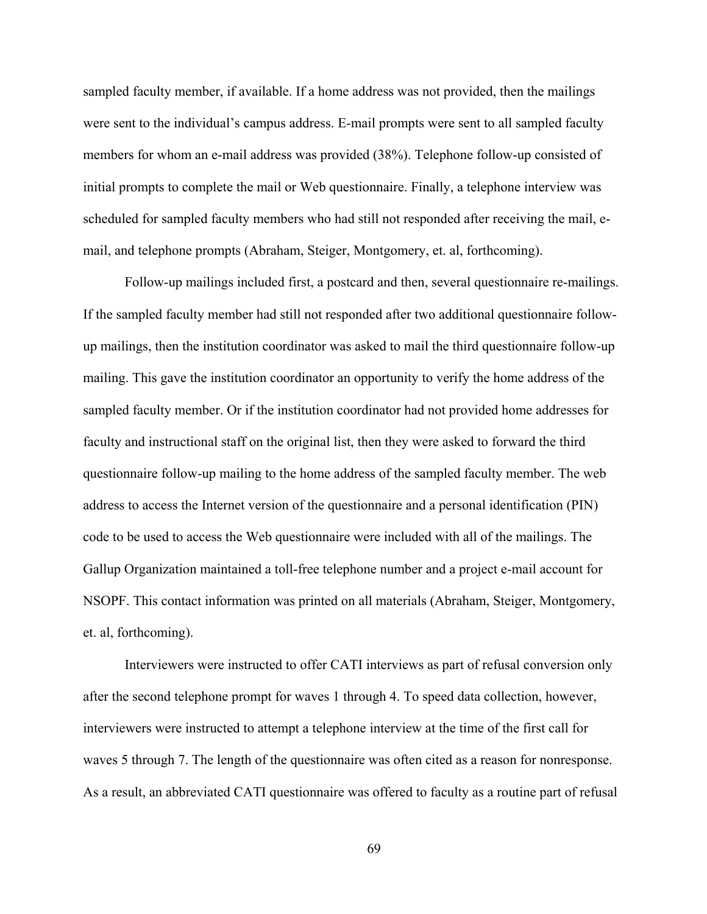sampled faculty member, if available. If a home address was not provided, then the mailings were sent to the individual's campus address. E-mail prompts were sent to all sampled faculty members for whom an e-mail address was provided (38%). Telephone follow-up consisted of initial prompts to complete the mail or Web questionnaire. Finally, a telephone interview was scheduled for sampled faculty members who had still not responded after receiving the mail, e-mail, and telephone prompts (Abraham, Steiger, Montgomery, et. al, forthcoming).

Follow-up mailings included first, a postcard and then, several questionnaire re-mailings. If the sampled faculty member had still not responded after two additional questionnaire follow-up mailings, then the institution coordinator was asked to mail the third questionnaire follow-up mailing. This gave the institution coordinator an opportunity to verify the home address of the sampled faculty member. Or if the institution coordinator had not provided home addresses for faculty and instructional staff on the original list, then they were asked to forward the third questionnaire follow-up mailing to the home address of the sampled faculty member. The web address to access the Internet version of the questionnaire and a personal identification (PIN) code to be used to access the Web questionnaire were included with all of the mailings. The Gallup Organization maintained a toll-free telephone number and a project e-mail account for NSOPF. This contact information was printed on all materials (Abraham, Steiger, Montgomery, et. al, forthcoming).

Interviewers were instructed to offer CATI interviews as part of refusal conversion only after the second telephone prompt for waves 1 through 4. To speed data collection, however, interviewers were instructed to attempt a telephone interview at the time of the first call for waves 5 through 7. The length of the questionnaire was often cited as a reason for nonresponse. As a result, an abbreviated CATI questionnaire was offered to faculty as a routine part of refusal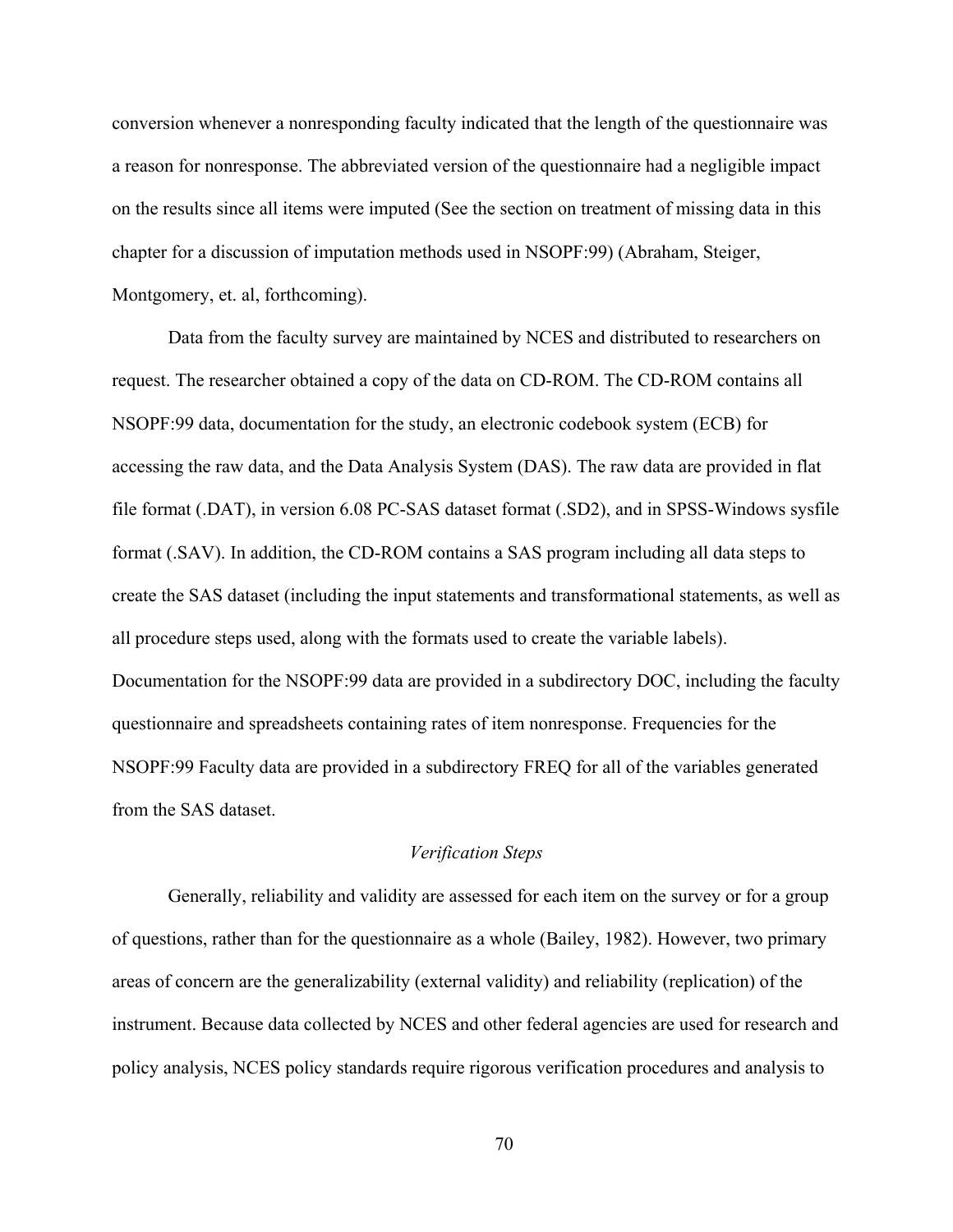conversion whenever a nonresponding faculty indicated that the length of the questionnaire was a reason for nonresponse. The abbreviated version of the questionnaire had a negligible impact on the results since all items were imputed (See the section on treatment of missing data in this chapter for a discussion of imputation methods used in NSOPF:99) (Abraham, Steiger, Montgomery, et. al, forthcoming).

Data from the faculty survey are maintained by NCES and distributed to researchers on request. The researcher obtained a copy of the data on CD-ROM. The CD-ROM contains all NSOPF:99 data, documentation for the study, an electronic codebook system (ECB) for accessing the raw data, and the Data Analysis System (DAS). The raw data are provided in flat file format (.DAT), in version 6.08 PC-SAS dataset format (.SD2), and in SPSS-Windows sysfile format (.SAV). In addition, the CD-ROM contains a SAS program including all data steps to create the SAS dataset (including the input statements and transformational statements, as well as all procedure steps used, along with the formats used to create the variable labels). Documentation for the NSOPF:99 data are provided in a subdirectory DOC, including the faculty questionnaire and spreadsheets containing rates of item nonresponse. Frequencies for the NSOPF:99 Faculty data are provided in a subdirectory FREQ for all of the variables generated from the SAS dataset.

### *Verification Steps*

Generally, reliability and validity are assessed for each item on the survey or for a group of questions, rather than for the questionnaire as a whole (Bailey, 1982). However, two primary areas of concern are the generalizability (external validity) and reliability (replication) of the instrument. Because data collected by NCES and other federal agencies are used for research and policy analysis, NCES policy standards require rigorous verification procedures and analysis to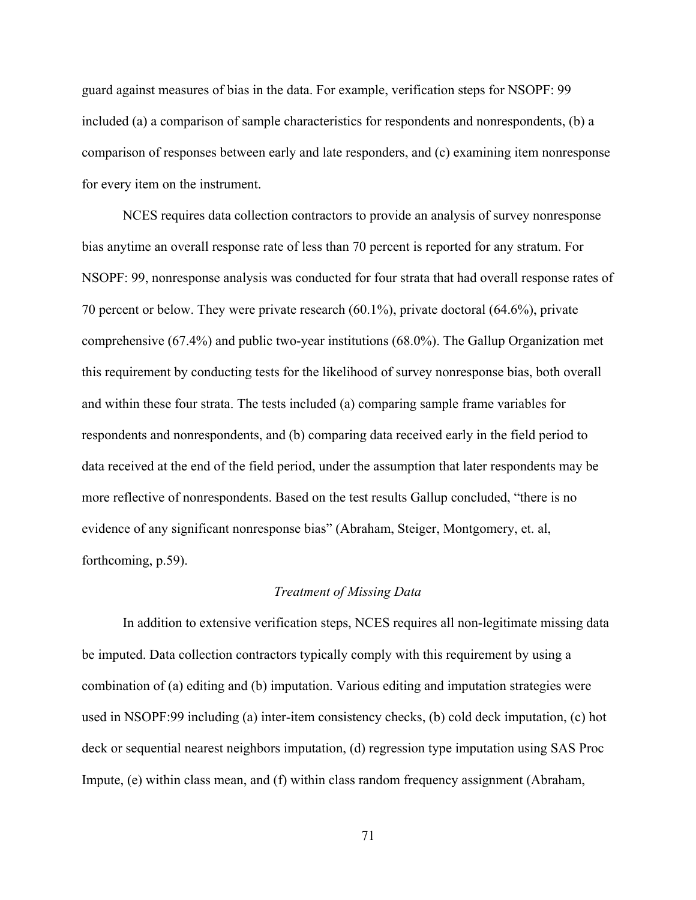guard against measures of bias in the data. For example, verification steps for NSOPF: 99 included (a) a comparison of sample characteristics for respondents and nonrespondents, (b) a comparison of responses between early and late responders, and (c) examining item nonresponse for every item on the instrument.

NCES requires data collection contractors to provide an analysis of survey nonresponse bias anytime an overall response rate of less than 70 percent is reported for any stratum. For NSOPF: 99, nonresponse analysis was conducted for four strata that had overall response rates of 70 percent or below. They were private research (60.1%), private doctoral (64.6%), private comprehensive (67.4%) and public two-year institutions (68.0%). The Gallup Organization met this requirement by conducting tests for the likelihood of survey nonresponse bias, both overall and within these four strata. The tests included (a) comparing sample frame variables for respondents and nonrespondents, and (b) comparing data received early in the field period to data received at the end of the field period, under the assumption that later respondents may be more reflective of nonrespondents. Based on the test results Gallup concluded, "there is no evidence of any significant nonresponse bias" (Abraham, Steiger, Montgomery, et. al, forthcoming, p.59).

### *Treatment of Missing Data*

In addition to extensive verification steps, NCES requires all non-legitimate missing data be imputed. Data collection contractors typically comply with this requirement by using a combination of (a) editing and (b) imputation. Various editing and imputation strategies were used in NSOPF:99 including (a) inter-item consistency checks, (b) cold deck imputation, (c) hot deck or sequential nearest neighbors imputation, (d) regression type imputation using SAS Proc Impute, (e) within class mean, and (f) within class random frequency assignment (Abraham,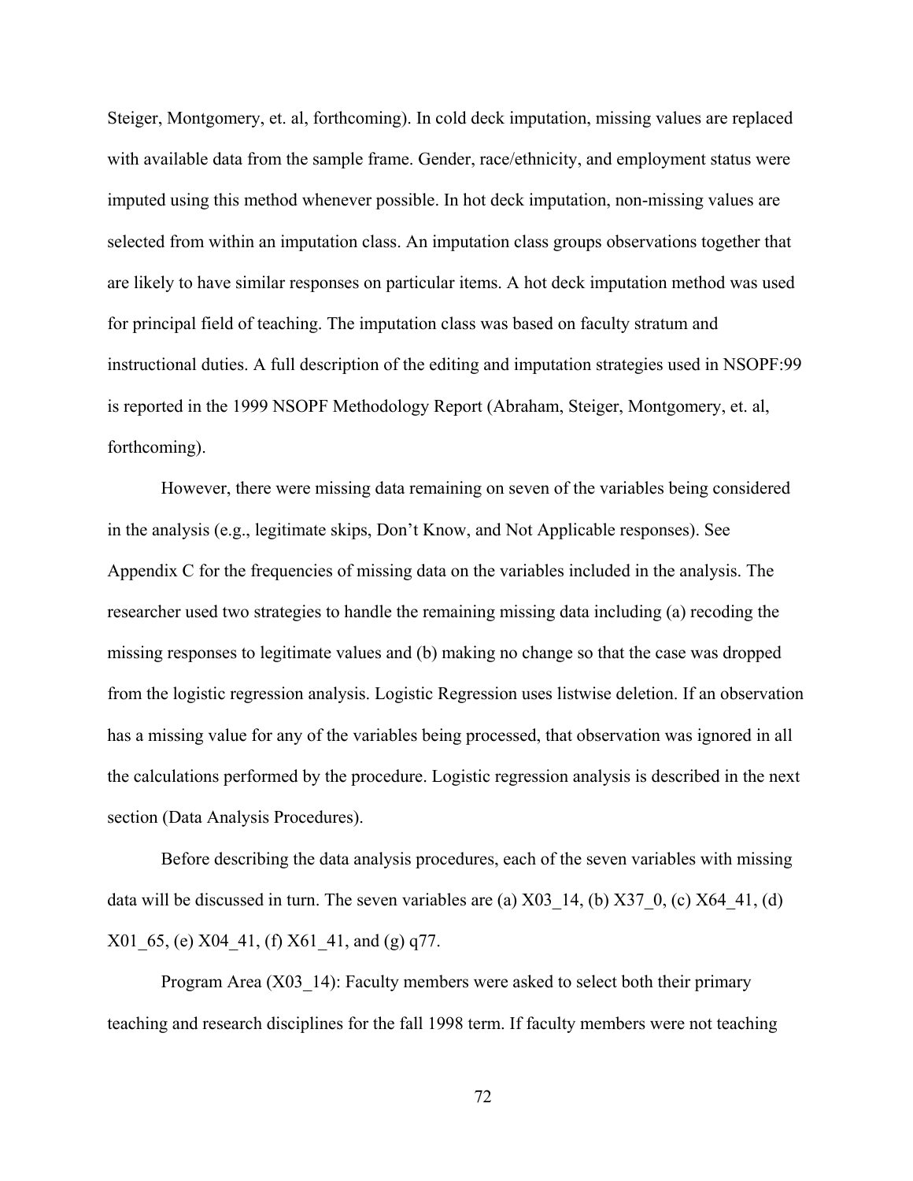Steiger, Montgomery, et. al, forthcoming). In cold deck imputation, missing values are replaced with available data from the sample frame. Gender, race/ethnicity, and employment status were imputed using this method whenever possible. In hot deck imputation, non-missing values are selected from within an imputation class. An imputation class groups observations together that are likely to have similar responses on particular items. A hot deck imputation method was used for principal field of teaching. The imputation class was based on faculty stratum and instructional duties. A full description of the editing and imputation strategies used in NSOPF:99 is reported in the 1999 NSOPF Methodology Report (Abraham, Steiger, Montgomery, et. al, forthcoming).

However, there were missing data remaining on seven of the variables being considered in the analysis (e.g., legitimate skips, Don't Know, and Not Applicable responses). See Appendix C for the frequencies of missing data on the variables included in the analysis. The researcher used two strategies to handle the remaining missing data including (a) recoding the missing responses to legitimate values and (b) making no change so that the case was dropped from the logistic regression analysis. Logistic Regression uses listwise deletion. If an observation has a missing value for any of the variables being processed, that observation was ignored in all the calculations performed by the procedure. Logistic regression analysis is described in the next section (Data Analysis Procedures).

Before describing the data analysis procedures, each of the seven variables with missing data will be discussed in turn. The seven variables are (a) X03_14, (b) X37_0, (c) X64_41, (d) X01_65, (e) X04_41, (f) X61_41, and (g) q77.

Program Area (X03_14): Faculty members were asked to select both their primary teaching and research disciplines for the fall 1998 term. If faculty members were not teaching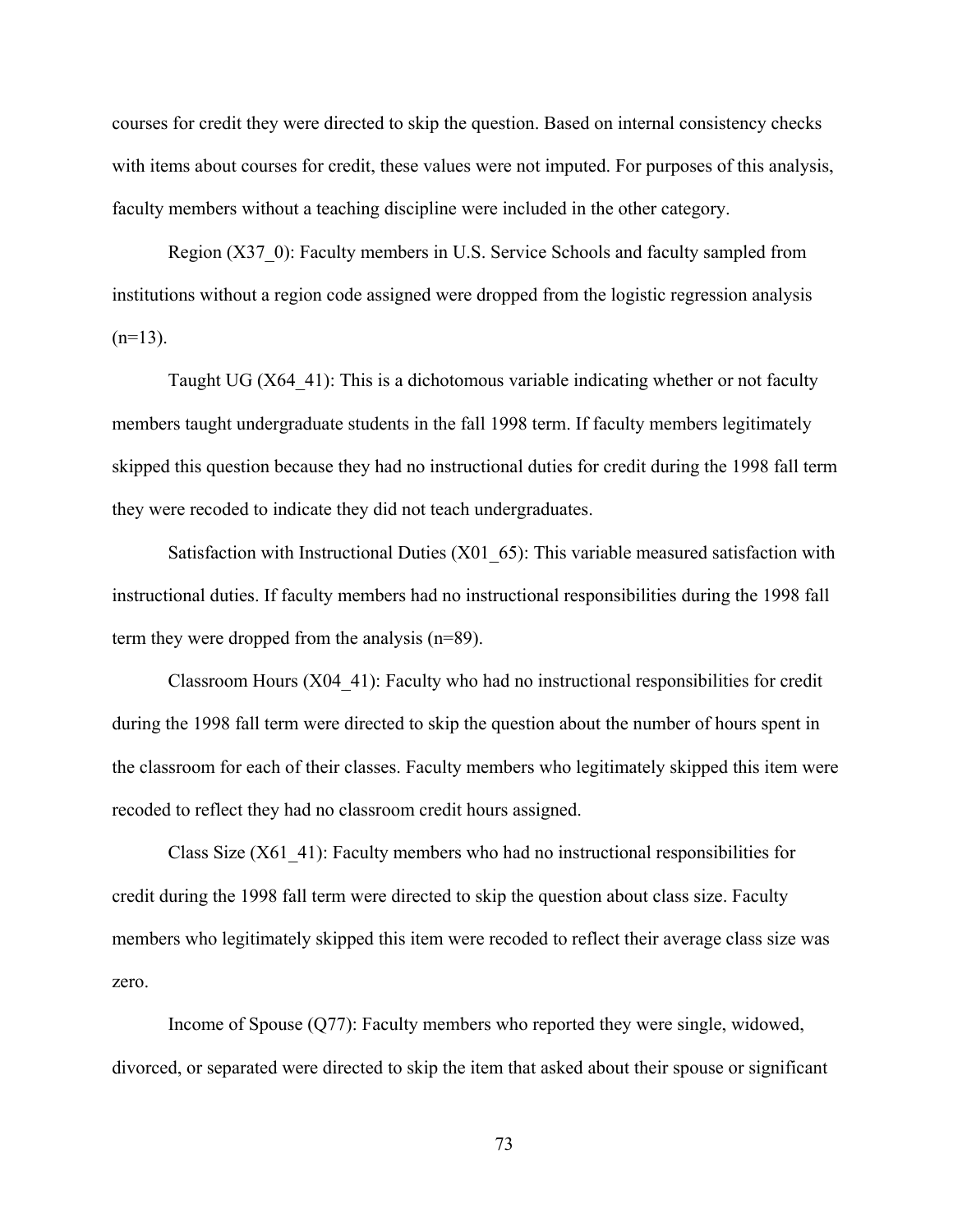courses for credit they were directed to skip the question. Based on internal consistency checks with items about courses for credit, these values were not imputed. For purposes of this analysis, faculty members without a teaching discipline were included in the other category.

Region (X37_0): Faculty members in U.S. Service Schools and faculty sampled from institutions without a region code assigned were dropped from the logistic regression analysis (n=13).

Taught UG (X64_41): This is a dichotomous variable indicating whether or not faculty members taught undergraduate students in the fall 1998 term. If faculty members legitimately skipped this question because they had no instructional duties for credit during the 1998 fall term they were recoded to indicate they did not teach undergraduates.

Satisfaction with Instructional Duties (X01_65): This variable measured satisfaction with instructional duties. If faculty members had no instructional responsibilities during the 1998 fall term they were dropped from the analysis (n=89).

Classroom Hours (X04_41): Faculty who had no instructional responsibilities for credit during the 1998 fall term were directed to skip the question about the number of hours spent in the classroom for each of their classes. Faculty members who legitimately skipped this item were recoded to reflect they had no classroom credit hours assigned.

Class Size (X61_41): Faculty members who had no instructional responsibilities for credit during the 1998 fall term were directed to skip the question about class size. Faculty members who legitimately skipped this item were recoded to reflect their average class size was zero.

Income of Spouse (Q77): Faculty members who reported they were single, widowed, divorced, or separated were directed to skip the item that asked about their spouse or significant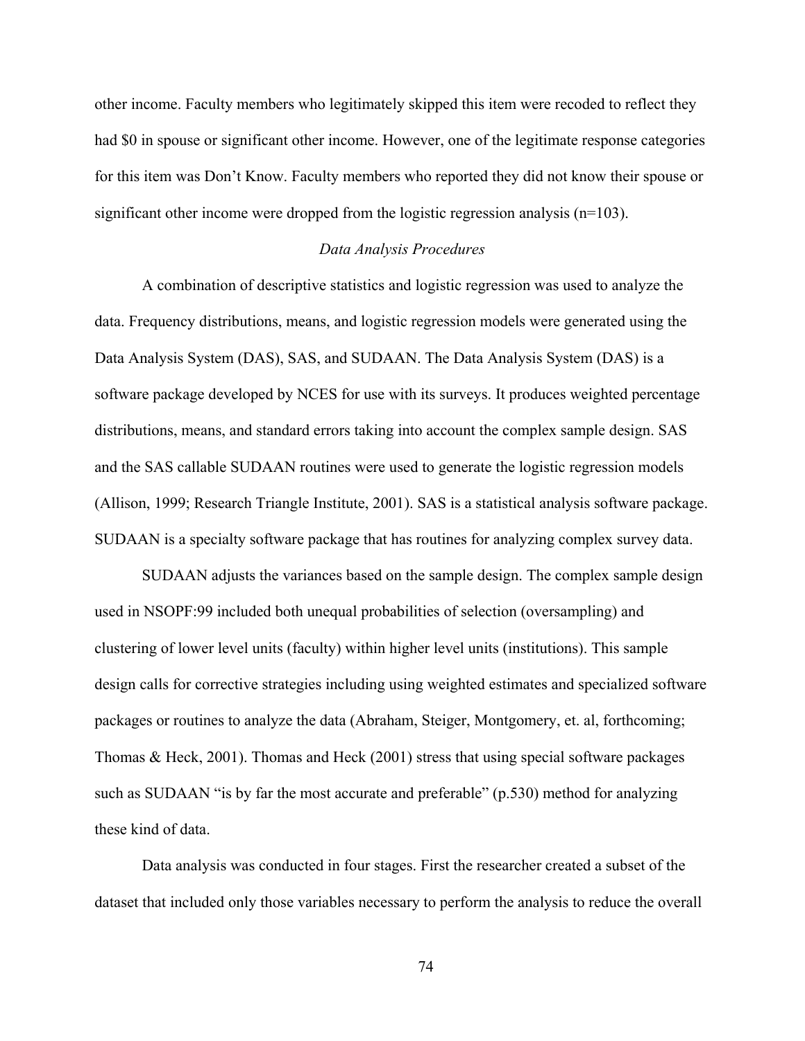other income. Faculty members who legitimately skipped this item were recoded to reflect they had $0 in spouse or significant other income. However, one of the legitimate response categories for this item was Don't Know. Faculty members who reported they did not know their spouse or significant other income were dropped from the logistic regression analysis (n=103).

### *Data Analysis Procedures*

A combination of descriptive statistics and logistic regression was used to analyze the data. Frequency distributions, means, and logistic regression models were generated using the Data Analysis System (DAS), SAS, and SUDAAN. The Data Analysis System (DAS) is a software package developed by NCES for use with its surveys. It produces weighted percentage distributions, means, and standard errors taking into account the complex sample design. SAS and the SAS callable SUDAAN routines were used to generate the logistic regression models (Allison, 1999; Research Triangle Institute, 2001). SAS is a statistical analysis software package. SUDAAN is a specialty software package that has routines for analyzing complex survey data.

SUDAAN adjusts the variances based on the sample design. The complex sample design used in NSOPF:99 included both unequal probabilities of selection (oversampling) and clustering of lower level units (faculty) within higher level units (institutions). This sample design calls for corrective strategies including using weighted estimates and specialized software packages or routines to analyze the data (Abraham, Steiger, Montgomery, et. al, forthcoming; Thomas & Heck, 2001). Thomas and Heck (2001) stress that using special software packages such as SUDAAN "is by far the most accurate and preferable" (p.530) method for analyzing these kind of data.

Data analysis was conducted in four stages. First the researcher created a subset of the dataset that included only those variables necessary to perform the analysis to reduce the overall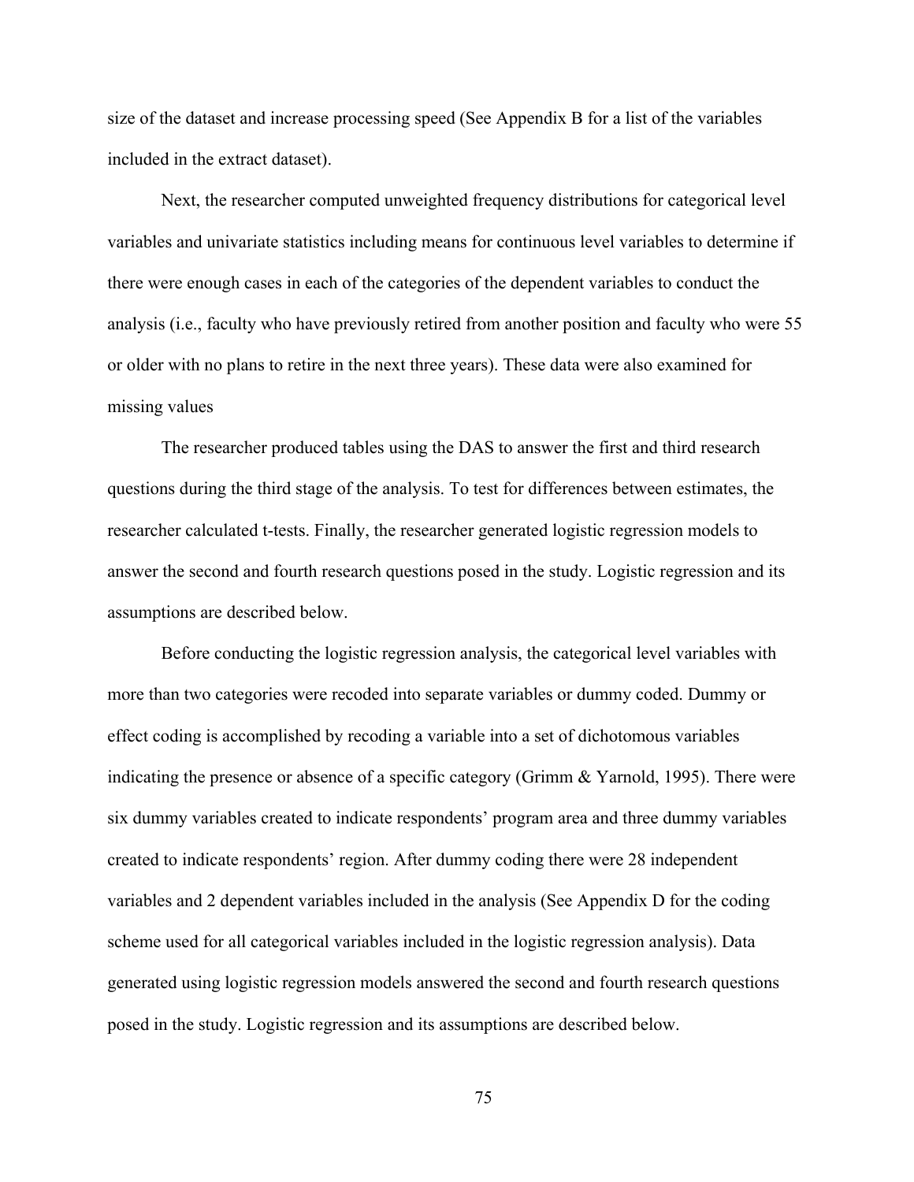size of the dataset and increase processing speed (See Appendix B for a list of the variables included in the extract dataset).

Next, the researcher computed unweighted frequency distributions for categorical level variables and univariate statistics including means for continuous level variables to determine if there were enough cases in each of the categories of the dependent variables to conduct the analysis (i.e., faculty who have previously retired from another position and faculty who were 55 or older with no plans to retire in the next three years). These data were also examined for missing values

The researcher produced tables using the DAS to answer the first and third research questions during the third stage of the analysis. To test for differences between estimates, the researcher calculated t-tests. Finally, the researcher generated logistic regression models to answer the second and fourth research questions posed in the study. Logistic regression and its assumptions are described below.

Before conducting the logistic regression analysis, the categorical level variables with more than two categories were recoded into separate variables or dummy coded. Dummy or effect coding is accomplished by recoding a variable into a set of dichotomous variables indicating the presence or absence of a specific category (Grimm & Yarnold, 1995). There were six dummy variables created to indicate respondents' program area and three dummy variables created to indicate respondents' region. After dummy coding there were 28 independent variables and 2 dependent variables included in the analysis (See Appendix D for the coding scheme used for all categorical variables included in the logistic regression analysis). Data generated using logistic regression models answered the second and fourth research questions posed in the study. Logistic regression and its assumptions are described below.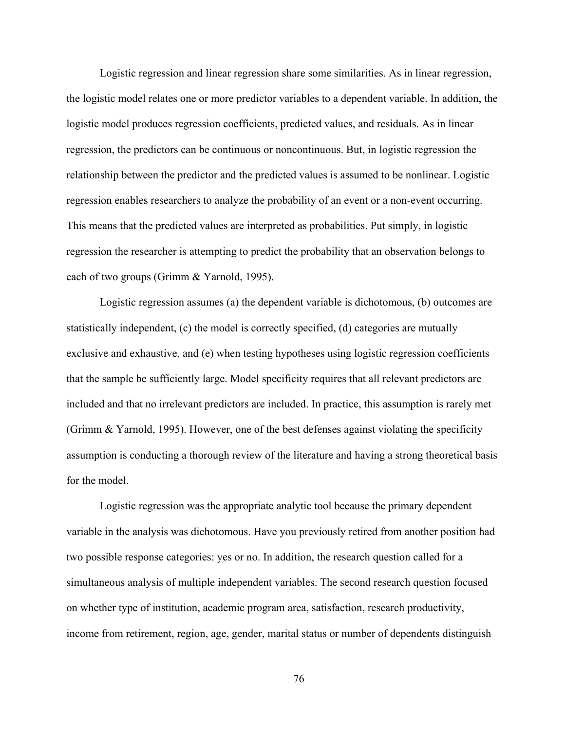Logistic regression and linear regression share some similarities. As in linear regression, the logistic model relates one or more predictor variables to a dependent variable. In addition, the logistic model produces regression coefficients, predicted values, and residuals. As in linear regression, the predictors can be continuous or noncontinuous. But, in logistic regression the relationship between the predictor and the predicted values is assumed to be nonlinear. Logistic regression enables researchers to analyze the probability of an event or a non-event occurring. This means that the predicted values are interpreted as probabilities. Put simply, in logistic regression the researcher is attempting to predict the probability that an observation belongs to each of two groups (Grimm & Yarnold, 1995).

Logistic regression assumes (a) the dependent variable is dichotomous, (b) outcomes are statistically independent, (c) the model is correctly specified, (d) categories are mutually exclusive and exhaustive, and (e) when testing hypotheses using logistic regression coefficients that the sample be sufficiently large. Model specificity requires that all relevant predictors are included and that no irrelevant predictors are included. In practice, this assumption is rarely met (Grimm & Yarnold, 1995). However, one of the best defenses against violating the specificity assumption is conducting a thorough review of the literature and having a strong theoretical basis for the model.

Logistic regression was the appropriate analytic tool because the primary dependent variable in the analysis was dichotomous. Have you previously retired from another position had two possible response categories: yes or no. In addition, the research question called for a simultaneous analysis of multiple independent variables. The second research question focused on whether type of institution, academic program area, satisfaction, research productivity, income from retirement, region, age, gender, marital status or number of dependents distinguish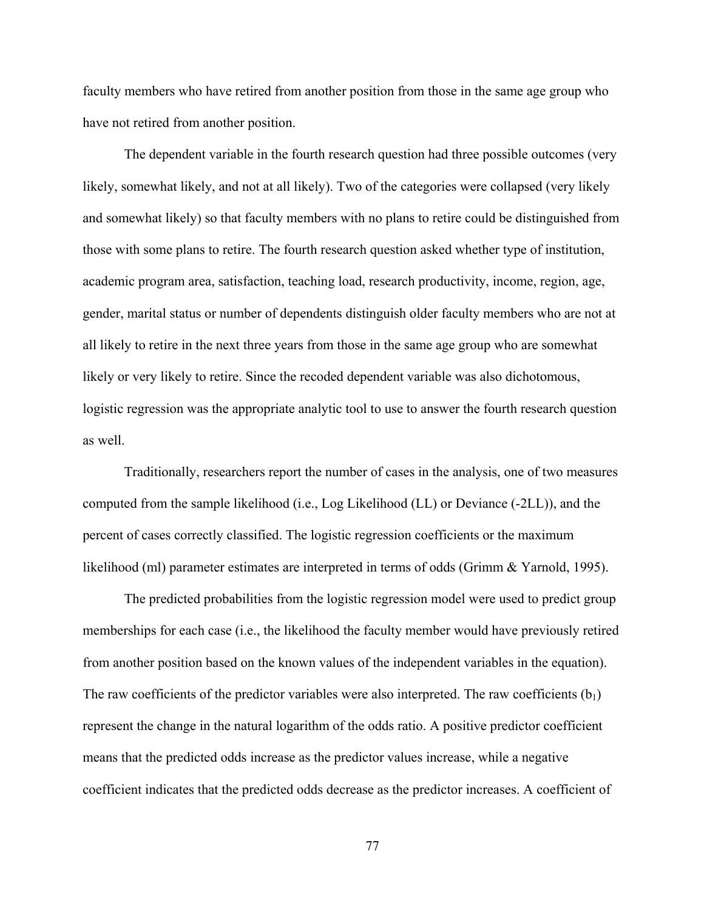faculty members who have retired from another position from those in the same age group who have not retired from another position.

The dependent variable in the fourth research question had three possible outcomes (very likely, somewhat likely, and not at all likely). Two of the categories were collapsed (very likely and somewhat likely) so that faculty members with no plans to retire could be distinguished from those with some plans to retire. The fourth research question asked whether type of institution, academic program area, satisfaction, teaching load, research productivity, income, region, age, gender, marital status or number of dependents distinguish older faculty members who are not at all likely to retire in the next three years from those in the same age group who are somewhat likely or very likely to retire. Since the recoded dependent variable was also dichotomous, logistic regression was the appropriate analytic tool to use to answer the fourth research question as well.

Traditionally, researchers report the number of cases in the analysis, one of two measures computed from the sample likelihood (i.e., Log Likelihood (LL) or Deviance (-2LL)), and the percent of cases correctly classified. The logistic regression coefficients or the maximum likelihood (ml) parameter estimates are interpreted in terms of odds (Grimm & Yarnold, 1995).

The predicted probabilities from the logistic regression model were used to predict group memberships for each case (i.e., the likelihood the faculty member would have previously retired from another position based on the known values of the independent variables in the equation). The raw coefficients of the predictor variables were also interpreted. The raw coefficients ($b_1$) represent the change in the natural logarithm of the odds ratio. A positive predictor coefficient means that the predicted odds increase as the predictor values increase, while a negative coefficient indicates that the predicted odds decrease as the predictor increases. A coefficient of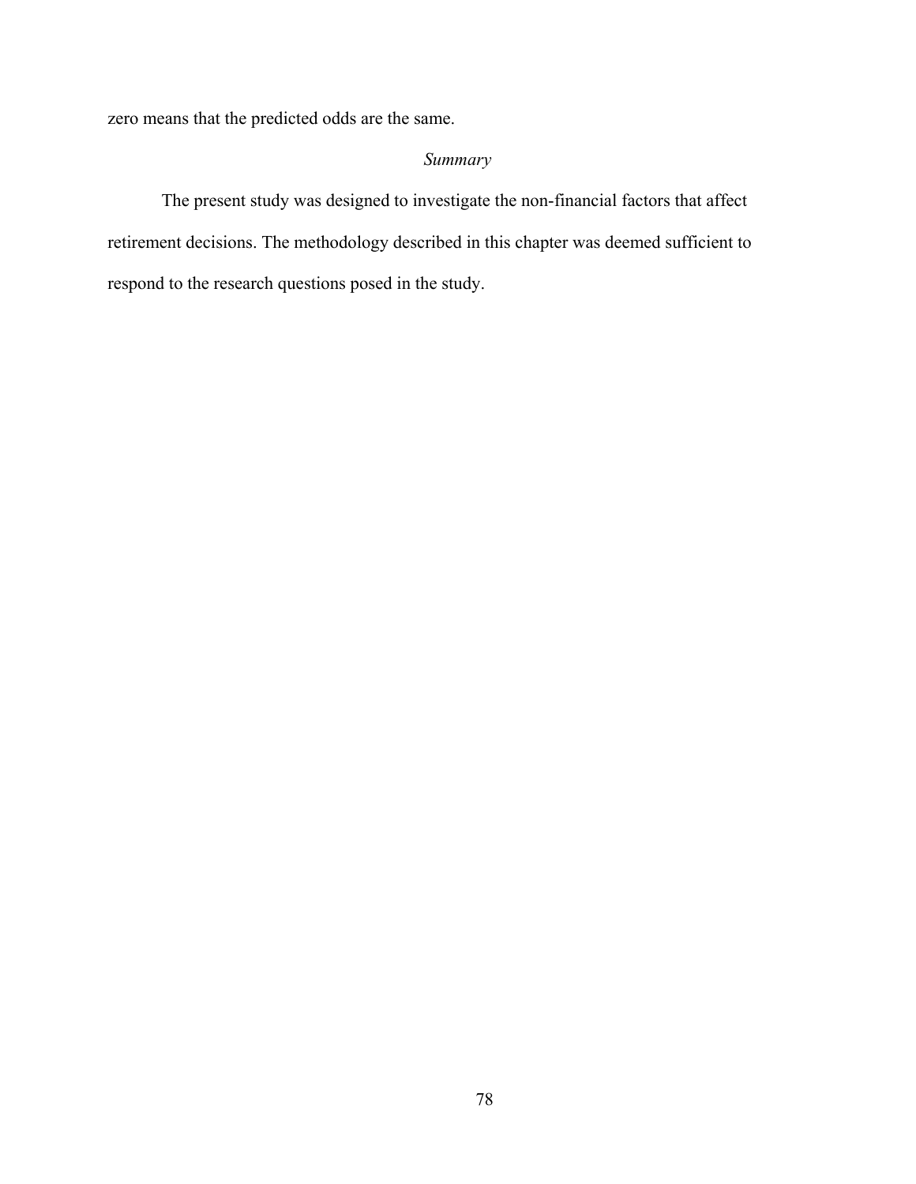zero means that the predicted odds are the same.

### *Summary*

The present study was designed to investigate the non-financial factors that affect retirement decisions. The methodology described in this chapter was deemed sufficient to respond to the research questions posed in the study.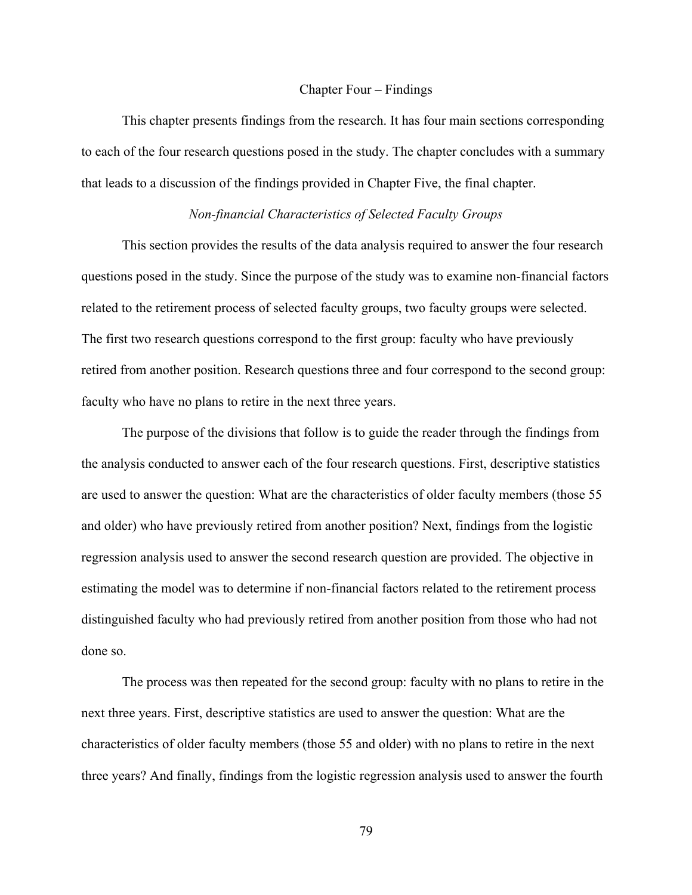# Chapter Four – Findings

This chapter presents findings from the research. It has four main sections corresponding to each of the four research questions posed in the study. The chapter concludes with a summary that leads to a discussion of the findings provided in Chapter Five, the final chapter.

## *Non-financial Characteristics of Selected Faculty Groups*

This section provides the results of the data analysis required to answer the four research questions posed in the study. Since the purpose of the study was to examine non-financial factors related to the retirement process of selected faculty groups, two faculty groups were selected. The first two research questions correspond to the first group: faculty who have previously retired from another position. Research questions three and four correspond to the second group: faculty who have no plans to retire in the next three years.

The purpose of the divisions that follow is to guide the reader through the findings from the analysis conducted to answer each of the four research questions. First, descriptive statistics are used to answer the question: What are the characteristics of older faculty members (those 55 and older) who have previously retired from another position? Next, findings from the logistic regression analysis used to answer the second research question are provided. The objective in estimating the model was to determine if non-financial factors related to the retirement process distinguished faculty who had previously retired from another position from those who had not done so.

The process was then repeated for the second group: faculty with no plans to retire in the next three years. First, descriptive statistics are used to answer the question: What are the characteristics of older faculty members (those 55 and older) with no plans to retire in the next three years? And finally, findings from the logistic regression analysis used to answer the fourth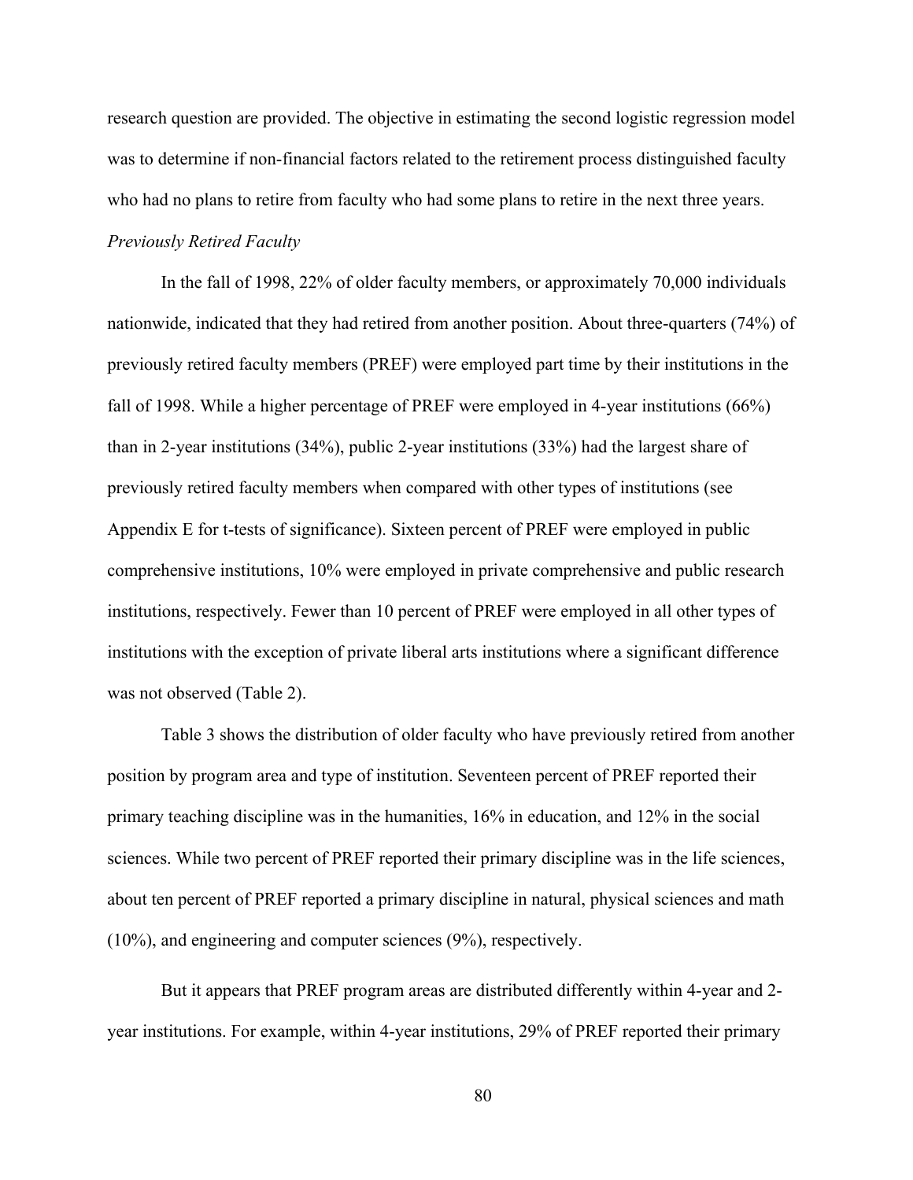research question are provided. The objective in estimating the second logistic regression model was to determine if non-financial factors related to the retirement process distinguished faculty who had no plans to retire from faculty who had some plans to retire in the next three years.

*Previously Retired Faculty*

In the fall of 1998, 22% of older faculty members, or approximately 70,000 individuals nationwide, indicated that they had retired from another position. About three-quarters (74%) of previously retired faculty members (PREF) were employed part time by their institutions in the fall of 1998. While a higher percentage of PREF were employed in 4-year institutions (66%) than in 2-year institutions (34%), public 2-year institutions (33%) had the largest share of previously retired faculty members when compared with other types of institutions (see Appendix E for t-tests of significance). Sixteen percent of PREF were employed in public comprehensive institutions, 10% were employed in private comprehensive and public research institutions, respectively. Fewer than 10 percent of PREF were employed in all other types of institutions with the exception of private liberal arts institutions where a significant difference was not observed (Table 2).

Table 3 shows the distribution of older faculty who have previously retired from another position by program area and type of institution. Seventeen percent of PREF reported their primary teaching discipline was in the humanities, 16% in education, and 12% in the social sciences. While two percent of PREF reported their primary discipline was in the life sciences, about ten percent of PREF reported a primary discipline in natural, physical sciences and math (10%), and engineering and computer sciences (9%), respectively.

But it appears that PREF program areas are distributed differently within 4-year and 2-year institutions. For example, within 4-year institutions, 29% of PREF reported their primary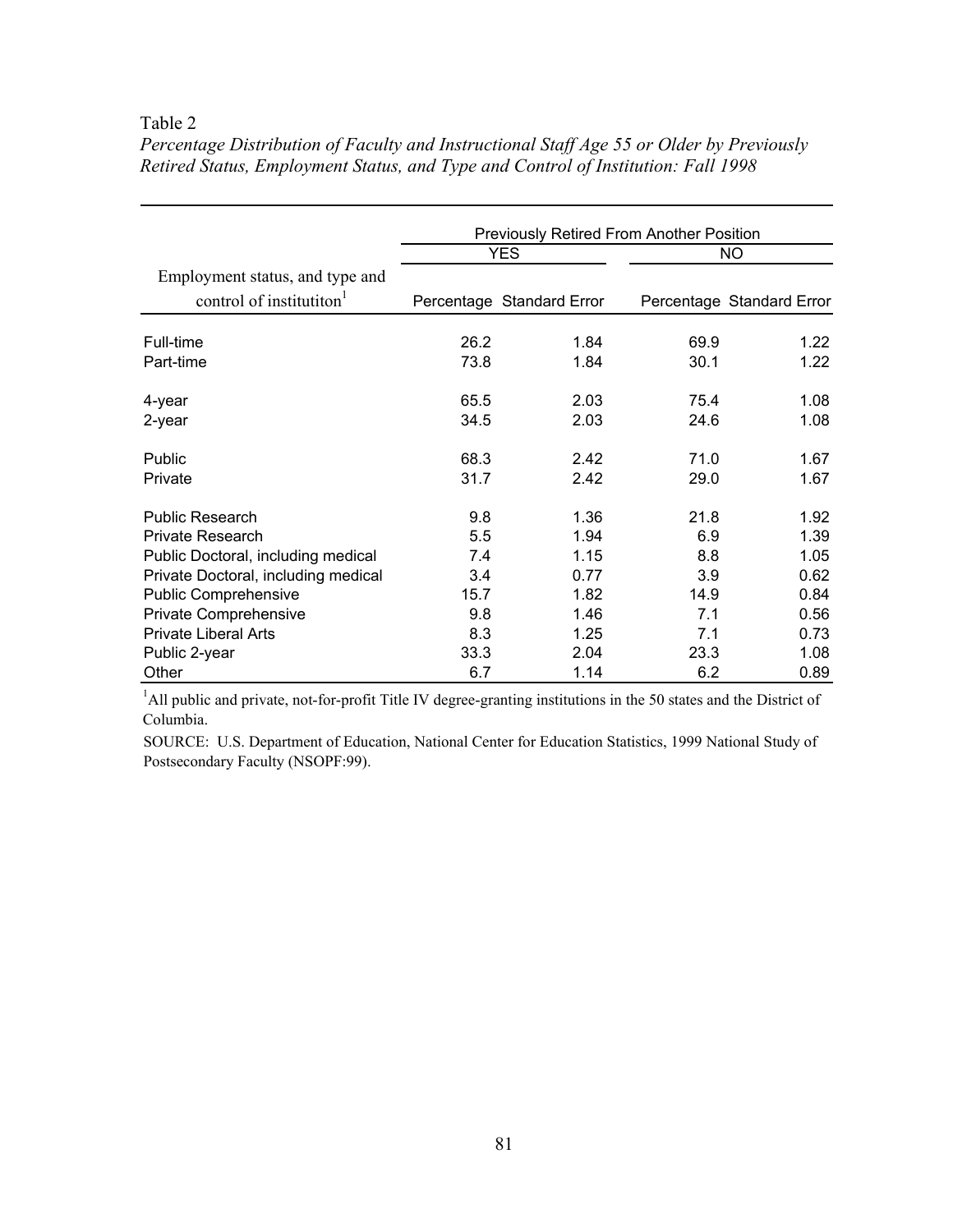Table 2

*Percentage Distribution of Faculty and Instructional Staff Age 55 or Older by Previously Retired Status, Employment Status, and Type and Control of Institution: Fall 1998*

| Employment status, and type and control of institutiton[1] | Previously Retired From Another Position | | | |
|---|---|---|---|---|
| | YES | | NO | |
| | Percentage | Standard Error | Percentage | Standard Error |
| Full-time | 26.2 | 1.84 | 69.9 | 1.22 |
| Part-time | 73.8 | 1.84 | 30.1 | 1.22 |
| 4-year | 65.5 | 2.03 | 75.4 | 1.08 |
| 2-year | 34.5 | 2.03 | 24.6 | 1.08 |
| Public | 68.3 | 2.42 | 71.0 | 1.67 |
| Private | 31.7 | 2.42 | 29.0 | 1.67 |
| Public Research | 9.8 | 1.36 | 21.8 | 1.92 |
| Private Research | 5.5 | 1.94 | 6.9 | 1.39 |
| Public Doctoral, including medical | 7.4 | 1.15 | 8.8 | 1.05 |
| Private Doctoral, including medical | 3.4 | 0.77 | 3.9 | 0.62 |
| Public Comprehensive | 15.7 | 1.82 | 14.9 | 0.84 |
| Private Comprehensive | 9.8 | 1.46 | 7.1 | 0.56 |
| Private Liberal Arts | 8.3 | 1.25 | 7.1 | 0.73 |
| Public 2-year | 33.3 | 2.04 | 23.3 | 1.08 |
| Other | 6.7 | 1.14 | 6.2 | 0.89 |

[1]All public and private, not-for-profit Title IV degree-granting institutions in the 50 states and the District of Columbia.

SOURCE: U.S. Department of Education, National Center for Education Statistics, 1999 National Study of Postsecondary Faculty (NSOPF:99).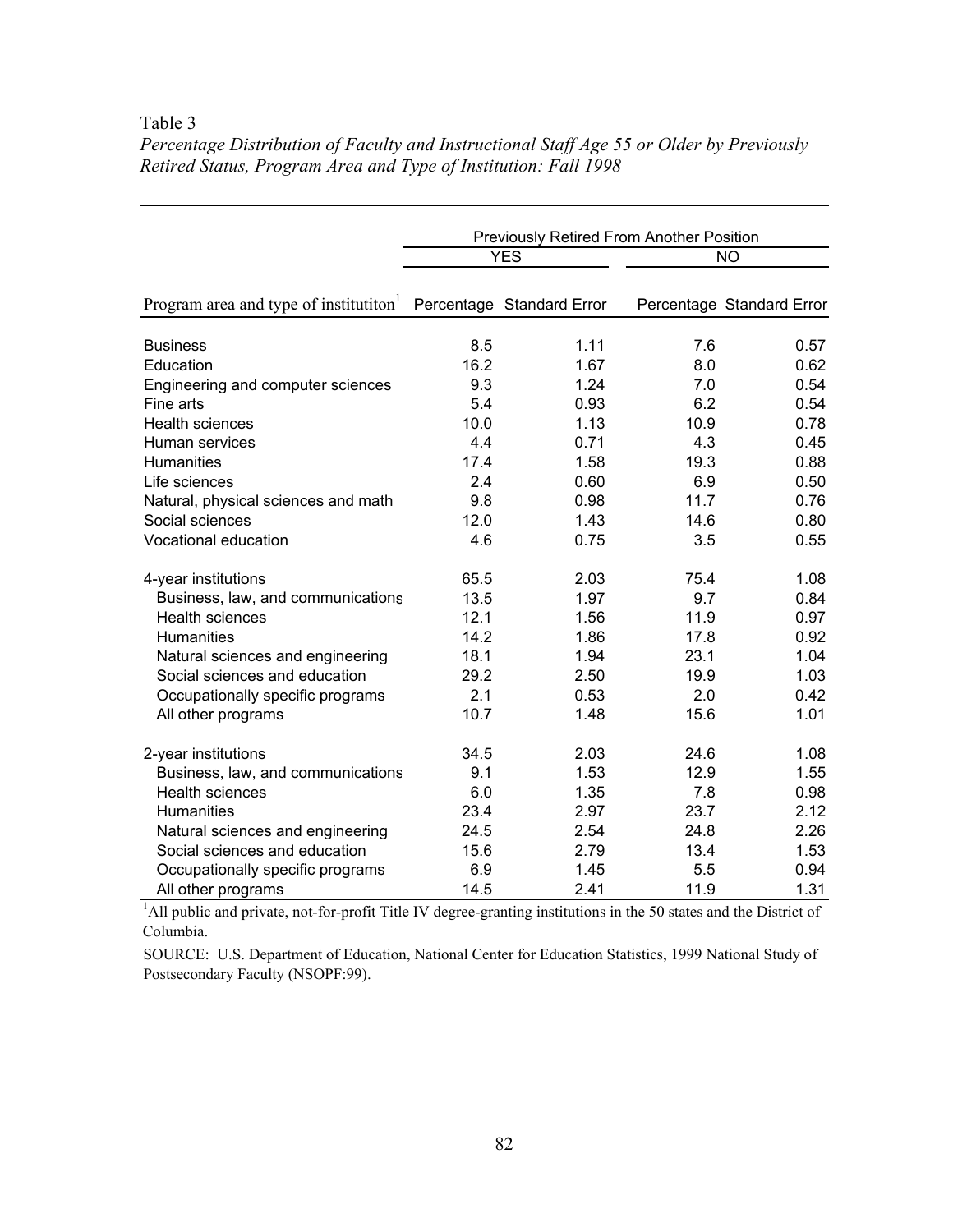Table 3

*Percentage Distribution of Faculty and Instructional Staff Age 55 or Older by Previously Retired Status, Program Area and Type of Institution: Fall 1998*

| | Previously Retired From Another Position | | | |
|---|---|---|---|---|
| | YES | | NO | |
| Program area and type of institutiton[1] | Percentage | Standard Error | Percentage | Standard Error |
| Business | 8.5 | 1.11 | 7.6 | 0.57 |
| Education | 16.2 | 1.67 | 8.0 | 0.62 |
| Engineering and computer sciences | 9.3 | 1.24 | 7.0 | 0.54 |
| Fine arts | 5.4 | 0.93 | 6.2 | 0.54 |
| Health sciences | 10.0 | 1.13 | 10.9 | 0.78 |
| Human services | 4.4 | 0.71 | 4.3 | 0.45 |
| Humanities | 17.4 | 1.58 | 19.3 | 0.88 |
| Life sciences | 2.4 | 0.60 | 6.9 | 0.50 |
| Natural, physical sciences and math | 9.8 | 0.98 | 11.7 | 0.76 |
| Social sciences | 12.0 | 1.43 | 14.6 | 0.80 |
| Vocational education | 4.6 | 0.75 | 3.5 | 0.55 |
| 4-year institutions | 65.5 | 2.03 | 75.4 | 1.08 |
| Business, law, and communications | 13.5 | 1.97 | 9.7 | 0.84 |
| Health sciences | 12.1 | 1.56 | 11.9 | 0.97 |
| Humanities | 14.2 | 1.86 | 17.8 | 0.92 |
| Natural sciences and engineering | 18.1 | 1.94 | 23.1 | 1.04 |
| Social sciences and education | 29.2 | 2.50 | 19.9 | 1.03 |
| Occupationally specific programs | 2.1 | 0.53 | 2.0 | 0.42 |
| All other programs | 10.7 | 1.48 | 15.6 | 1.01 |
| 2-year institutions | 34.5 | 2.03 | 24.6 | 1.08 |
| Business, law, and communications | 9.1 | 1.53 | 12.9 | 1.55 |
| Health sciences | 6.0 | 1.35 | 7.8 | 0.98 |
| Humanities | 23.4 | 2.97 | 23.7 | 2.12 |
| Natural sciences and engineering | 24.5 | 2.54 | 24.8 | 2.26 |
| Social sciences and education | 15.6 | 2.79 | 13.4 | 1.53 |
| Occupationally specific programs | 6.9 | 1.45 | 5.5 | 0.94 |
| All other programs | 14.5 | 2.41 | 11.9 | 1.31 |

[1]All public and private, not-for-profit Title IV degree-granting institutions in the 50 states and the District of Columbia.

SOURCE: U.S. Department of Education, National Center for Education Statistics, 1999 National Study of Postsecondary Faculty (NSOPF:99).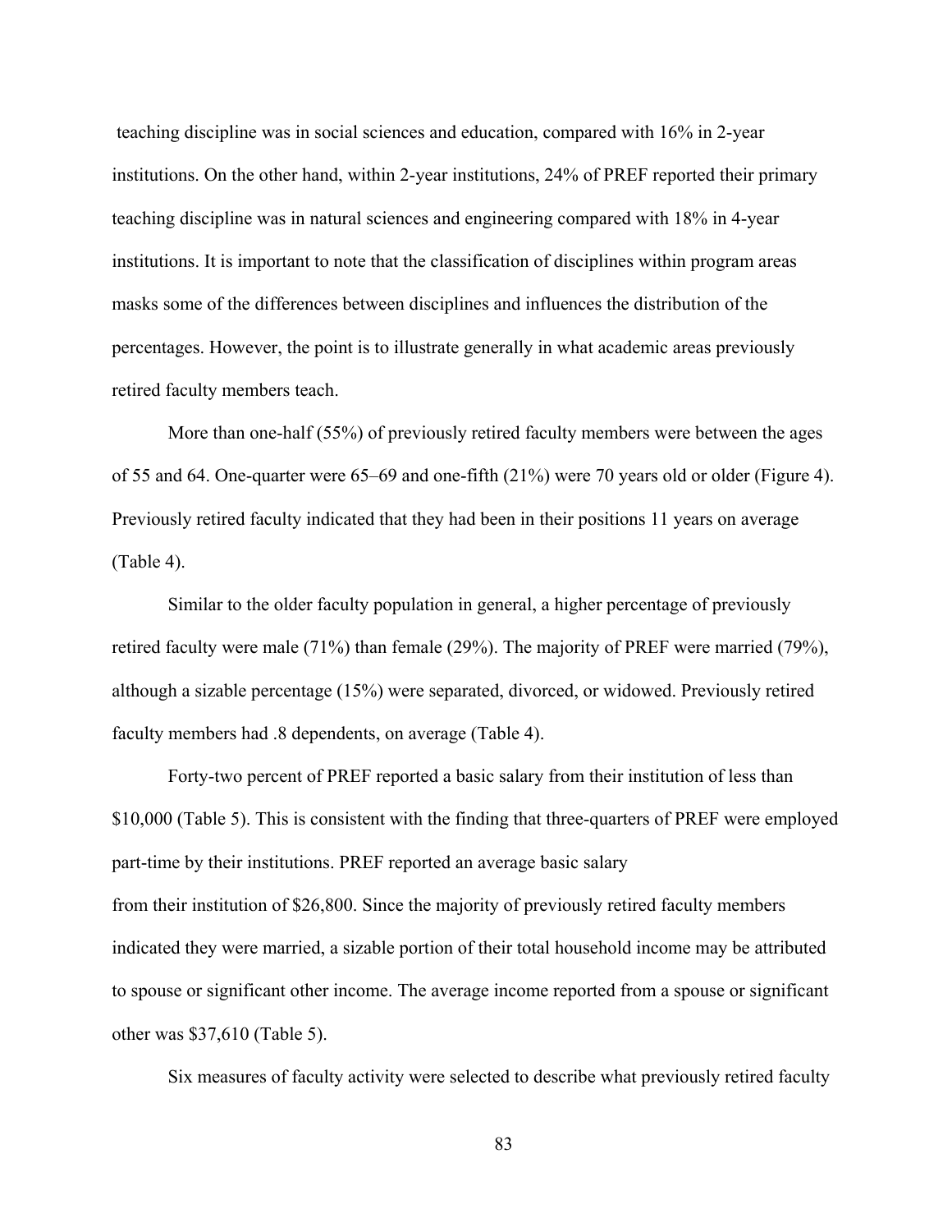teaching discipline was in social sciences and education, compared with 16% in 2-year institutions. On the other hand, within 2-year institutions, 24% of PREF reported their primary teaching discipline was in natural sciences and engineering compared with 18% in 4-year institutions. It is important to note that the classification of disciplines within program areas masks some of the differences between disciplines and influences the distribution of the percentages. However, the point is to illustrate generally in what academic areas previously retired faculty members teach.

More than one-half (55%) of previously retired faculty members were between the ages of 55 and 64. One-quarter were 65–69 and one-fifth (21%) were 70 years old or older (Figure 4). Previously retired faculty indicated that they had been in their positions 11 years on average (Table 4).

Similar to the older faculty population in general, a higher percentage of previously retired faculty were male (71%) than female (29%). The majority of PREF were married (79%), although a sizable percentage (15%) were separated, divorced, or widowed. Previously retired faculty members had .8 dependents, on average (Table 4).

Forty-two percent of PREF reported a basic salary from their institution of less than $10,000 (Table 5). This is consistent with the finding that three-quarters of PREF were employed part-time by their institutions. PREF reported an average basic salary from their institution of $26,800. Since the majority of previously retired faculty members indicated they were married, a sizable portion of their total household income may be attributed to spouse or significant other income. The average income reported from a spouse or significant other was $37,610 (Table 5).

Six measures of faculty activity were selected to describe what previously retired faculty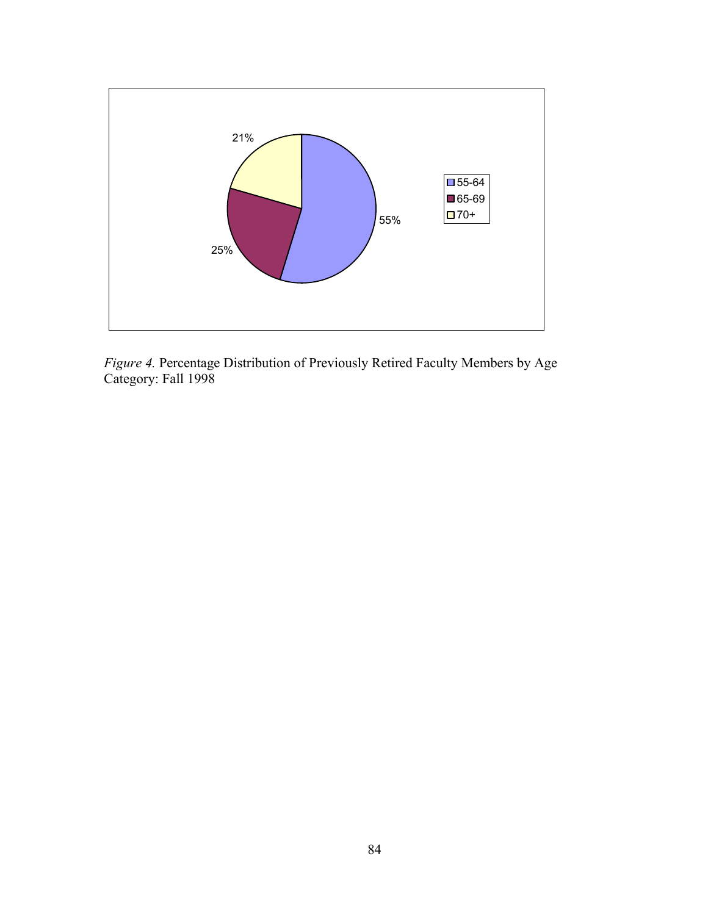*Figure 4.* Percentage Distribution of Previously Retired Faculty Members by Age Category: Fall 1998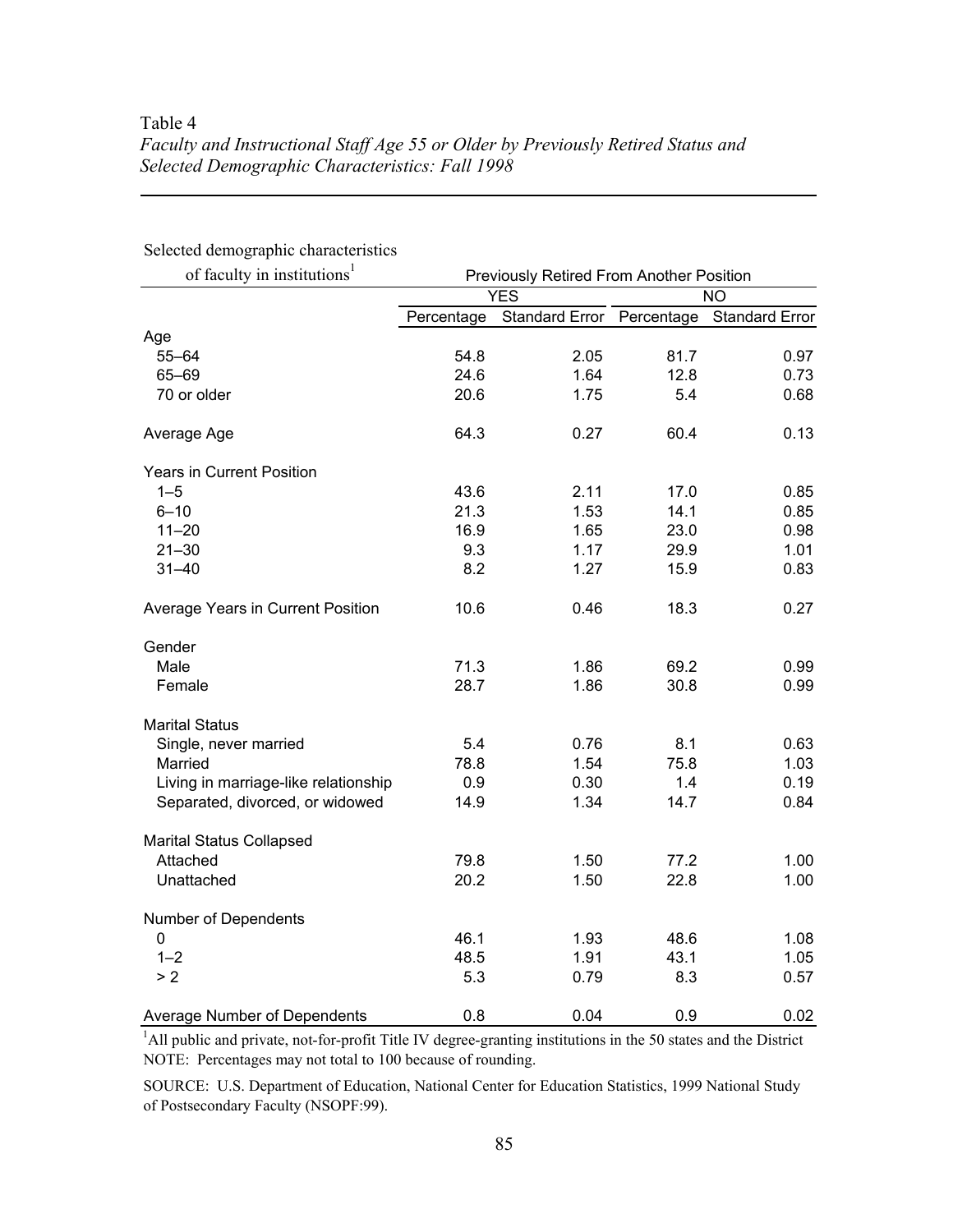Table 4

*Faculty and Instructional Staff Age 55 or Older by Previously Retired Status and Selected Demographic Characteristics: Fall 1998*

| Selected demographic characteristics of faculty in institutions[1] | Previously Retired From Another Position | | | |
|---|---|---|---|---|
| | YES | | NO | |
| | Percentage | Standard Error | Percentage | Standard Error |
| Age | | | | |
| 55–64 | 54.8 | 2.05 | 81.7 | 0.97 |
| 65–69 | 24.6 | 1.64 | 12.8 | 0.73 |
| 70 or older | 20.6 | 1.75 | 5.4 | 0.68 |
| Average Age | 64.3 | 0.27 | 60.4 | 0.13 |
| Years in Current Position | | | | |
| 1–5 | 43.6 | 2.11 | 17.0 | 0.85 |
| 6–10 | 21.3 | 1.53 | 14.1 | 0.85 |
| 11–20 | 16.9 | 1.65 | 23.0 | 0.98 |
| 21–30 | 9.3 | 1.17 | 29.9 | 1.01 |
| 31–40 | 8.2 | 1.27 | 15.9 | 0.83 |
| Average Years in Current Position | 10.6 | 0.46 | 18.3 | 0.27 |
| Gender | | | | |
| Male | 71.3 | 1.86 | 69.2 | 0.99 |
| Female | 28.7 | 1.86 | 30.8 | 0.99 |
| Marital Status | | | | |
| Single, never married | 5.4 | 0.76 | 8.1 | 0.63 |
| Married | 78.8 | 1.54 | 75.8 | 1.03 |
| Living in marriage-like relationship | 0.9 | 0.30 | 1.4 | 0.19 |
| Separated, divorced, or widowed | 14.9 | 1.34 | 14.7 | 0.84 |
| Marital Status Collapsed | | | | |
| Attached | 79.8 | 1.50 | 77.2 | 1.00 |
| Unattached | 20.2 | 1.50 | 22.8 | 1.00 |
| Number of Dependents | | | | |
| 0 | 46.1 | 1.93 | 48.6 | 1.08 |
| 1–2 | 48.5 | 1.91 | 43.1 | 1.05 |
| > 2 | 5.3 | 0.79 | 8.3 | 0.57 |
| Average Number of Dependents | 0.8 | 0.04 | 0.9 | 0.02 |

[1]All public and private, not-for-profit Title IV degree-granting institutions in the 50 states and the District

NOTE: Percentages may not total to 100 because of rounding.

SOURCE: U.S. Department of Education, National Center for Education Statistics, 1999 National Study of Postsecondary Faculty (NSOPF:99).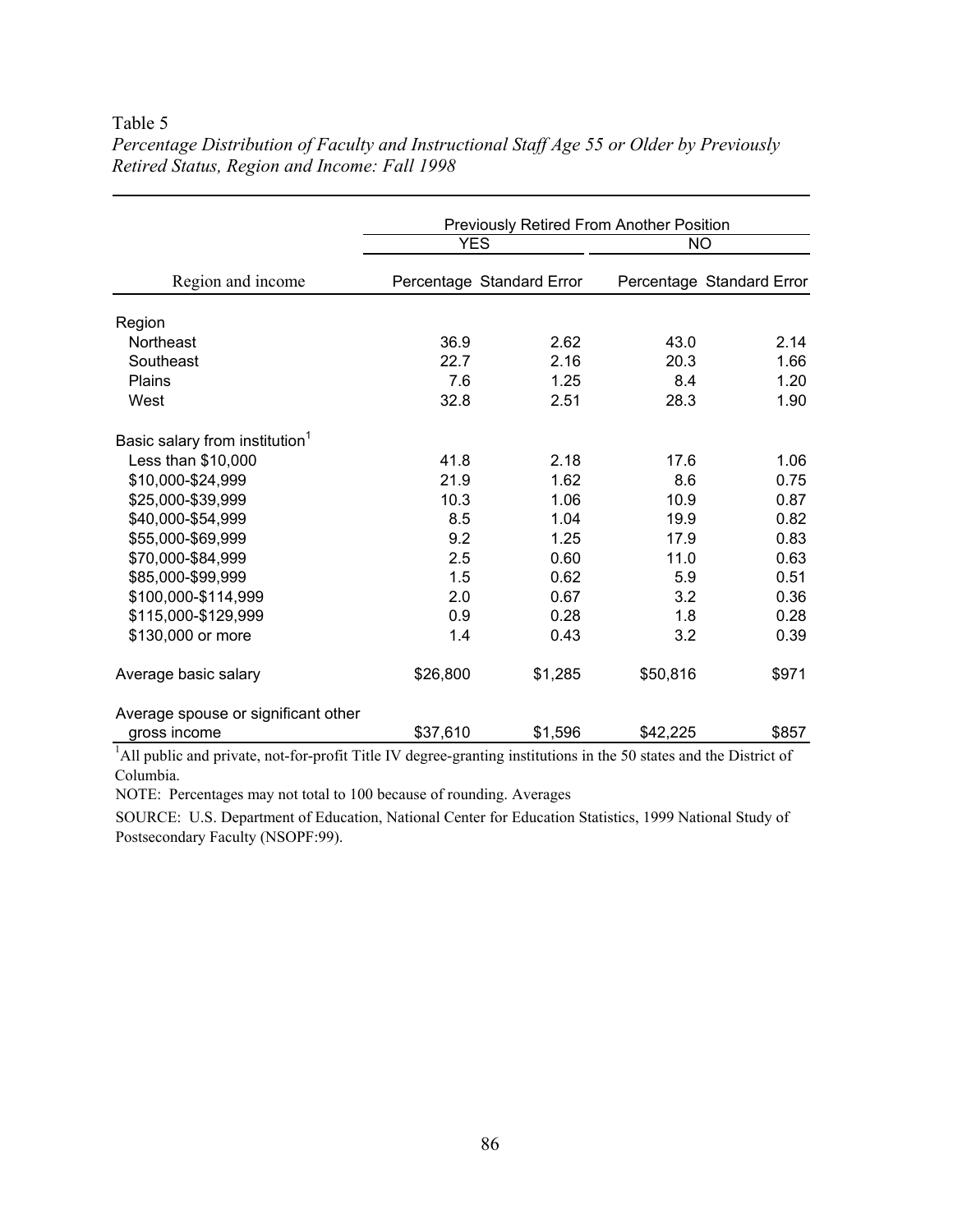Table 5

*Percentage Distribution of Faculty and Instructional Staff Age 55 or Older by Previously Retired Status, Region and Income: Fall 1998*

| Region and income | Previously Retired From Another Position | | | |
|---|---|---|---|---|
| | YES | | NO | |
| | Percentage | Standard Error | Percentage | Standard Error |
| Region | | | | |
| Northeast | 36.9 | 2.62 | 43.0 | 2.14 |
| Southeast | 22.7 | 2.16 | 20.3 | 1.66 |
| Plains | 7.6 | 1.25 | 8.4 | 1.20 |
| West | 32.8 | 2.51 | 28.3 | 1.90 |
| Basic salary from institution[1] | | | | |
| Less than $10,000 | 41.8 | 2.18 | 17.6 | 1.06 |
| $10,000-$24,999 | 21.9 | 1.62 | 8.6 | 0.75 |
| $25,000-$39,999 | 10.3 | 1.06 | 10.9 | 0.87 |
| $40,000-$54,999 | 8.5 | 1.04 | 19.9 | 0.82 |
| $55,000-$69,999 | 9.2 | 1.25 | 17.9 | 0.83 |
| $70,000-$84,999 | 2.5 | 0.60 | 11.0 | 0.63 |
| $85,000-$99,999 | 1.5 | 0.62 | 5.9 | 0.51 |
| $100,000-$114,999 | 2.0 | 0.67 | 3.2 | 0.36 |
| $115,000-$129,999 | 0.9 | 0.28 | 1.8 | 0.28 |
| $130,000 or more | 1.4 | 0.43 | 3.2 | 0.39 |
| Average basic salary | $26,800 | $1,285 | $50,816 | $971 |
| Average spouse or significant other gross income | $37,610 | $1,596 | $42,225 | $857 |

[1]All public and private, not-for-profit Title IV degree-granting institutions in the 50 states and the District of Columbia.

NOTE: Percentages may not total to 100 because of rounding. Averages

SOURCE: U.S. Department of Education, National Center for Education Statistics, 1999 National Study of Postsecondary Faculty (NSOPF:99).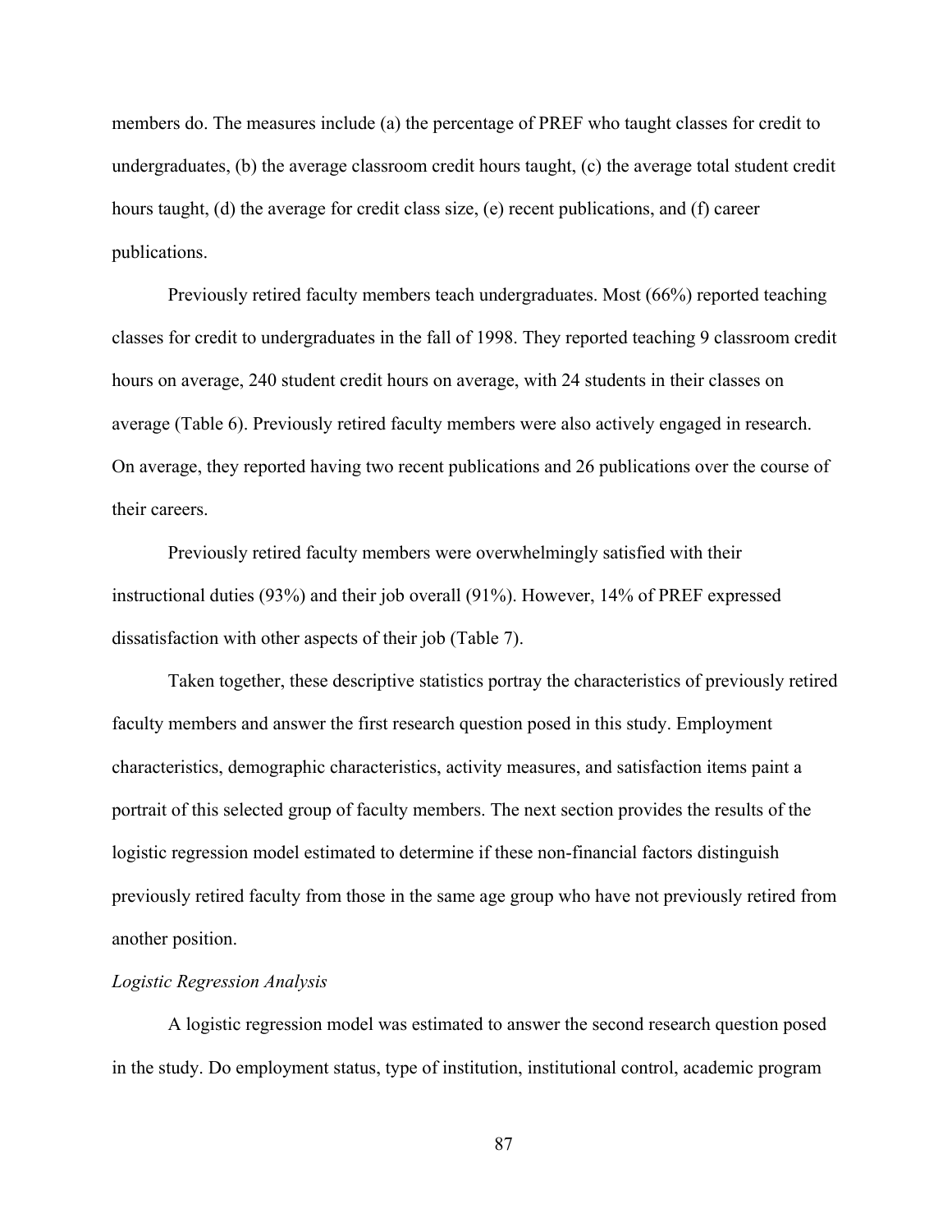members do. The measures include (a) the percentage of PREF who taught classes for credit to undergraduates, (b) the average classroom credit hours taught, (c) the average total student credit hours taught, (d) the average for credit class size, (e) recent publications, and (f) career publications.

Previously retired faculty members teach undergraduates. Most (66%) reported teaching classes for credit to undergraduates in the fall of 1998. They reported teaching 9 classroom credit hours on average, 240 student credit hours on average, with 24 students in their classes on average (Table 6). Previously retired faculty members were also actively engaged in research. On average, they reported having two recent publications and 26 publications over the course of their careers.

Previously retired faculty members were overwhelmingly satisfied with their instructional duties (93%) and their job overall (91%). However, 14% of PREF expressed dissatisfaction with other aspects of their job (Table 7).

Taken together, these descriptive statistics portray the characteristics of previously retired faculty members and answer the first research question posed in this study. Employment characteristics, demographic characteristics, activity measures, and satisfaction items paint a portrait of this selected group of faculty members. The next section provides the results of the logistic regression model estimated to determine if these non-financial factors distinguish previously retired faculty from those in the same age group who have not previously retired from another position.

*Logistic Regression Analysis*

A logistic regression model was estimated to answer the second research question posed in the study. Do employment status, type of institution, institutional control, academic program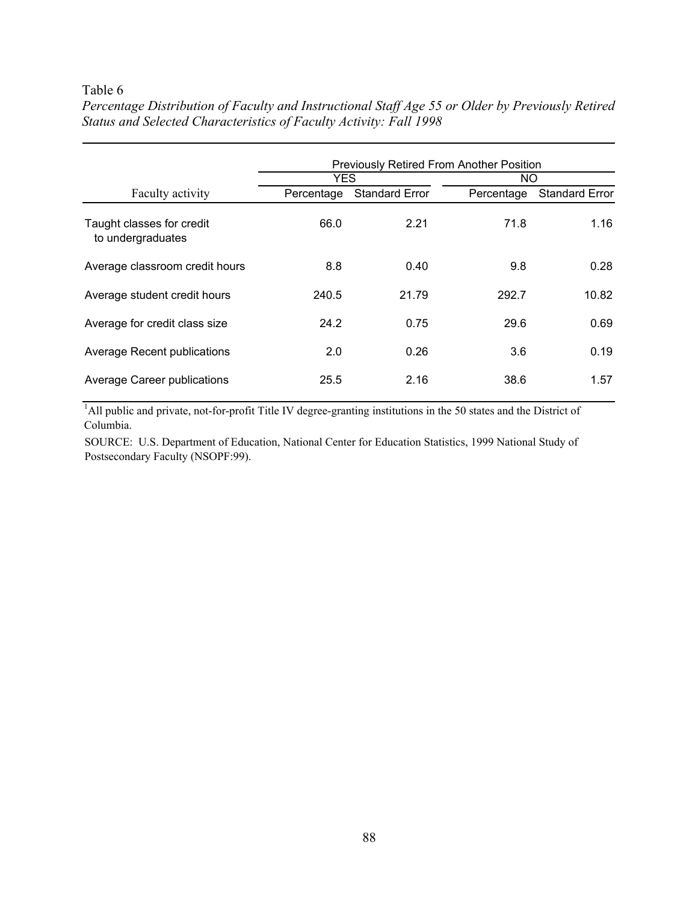Table 6

*Percentage Distribution of Faculty and Instructional Staff Age 55 or Older by Previously Retired Status and Selected Characteristics of Faculty Activity: Fall 1998*

| | Previously Retired From Another Position | | | |
|---|---|---|---|---|
| | YES | | NO | |
| Faculty activity | Percentage | Standard Error | Percentage | Standard Error |
| Taught classes for credit to undergraduates | 66.0 | 2.21 | 71.8 | 1.16 |
| Average classroom credit hours | 8.8 | 0.40 | 9.8 | 0.28 |
| Average student credit hours | 240.5 | 21.79 | 292.7 | 10.82 |
| Average for credit class size | 24.2 | 0.75 | 29.6 | 0.69 |
| Average Recent publications | 2.0 | 0.26 | 3.6 | 0.19 |
| Average Career publications | 25.5 | 2.16 | 38.6 | 1.57 |

[1]All public and private, not-for-profit Title IV degree-granting institutions in the 50 states and the District of Columbia.

SOURCE: U.S. Department of Education, National Center for Education Statistics, 1999 National Study of Postsecondary Faculty (NSOPF:99).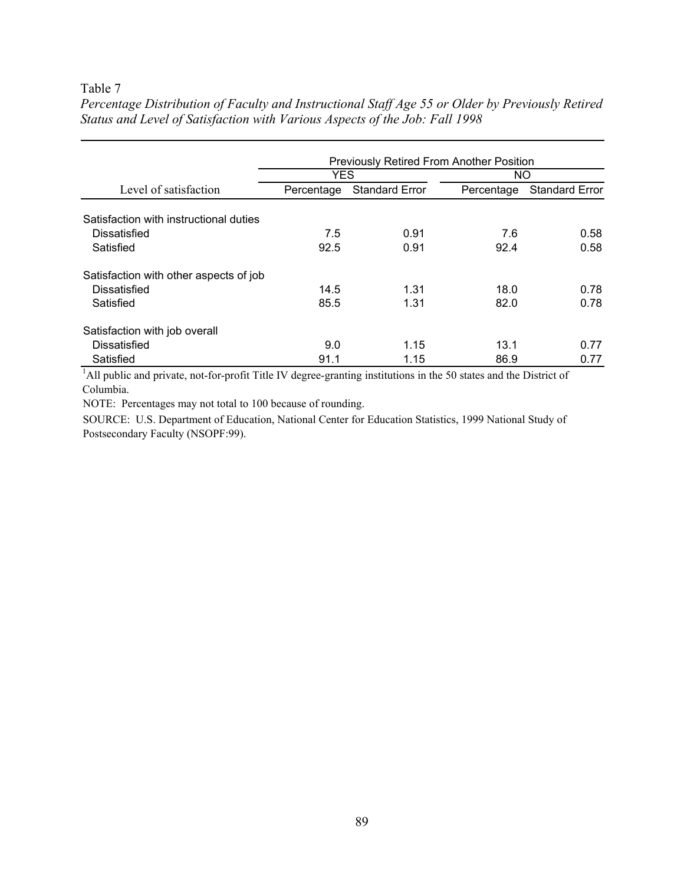Table 7

*Percentage Distribution of Faculty and Instructional Staff Age 55 or Older by Previously Retired Status and Level of Satisfaction with Various Aspects of the Job: Fall 1998*

| Level of satisfaction | Previously Retired From Another Position | | | |
|---|---|---|---|---|
| | YES | | NO | |
| | Percentage | Standard Error | Percentage | Standard Error |
| Satisfaction with instructional duties | | | | |
| Dissatisfied | 7.5 | 0.91 | 7.6 | 0.58 |
| Satisfied | 92.5 | 0.91 | 92.4 | 0.58 |
| Satisfaction with other aspects of job | | | | |
| Dissatisfied | 14.5 | 1.31 | 18.0 | 0.78 |
| Satisfied | 85.5 | 1.31 | 82.0 | 0.78 |
| Satisfaction with job overall | | | | |
| Dissatisfied | 9.0 | 1.15 | 13.1 | 0.77 |
| Satisfied | 91.1 | 1.15 | 86.9 | 0.77 |

[1]All public and private, not-for-profit Title IV degree-granting institutions in the 50 states and the District of Columbia.

NOTE: Percentages may not total to 100 because of rounding.

SOURCE: U.S. Department of Education, National Center for Education Statistics, 1999 National Study of Postsecondary Faculty (NSOPF:99).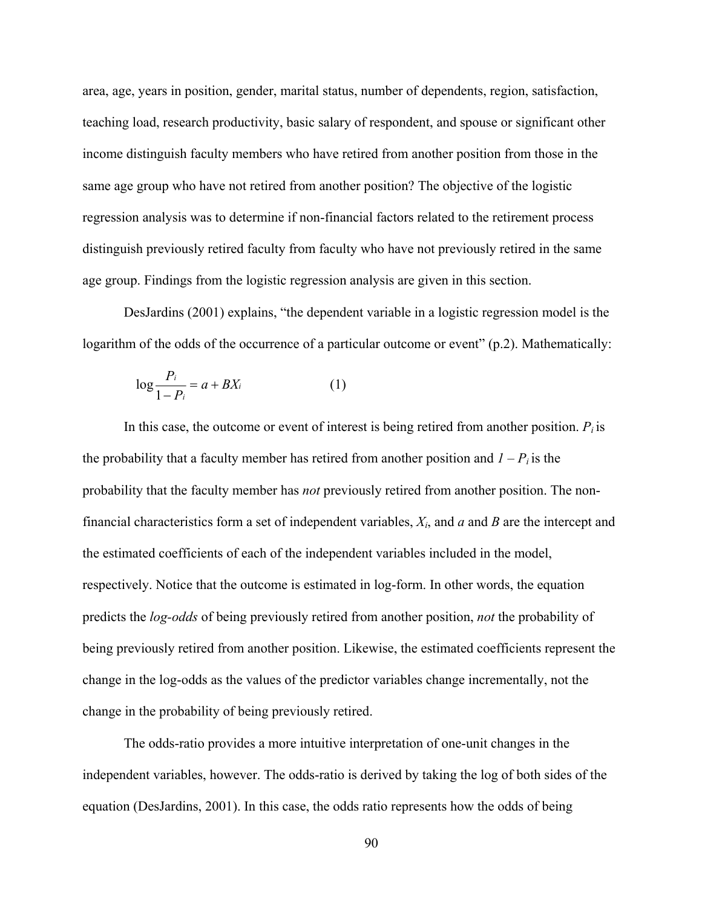area, age, years in position, gender, marital status, number of dependents, region, satisfaction, teaching load, research productivity, basic salary of respondent, and spouse or significant other income distinguish faculty members who have retired from another position from those in the same age group who have not retired from another position? The objective of the logistic regression analysis was to determine if non-financial factors related to the retirement process distinguish previously retired faculty from faculty who have not previously retired in the same age group. Findings from the logistic regression analysis are given in this section.

DesJardins (2001) explains, "the dependent variable in a logistic regression model is the logarithm of the odds of the occurrence of a particular outcome or event" (p.2). Mathematically:

$$\log \frac{P_i}{1 - P_i} = a + BX_i \qquad (1)$$

In this case, the outcome or event of interest is being retired from another position. $P_i$ is the probability that a faculty member has retired from another position and $1 - P_i$ is the probability that the faculty member has *not* previously retired from another position. The non-financial characteristics form a set of independent variables, $X_i$, and $a$ and $B$ are the intercept and the estimated coefficients of each of the independent variables included in the model, respectively. Notice that the outcome is estimated in log-form. In other words, the equation predicts the *log-odds* of being previously retired from another position, *not* the probability of being previously retired from another position. Likewise, the estimated coefficients represent the change in the log-odds as the values of the predictor variables change incrementally, not the change in the probability of being previously retired.

The odds-ratio provides a more intuitive interpretation of one-unit changes in the independent variables, however. The odds-ratio is derived by taking the log of both sides of the equation (DesJardins, 2001). In this case, the odds ratio represents how the odds of being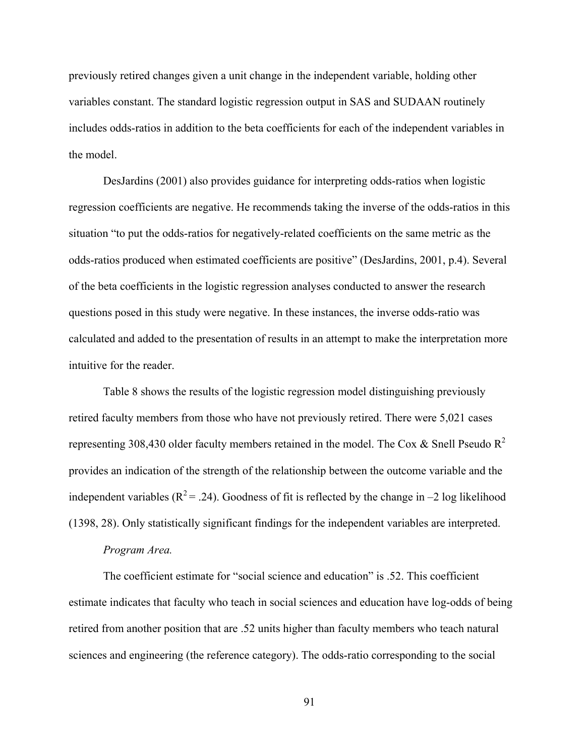previously retired changes given a unit change in the independent variable, holding other variables constant. The standard logistic regression output in SAS and SUDAAN routinely includes odds-ratios in addition to the beta coefficients for each of the independent variables in the model.

DesJardins (2001) also provides guidance for interpreting odds-ratios when logistic regression coefficients are negative. He recommends taking the inverse of the odds-ratios in this situation "to put the odds-ratios for negatively-related coefficients on the same metric as the odds-ratios produced when estimated coefficients are positive" (DesJardins, 2001, p.4). Several of the beta coefficients in the logistic regression analyses conducted to answer the research questions posed in this study were negative. In these instances, the inverse odds-ratio was calculated and added to the presentation of results in an attempt to make the interpretation more intuitive for the reader.

Table 8 shows the results of the logistic regression model distinguishing previously retired faculty members from those who have not previously retired. There were 5,021 cases representing 308,430 older faculty members retained in the model. The Cox & Snell Pseudo $R^2$ provides an indication of the strength of the relationship between the outcome variable and the independent variables ($R^2 = .24$). Goodness of fit is reflected by the change in –2 log likelihood (1398, 28). Only statistically significant findings for the independent variables are interpreted.

*Program Area.*

The coefficient estimate for "social science and education" is .52. This coefficient estimate indicates that faculty who teach in social sciences and education have log-odds of being retired from another position that are .52 units higher than faculty members who teach natural sciences and engineering (the reference category). The odds-ratio corresponding to the social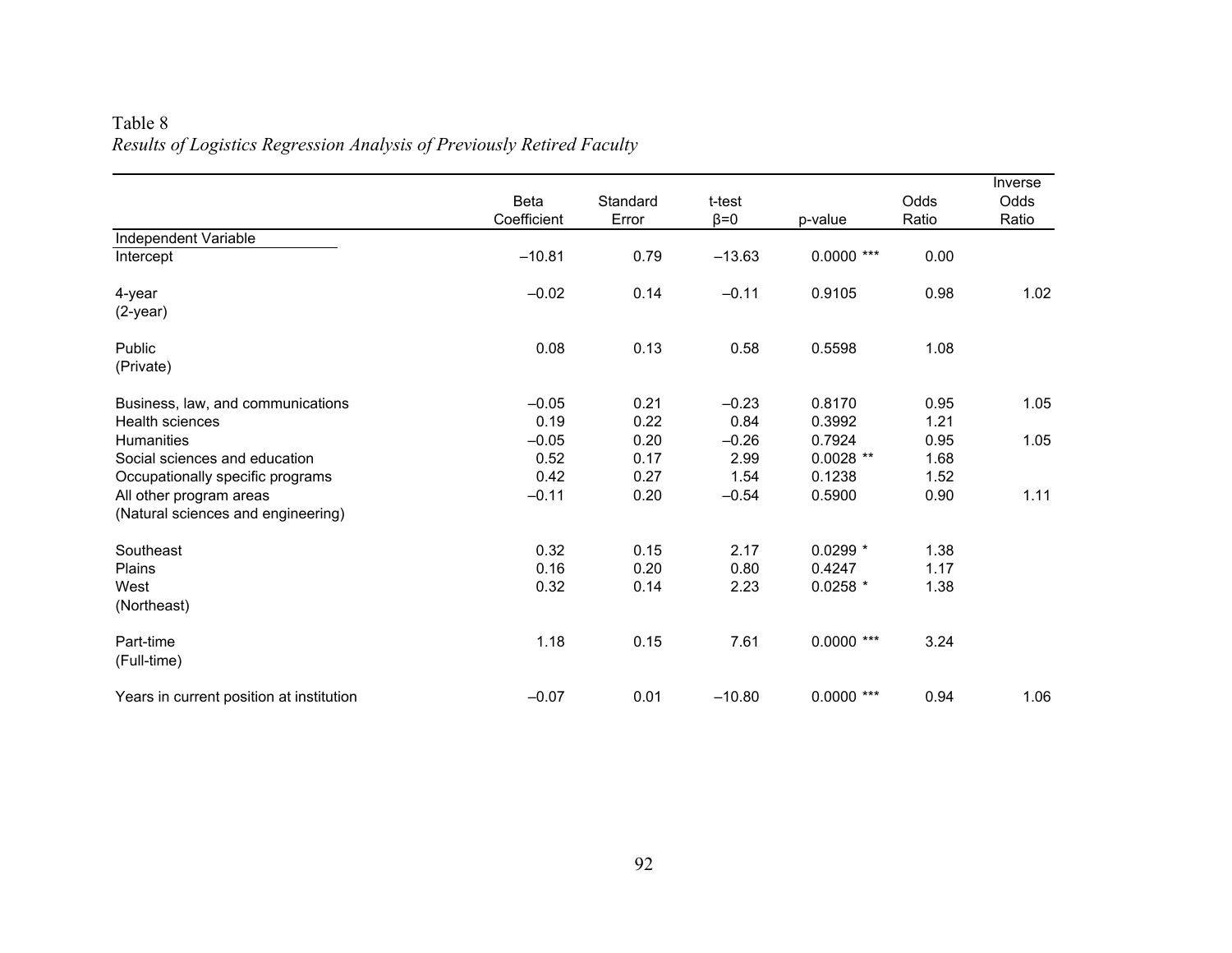Table 8

*Results of Logistics Regression Analysis of Previously Retired Faculty*

| | Beta Coefficient | Standard Error | t-test β=0 | p-value | Odds Ratio | Inverse Odds Ratio |
|---|---|---|---|---|---|---|
| Independent Variable | | | | | | |
| Intercept | –10.81 | 0.79 | –13.63 | 0.0000 *** | 0.00 | |
| | | | | | | |
| 4-year | –0.02 | 0.14 | –0.11 | 0.9105 | 0.98 | 1.02 |
| (2-year) | | | | | | |
| | | | | | | |
| Public | 0.08 | 0.13 | 0.58 | 0.5598 | 1.08 | |
| (Private) | | | | | | |
| | | | | | | |
| Business, law, and communications | –0.05 | 0.21 | –0.23 | 0.8170 | 0.95 | 1.05 |
| Health sciences | 0.19 | 0.22 | 0.84 | 0.3992 | 1.21 | |
| Humanities | –0.05 | 0.20 | –0.26 | 0.7924 | 0.95 | 1.05 |
| Social sciences and education | 0.52 | 0.17 | 2.99 | 0.0028 ** | 1.68 | |
| Occupationally specific programs | 0.42 | 0.27 | 1.54 | 0.1238 | 1.52 | |
| All other program areas | –0.11 | 0.20 | –0.54 | 0.5900 | 0.90 | 1.11 |
| (Natural sciences and engineering) | | | | | | |
| | | | | | | |
| Southeast | 0.32 | 0.15 | 2.17 | 0.0299 * | 1.38 | |
| Plains | 0.16 | 0.20 | 0.80 | 0.4247 | 1.17 | |
| West | 0.32 | 0.14 | 2.23 | 0.0258 * | 1.38 | |
| (Northeast) | | | | | | |
| | | | | | | |
| Part-time | 1.18 | 0.15 | 7.61 | 0.0000 *** | 3.24 | |
| (Full-time) | | | | | | |
| | | | | | | |
| Years in current position at institution | –0.07 | 0.01 | –10.80 | 0.0000 *** | 0.94 | 1.06 |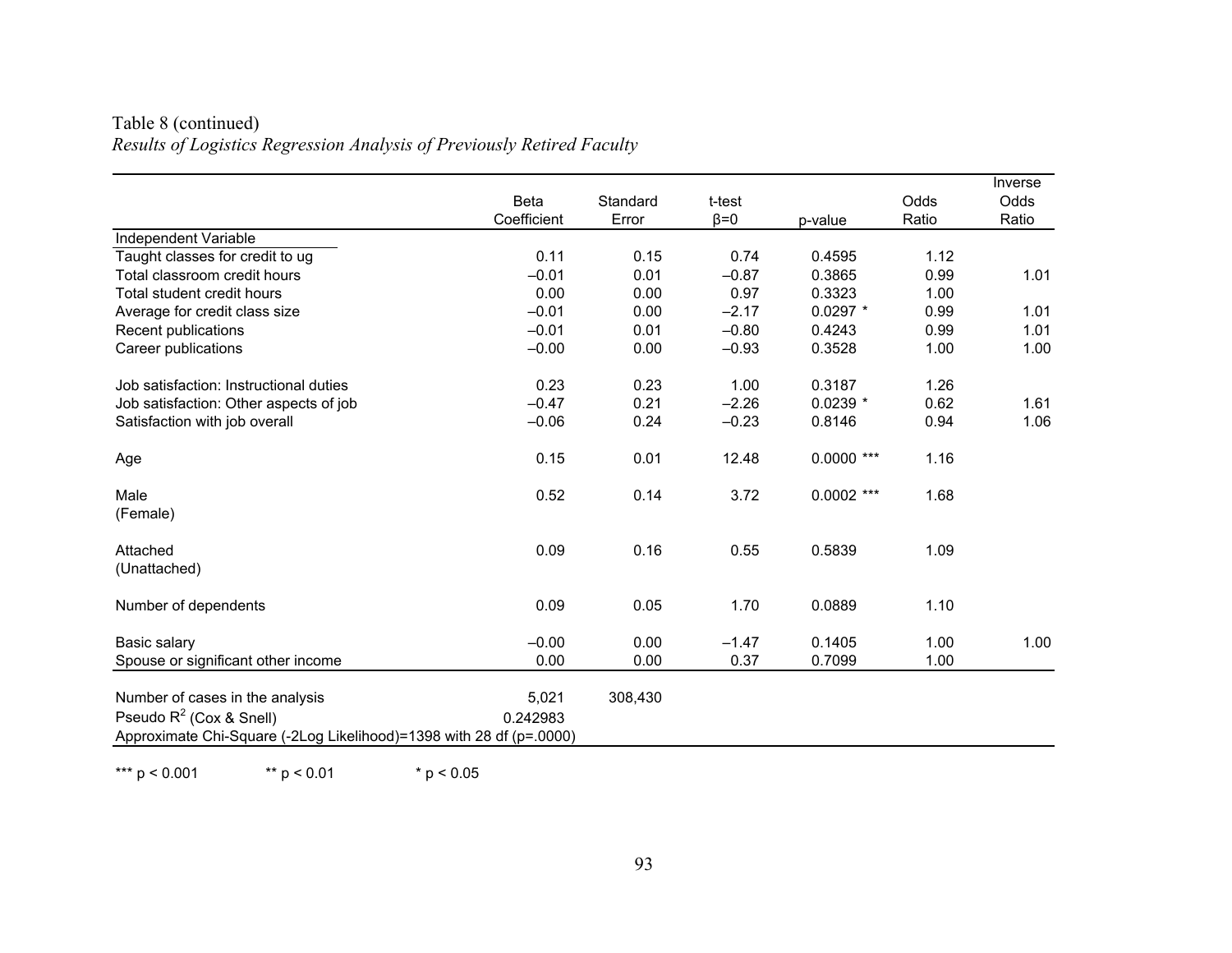Table 8 (continued)

*Results of Logistics Regression Analysis of Previously Retired Faculty*

| | Beta Coefficient | Standard Error | t-test β=0 | p-value | Odds Ratio | Inverse Odds Ratio |
|---|---|---|---|---|---|---|
| Independent Variable | | | | | | |
| Taught classes for credit to ug | 0.11 | 0.15 | 0.74 | 0.4595 | 1.12 | |
| Total classroom credit hours | –0.01 | 0.01 | –0.87 | 0.3865 | 0.99 | 1.01 |
| Total student credit hours | 0.00 | 0.00 | 0.97 | 0.3323 | 1.00 | |
| Average for credit class size | –0.01 | 0.00 | –2.17 | 0.0297 * | 0.99 | 1.01 |
| Recent publications | –0.01 | 0.01 | –0.80 | 0.4243 | 0.99 | 1.01 |
| Career publications | –0.00 | 0.00 | –0.93 | 0.3528 | 1.00 | 1.00 |
| | | | | | | |
| Job satisfaction: Instructional duties | 0.23 | 0.23 | 1.00 | 0.3187 | 1.26 | |
| Job satisfaction: Other aspects of job | –0.47 | 0.21 | –2.26 | 0.0239 * | 0.62 | 1.61 |
| Satisfaction with job overall | –0.06 | 0.24 | –0.23 | 0.8146 | 0.94 | 1.06 |
| | | | | | | |
| Age | 0.15 | 0.01 | 12.48 | 0.0000 *** | 1.16 | |
| | | | | | | |
| Male | 0.52 | 0.14 | 3.72 | 0.0002 *** | 1.68 | |
| (Female) | | | | | | |
| | | | | | | |
| Attached | 0.09 | 0.16 | 0.55 | 0.5839 | 1.09 | |
| (Unattached) | | | | | | |
| | | | | | | |
| Number of dependents | 0.09 | 0.05 | 1.70 | 0.0889 | 1.10 | |
| | | | | | | |
| Basic salary | –0.00 | 0.00 | –1.47 | 0.1405 | 1.00 | 1.00 |
| Spouse or significant other income | 0.00 | 0.00 | 0.37 | 0.7099 | 1.00 | |
| Number of cases in the analysis | 5,021 | 308,430 | | | | |
| Pseudo $R^2$ (Cox & Snell) | 0.242983 | | | | | |
| Approximate Chi-Square (-2Log Likelihood)=1398 with 28 df (p=.0000) | | | | | | |

*** $p < 0.001$ ** $p < 0.01$ * $p < 0.05$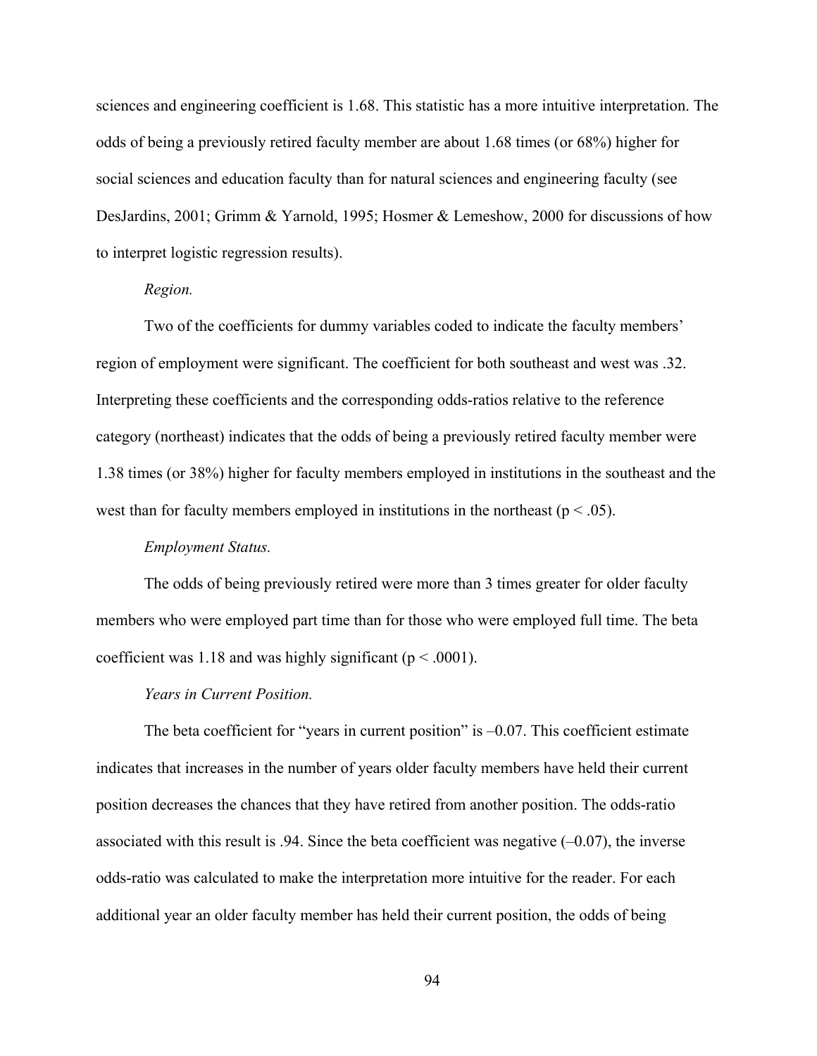sciences and engineering coefficient is 1.68. This statistic has a more intuitive interpretation. The odds of being a previously retired faculty member are about 1.68 times (or 68%) higher for social sciences and education faculty than for natural sciences and engineering faculty (see DesJardins, 2001; Grimm & Yarnold, 1995; Hosmer & Lemeshow, 2000 for discussions of how to interpret logistic regression results).

*Region.*

Two of the coefficients for dummy variables coded to indicate the faculty members' region of employment were significant. The coefficient for both southeast and west was .32. Interpreting these coefficients and the corresponding odds-ratios relative to the reference category (northeast) indicates that the odds of being a previously retired faculty member were 1.38 times (or 38%) higher for faculty members employed in institutions in the southeast and the west than for faculty members employed in institutions in the northeast ($p < .05$).

*Employment Status.*

The odds of being previously retired were more than 3 times greater for older faculty members who were employed part time than for those who were employed full time. The beta coefficient was 1.18 and was highly significant ($p < .0001$).

*Years in Current Position.*

The beta coefficient for "years in current position" is –0.07. This coefficient estimate indicates that increases in the number of years older faculty members have held their current position decreases the chances that they have retired from another position. The odds-ratio associated with this result is .94. Since the beta coefficient was negative (–0.07), the inverse odds-ratio was calculated to make the interpretation more intuitive for the reader. For each additional year an older faculty member has held their current position, the odds of being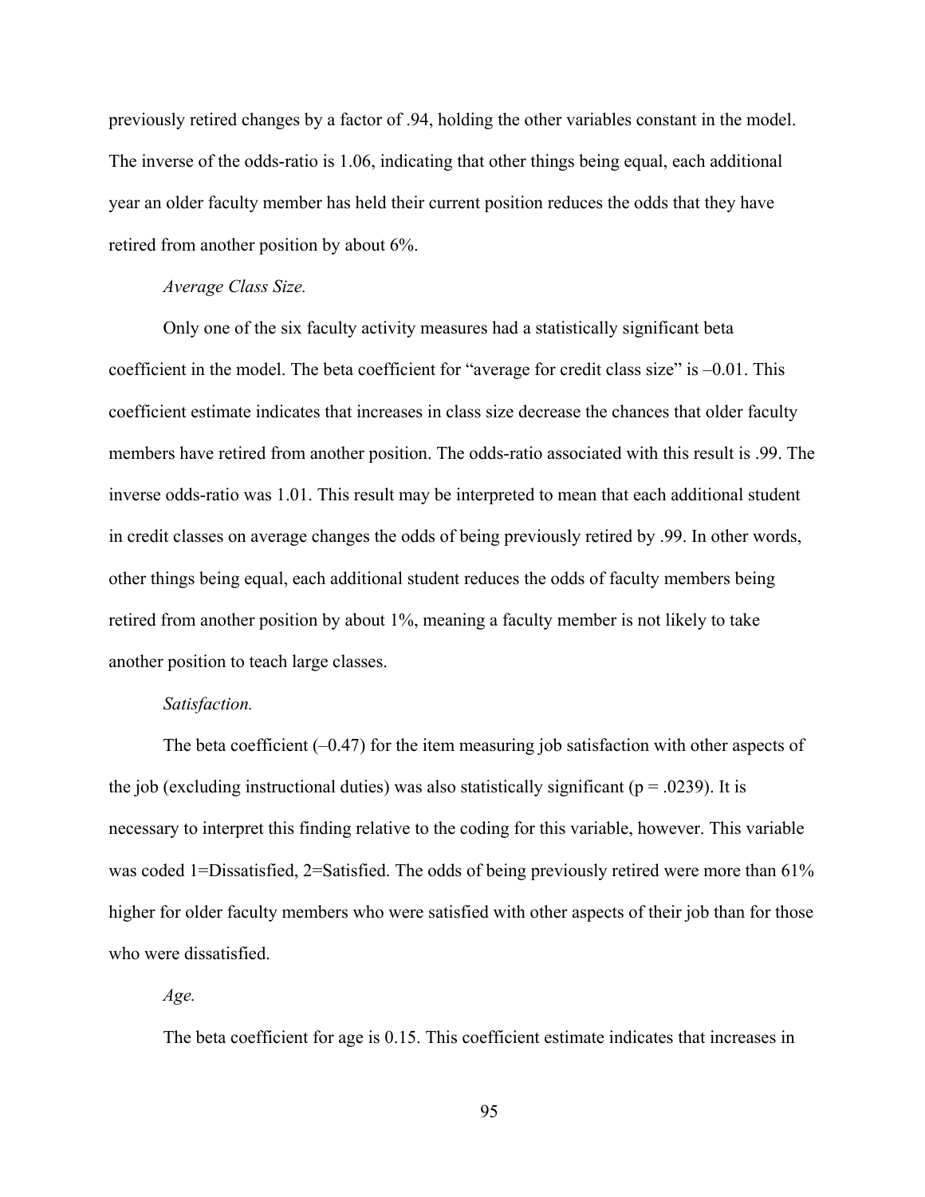previously retired changes by a factor of .94, holding the other variables constant in the model. The inverse of the odds-ratio is 1.06, indicating that other things being equal, each additional year an older faculty member has held their current position reduces the odds that they have retired from another position by about 6%.

*Average Class Size.*

Only one of the six faculty activity measures had a statistically significant beta coefficient in the model. The beta coefficient for "average for credit class size" is –0.01. This coefficient estimate indicates that increases in class size decrease the chances that older faculty members have retired from another position. The odds-ratio associated with this result is .99. The inverse odds-ratio was 1.01. This result may be interpreted to mean that each additional student in credit classes on average changes the odds of being previously retired by .99. In other words, other things being equal, each additional student reduces the odds of faculty members being retired from another position by about 1%, meaning a faculty member is not likely to take another position to teach large classes.

*Satisfaction.*

The beta coefficient (–0.47) for the item measuring job satisfaction with other aspects of the job (excluding instructional duties) was also statistically significant ($p = .0239$). It is necessary to interpret this finding relative to the coding for this variable, however. This variable was coded 1=Dissatisfied, 2=Satisfied. The odds of being previously retired were more than 61% higher for older faculty members who were satisfied with other aspects of their job than for those who were dissatisfied.

*Age.*

The beta coefficient for age is 0.15. This coefficient estimate indicates that increases in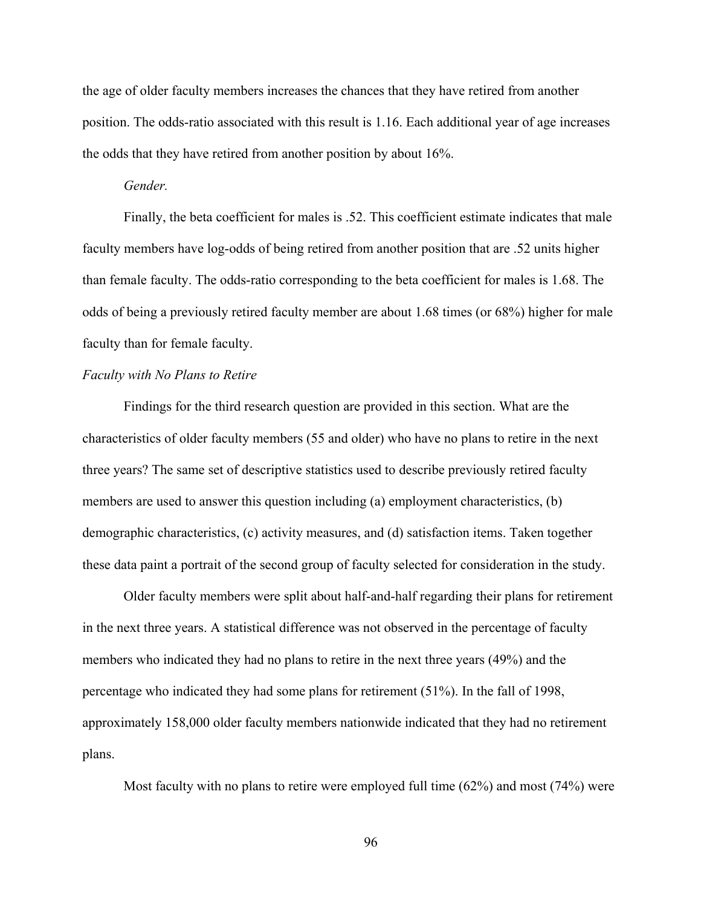the age of older faculty members increases the chances that they have retired from another position. The odds-ratio associated with this result is 1.16. Each additional year of age increases the odds that they have retired from another position by about 16%.

*Gender.*

Finally, the beta coefficient for males is .52. This coefficient estimate indicates that male faculty members have log-odds of being retired from another position that are .52 units higher than female faculty. The odds-ratio corresponding to the beta coefficient for males is 1.68. The odds of being a previously retired faculty member are about 1.68 times (or 68%) higher for male faculty than for female faculty.

*Faculty with No Plans to Retire*

Findings for the third research question are provided in this section. What are the characteristics of older faculty members (55 and older) who have no plans to retire in the next three years? The same set of descriptive statistics used to describe previously retired faculty members are used to answer this question including (a) employment characteristics, (b) demographic characteristics, (c) activity measures, and (d) satisfaction items. Taken together these data paint a portrait of the second group of faculty selected for consideration in the study.

Older faculty members were split about half-and-half regarding their plans for retirement in the next three years. A statistical difference was not observed in the percentage of faculty members who indicated they had no plans to retire in the next three years (49%) and the percentage who indicated they had some plans for retirement (51%). In the fall of 1998, approximately 158,000 older faculty members nationwide indicated that they had no retirement plans.

Most faculty with no plans to retire were employed full time (62%) and most (74%) were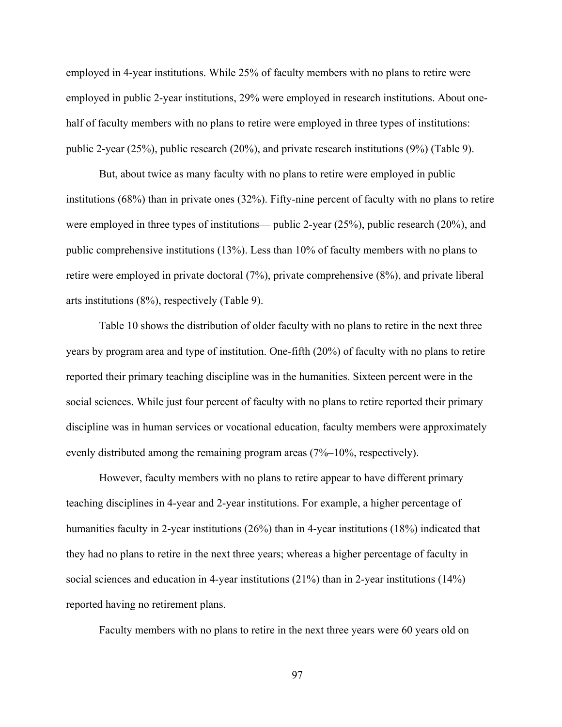employed in 4-year institutions. While 25% of faculty members with no plans to retire were employed in public 2-year institutions, 29% were employed in research institutions. About one-half of faculty members with no plans to retire were employed in three types of institutions: public 2-year (25%), public research (20%), and private research institutions (9%) (Table 9).

But, about twice as many faculty with no plans to retire were employed in public institutions (68%) than in private ones (32%). Fifty-nine percent of faculty with no plans to retire were employed in three types of institutions— public 2-year (25%), public research (20%), and public comprehensive institutions (13%). Less than 10% of faculty members with no plans to retire were employed in private doctoral (7%), private comprehensive (8%), and private liberal arts institutions (8%), respectively (Table 9).

Table 10 shows the distribution of older faculty with no plans to retire in the next three years by program area and type of institution. One-fifth (20%) of faculty with no plans to retire reported their primary teaching discipline was in the humanities. Sixteen percent were in the social sciences. While just four percent of faculty with no plans to retire reported their primary discipline was in human services or vocational education, faculty members were approximately evenly distributed among the remaining program areas (7%–10%, respectively).

However, faculty members with no plans to retire appear to have different primary teaching disciplines in 4-year and 2-year institutions. For example, a higher percentage of humanities faculty in 2-year institutions (26%) than in 4-year institutions (18%) indicated that they had no plans to retire in the next three years; whereas a higher percentage of faculty in social sciences and education in 4-year institutions (21%) than in 2-year institutions (14%) reported having no retirement plans.

Faculty members with no plans to retire in the next three years were 60 years old on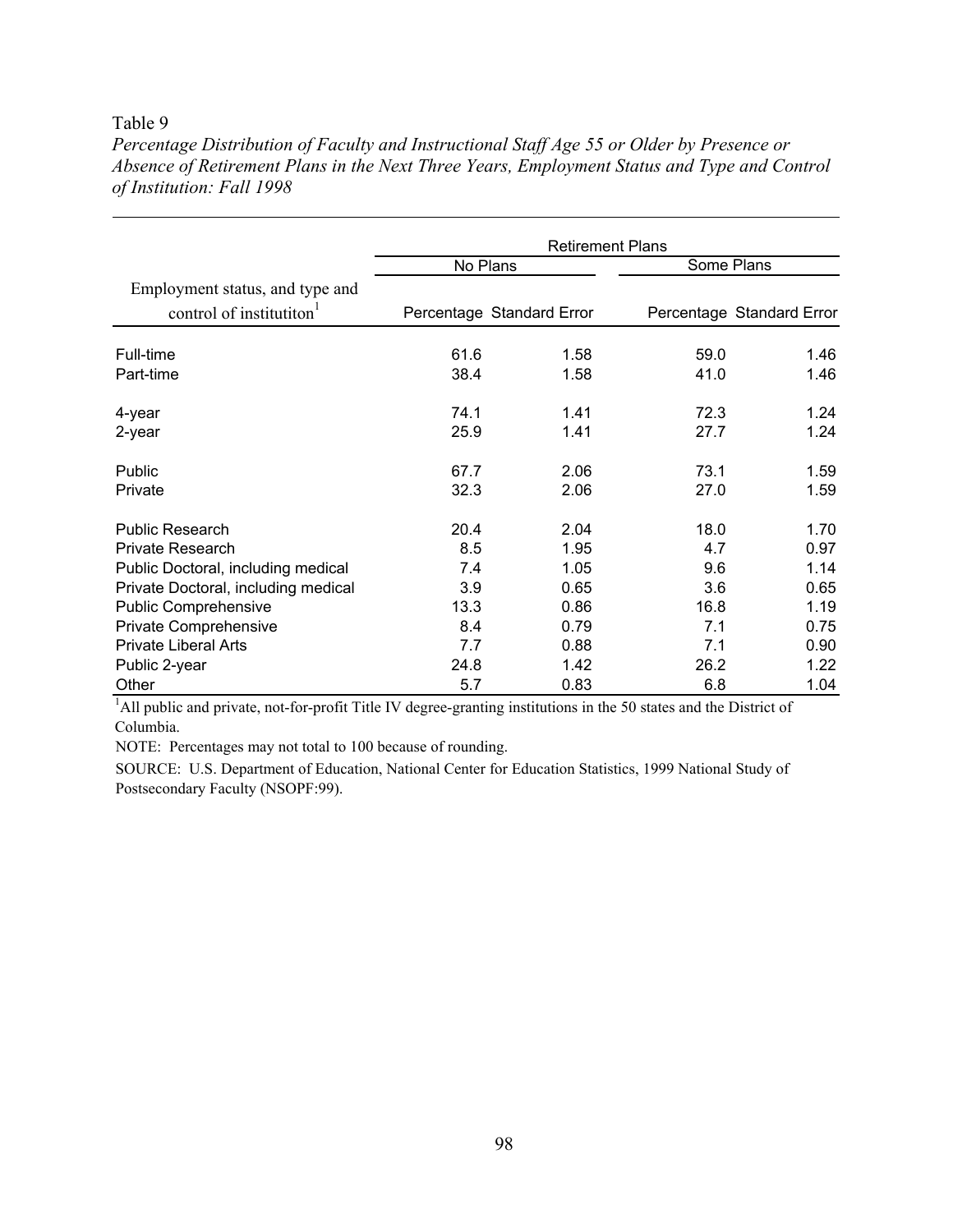Table 9

*Percentage Distribution of Faculty and Instructional Staff Age 55 or Older by Presence or Absence of Retirement Plans in the Next Three Years, Employment Status and Type and Control of Institution: Fall 1998*

| | Retirement Plans | | | |
|---|---|---|---|---|
| | No Plans | | Some Plans | |
| Employment status, and type and control of institutiton[1] | Percentage | Standard Error | Percentage | Standard Error |
| Full-time | 61.6 | 1.58 | 59.0 | 1.46 |
| Part-time | 38.4 | 1.58 | 41.0 | 1.46 |
| 4-year | 74.1 | 1.41 | 72.3 | 1.24 |
| 2-year | 25.9 | 1.41 | 27.7 | 1.24 |
| Public | 67.7 | 2.06 | 73.1 | 1.59 |
| Private | 32.3 | 2.06 | 27.0 | 1.59 |
| Public Research | 20.4 | 2.04 | 18.0 | 1.70 |
| Private Research | 8.5 | 1.95 | 4.7 | 0.97 |
| Public Doctoral, including medical | 7.4 | 1.05 | 9.6 | 1.14 |
| Private Doctoral, including medical | 3.9 | 0.65 | 3.6 | 0.65 |
| Public Comprehensive | 13.3 | 0.86 | 16.8 | 1.19 |
| Private Comprehensive | 8.4 | 0.79 | 7.1 | 0.75 |
| Private Liberal Arts | 7.7 | 0.88 | 7.1 | 0.90 |
| Public 2-year | 24.8 | 1.42 | 26.2 | 1.22 |
| Other | 5.7 | 0.83 | 6.8 | 1.04 |

[1]All public and private, not-for-profit Title IV degree-granting institutions in the 50 states and the District of Columbia.

NOTE: Percentages may not total to 100 because of rounding.

SOURCE: U.S. Department of Education, National Center for Education Statistics, 1999 National Study of Postsecondary Faculty (NSOPF:99).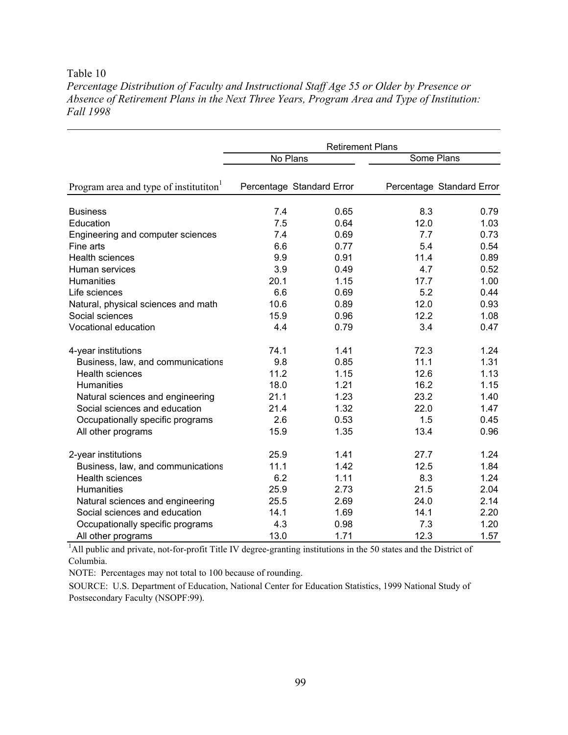Table 10

*Percentage Distribution of Faculty and Instructional Staff Age 55 or Older by Presence or Absence of Retirement Plans in the Next Three Years, Program Area and Type of Institution: Fall 1998*

| | Retirement Plans | | | |
|---|---|---|---|---|
| | No Plans | | Some Plans | |
| Program area and type of institutiton[1] | Percentage | Standard Error | Percentage | Standard Error |
| Business | 7.4 | 0.65 | 8.3 | 0.79 |
| Education | 7.5 | 0.64 | 12.0 | 1.03 |
| Engineering and computer sciences | 7.4 | 0.69 | 7.7 | 0.73 |
| Fine arts | 6.6 | 0.77 | 5.4 | 0.54 |
| Health sciences | 9.9 | 0.91 | 11.4 | 0.89 |
| Human services | 3.9 | 0.49 | 4.7 | 0.52 |
| Humanities | 20.1 | 1.15 | 17.7 | 1.00 |
| Life sciences | 6.6 | 0.69 | 5.2 | 0.44 |
| Natural, physical sciences and math | 10.6 | 0.89 | 12.0 | 0.93 |
| Social sciences | 15.9 | 0.96 | 12.2 | 1.08 |
| Vocational education | 4.4 | 0.79 | 3.4 | 0.47 |
| 4-year institutions | 74.1 | 1.41 | 72.3 | 1.24 |
| Business, law, and communications | 9.8 | 0.85 | 11.1 | 1.31 |
| Health sciences | 11.2 | 1.15 | 12.6 | 1.13 |
| Humanities | 18.0 | 1.21 | 16.2 | 1.15 |
| Natural sciences and engineering | 21.1 | 1.23 | 23.2 | 1.40 |
| Social sciences and education | 21.4 | 1.32 | 22.0 | 1.47 |
| Occupationally specific programs | 2.6 | 0.53 | 1.5 | 0.45 |
| All other programs | 15.9 | 1.35 | 13.4 | 0.96 |
| 2-year institutions | 25.9 | 1.41 | 27.7 | 1.24 |
| Business, law, and communications | 11.1 | 1.42 | 12.5 | 1.84 |
| Health sciences | 6.2 | 1.11 | 8.3 | 1.24 |
| Humanities | 25.9 | 2.73 | 21.5 | 2.04 |
| Natural sciences and engineering | 25.5 | 2.69 | 24.0 | 2.14 |
| Social sciences and education | 14.1 | 1.69 | 14.1 | 2.20 |
| Occupationally specific programs | 4.3 | 0.98 | 7.3 | 1.20 |
| All other programs | 13.0 | 1.71 | 12.3 | 1.57 |

[1]All public and private, not-for-profit Title IV degree-granting institutions in the 50 states and the District of Columbia.

NOTE: Percentages may not total to 100 because of rounding.

SOURCE: U.S. Department of Education, National Center for Education Statistics, 1999 National Study of Postsecondary Faculty (NSOPF:99).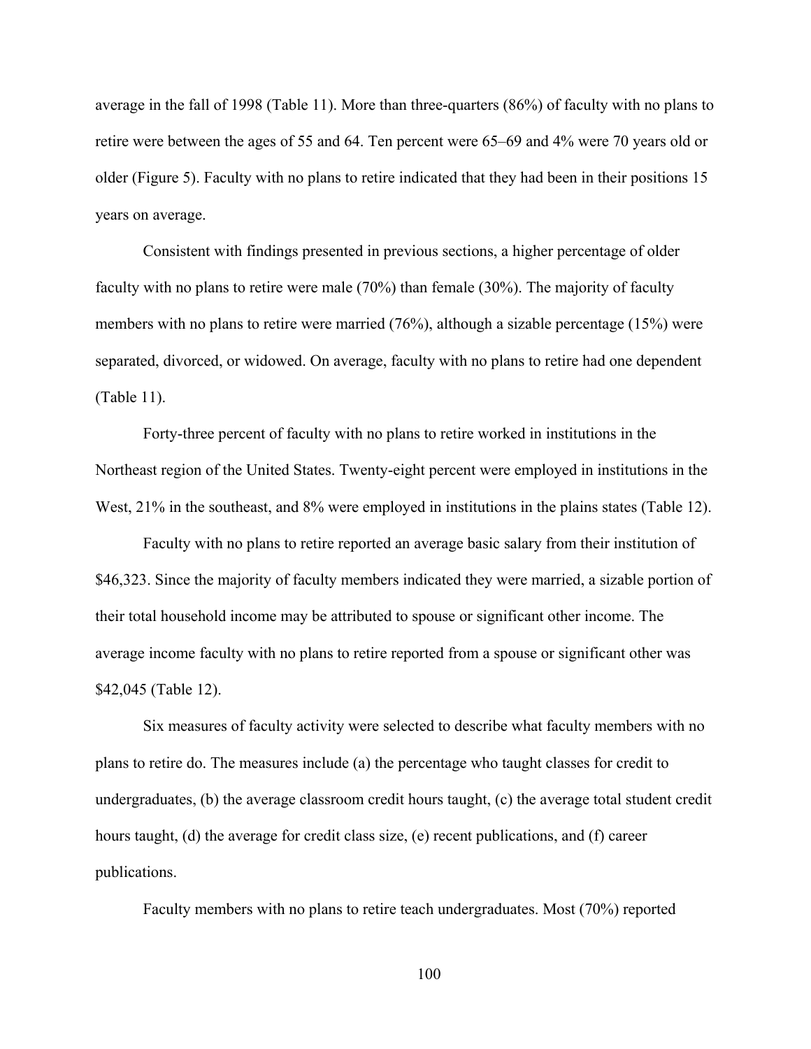average in the fall of 1998 (Table 11). More than three-quarters (86%) of faculty with no plans to retire were between the ages of 55 and 64. Ten percent were 65–69 and 4% were 70 years old or older (Figure 5). Faculty with no plans to retire indicated that they had been in their positions 15 years on average.

Consistent with findings presented in previous sections, a higher percentage of older faculty with no plans to retire were male (70%) than female (30%). The majority of faculty members with no plans to retire were married (76%), although a sizable percentage (15%) were separated, divorced, or widowed. On average, faculty with no plans to retire had one dependent (Table 11).

Forty-three percent of faculty with no plans to retire worked in institutions in the Northeast region of the United States. Twenty-eight percent were employed in institutions in the West, 21% in the southeast, and 8% were employed in institutions in the plains states (Table 12).

Faculty with no plans to retire reported an average basic salary from their institution of $46,323. Since the majority of faculty members indicated they were married, a sizable portion of their total household income may be attributed to spouse or significant other income. The average income faculty with no plans to retire reported from a spouse or significant other was $42,045 (Table 12).

Six measures of faculty activity were selected to describe what faculty members with no plans to retire do. The measures include (a) the percentage who taught classes for credit to undergraduates, (b) the average classroom credit hours taught, (c) the average total student credit hours taught, (d) the average for credit class size, (e) recent publications, and (f) career publications.

Faculty members with no plans to retire teach undergraduates. Most (70%) reported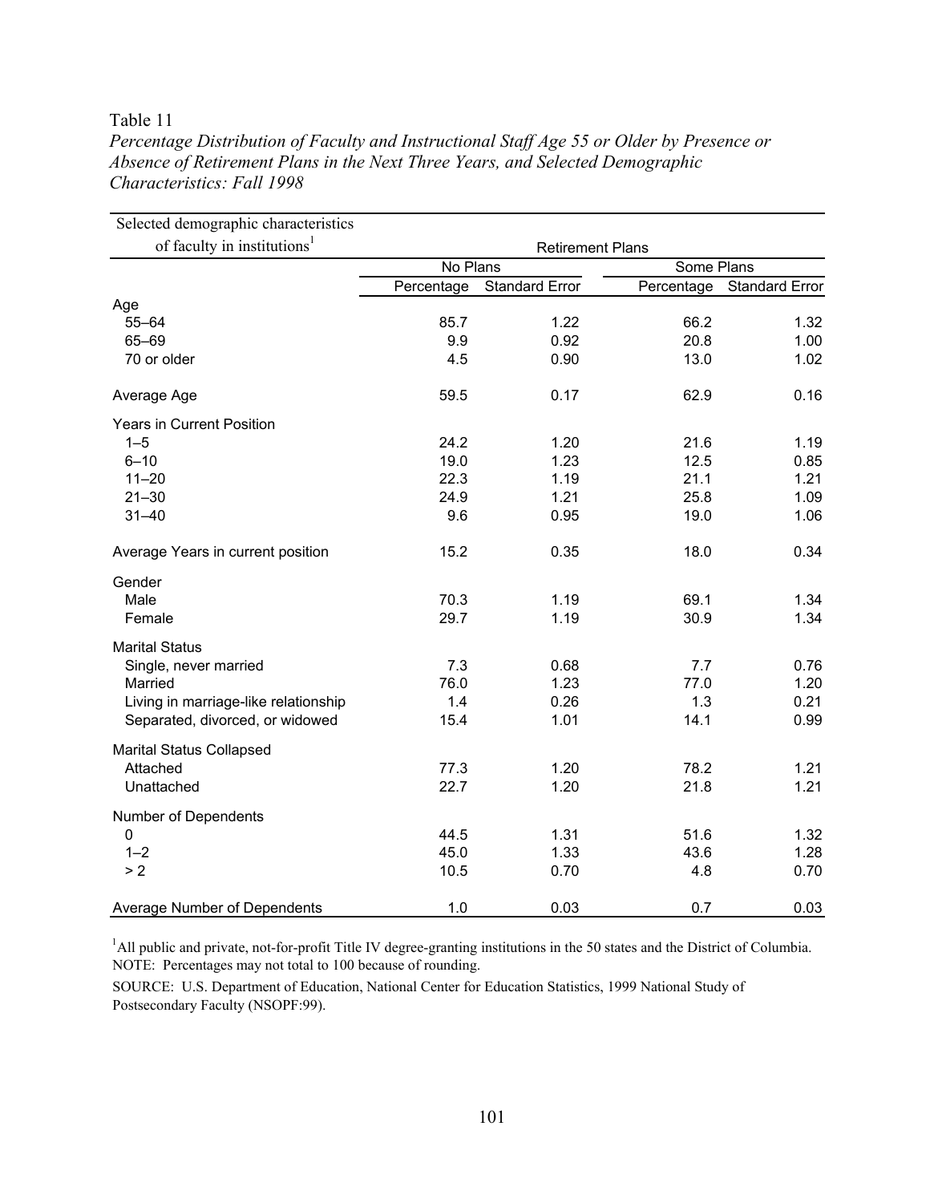Table 11

*Percentage Distribution of Faculty and Instructional Staff Age 55 or Older by Presence or Absence of Retirement Plans in the Next Three Years, and Selected Demographic Characteristics: Fall 1998*

| Selected demographic characteristics of faculty in institutions[1] | Retirement Plans | | | |
|---|---|---|---|---|
| | No Plans | | Some Plans | |
| | Percentage | Standard Error | Percentage | Standard Error |
| **Age** | | | | |
| 55–64 | 85.7 | 1.22 | 66.2 | 1.32 |
| 65–69 | 9.9 | 0.92 | 20.8 | 1.00 |
| 70 or older | 4.5 | 0.90 | 13.0 | 1.02 |
| Average Age | 59.5 | 0.17 | 62.9 | 0.16 |
| **Years in Current Position** | | | | |
| 1–5 | 24.2 | 1.20 | 21.6 | 1.19 |
| 6–10 | 19.0 | 1.23 | 12.5 | 0.85 |
| 11–20 | 22.3 | 1.19 | 21.1 | 1.21 |
| 21–30 | 24.9 | 1.21 | 25.8 | 1.09 |
| 31–40 | 9.6 | 0.95 | 19.0 | 1.06 |
| Average Years in current position | 15.2 | 0.35 | 18.0 | 0.34 |
| **Gender** | | | | |
| Male | 70.3 | 1.19 | 69.1 | 1.34 |
| Female | 29.7 | 1.19 | 30.9 | 1.34 |
| **Marital Status** | | | | |
| Single, never married | 7.3 | 0.68 | 7.7 | 0.76 |
| Married | 76.0 | 1.23 | 77.0 | 1.20 |
| Living in marriage-like relationship | 1.4 | 0.26 | 1.3 | 0.21 |
| Separated, divorced, or widowed | 15.4 | 1.01 | 14.1 | 0.99 |
| **Marital Status Collapsed** | | | | |
| Attached | 77.3 | 1.20 | 78.2 | 1.21 |
| Unattached | 22.7 | 1.20 | 21.8 | 1.21 |
| **Number of Dependents** | | | | |
| 0 | 44.5 | 1.31 | 51.6 | 1.32 |
| 1–2 | 45.0 | 1.33 | 43.6 | 1.28 |
| > 2 | 10.5 | 0.70 | 4.8 | 0.70 |
| Average Number of Dependents | 1.0 | 0.03 | 0.7 | 0.03 |

[1]All public and private, not-for-profit Title IV degree-granting institutions in the 50 states and the District of Columbia.
NOTE: Percentages may not total to 100 because of rounding.

SOURCE: U.S. Department of Education, National Center for Education Statistics, 1999 National Study of Postsecondary Faculty (NSOPF:99).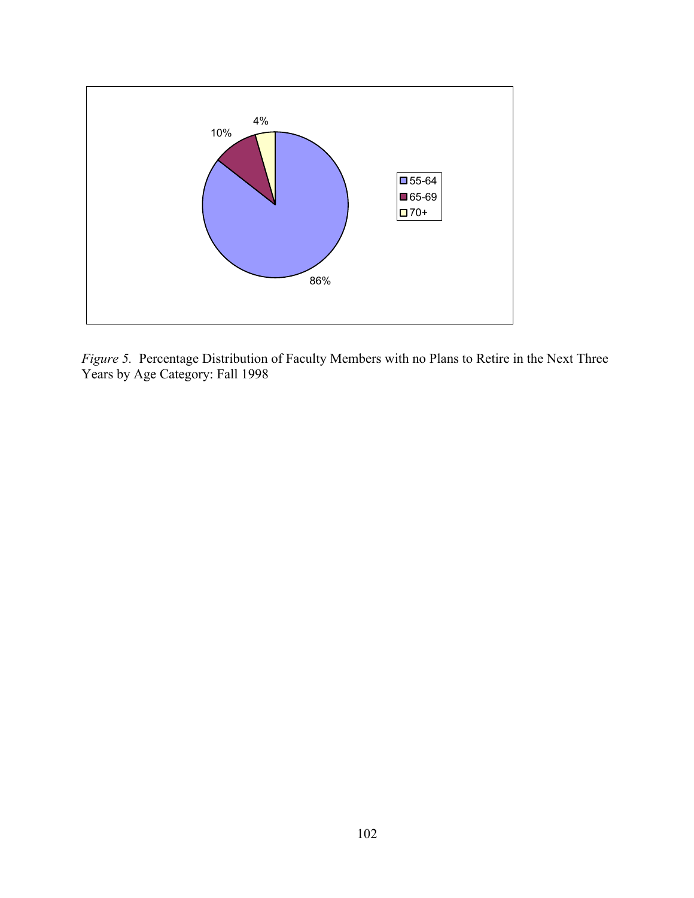*Figure 5.* Percentage Distribution of Faculty Members with no Plans to Retire in the Next Three Years by Age Category: Fall 1998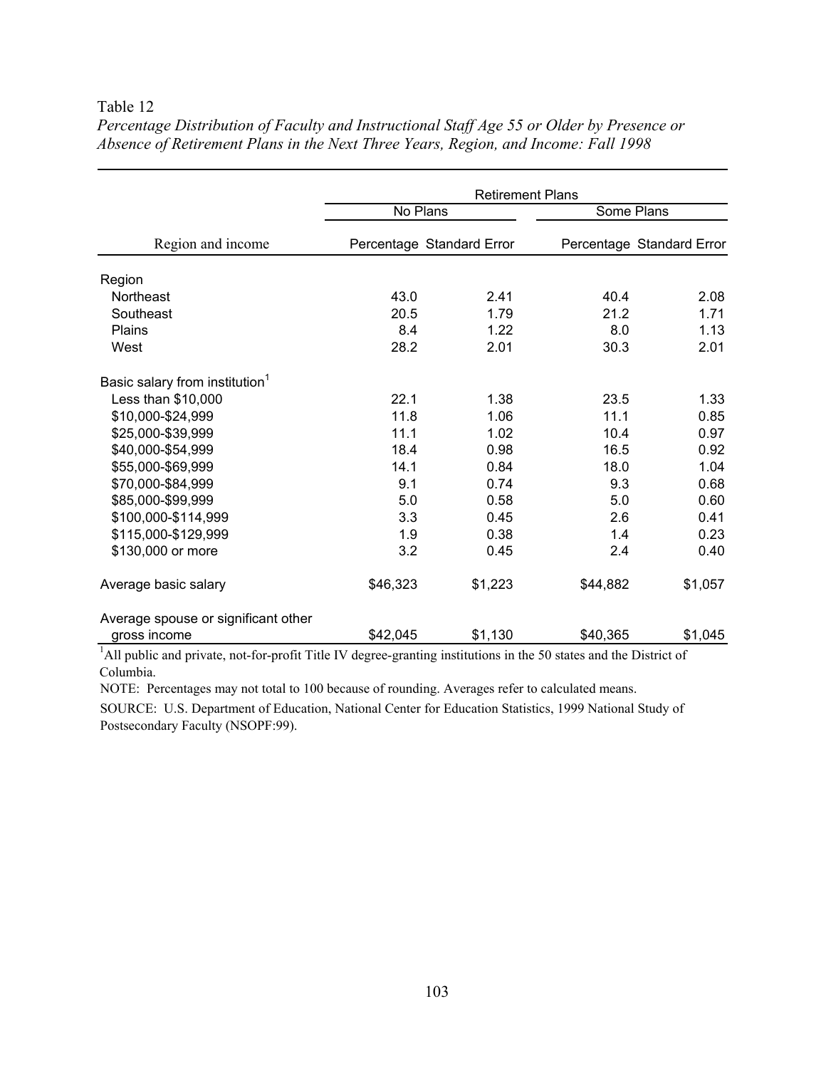Table 12

*Percentage Distribution of Faculty and Instructional Staff Age 55 or Older by Presence or Absence of Retirement Plans in the Next Three Years, Region, and Income: Fall 1998*

| | Retirement Plans | | | |
|---|---|---|---|---|
| | No Plans | | Some Plans | |
| Region and income | Percentage | Standard Error | Percentage | Standard Error |
| **Region** | | | | |
| Northeast | 43.0 | 2.41 | 40.4 | 2.08 |
| Southeast | 20.5 | 1.79 | 21.2 | 1.71 |
| Plains | 8.4 | 1.22 | 8.0 | 1.13 |
| West | 28.2 | 2.01 | 30.3 | 2.01 |
| **Basic salary from institution[1]** | | | | |
| Less than $10,000 | 22.1 | 1.38 | 23.5 | 1.33 |
| $10,000-$24,999 | 11.8 | 1.06 | 11.1 | 0.85 |
| $25,000-$39,999 | 11.1 | 1.02 | 10.4 | 0.97 |
| $40,000-$54,999 | 18.4 | 0.98 | 16.5 | 0.92 |
| $55,000-$69,999 | 14.1 | 0.84 | 18.0 | 1.04 |
| $70,000-$84,999 | 9.1 | 0.74 | 9.3 | 0.68 |
| $85,000-$99,999 | 5.0 | 0.58 | 5.0 | 0.60 |
| $100,000-$114,999 | 3.3 | 0.45 | 2.6 | 0.41 |
| $115,000-$129,999 | 1.9 | 0.38 | 1.4 | 0.23 |
| $130,000 or more | 3.2 | 0.45 | 2.4 | 0.40 |
| Average basic salary | $46,323 | $1,223 | $44,882 | $1,057 |
| Average spouse or significant other gross income | $42,045 | $1,130 | $40,365 | $1,045 |

[1]All public and private, not-for-profit Title IV degree-granting institutions in the 50 states and the District of Columbia.

NOTE: Percentages may not total to 100 because of rounding. Averages refer to calculated means.

SOURCE: U.S. Department of Education, National Center for Education Statistics, 1999 National Study of Postsecondary Faculty (NSOPF:99).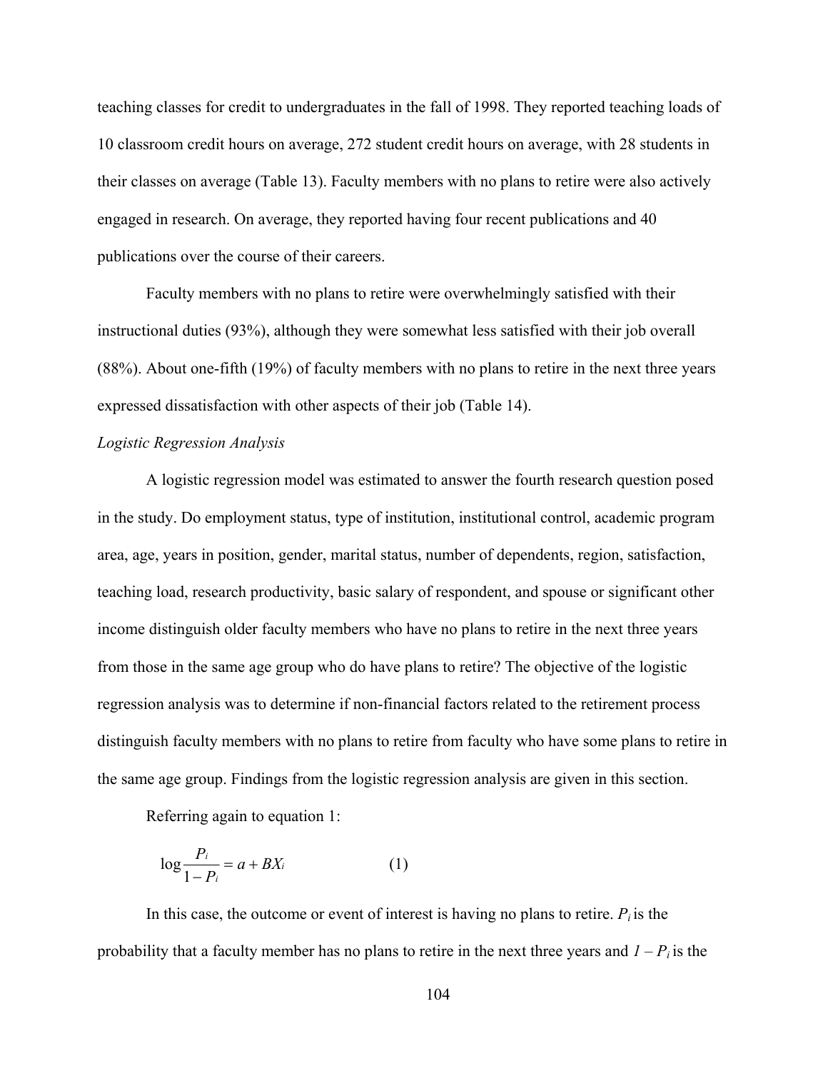teaching classes for credit to undergraduates in the fall of 1998. They reported teaching loads of 10 classroom credit hours on average, 272 student credit hours on average, with 28 students in their classes on average (Table 13). Faculty members with no plans to retire were also actively engaged in research. On average, they reported having four recent publications and 40 publications over the course of their careers.

Faculty members with no plans to retire were overwhelmingly satisfied with their instructional duties (93%), although they were somewhat less satisfied with their job overall (88%). About one-fifth (19%) of faculty members with no plans to retire in the next three years expressed dissatisfaction with other aspects of their job (Table 14).

*Logistic Regression Analysis*

A logistic regression model was estimated to answer the fourth research question posed in the study. Do employment status, type of institution, institutional control, academic program area, age, years in position, gender, marital status, number of dependents, region, satisfaction, teaching load, research productivity, basic salary of respondent, and spouse or significant other income distinguish older faculty members who have no plans to retire in the next three years from those in the same age group who do have plans to retire? The objective of the logistic regression analysis was to determine if non-financial factors related to the retirement process distinguish faculty members with no plans to retire from faculty who have some plans to retire in the same age group. Findings from the logistic regression analysis are given in this section.

Referring again to equation 1:

$$\log \frac{P_i}{1 - P_i} = a + BX_i \qquad (1)$$

In this case, the outcome or event of interest is having no plans to retire. $P_i$ is the probability that a faculty member has no plans to retire in the next three years and $1 - P_i$ is the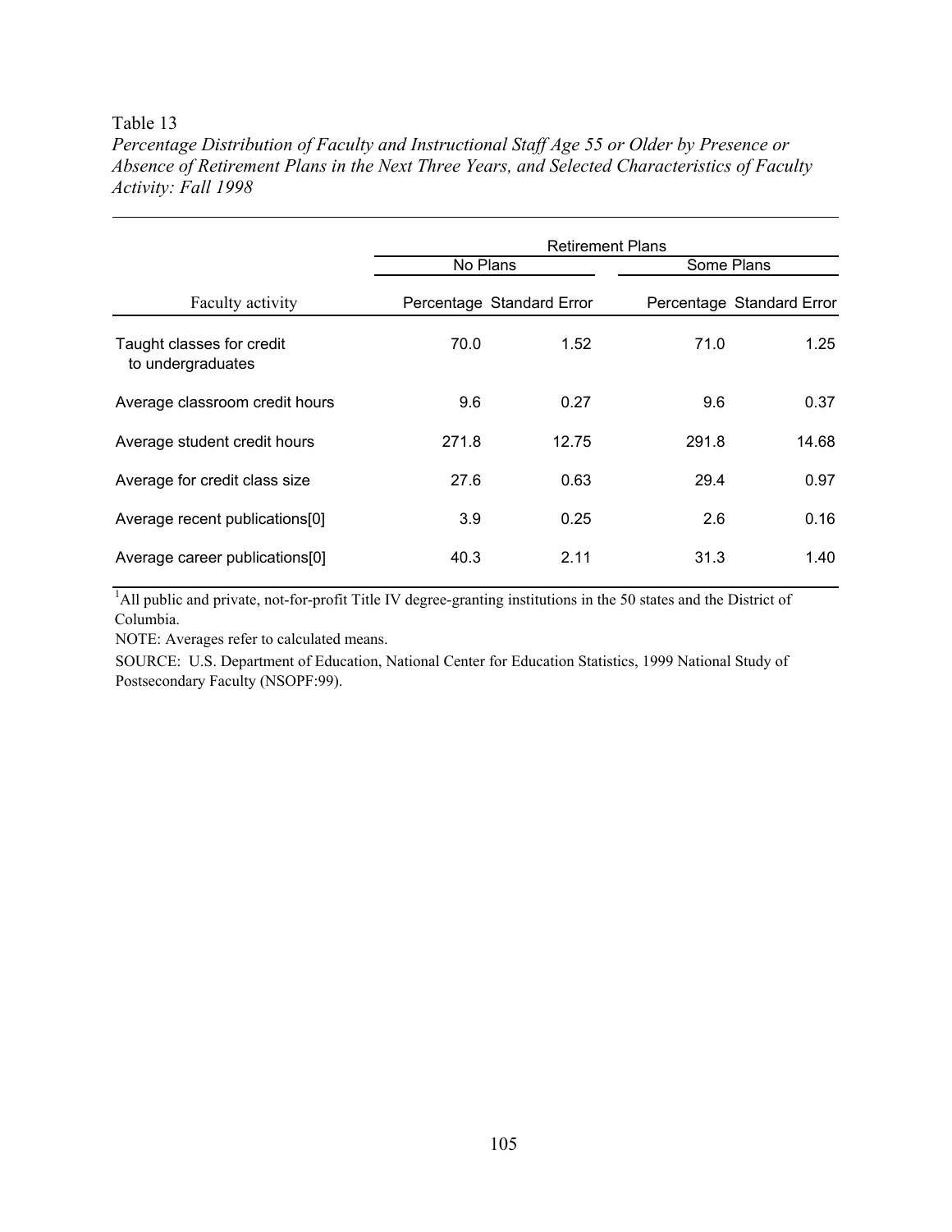Table 13

*Percentage Distribution of Faculty and Instructional Staff Age 55 or Older by Presence or Absence of Retirement Plans in the Next Three Years, and Selected Characteristics of Faculty Activity: Fall 1998*

| | Retirement Plans | | | |
|---|---|---|---|---|
| | No Plans | | Some Plans | |
| Faculty activity | Percentage | Standard Error | Percentage | Standard Error |
| Taught classes for credit to undergraduates | 70.0 | 1.52 | 71.0 | 1.25 |
| Average classroom credit hours | 9.6 | 0.27 | 9.6 | 0.37 |
| Average student credit hours | 271.8 | 12.75 | 291.8 | 14.68 |
| Average for credit class size | 27.6 | 0.63 | 29.4 | 0.97 |
| Average recent publications[0] | 3.9 | 0.25 | 2.6 | 0.16 |
| Average career publications[0] | 40.3 | 2.11 | 31.3 | 1.40 |

[1]All public and private, not-for-profit Title IV degree-granting institutions in the 50 states and the District of Columbia.

NOTE: Averages refer to calculated means.

SOURCE: U.S. Department of Education, National Center for Education Statistics, 1999 National Study of Postsecondary Faculty (NSOPF:99).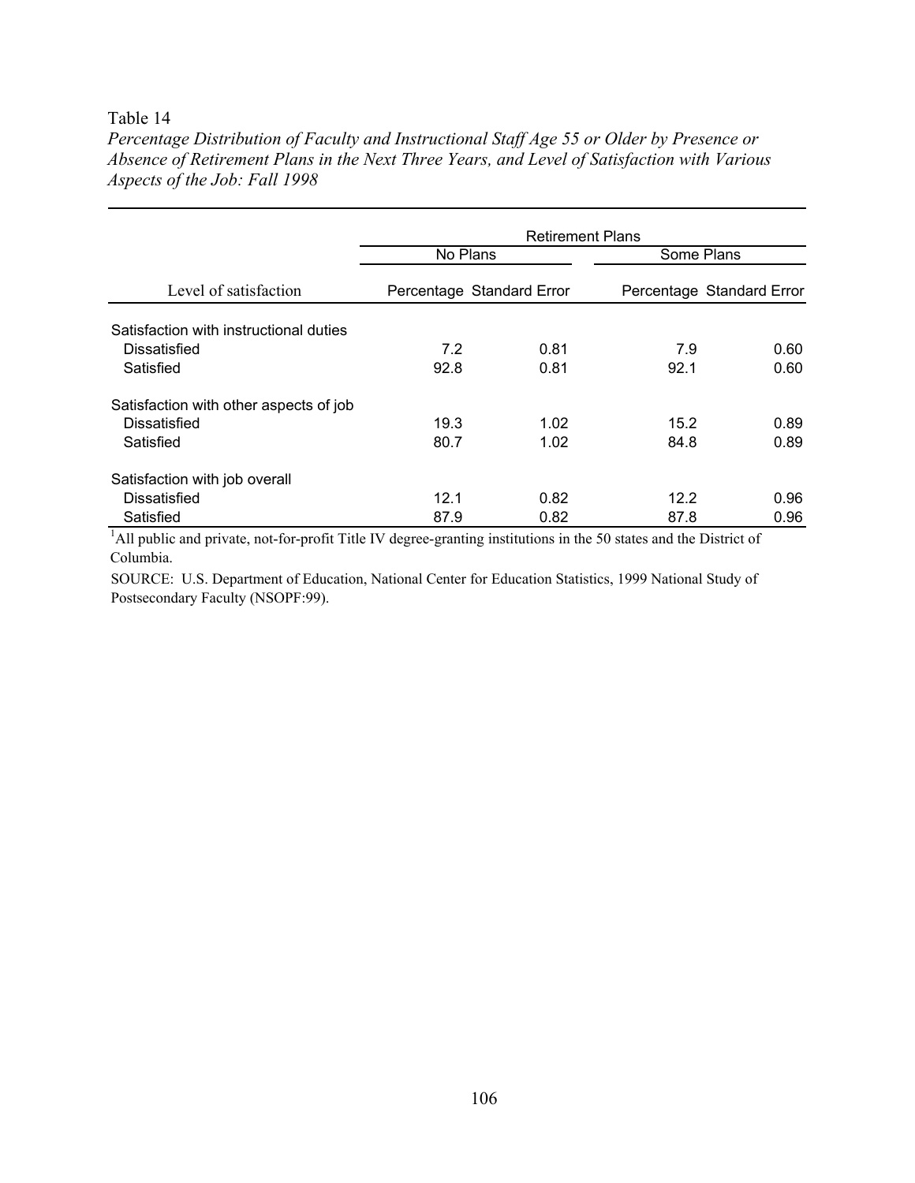Table 14

*Percentage Distribution of Faculty and Instructional Staff Age 55 or Older by Presence or Absence of Retirement Plans in the Next Three Years, and Level of Satisfaction with Various Aspects of the Job: Fall 1998*

| | Retirement Plans | | | |
|---|---|---|---|---|
| | No Plans | | Some Plans | |
| Level of satisfaction | Percentage | Standard Error | Percentage | Standard Error |
| **Satisfaction with instructional duties** | | | | |
| Dissatisfied | 7.2 | 0.81 | 7.9 | 0.60 |
| Satisfied | 92.8 | 0.81 | 92.1 | 0.60 |
| **Satisfaction with other aspects of job** | | | | |
| Dissatisfied | 19.3 | 1.02 | 15.2 | 0.89 |
| Satisfied | 80.7 | 1.02 | 84.8 | 0.89 |
| **Satisfaction with job overall** | | | | |
| Dissatisfied | 12.1 | 0.82 | 12.2 | 0.96 |
| Satisfied | 87.9 | 0.82 | 87.8 | 0.96 |

[1]All public and private, not-for-profit Title IV degree-granting institutions in the 50 states and the District of Columbia.

SOURCE: U.S. Department of Education, National Center for Education Statistics, 1999 National Study of Postsecondary Faculty (NSOPF:99).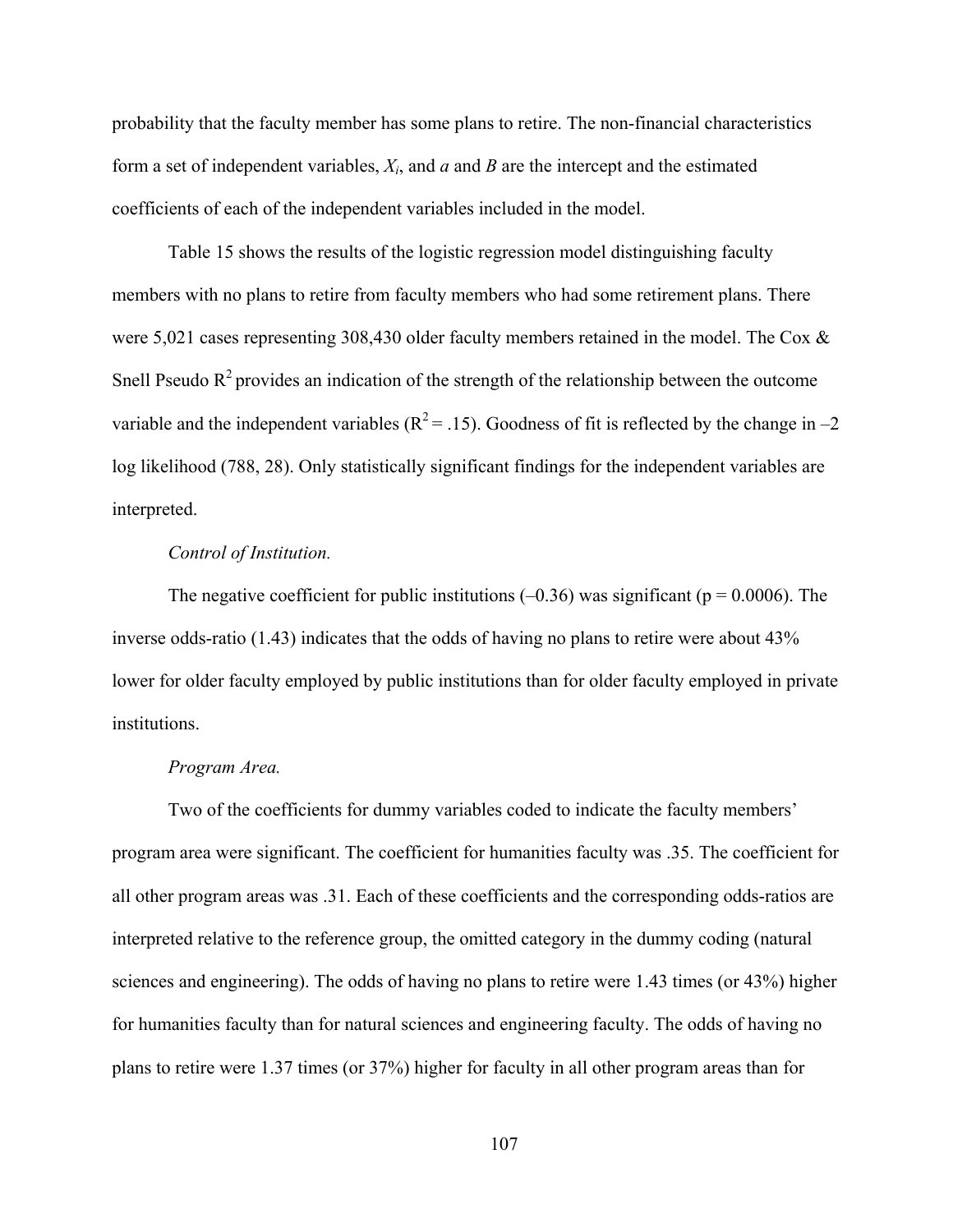probability that the faculty member has some plans to retire. The non-financial characteristics form a set of independent variables, $X_i$, and *a* and *B* are the intercept and the estimated coefficients of each of the independent variables included in the model.

Table 15 shows the results of the logistic regression model distinguishing faculty members with no plans to retire from faculty members who had some retirement plans. There were 5,021 cases representing 308,430 older faculty members retained in the model. The Cox & Snell Pseudo $R^2$ provides an indication of the strength of the relationship between the outcome variable and the independent variables ($R^2 = .15$). Goodness of fit is reflected by the change in –2 log likelihood (788, 28). Only statistically significant findings for the independent variables are interpreted.

*Control of Institution.*

The negative coefficient for public institutions (–0.36) was significant ($p = 0.0006$). The inverse odds-ratio (1.43) indicates that the odds of having no plans to retire were about 43% lower for older faculty employed by public institutions than for older faculty employed in private institutions.

*Program Area.*

Two of the coefficients for dummy variables coded to indicate the faculty members' program area were significant. The coefficient for humanities faculty was .35. The coefficient for all other program areas was .31. Each of these coefficients and the corresponding odds-ratios are interpreted relative to the reference group, the omitted category in the dummy coding (natural sciences and engineering). The odds of having no plans to retire were 1.43 times (or 43%) higher for humanities faculty than for natural sciences and engineering faculty. The odds of having no plans to retire were 1.37 times (or 37%) higher for faculty in all other program areas than for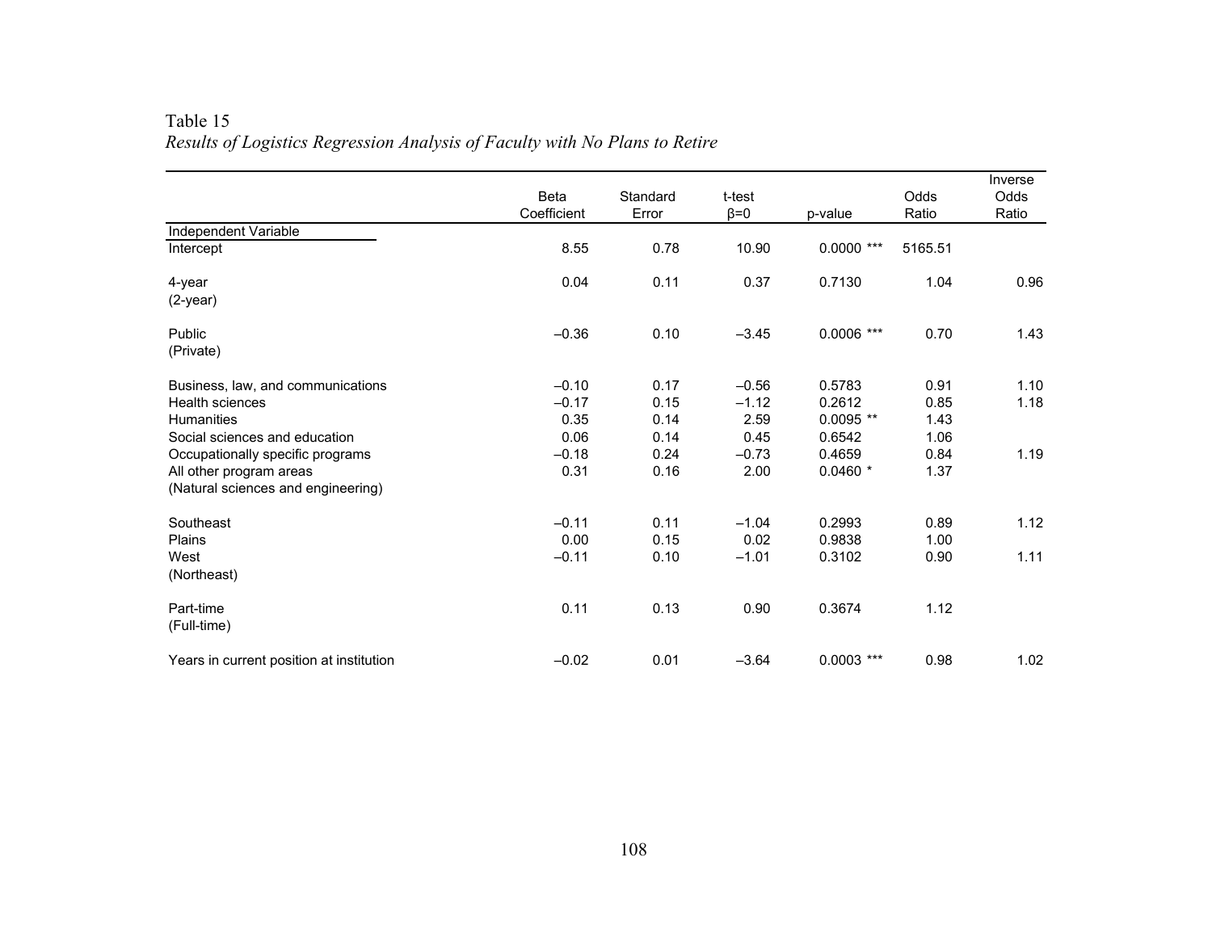Table 15

*Results of Logistics Regression Analysis of Faculty with No Plans to Retire*

| Independent Variable | Beta Coefficient | Standard Error | t-test β=0 | p-value | Odds Ratio | Inverse Odds Ratio |
|---|---|---|---|---|---|---|
| Intercept | 8.55 | 0.78 | 10.90 | 0.0000 *** | 5165.51 | |
| | | | | | | |
| 4-year | 0.04 | 0.11 | 0.37 | 0.7130 | 1.04 | 0.96 |
| (2-year) | | | | | | |
| | | | | | | |
| Public | –0.36 | 0.10 | –3.45 | 0.0006 *** | 0.70 | 1.43 |
| (Private) | | | | | | |
| | | | | | | |
| Business, law, and communications | –0.10 | 0.17 | –0.56 | 0.5783 | 0.91 | 1.10 |
| Health sciences | –0.17 | 0.15 | –1.12 | 0.2612 | 0.85 | 1.18 |
| Humanities | 0.35 | 0.14 | 2.59 | 0.0095 ** | 1.43 | |
| Social sciences and education | 0.06 | 0.14 | 0.45 | 0.6542 | 1.06 | |
| Occupationally specific programs | –0.18 | 0.24 | –0.73 | 0.4659 | 0.84 | 1.19 |
| All other program areas | 0.31 | 0.16 | 2.00 | 0.0460 * | 1.37 | |
| (Natural sciences and engineering) | | | | | | |
| | | | | | | |
| Southeast | –0.11 | 0.11 | –1.04 | 0.2993 | 0.89 | 1.12 |
| Plains | 0.00 | 0.15 | 0.02 | 0.9838 | 1.00 | |
| West | –0.11 | 0.10 | –1.01 | 0.3102 | 0.90 | 1.11 |
| (Northeast) | | | | | | |
| | | | | | | |
| Part-time | 0.11 | 0.13 | 0.90 | 0.3674 | 1.12 | |
| (Full-time) | | | | | | |
| | | | | | | |
| Years in current position at institution | –0.02 | 0.01 | –3.64 | 0.0003 *** | 0.98 | 1.02 |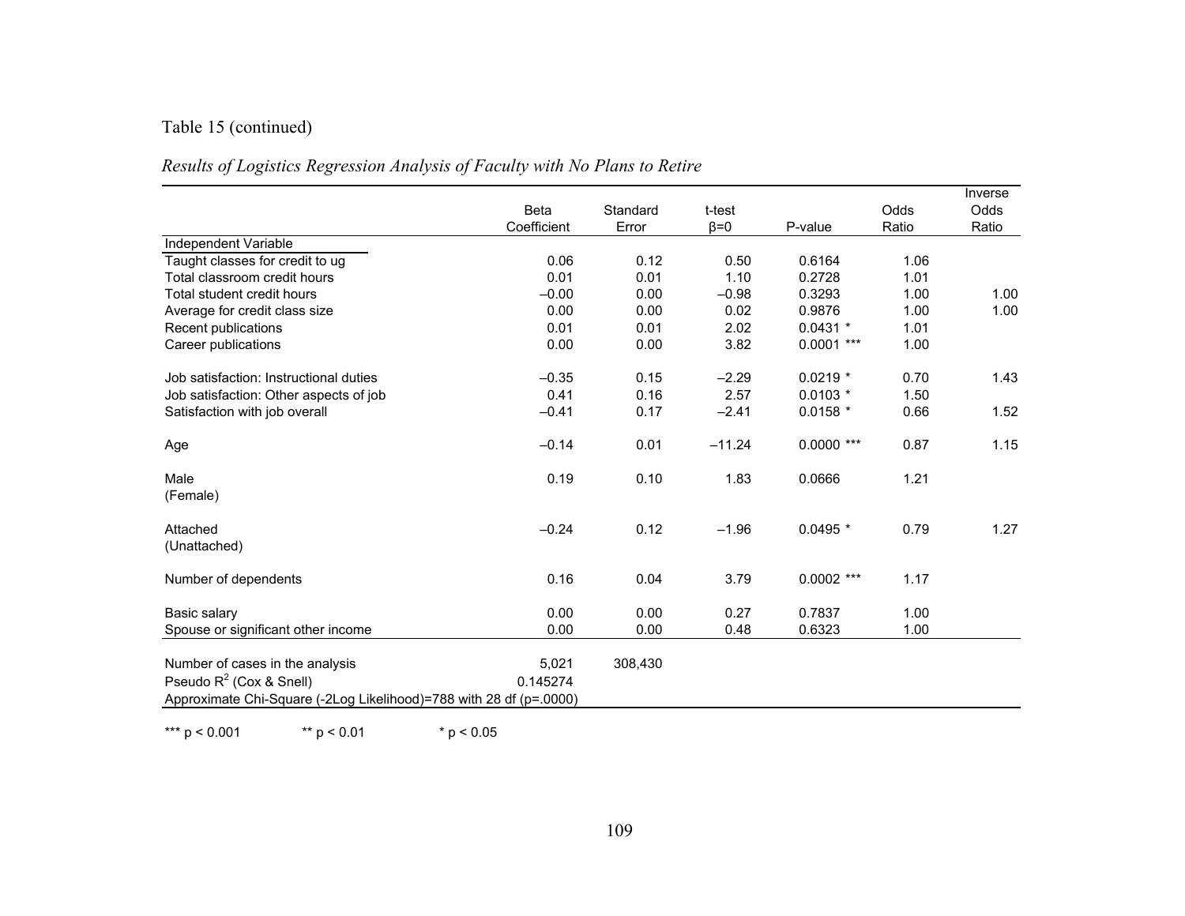Table 15 (continued)

*Results of Logistics Regression Analysis of Faculty with No Plans to Retire*

| | Beta Coefficient | Standard Error | t-test β=0 | P-value | Odds Ratio | Inverse Odds Ratio |
|---|---|---|---|---|---|---|
| Independent Variable | | | | | | |
| Taught classes for credit to ug | 0.06 | 0.12 | 0.50 | 0.6164 | 1.06 | |
| Total classroom credit hours | 0.01 | 0.01 | 1.10 | 0.2728 | 1.01 | |
| Total student credit hours | –0.00 | 0.00 | –0.98 | 0.3293 | 1.00 | 1.00 |
| Average for credit class size | 0.00 | 0.00 | 0.02 | 0.9876 | 1.00 | 1.00 |
| Recent publications | 0.01 | 0.01 | 2.02 | 0.0431 * | 1.01 | |
| Career publications | 0.00 | 0.00 | 3.82 | 0.0001 *** | 1.00 | |
| | | | | | | |
| Job satisfaction: Instructional duties | –0.35 | 0.15 | –2.29 | 0.0219 * | 0.70 | 1.43 |
| Job satisfaction: Other aspects of job | 0.41 | 0.16 | 2.57 | 0.0103 * | 1.50 | |
| Satisfaction with job overall | –0.41 | 0.17 | –2.41 | 0.0158 * | 0.66 | 1.52 |
| | | | | | | |
| Age | –0.14 | 0.01 | –11.24 | 0.0000 *** | 0.87 | 1.15 |
| | | | | | | |
| Male | 0.19 | 0.10 | 1.83 | 0.0666 | 1.21 | |
| (Female) | | | | | | |
| | | | | | | |
| Attached | –0.24 | 0.12 | –1.96 | 0.0495 * | 0.79 | 1.27 |
| (Unattached) | | | | | | |
| | | | | | | |
| Number of dependents | 0.16 | 0.04 | 3.79 | 0.0002 *** | 1.17 | |
| | | | | | | |
| Basic salary | 0.00 | 0.00 | 0.27 | 0.7837 | 1.00 | |
| Spouse or significant other income | 0.00 | 0.00 | 0.48 | 0.6323 | 1.00 | |
| | | | | | | |
| Number of cases in the analysis | 5,021 | 308,430 | | | | |
| Pseudo $R^2$ (Cox & Snell) | 0.145274 | | | | | |
| Approximate Chi-Square (-2Log Likelihood)=788 with 28 df (p=.0000) | | | | | | |

\*\*\* $p < 0.001$ \*\* $p < 0.01$ \* $p < 0.05$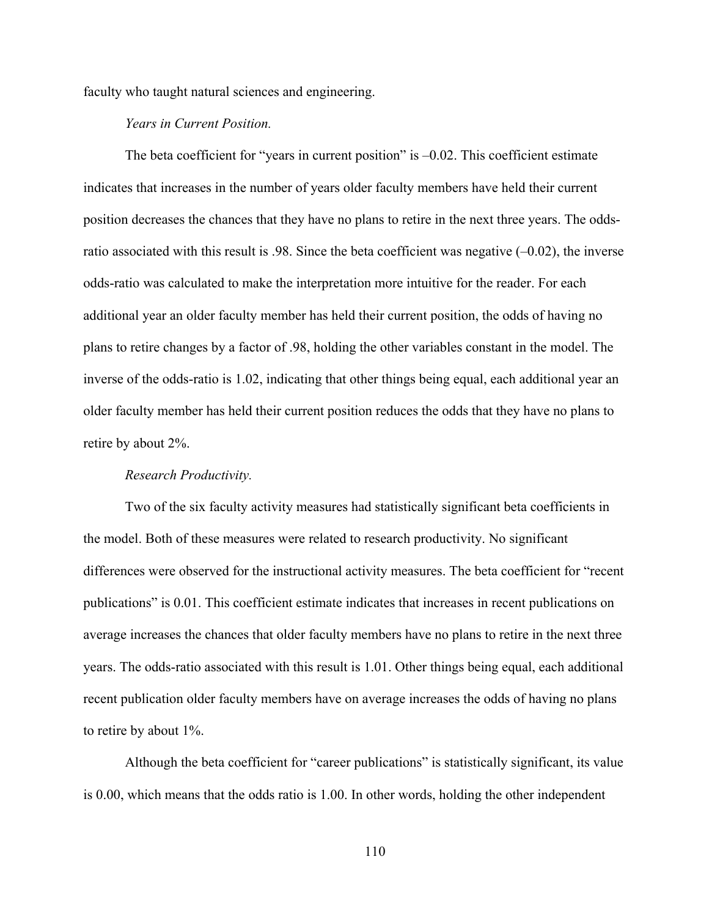faculty who taught natural sciences and engineering.

*Years in Current Position.*

The beta coefficient for "years in current position" is –0.02. This coefficient estimate indicates that increases in the number of years older faculty members have held their current position decreases the chances that they have no plans to retire in the next three years. The odds-ratio associated with this result is .98. Since the beta coefficient was negative (–0.02), the inverse odds-ratio was calculated to make the interpretation more intuitive for the reader. For each additional year an older faculty member has held their current position, the odds of having no plans to retire changes by a factor of .98, holding the other variables constant in the model. The inverse of the odds-ratio is 1.02, indicating that other things being equal, each additional year an older faculty member has held their current position reduces the odds that they have no plans to retire by about 2%.

*Research Productivity.*

Two of the six faculty activity measures had statistically significant beta coefficients in the model. Both of these measures were related to research productivity. No significant differences were observed for the instructional activity measures. The beta coefficient for "recent publications" is 0.01. This coefficient estimate indicates that increases in recent publications on average increases the chances that older faculty members have no plans to retire in the next three years. The odds-ratio associated with this result is 1.01. Other things being equal, each additional recent publication older faculty members have on average increases the odds of having no plans to retire by about 1%.

Although the beta coefficient for "career publications" is statistically significant, its value is 0.00, which means that the odds ratio is 1.00. In other words, holding the other independent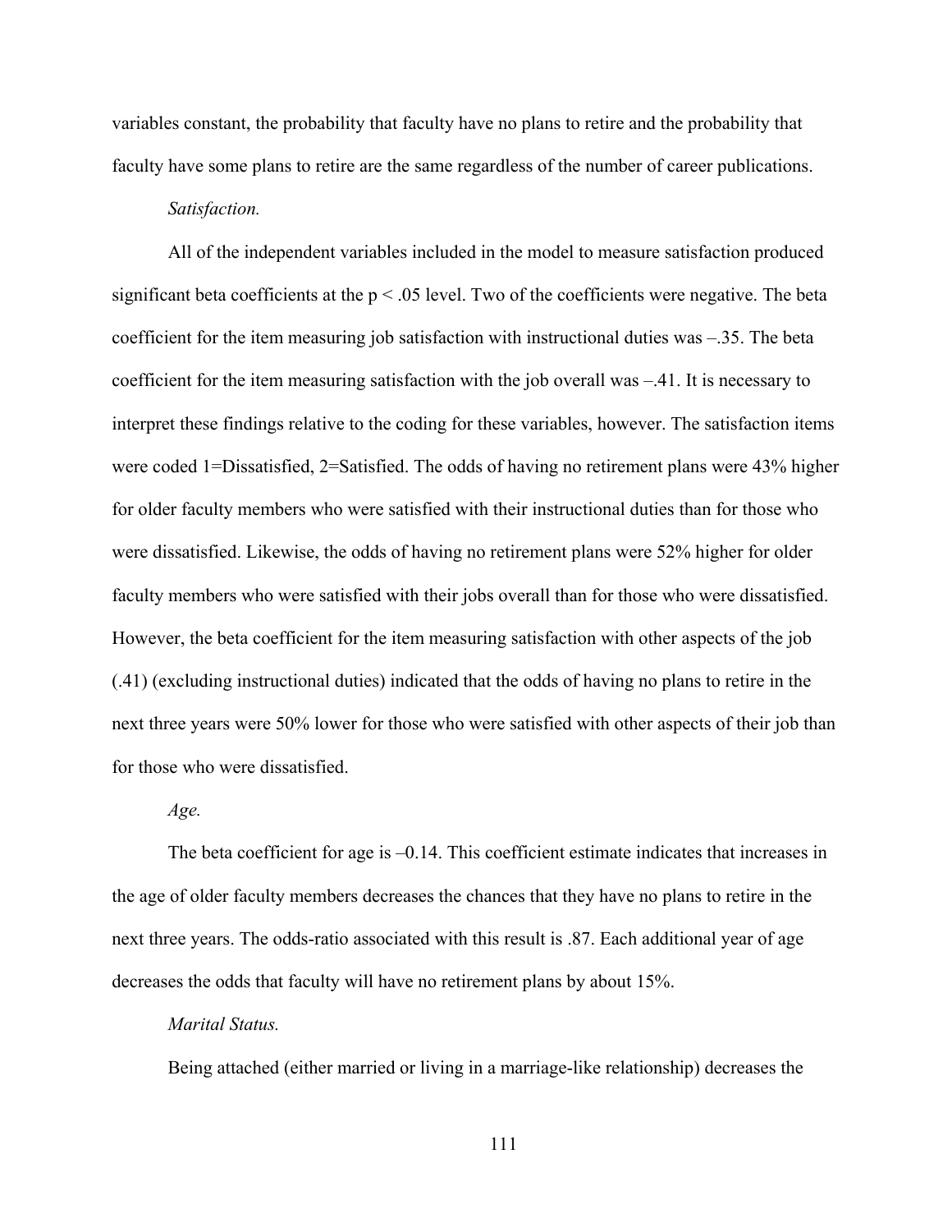variables constant, the probability that faculty have no plans to retire and the probability that faculty have some plans to retire are the same regardless of the number of career publications.

*Satisfaction.*

All of the independent variables included in the model to measure satisfaction produced significant beta coefficients at the $p < .05$ level. Two of the coefficients were negative. The beta coefficient for the item measuring job satisfaction with instructional duties was –.35. The beta coefficient for the item measuring satisfaction with the job overall was –.41. It is necessary to interpret these findings relative to the coding for these variables, however. The satisfaction items were coded 1=Dissatisfied, 2=Satisfied. The odds of having no retirement plans were 43% higher for older faculty members who were satisfied with their instructional duties than for those who were dissatisfied. Likewise, the odds of having no retirement plans were 52% higher for older faculty members who were satisfied with their jobs overall than for those who were dissatisfied. However, the beta coefficient for the item measuring satisfaction with other aspects of the job (.41) (excluding instructional duties) indicated that the odds of having no plans to retire in the next three years were 50% lower for those who were satisfied with other aspects of their job than for those who were dissatisfied.

*Age.*

The beta coefficient for age is –0.14. This coefficient estimate indicates that increases in the age of older faculty members decreases the chances that they have no plans to retire in the next three years. The odds-ratio associated with this result is .87. Each additional year of age decreases the odds that faculty will have no retirement plans by about 15%.

*Marital Status.*

Being attached (either married or living in a marriage-like relationship) decreases the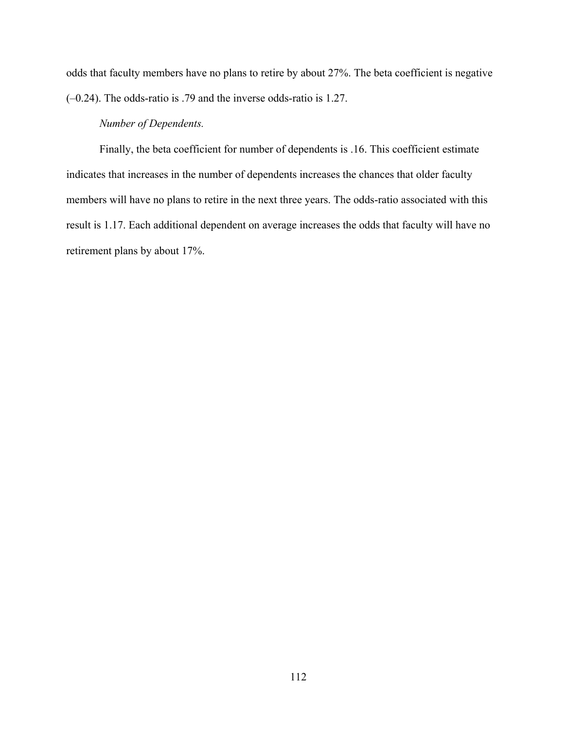odds that faculty members have no plans to retire by about 27%. The beta coefficient is negative (–0.24). The odds-ratio is .79 and the inverse odds-ratio is 1.27.

*Number of Dependents.*

Finally, the beta coefficient for number of dependents is .16. This coefficient estimate indicates that increases in the number of dependents increases the chances that older faculty members will have no plans to retire in the next three years. The odds-ratio associated with this result is 1.17. Each additional dependent on average increases the odds that faculty will have no retirement plans by about 17%.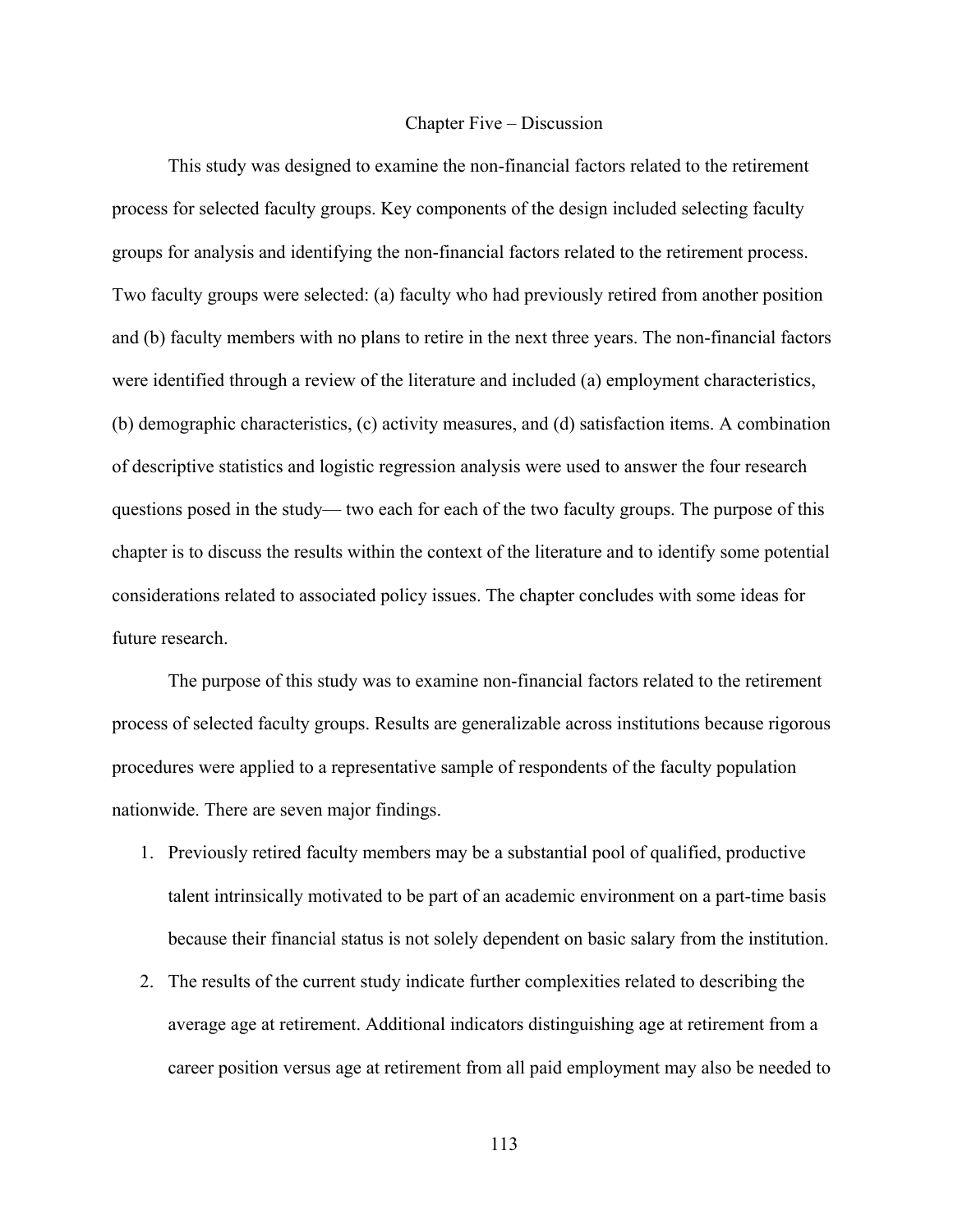# Chapter Five – Discussion

This study was designed to examine the non-financial factors related to the retirement process for selected faculty groups. Key components of the design included selecting faculty groups for analysis and identifying the non-financial factors related to the retirement process. Two faculty groups were selected: (a) faculty who had previously retired from another position and (b) faculty members with no plans to retire in the next three years. The non-financial factors were identified through a review of the literature and included (a) employment characteristics, (b) demographic characteristics, (c) activity measures, and (d) satisfaction items. A combination of descriptive statistics and logistic regression analysis were used to answer the four research questions posed in the study— two each for each of the two faculty groups. The purpose of this chapter is to discuss the results within the context of the literature and to identify some potential considerations related to associated policy issues. The chapter concludes with some ideas for future research.

The purpose of this study was to examine non-financial factors related to the retirement process of selected faculty groups. Results are generalizable across institutions because rigorous procedures were applied to a representative sample of respondents of the faculty population nationwide. There are seven major findings.

1. Previously retired faculty members may be a substantial pool of qualified, productive talent intrinsically motivated to be part of an academic environment on a part-time basis because their financial status is not solely dependent on basic salary from the institution.
2. The results of the current study indicate further complexities related to describing the average age at retirement. Additional indicators distinguishing age at retirement from a career position versus age at retirement from all paid employment may also be needed to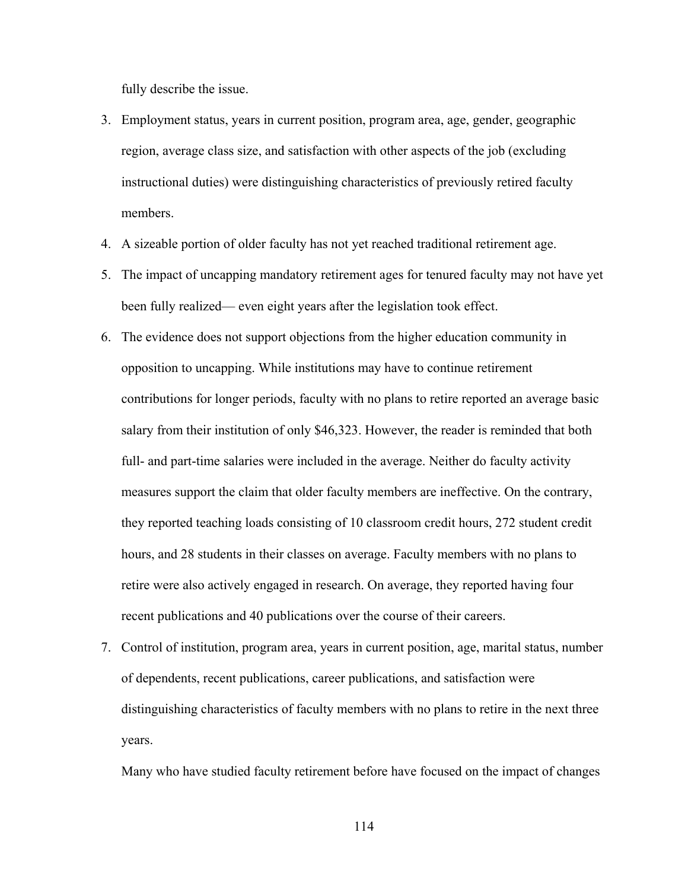fully describe the issue.

3. Employment status, years in current position, program area, age, gender, geographic region, average class size, and satisfaction with other aspects of the job (excluding instructional duties) were distinguishing characteristics of previously retired faculty members.
4. A sizeable portion of older faculty has not yet reached traditional retirement age.
5. The impact of uncapping mandatory retirement ages for tenured faculty may not have yet been fully realized— even eight years after the legislation took effect.
6. The evidence does not support objections from the higher education community in opposition to uncapping. While institutions may have to continue retirement contributions for longer periods, faculty with no plans to retire reported an average basic salary from their institution of only $46,323. However, the reader is reminded that both full- and part-time salaries were included in the average. Neither do faculty activity measures support the claim that older faculty members are ineffective. On the contrary, they reported teaching loads consisting of 10 classroom credit hours, 272 student credit hours, and 28 students in their classes on average. Faculty members with no plans to retire were also actively engaged in research. On average, they reported having four recent publications and 40 publications over the course of their careers.
7. Control of institution, program area, years in current position, age, marital status, number of dependents, recent publications, career publications, and satisfaction were distinguishing characteristics of faculty members with no plans to retire in the next three years.

Many who have studied faculty retirement before have focused on the impact of changes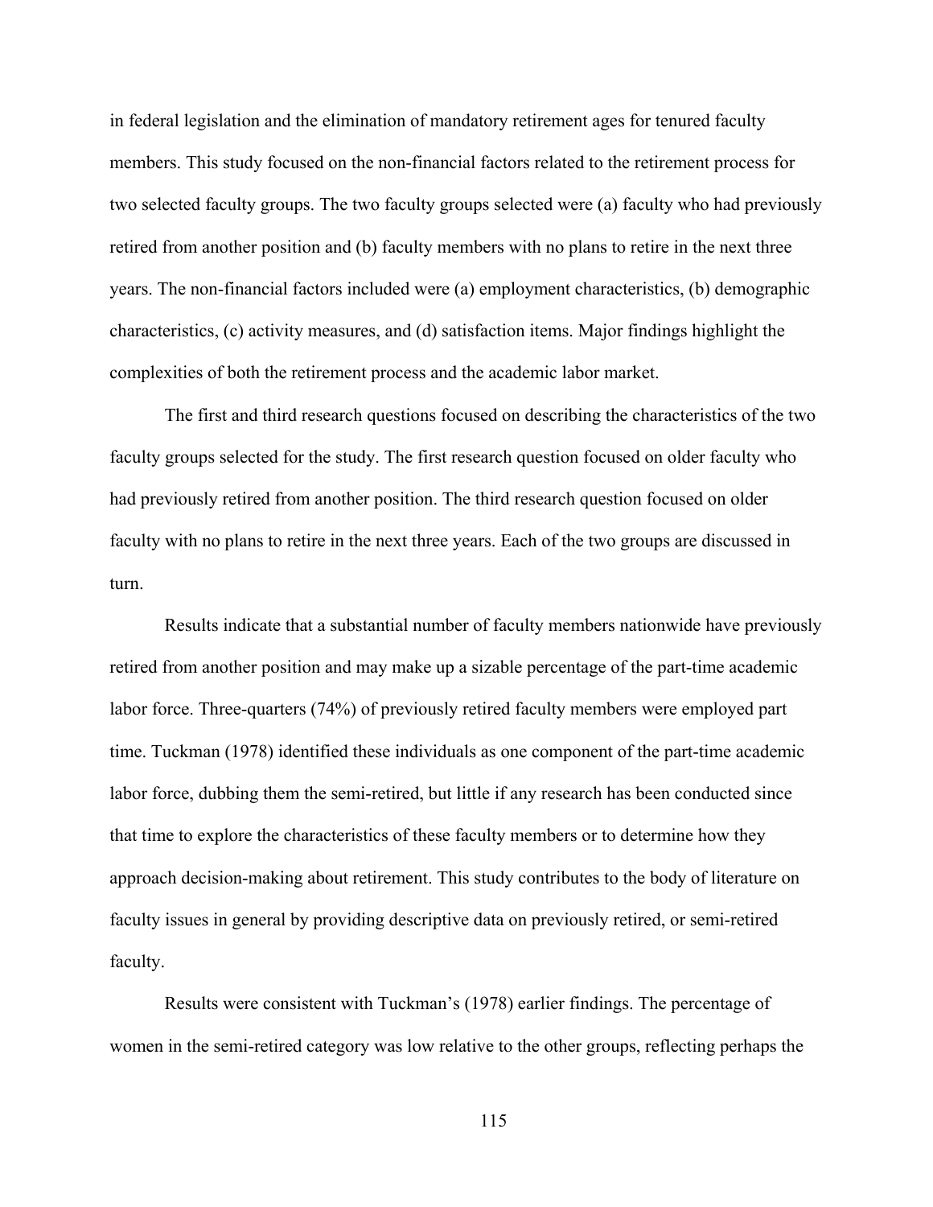in federal legislation and the elimination of mandatory retirement ages for tenured faculty members. This study focused on the non-financial factors related to the retirement process for two selected faculty groups. The two faculty groups selected were (a) faculty who had previously retired from another position and (b) faculty members with no plans to retire in the next three years. The non-financial factors included were (a) employment characteristics, (b) demographic characteristics, (c) activity measures, and (d) satisfaction items. Major findings highlight the complexities of both the retirement process and the academic labor market.

The first and third research questions focused on describing the characteristics of the two faculty groups selected for the study. The first research question focused on older faculty who had previously retired from another position. The third research question focused on older faculty with no plans to retire in the next three years. Each of the two groups are discussed in turn.

Results indicate that a substantial number of faculty members nationwide have previously retired from another position and may make up a sizable percentage of the part-time academic labor force. Three-quarters (74%) of previously retired faculty members were employed part time. Tuckman (1978) identified these individuals as one component of the part-time academic labor force, dubbing them the semi-retired, but little if any research has been conducted since that time to explore the characteristics of these faculty members or to determine how they approach decision-making about retirement. This study contributes to the body of literature on faculty issues in general by providing descriptive data on previously retired, or semi-retired faculty.

Results were consistent with Tuckman's (1978) earlier findings. The percentage of women in the semi-retired category was low relative to the other groups, reflecting perhaps the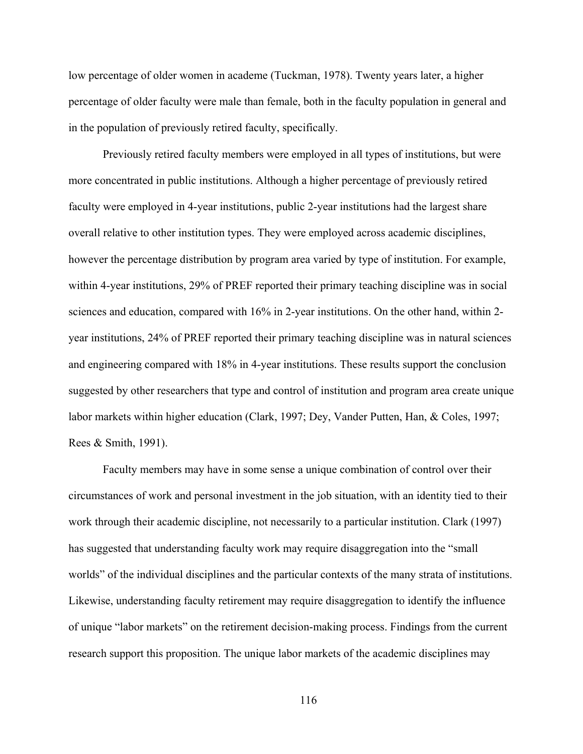low percentage of older women in academe (Tuckman, 1978). Twenty years later, a higher percentage of older faculty were male than female, both in the faculty population in general and in the population of previously retired faculty, specifically.

Previously retired faculty members were employed in all types of institutions, but were more concentrated in public institutions. Although a higher percentage of previously retired faculty were employed in 4-year institutions, public 2-year institutions had the largest share overall relative to other institution types. They were employed across academic disciplines, however the percentage distribution by program area varied by type of institution. For example, within 4-year institutions, 29% of PREF reported their primary teaching discipline was in social sciences and education, compared with 16% in 2-year institutions. On the other hand, within 2-year institutions, 24% of PREF reported their primary teaching discipline was in natural sciences and engineering compared with 18% in 4-year institutions. These results support the conclusion suggested by other researchers that type and control of institution and program area create unique labor markets within higher education (Clark, 1997; Dey, Vander Putten, Han, & Coles, 1997; Rees & Smith, 1991).

Faculty members may have in some sense a unique combination of control over their circumstances of work and personal investment in the job situation, with an identity tied to their work through their academic discipline, not necessarily to a particular institution. Clark (1997) has suggested that understanding faculty work may require disaggregation into the "small worlds" of the individual disciplines and the particular contexts of the many strata of institutions. Likewise, understanding faculty retirement may require disaggregation to identify the influence of unique "labor markets" on the retirement decision-making process. Findings from the current research support this proposition. The unique labor markets of the academic disciplines may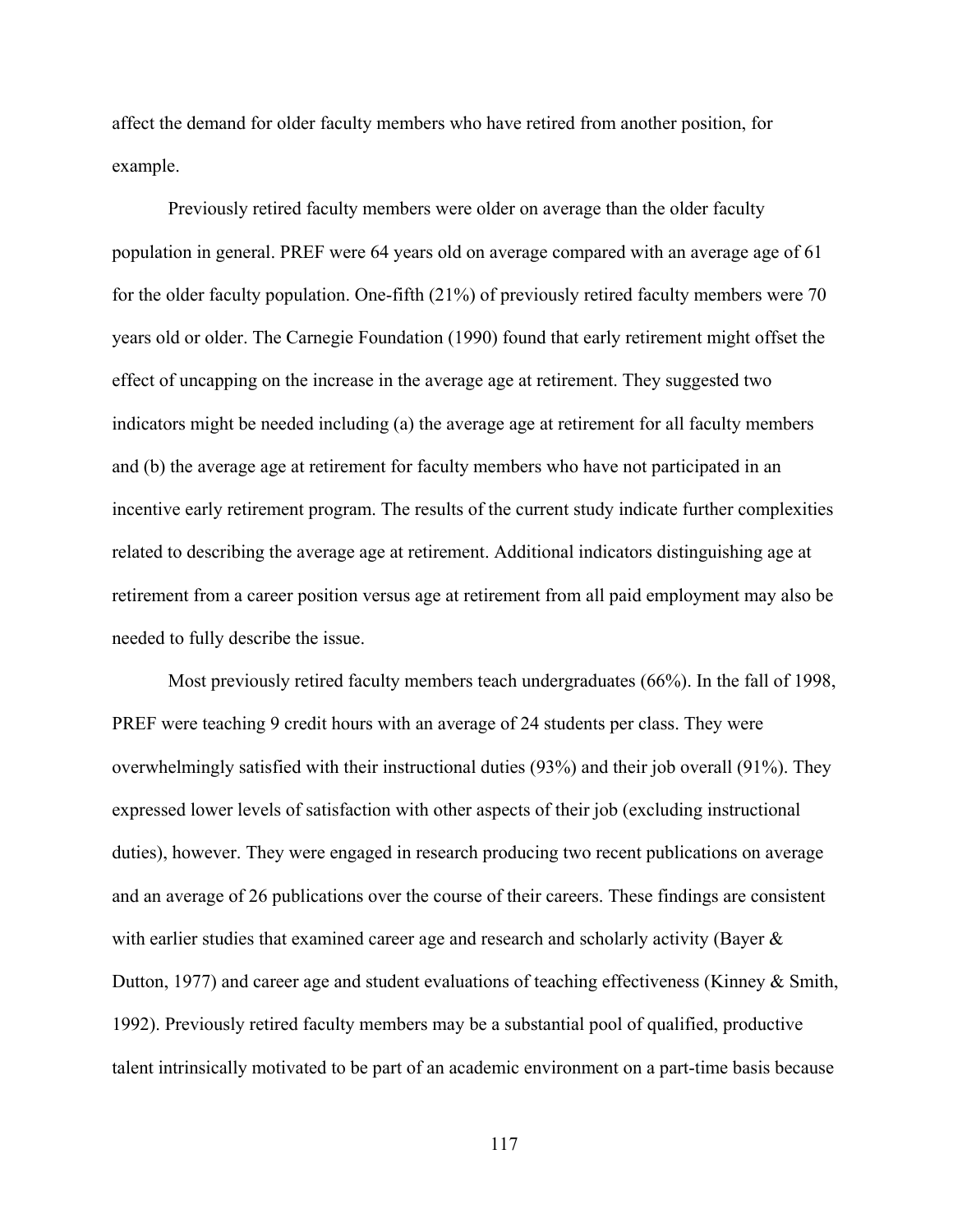affect the demand for older faculty members who have retired from another position, for example.

Previously retired faculty members were older on average than the older faculty population in general. PREF were 64 years old on average compared with an average age of 61 for the older faculty population. One-fifth (21%) of previously retired faculty members were 70 years old or older. The Carnegie Foundation (1990) found that early retirement might offset the effect of uncapping on the increase in the average age at retirement. They suggested two indicators might be needed including (a) the average age at retirement for all faculty members and (b) the average age at retirement for faculty members who have not participated in an incentive early retirement program. The results of the current study indicate further complexities related to describing the average age at retirement. Additional indicators distinguishing age at retirement from a career position versus age at retirement from all paid employment may also be needed to fully describe the issue.

Most previously retired faculty members teach undergraduates (66%). In the fall of 1998, PREF were teaching 9 credit hours with an average of 24 students per class. They were overwhelmingly satisfied with their instructional duties (93%) and their job overall (91%). They expressed lower levels of satisfaction with other aspects of their job (excluding instructional duties), however. They were engaged in research producing two recent publications on average and an average of 26 publications over the course of their careers. These findings are consistent with earlier studies that examined career age and research and scholarly activity (Bayer & Dutton, 1977) and career age and student evaluations of teaching effectiveness (Kinney & Smith, 1992). Previously retired faculty members may be a substantial pool of qualified, productive talent intrinsically motivated to be part of an academic environment on a part-time basis because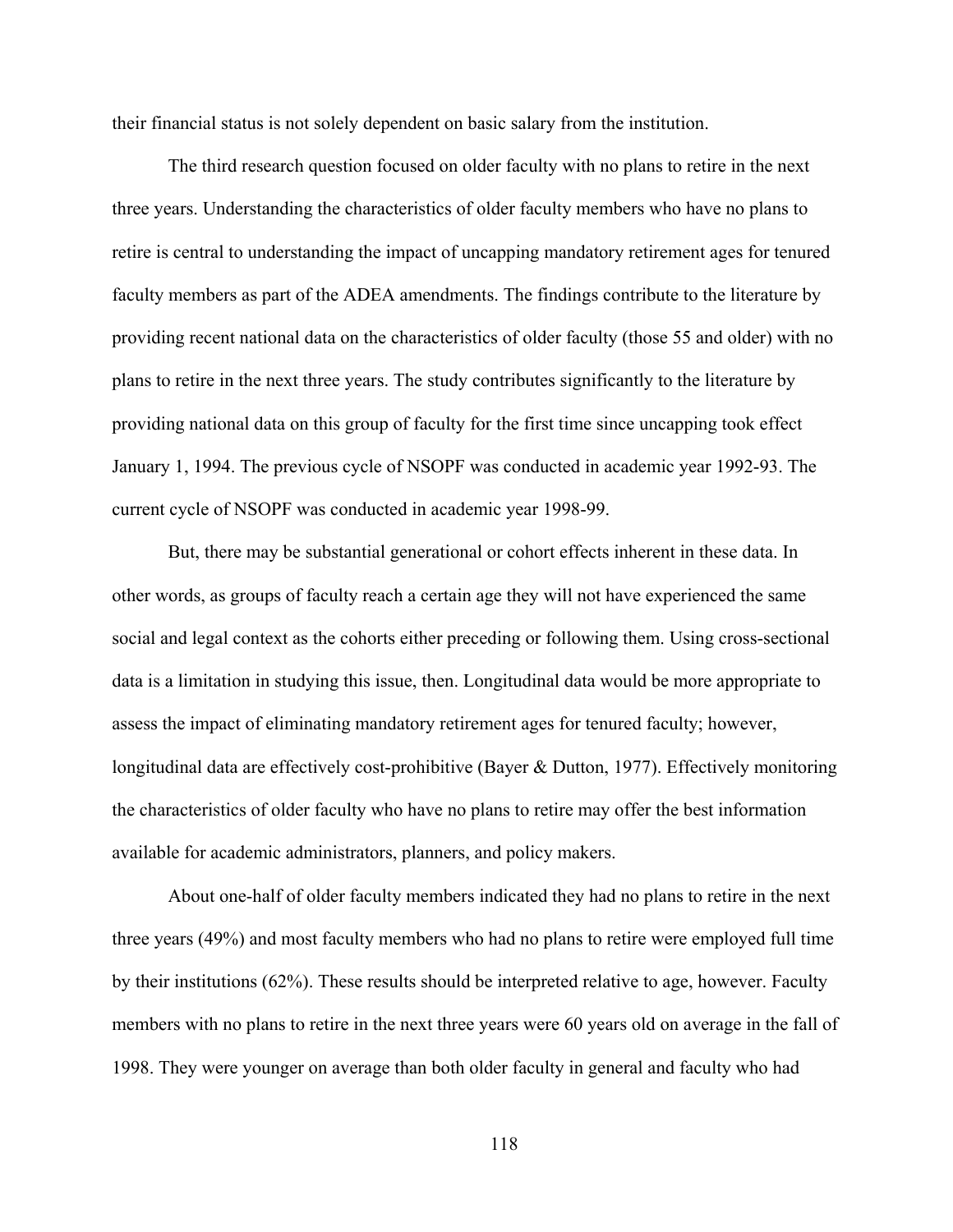their financial status is not solely dependent on basic salary from the institution.

The third research question focused on older faculty with no plans to retire in the next three years. Understanding the characteristics of older faculty members who have no plans to retire is central to understanding the impact of uncapping mandatory retirement ages for tenured faculty members as part of the ADEA amendments. The findings contribute to the literature by providing recent national data on the characteristics of older faculty (those 55 and older) with no plans to retire in the next three years. The study contributes significantly to the literature by providing national data on this group of faculty for the first time since uncapping took effect January 1, 1994. The previous cycle of NSOPF was conducted in academic year 1992-93. The current cycle of NSOPF was conducted in academic year 1998-99.

But, there may be substantial generational or cohort effects inherent in these data. In other words, as groups of faculty reach a certain age they will not have experienced the same social and legal context as the cohorts either preceding or following them. Using cross-sectional data is a limitation in studying this issue, then. Longitudinal data would be more appropriate to assess the impact of eliminating mandatory retirement ages for tenured faculty; however, longitudinal data are effectively cost-prohibitive (Bayer & Dutton, 1977). Effectively monitoring the characteristics of older faculty who have no plans to retire may offer the best information available for academic administrators, planners, and policy makers.

About one-half of older faculty members indicated they had no plans to retire in the next three years (49%) and most faculty members who had no plans to retire were employed full time by their institutions (62%). These results should be interpreted relative to age, however. Faculty members with no plans to retire in the next three years were 60 years old on average in the fall of 1998. They were younger on average than both older faculty in general and faculty who had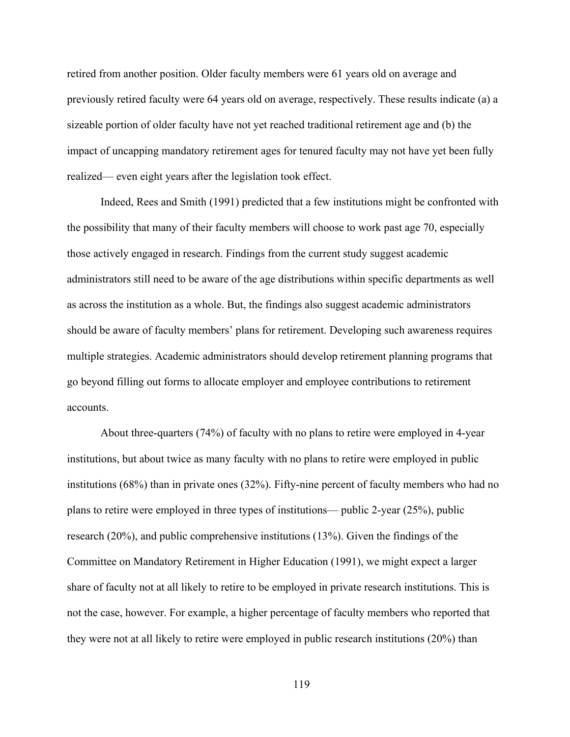retired from another position. Older faculty members were 61 years old on average and previously retired faculty were 64 years old on average, respectively. These results indicate (a) a sizeable portion of older faculty have not yet reached traditional retirement age and (b) the impact of uncapping mandatory retirement ages for tenured faculty may not have yet been fully realized— even eight years after the legislation took effect.

Indeed, Rees and Smith (1991) predicted that a few institutions might be confronted with the possibility that many of their faculty members will choose to work past age 70, especially those actively engaged in research. Findings from the current study suggest academic administrators still need to be aware of the age distributions within specific departments as well as across the institution as a whole. But, the findings also suggest academic administrators should be aware of faculty members' plans for retirement. Developing such awareness requires multiple strategies. Academic administrators should develop retirement planning programs that go beyond filling out forms to allocate employer and employee contributions to retirement accounts.

About three-quarters (74%) of faculty with no plans to retire were employed in 4-year institutions, but about twice as many faculty with no plans to retire were employed in public institutions (68%) than in private ones (32%). Fifty-nine percent of faculty members who had no plans to retire were employed in three types of institutions— public 2-year (25%), public research (20%), and public comprehensive institutions (13%). Given the findings of the Committee on Mandatory Retirement in Higher Education (1991), we might expect a larger share of faculty not at all likely to retire to be employed in private research institutions. This is not the case, however. For example, a higher percentage of faculty members who reported that they were not at all likely to retire were employed in public research institutions (20%) than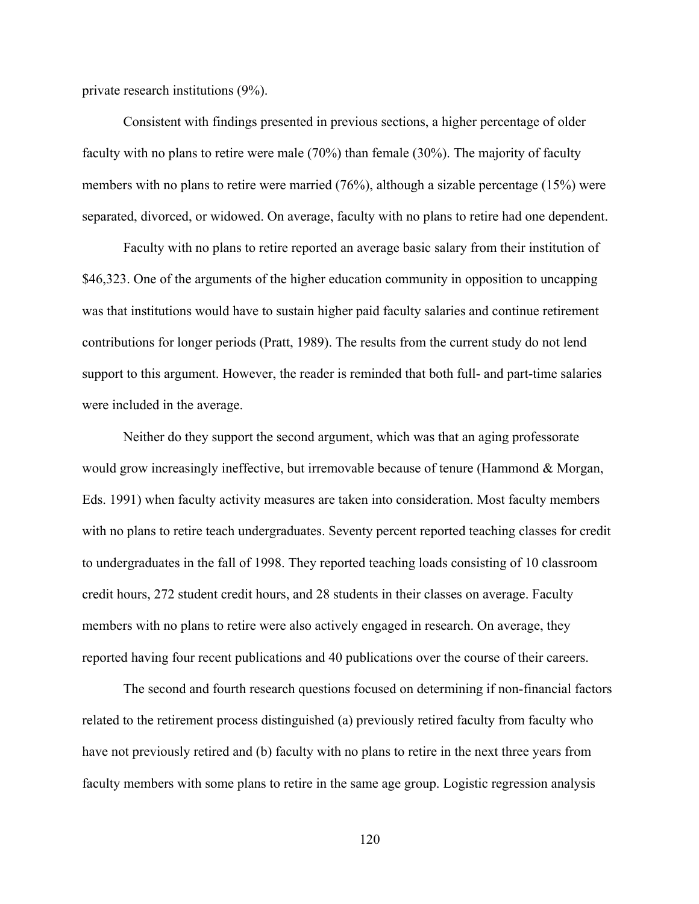private research institutions (9%).

Consistent with findings presented in previous sections, a higher percentage of older faculty with no plans to retire were male (70%) than female (30%). The majority of faculty members with no plans to retire were married (76%), although a sizable percentage (15%) were separated, divorced, or widowed. On average, faculty with no plans to retire had one dependent.

Faculty with no plans to retire reported an average basic salary from their institution of $46,323. One of the arguments of the higher education community in opposition to uncapping was that institutions would have to sustain higher paid faculty salaries and continue retirement contributions for longer periods (Pratt, 1989). The results from the current study do not lend support to this argument. However, the reader is reminded that both full- and part-time salaries were included in the average.

Neither do they support the second argument, which was that an aging professorate would grow increasingly ineffective, but irremovable because of tenure (Hammond & Morgan, Eds. 1991) when faculty activity measures are taken into consideration. Most faculty members with no plans to retire teach undergraduates. Seventy percent reported teaching classes for credit to undergraduates in the fall of 1998. They reported teaching loads consisting of 10 classroom credit hours, 272 student credit hours, and 28 students in their classes on average. Faculty members with no plans to retire were also actively engaged in research. On average, they reported having four recent publications and 40 publications over the course of their careers.

The second and fourth research questions focused on determining if non-financial factors related to the retirement process distinguished (a) previously retired faculty from faculty who have not previously retired and (b) faculty with no plans to retire in the next three years from faculty members with some plans to retire in the same age group. Logistic regression analysis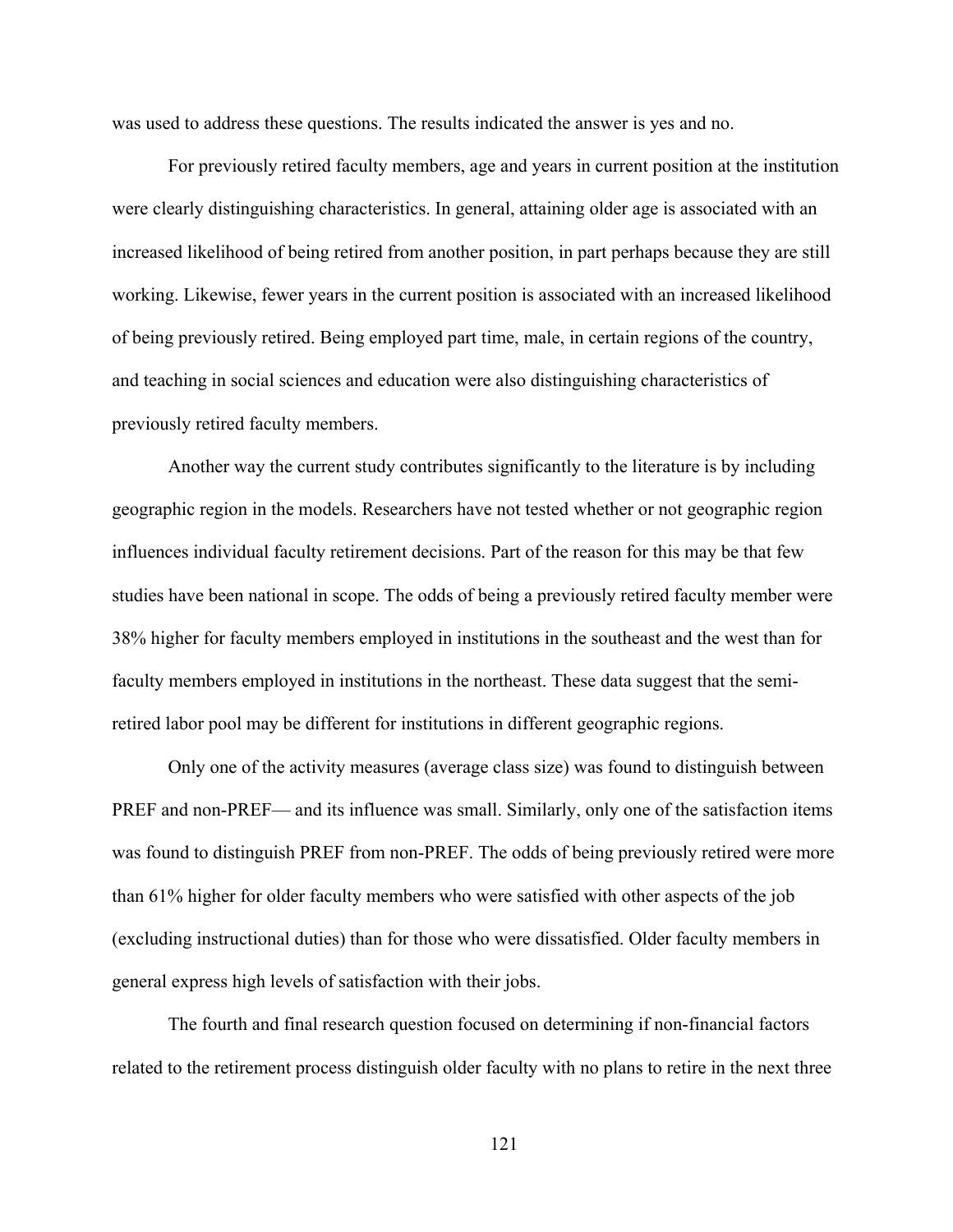was used to address these questions. The results indicated the answer is yes and no.

For previously retired faculty members, age and years in current position at the institution were clearly distinguishing characteristics. In general, attaining older age is associated with an increased likelihood of being retired from another position, in part perhaps because they are still working. Likewise, fewer years in the current position is associated with an increased likelihood of being previously retired. Being employed part time, male, in certain regions of the country, and teaching in social sciences and education were also distinguishing characteristics of previously retired faculty members.

Another way the current study contributes significantly to the literature is by including geographic region in the models. Researchers have not tested whether or not geographic region influences individual faculty retirement decisions. Part of the reason for this may be that few studies have been national in scope. The odds of being a previously retired faculty member were 38% higher for faculty members employed in institutions in the southeast and the west than for faculty members employed in institutions in the northeast. These data suggest that the semi-retired labor pool may be different for institutions in different geographic regions.

Only one of the activity measures (average class size) was found to distinguish between PREF and non-PREF— and its influence was small. Similarly, only one of the satisfaction items was found to distinguish PREF from non-PREF. The odds of being previously retired were more than 61% higher for older faculty members who were satisfied with other aspects of the job (excluding instructional duties) than for those who were dissatisfied. Older faculty members in general express high levels of satisfaction with their jobs.

The fourth and final research question focused on determining if non-financial factors related to the retirement process distinguish older faculty with no plans to retire in the next three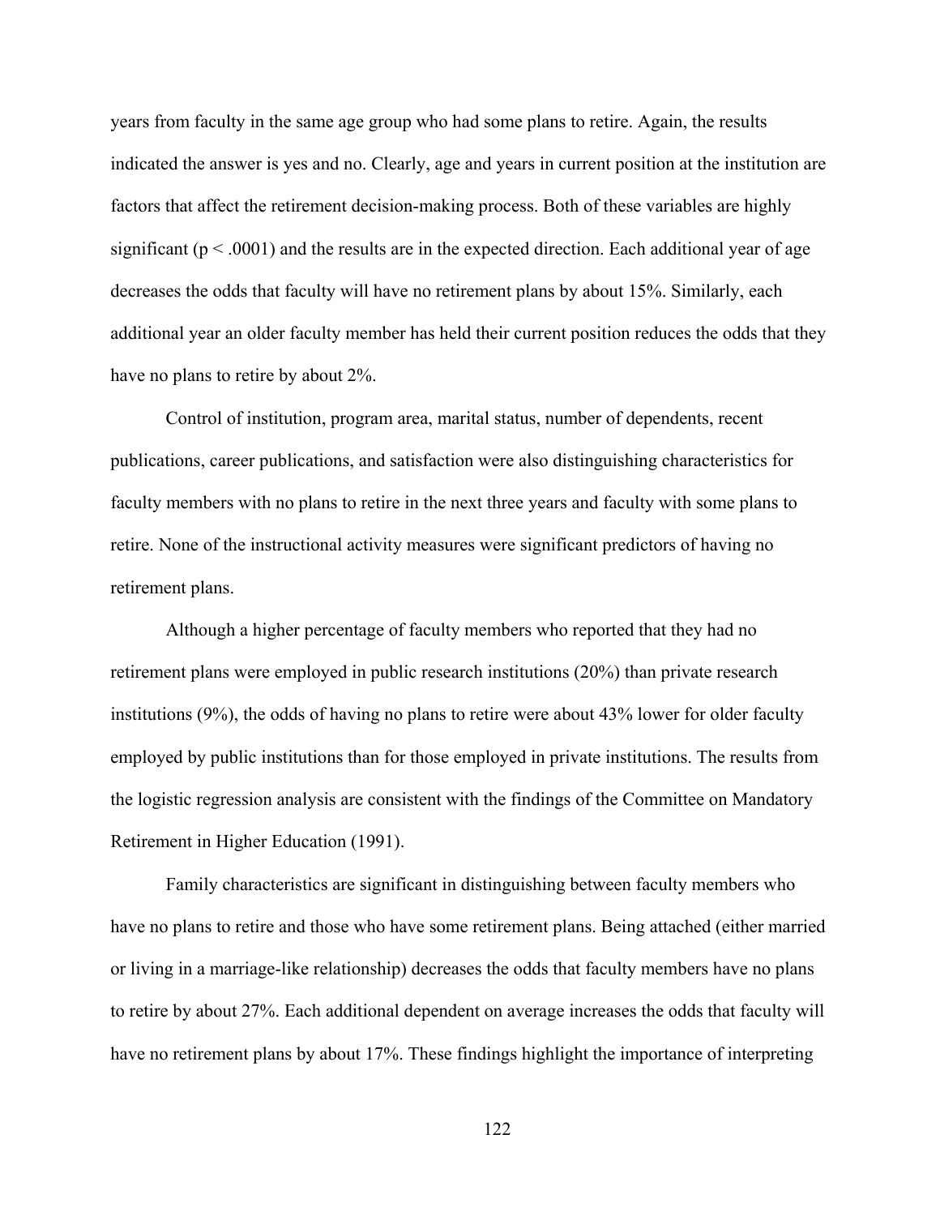years from faculty in the same age group who had some plans to retire. Again, the results indicated the answer is yes and no. Clearly, age and years in current position at the institution are factors that affect the retirement decision-making process. Both of these variables are highly significant ($p < .0001$) and the results are in the expected direction. Each additional year of age decreases the odds that faculty will have no retirement plans by about 15%. Similarly, each additional year an older faculty member has held their current position reduces the odds that they have no plans to retire by about 2%.

Control of institution, program area, marital status, number of dependents, recent publications, career publications, and satisfaction were also distinguishing characteristics for faculty members with no plans to retire in the next three years and faculty with some plans to retire. None of the instructional activity measures were significant predictors of having no retirement plans.

Although a higher percentage of faculty members who reported that they had no retirement plans were employed in public research institutions (20%) than private research institutions (9%), the odds of having no plans to retire were about 43% lower for older faculty employed by public institutions than for those employed in private institutions. The results from the logistic regression analysis are consistent with the findings of the Committee on Mandatory Retirement in Higher Education (1991).

Family characteristics are significant in distinguishing between faculty members who have no plans to retire and those who have some retirement plans. Being attached (either married or living in a marriage-like relationship) decreases the odds that faculty members have no plans to retire by about 27%. Each additional dependent on average increases the odds that faculty will have no retirement plans by about 17%. These findings highlight the importance of interpreting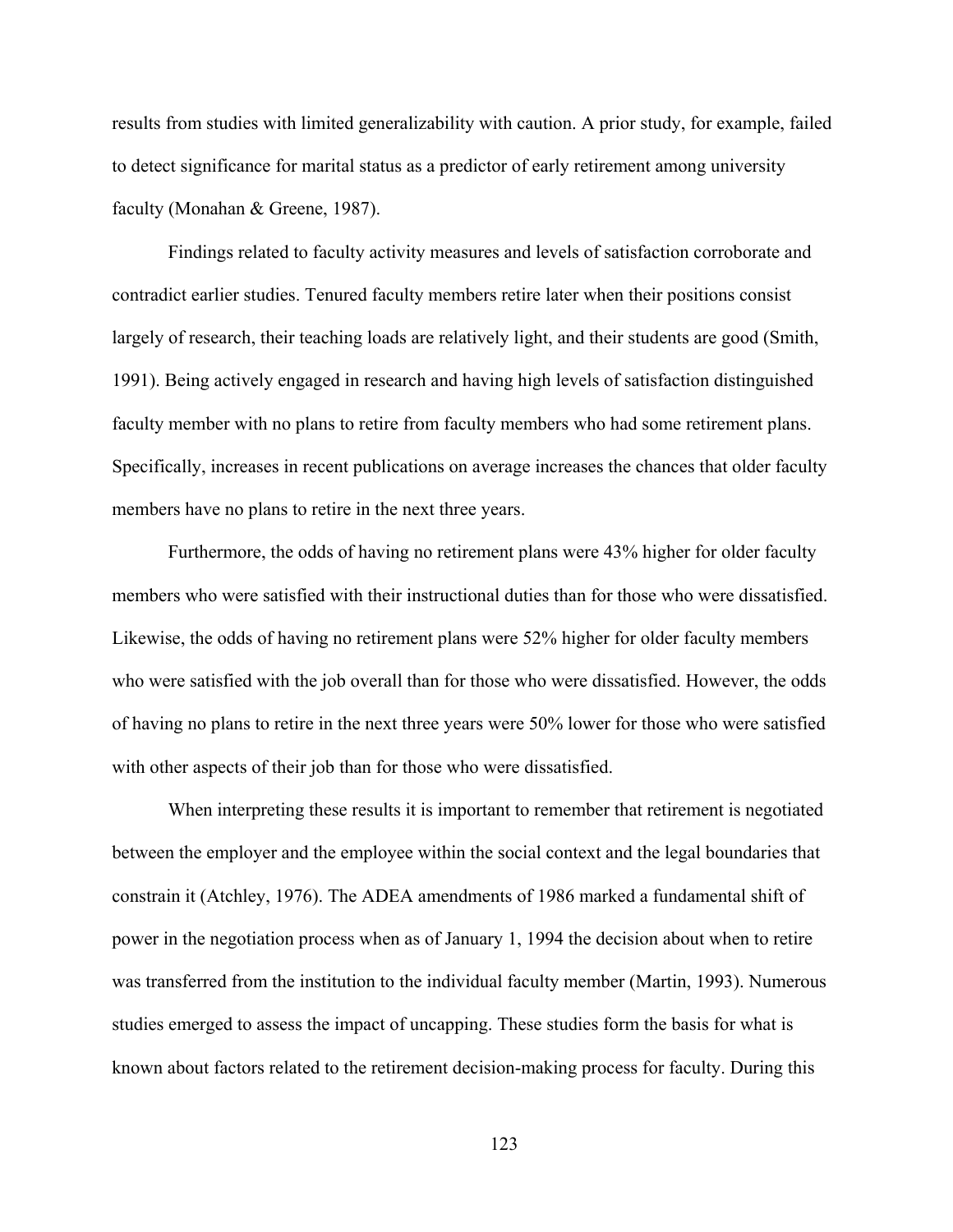results from studies with limited generalizability with caution. A prior study, for example, failed to detect significance for marital status as a predictor of early retirement among university faculty (Monahan & Greene, 1987).

Findings related to faculty activity measures and levels of satisfaction corroborate and contradict earlier studies. Tenured faculty members retire later when their positions consist largely of research, their teaching loads are relatively light, and their students are good (Smith, 1991). Being actively engaged in research and having high levels of satisfaction distinguished faculty member with no plans to retire from faculty members who had some retirement plans. Specifically, increases in recent publications on average increases the chances that older faculty members have no plans to retire in the next three years.

Furthermore, the odds of having no retirement plans were 43% higher for older faculty members who were satisfied with their instructional duties than for those who were dissatisfied. Likewise, the odds of having no retirement plans were 52% higher for older faculty members who were satisfied with the job overall than for those who were dissatisfied. However, the odds of having no plans to retire in the next three years were 50% lower for those who were satisfied with other aspects of their job than for those who were dissatisfied.

When interpreting these results it is important to remember that retirement is negotiated between the employer and the employee within the social context and the legal boundaries that constrain it (Atchley, 1976). The ADEA amendments of 1986 marked a fundamental shift of power in the negotiation process when as of January 1, 1994 the decision about when to retire was transferred from the institution to the individual faculty member (Martin, 1993). Numerous studies emerged to assess the impact of uncapping. These studies form the basis for what is known about factors related to the retirement decision-making process for faculty. During this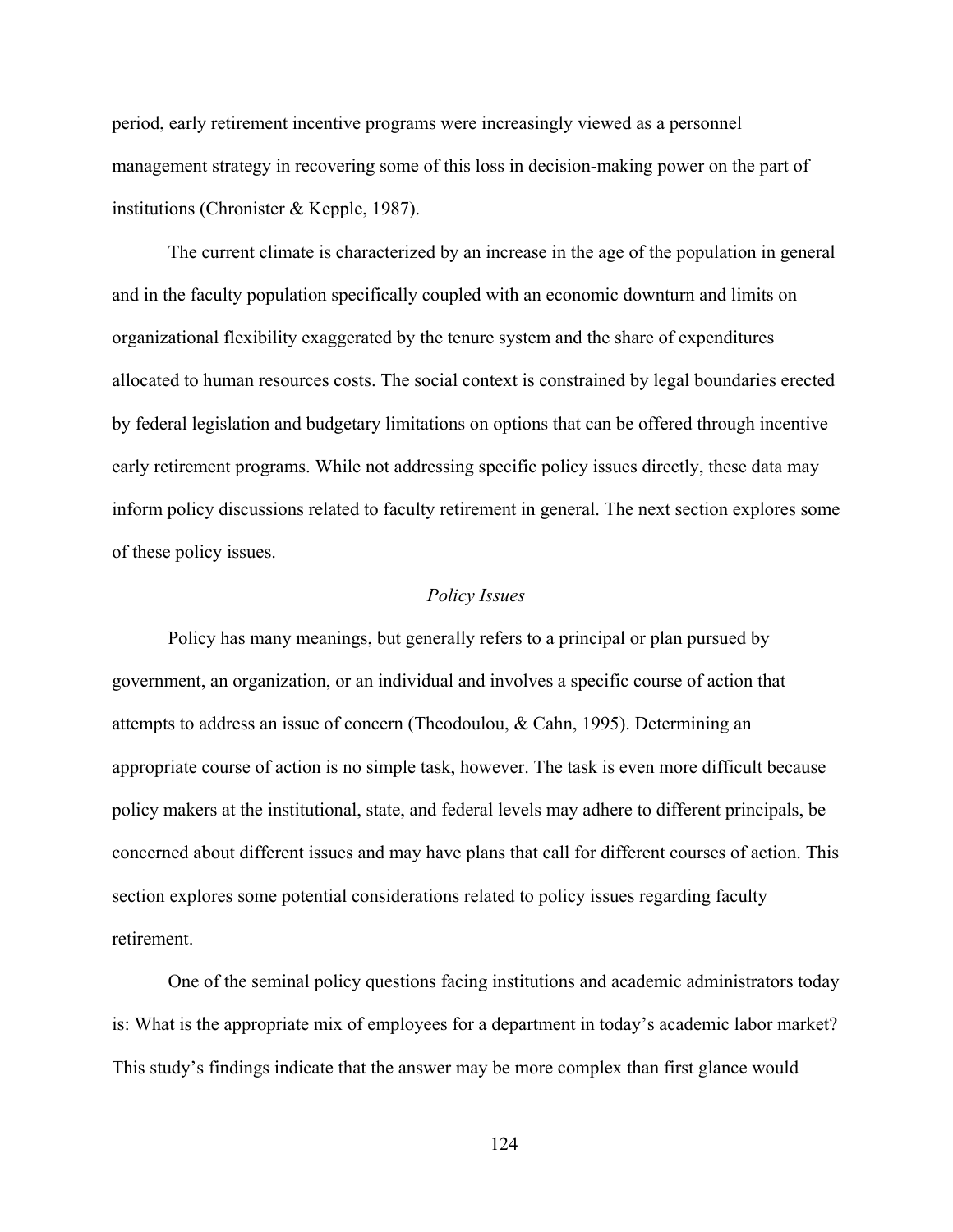period, early retirement incentive programs were increasingly viewed as a personnel management strategy in recovering some of this loss in decision-making power on the part of institutions (Chronister & Kepple, 1987).

The current climate is characterized by an increase in the age of the population in general and in the faculty population specifically coupled with an economic downturn and limits on organizational flexibility exaggerated by the tenure system and the share of expenditures allocated to human resources costs. The social context is constrained by legal boundaries erected by federal legislation and budgetary limitations on options that can be offered through incentive early retirement programs. While not addressing specific policy issues directly, these data may inform policy discussions related to faculty retirement in general. The next section explores some of these policy issues.

### *Policy Issues*

Policy has many meanings, but generally refers to a principal or plan pursued by government, an organization, or an individual and involves a specific course of action that attempts to address an issue of concern (Theodoulou, & Cahn, 1995). Determining an appropriate course of action is no simple task, however. The task is even more difficult because policy makers at the institutional, state, and federal levels may adhere to different principals, be concerned about different issues and may have plans that call for different courses of action. This section explores some potential considerations related to policy issues regarding faculty retirement.

One of the seminal policy questions facing institutions and academic administrators today is: What is the appropriate mix of employees for a department in today's academic labor market? This study's findings indicate that the answer may be more complex than first glance would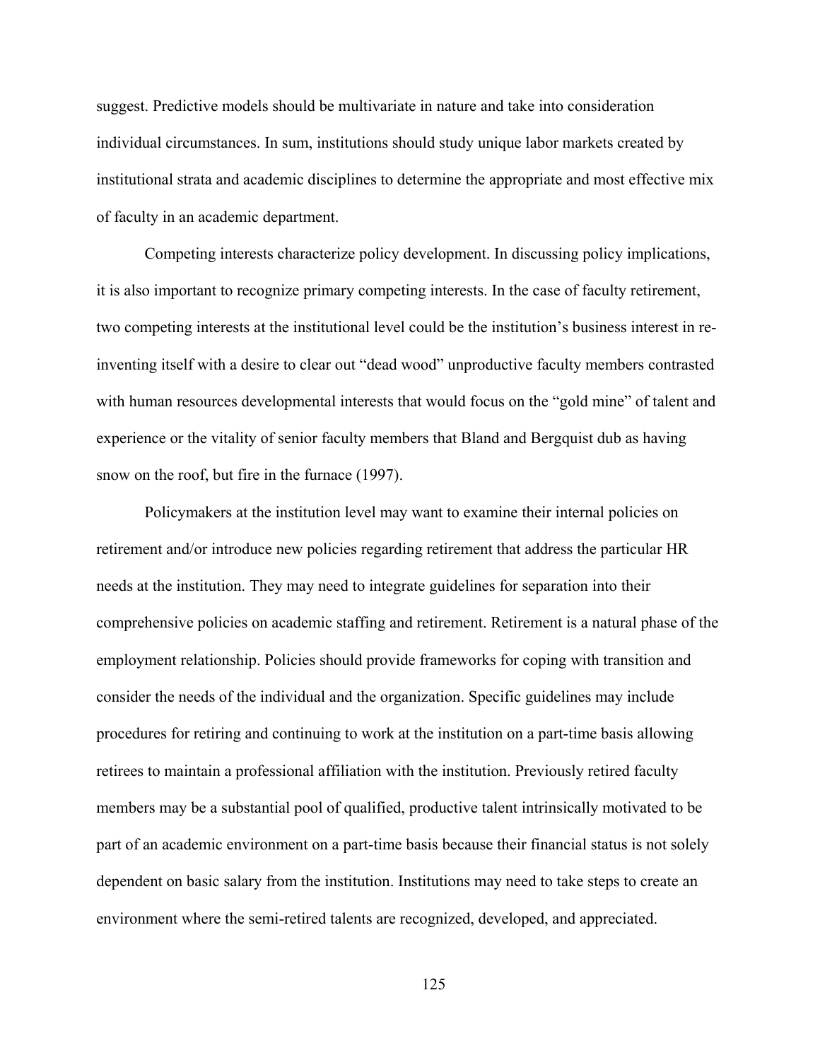suggest. Predictive models should be multivariate in nature and take into consideration individual circumstances. In sum, institutions should study unique labor markets created by institutional strata and academic disciplines to determine the appropriate and most effective mix of faculty in an academic department.

Competing interests characterize policy development. In discussing policy implications, it is also important to recognize primary competing interests. In the case of faculty retirement, two competing interests at the institutional level could be the institution's business interest in re-inventing itself with a desire to clear out "dead wood" unproductive faculty members contrasted with human resources developmental interests that would focus on the "gold mine" of talent and experience or the vitality of senior faculty members that Bland and Bergquist dub as having snow on the roof, but fire in the furnace (1997).

Policymakers at the institution level may want to examine their internal policies on retirement and/or introduce new policies regarding retirement that address the particular HR needs at the institution. They may need to integrate guidelines for separation into their comprehensive policies on academic staffing and retirement. Retirement is a natural phase of the employment relationship. Policies should provide frameworks for coping with transition and consider the needs of the individual and the organization. Specific guidelines may include procedures for retiring and continuing to work at the institution on a part-time basis allowing retirees to maintain a professional affiliation with the institution. Previously retired faculty members may be a substantial pool of qualified, productive talent intrinsically motivated to be part of an academic environment on a part-time basis because their financial status is not solely dependent on basic salary from the institution. Institutions may need to take steps to create an environment where the semi-retired talents are recognized, developed, and appreciated.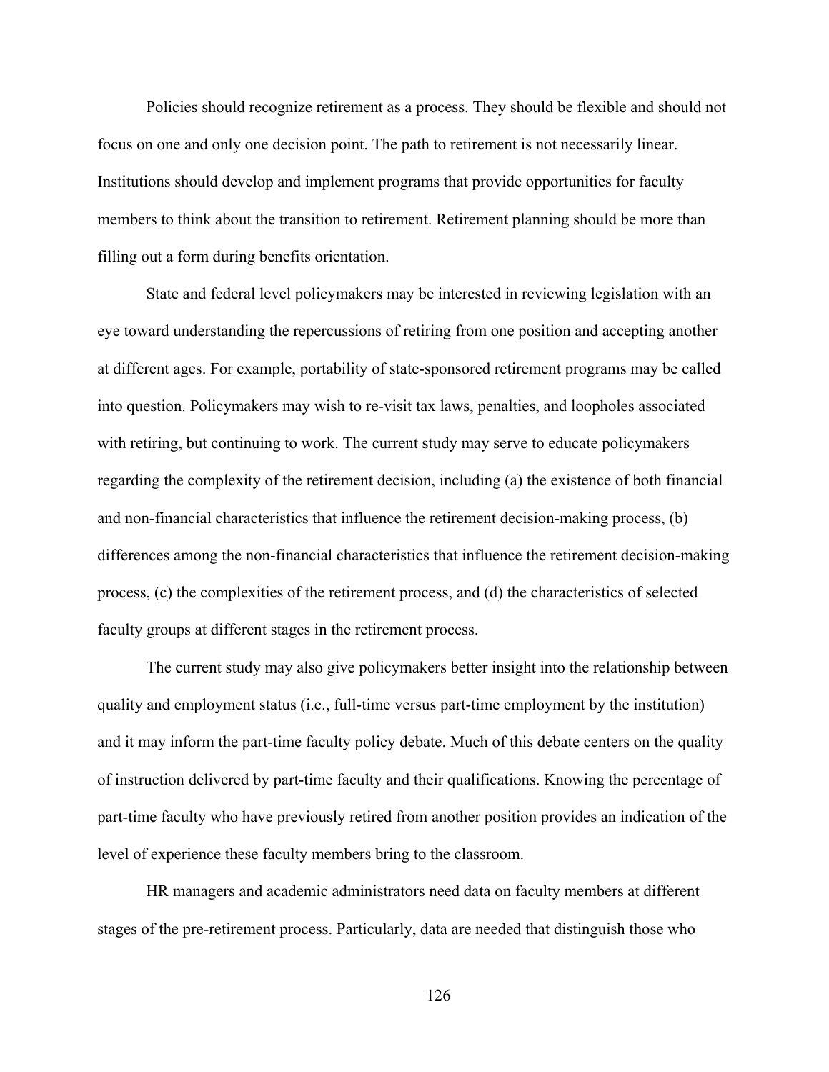Policies should recognize retirement as a process. They should be flexible and should not focus on one and only one decision point. The path to retirement is not necessarily linear. Institutions should develop and implement programs that provide opportunities for faculty members to think about the transition to retirement. Retirement planning should be more than filling out a form during benefits orientation.

State and federal level policymakers may be interested in reviewing legislation with an eye toward understanding the repercussions of retiring from one position and accepting another at different ages. For example, portability of state-sponsored retirement programs may be called into question. Policymakers may wish to re-visit tax laws, penalties, and loopholes associated with retiring, but continuing to work. The current study may serve to educate policymakers regarding the complexity of the retirement decision, including (a) the existence of both financial and non-financial characteristics that influence the retirement decision-making process, (b) differences among the non-financial characteristics that influence the retirement decision-making process, (c) the complexities of the retirement process, and (d) the characteristics of selected faculty groups at different stages in the retirement process.

The current study may also give policymakers better insight into the relationship between quality and employment status (i.e., full-time versus part-time employment by the institution) and it may inform the part-time faculty policy debate. Much of this debate centers on the quality of instruction delivered by part-time faculty and their qualifications. Knowing the percentage of part-time faculty who have previously retired from another position provides an indication of the level of experience these faculty members bring to the classroom.

HR managers and academic administrators need data on faculty members at different stages of the pre-retirement process. Particularly, data are needed that distinguish those who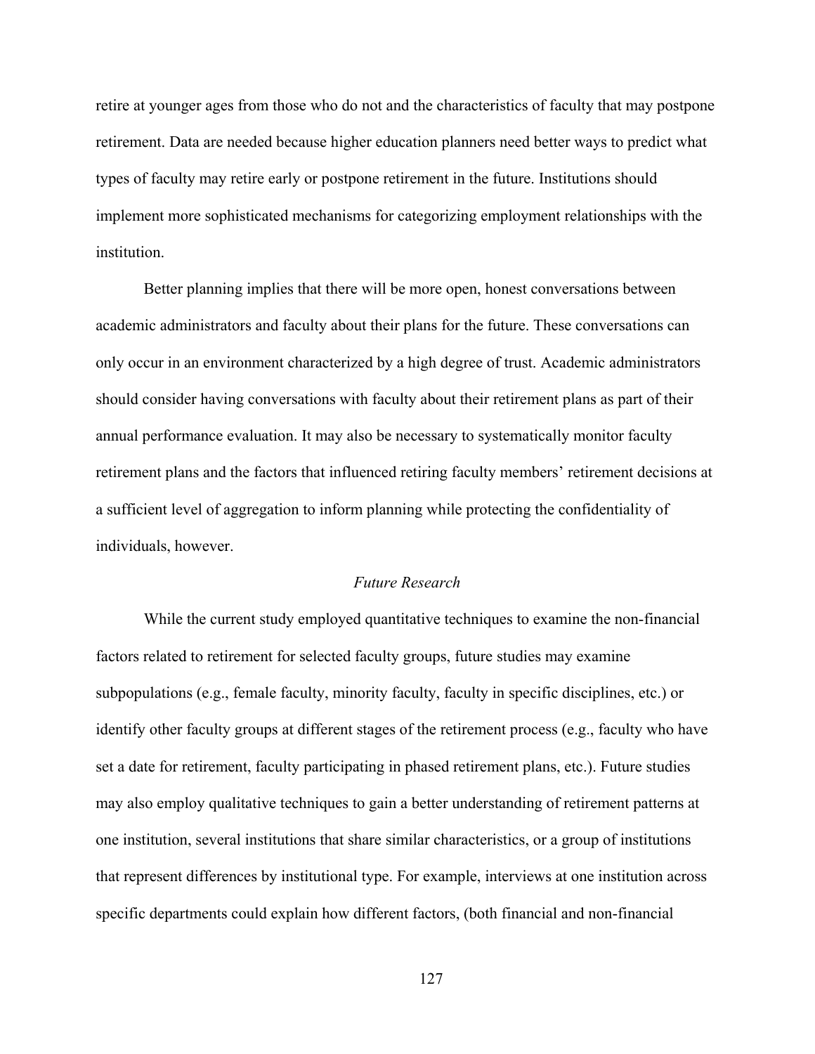retire at younger ages from those who do not and the characteristics of faculty that may postpone retirement. Data are needed because higher education planners need better ways to predict what types of faculty may retire early or postpone retirement in the future. Institutions should implement more sophisticated mechanisms for categorizing employment relationships with the institution.

Better planning implies that there will be more open, honest conversations between academic administrators and faculty about their plans for the future. These conversations can only occur in an environment characterized by a high degree of trust. Academic administrators should consider having conversations with faculty about their retirement plans as part of their annual performance evaluation. It may also be necessary to systematically monitor faculty retirement plans and the factors that influenced retiring faculty members' retirement decisions at a sufficient level of aggregation to inform planning while protecting the confidentiality of individuals, however.

### *Future Research*

While the current study employed quantitative techniques to examine the non-financial factors related to retirement for selected faculty groups, future studies may examine subpopulations (e.g., female faculty, minority faculty, faculty in specific disciplines, etc.) or identify other faculty groups at different stages of the retirement process (e.g., faculty who have set a date for retirement, faculty participating in phased retirement plans, etc.). Future studies may also employ qualitative techniques to gain a better understanding of retirement patterns at one institution, several institutions that share similar characteristics, or a group of institutions that represent differences by institutional type. For example, interviews at one institution across specific departments could explain how different factors, (both financial and non-financial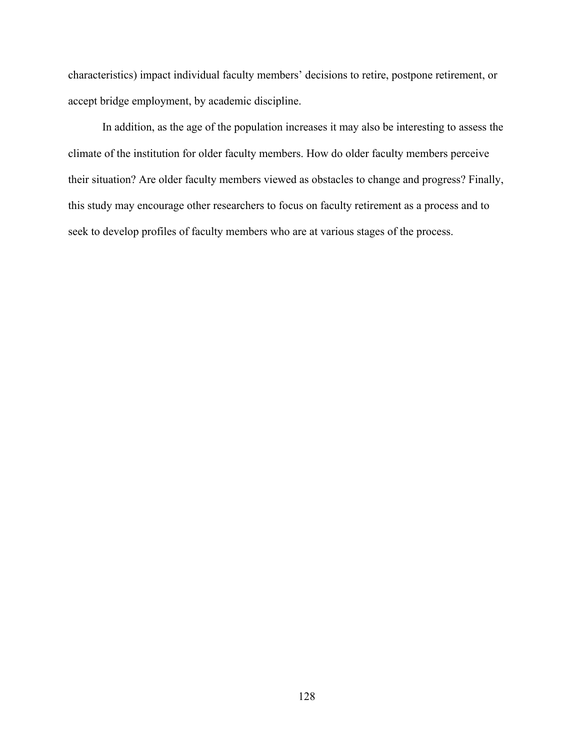characteristics) impact individual faculty members' decisions to retire, postpone retirement, or accept bridge employment, by academic discipline.

In addition, as the age of the population increases it may also be interesting to assess the climate of the institution for older faculty members. How do older faculty members perceive their situation? Are older faculty members viewed as obstacles to change and progress? Finally, this study may encourage other researchers to focus on faculty retirement as a process and to seek to develop profiles of faculty members who are at various stages of the process.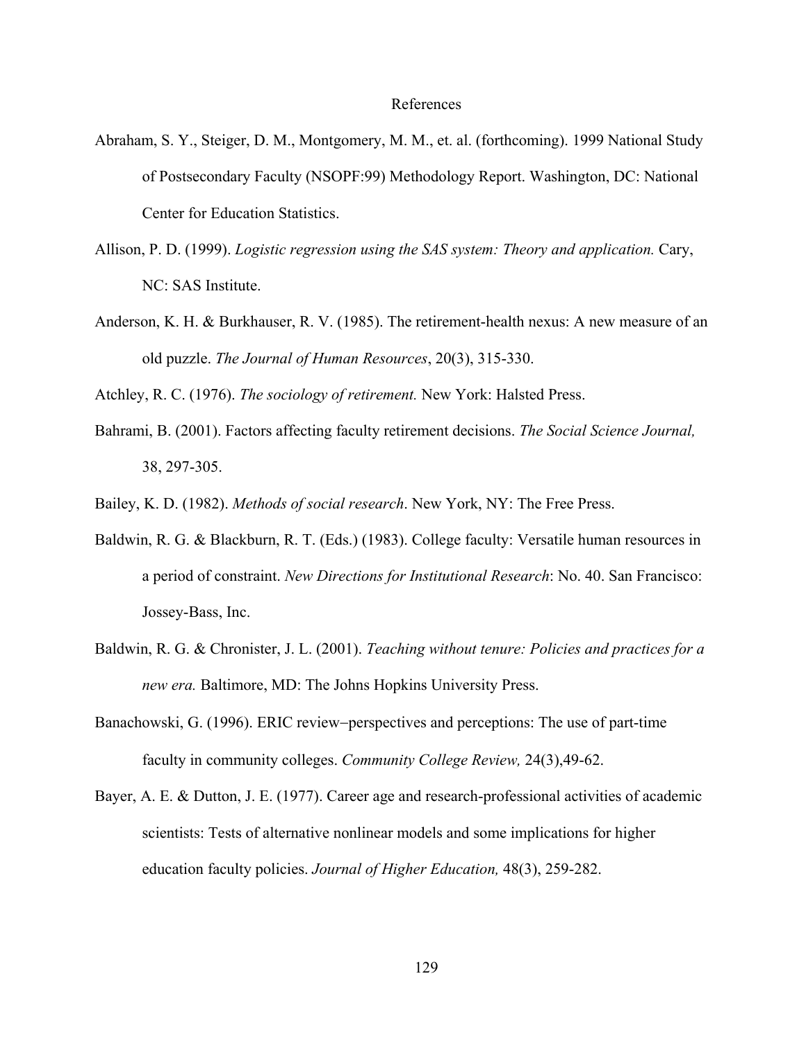# References

Abraham, S. Y., Steiger, D. M., Montgomery, M. M., et. al. (forthcoming). 1999 National Study of Postsecondary Faculty (NSOPF:99) Methodology Report. Washington, DC: National Center for Education Statistics.

Allison, P. D. (1999). *Logistic regression using the SAS system: Theory and application.* Cary, NC: SAS Institute.

Anderson, K. H. & Burkhauser, R. V. (1985). The retirement-health nexus: A new measure of an old puzzle. *The Journal of Human Resources*, 20(3), 315-330.

Atchley, R. C. (1976). *The sociology of retirement.* New York: Halsted Press.

Bahrami, B. (2001). Factors affecting faculty retirement decisions. *The Social Science Journal,* 38, 297-305.

Bailey, K. D. (1982). *Methods of social research*. New York, NY: The Free Press.

Baldwin, R. G. & Blackburn, R. T. (Eds.) (1983). College faculty: Versatile human resources in a period of constraint. *New Directions for Institutional Research*: No. 40. San Francisco: Jossey-Bass, Inc.

Baldwin, R. G. & Chronister, J. L. (2001). *Teaching without tenure: Policies and practices for a new era.* Baltimore, MD: The Johns Hopkins University Press.

Banachowski, G. (1996). ERIC review–perspectives and perceptions: The use of part-time faculty in community colleges. *Community College Review,* 24(3),49-62.

Bayer, A. E. & Dutton, J. E. (1977). Career age and research-professional activities of academic scientists: Tests of alternative nonlinear models and some implications for higher education faculty policies. *Journal of Higher Education,* 48(3), 259-282.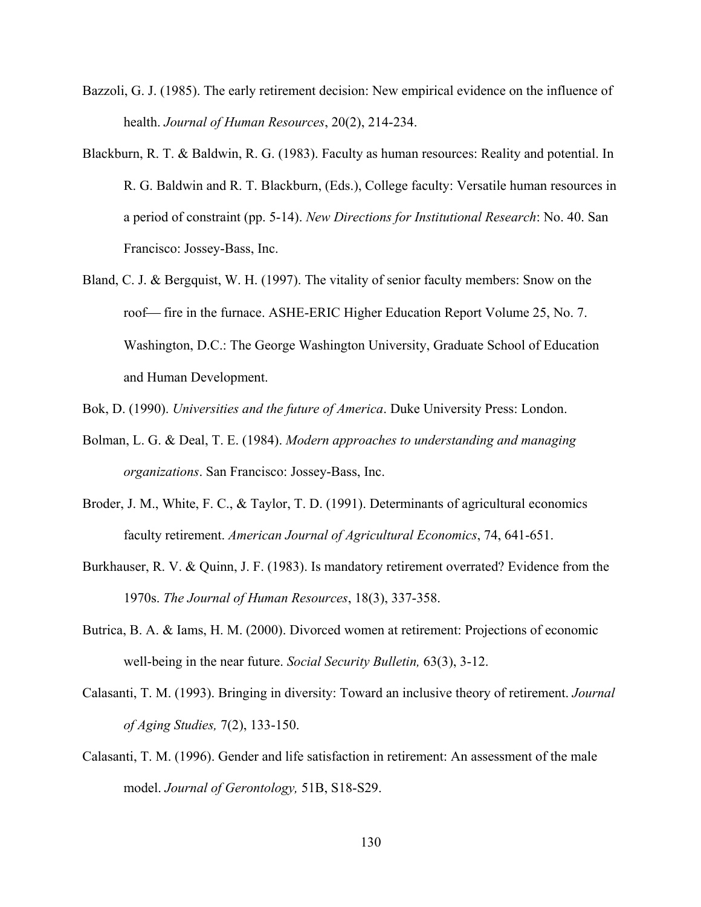Bazzoli, G. J. (1985). The early retirement decision: New empirical evidence on the influence of health. *Journal of Human Resources*, 20(2), 214-234.

Blackburn, R. T. & Baldwin, R. G. (1983). Faculty as human resources: Reality and potential. In R. G. Baldwin and R. T. Blackburn, (Eds.), College faculty: Versatile human resources in a period of constraint (pp. 5-14). *New Directions for Institutional Research*: No. 40. San Francisco: Jossey-Bass, Inc.

Bland, C. J. & Bergquist, W. H. (1997). The vitality of senior faculty members: Snow on the roof— fire in the furnace. ASHE-ERIC Higher Education Report Volume 25, No. 7. Washington, D.C.: The George Washington University, Graduate School of Education and Human Development.

Bok, D. (1990). *Universities and the future of America*. Duke University Press: London.

Bolman, L. G. & Deal, T. E. (1984). *Modern approaches to understanding and managing organizations*. San Francisco: Jossey-Bass, Inc.

Broder, J. M., White, F. C., & Taylor, T. D. (1991). Determinants of agricultural economics faculty retirement. *American Journal of Agricultural Economics*, 74, 641-651.

Burkhauser, R. V. & Quinn, J. F. (1983). Is mandatory retirement overrated? Evidence from the 1970s. *The Journal of Human Resources*, 18(3), 337-358.

Butrica, B. A. & Iams, H. M. (2000). Divorced women at retirement: Projections of economic well-being in the near future. *Social Security Bulletin,* 63(3), 3-12.

Calasanti, T. M. (1993). Bringing in diversity: Toward an inclusive theory of retirement. *Journal of Aging Studies,* 7(2), 133-150.

Calasanti, T. M. (1996). Gender and life satisfaction in retirement: An assessment of the male model. *Journal of Gerontology,* 51B, S18-S29.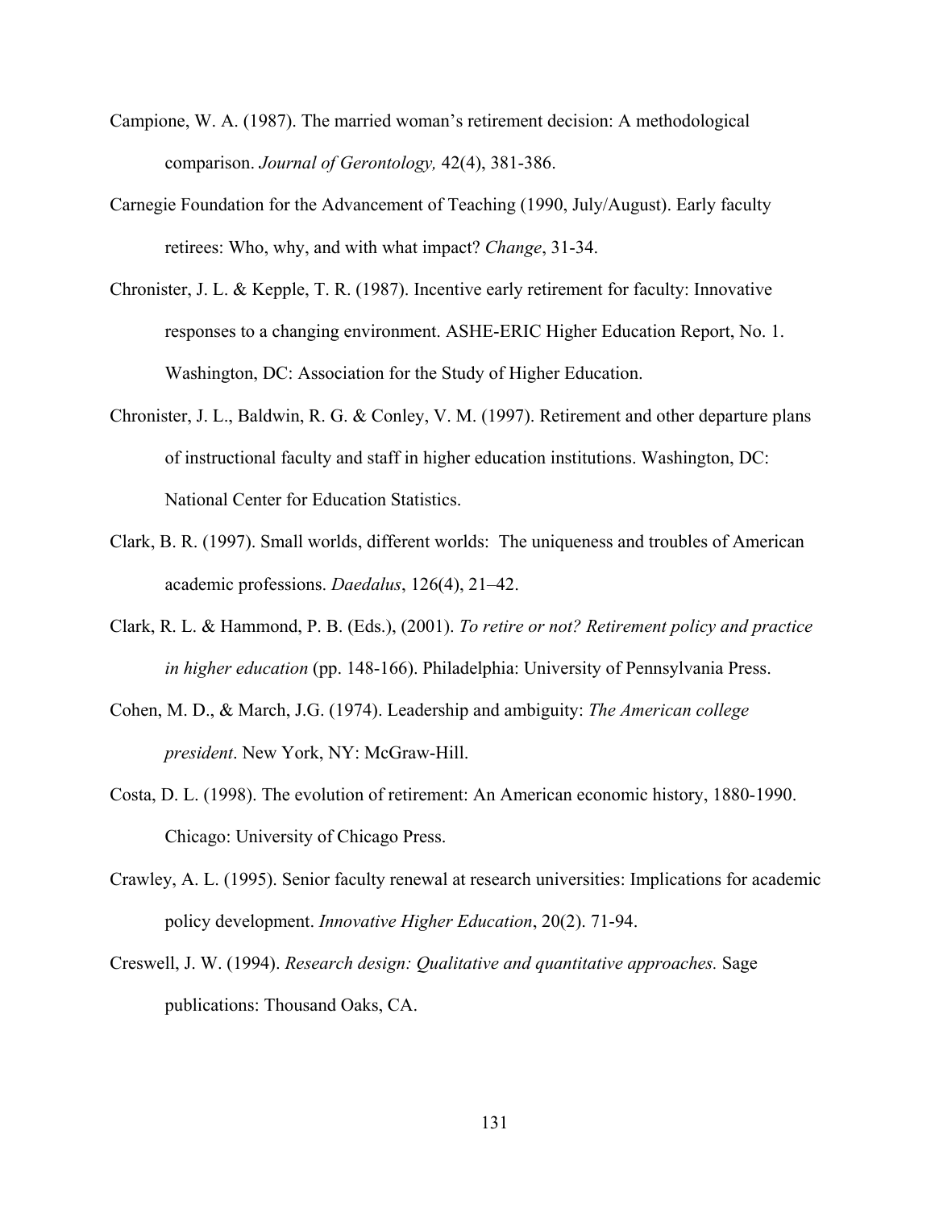Campione, W. A. (1987). The married woman's retirement decision: A methodological comparison. *Journal of Gerontology,* 42(4), 381-386.

Carnegie Foundation for the Advancement of Teaching (1990, July/August). Early faculty retirees: Who, why, and with what impact? *Change*, 31-34.

Chronister, J. L. & Kepple, T. R. (1987). Incentive early retirement for faculty: Innovative responses to a changing environment. ASHE-ERIC Higher Education Report, No. 1. Washington, DC: Association for the Study of Higher Education.

Chronister, J. L., Baldwin, R. G. & Conley, V. M. (1997). Retirement and other departure plans of instructional faculty and staff in higher education institutions. Washington, DC: National Center for Education Statistics.

Clark, B. R. (1997). Small worlds, different worlds: The uniqueness and troubles of American academic professions. *Daedalus*, 126(4), 21–42.

Clark, R. L. & Hammond, P. B. (Eds.), (2001). *To retire or not? Retirement policy and practice in higher education* (pp. 148-166). Philadelphia: University of Pennsylvania Press.

Cohen, M. D., & March, J.G. (1974). Leadership and ambiguity: *The American college president*. New York, NY: McGraw-Hill.

Costa, D. L. (1998). The evolution of retirement: An American economic history, 1880-1990. Chicago: University of Chicago Press.

Crawley, A. L. (1995). Senior faculty renewal at research universities: Implications for academic policy development. *Innovative Higher Education*, 20(2). 71-94.

Creswell, J. W. (1994). *Research design: Qualitative and quantitative approaches.* Sage publications: Thousand Oaks, CA.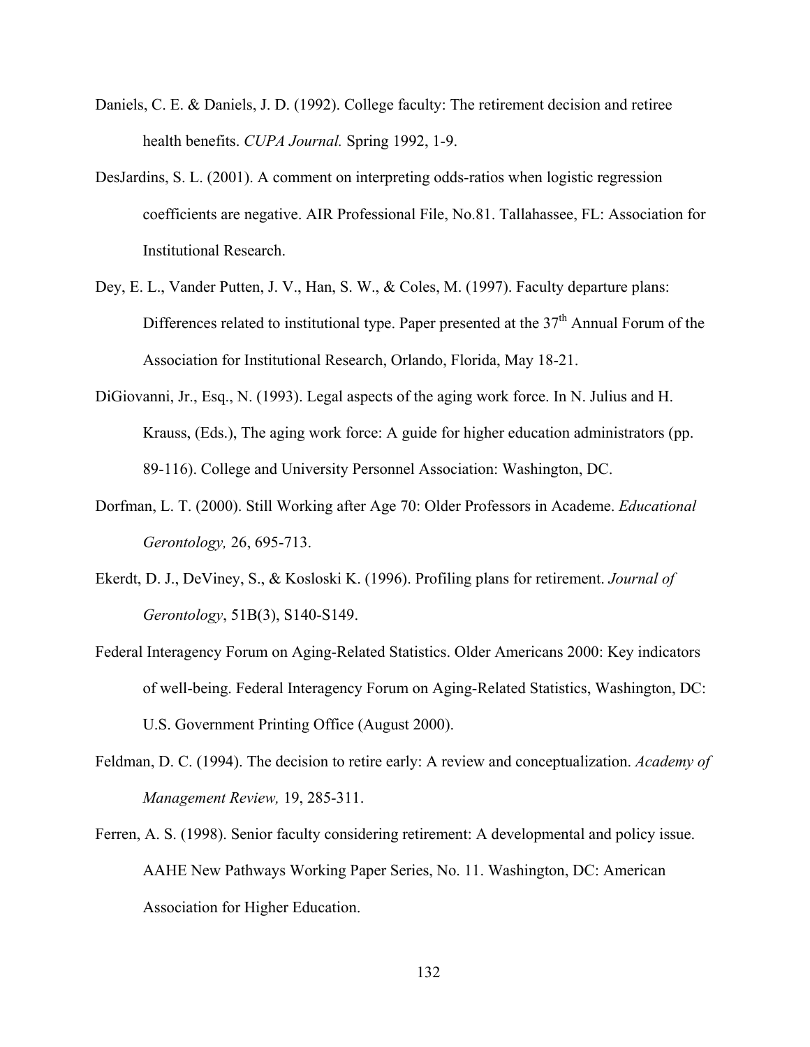Daniels, C. E. & Daniels, J. D. (1992). College faculty: The retirement decision and retiree health benefits. *CUPA Journal.* Spring 1992, 1-9.

DesJardins, S. L. (2001). A comment on interpreting odds-ratios when logistic regression coefficients are negative. AIR Professional File, No.81. Tallahassee, FL: Association for Institutional Research.

Dey, E. L., Vander Putten, J. V., Han, S. W., & Coles, M. (1997). Faculty departure plans: Differences related to institutional type. Paper presented at the 37th Annual Forum of the Association for Institutional Research, Orlando, Florida, May 18-21.

DiGiovanni, Jr., Esq., N. (1993). Legal aspects of the aging work force. In N. Julius and H. Krauss, (Eds.), The aging work force: A guide for higher education administrators (pp. 89-116). College and University Personnel Association: Washington, DC.

Dorfman, L. T. (2000). Still Working after Age 70: Older Professors in Academe. *Educational Gerontology,* 26, 695-713.

Ekerdt, D. J., DeViney, S., & Kosloski K. (1996). Profiling plans for retirement. *Journal of Gerontology*, 51B(3), S140-S149.

Federal Interagency Forum on Aging-Related Statistics. Older Americans 2000: Key indicators of well-being. Federal Interagency Forum on Aging-Related Statistics, Washington, DC: U.S. Government Printing Office (August 2000).

Feldman, D. C. (1994). The decision to retire early: A review and conceptualization. *Academy of Management Review,* 19, 285-311.

Ferren, A. S. (1998). Senior faculty considering retirement: A developmental and policy issue. AAHE New Pathways Working Paper Series, No. 11. Washington, DC: American Association for Higher Education.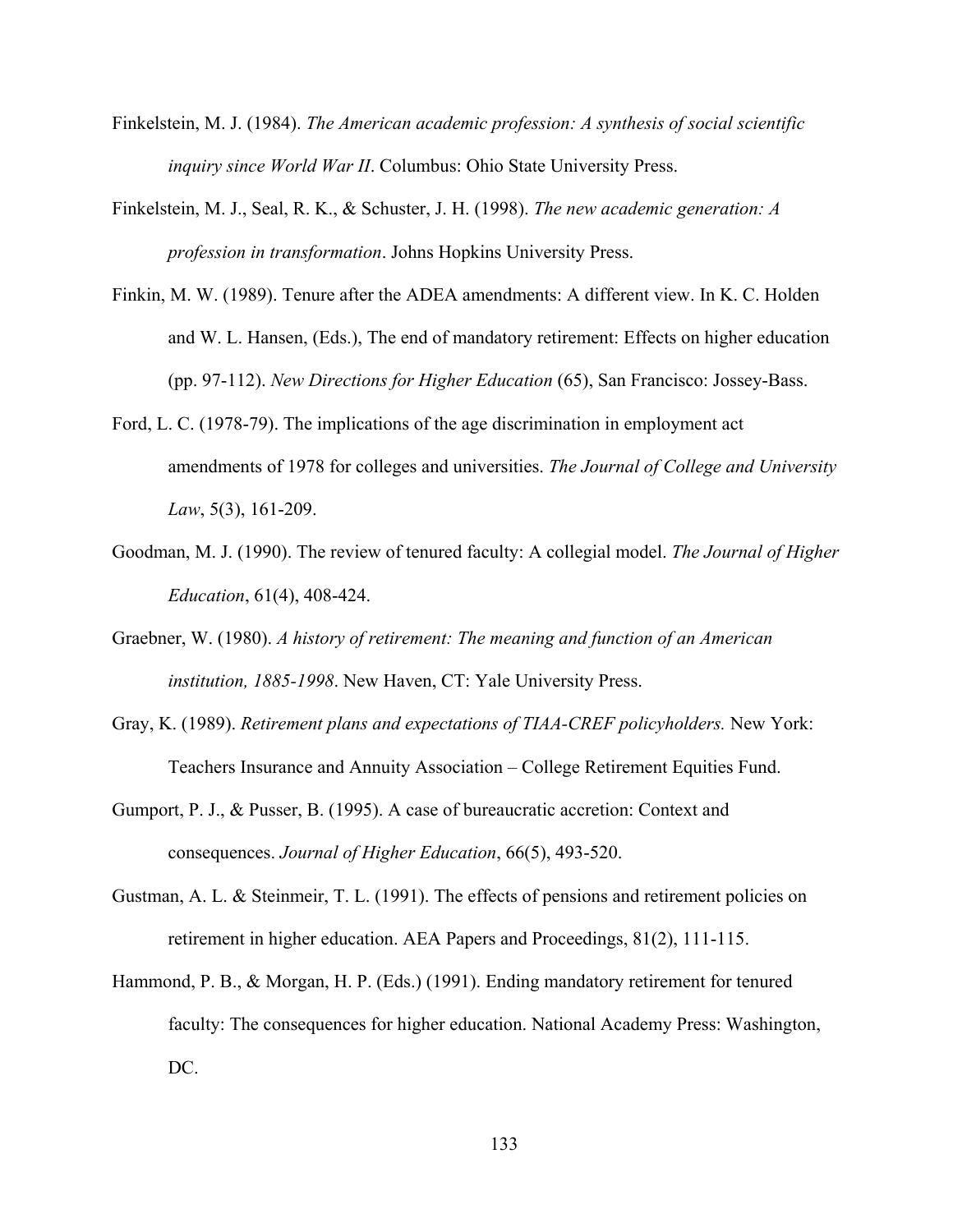Finkelstein, M. J. (1984). *The American academic profession: A synthesis of social scientific inquiry since World War II*. Columbus: Ohio State University Press.

Finkelstein, M. J., Seal, R. K., & Schuster, J. H. (1998). *The new academic generation: A profession in transformation*. Johns Hopkins University Press.

Finkin, M. W. (1989). Tenure after the ADEA amendments: A different view. In K. C. Holden and W. L. Hansen, (Eds.), The end of mandatory retirement: Effects on higher education (pp. 97-112). *New Directions for Higher Education* (65), San Francisco: Jossey-Bass.

Ford, L. C. (1978-79). The implications of the age discrimination in employment act amendments of 1978 for colleges and universities. *The Journal of College and University Law*, 5(3), 161-209.

Goodman, M. J. (1990). The review of tenured faculty: A collegial model. *The Journal of Higher Education*, 61(4), 408-424.

Graebner, W. (1980). *A history of retirement: The meaning and function of an American institution, 1885-1998*. New Haven, CT: Yale University Press.

Gray, K. (1989). *Retirement plans and expectations of TIAA-CREF policyholders.* New York: Teachers Insurance and Annuity Association – College Retirement Equities Fund.

Gumport, P. J., & Pusser, B. (1995). A case of bureaucratic accretion: Context and consequences. *Journal of Higher Education*, 66(5), 493-520.

Gustman, A. L. & Steinmeir, T. L. (1991). The effects of pensions and retirement policies on retirement in higher education. AEA Papers and Proceedings, 81(2), 111-115.

Hammond, P. B., & Morgan, H. P. (Eds.) (1991). Ending mandatory retirement for tenured faculty: The consequences for higher education. National Academy Press: Washington, DC.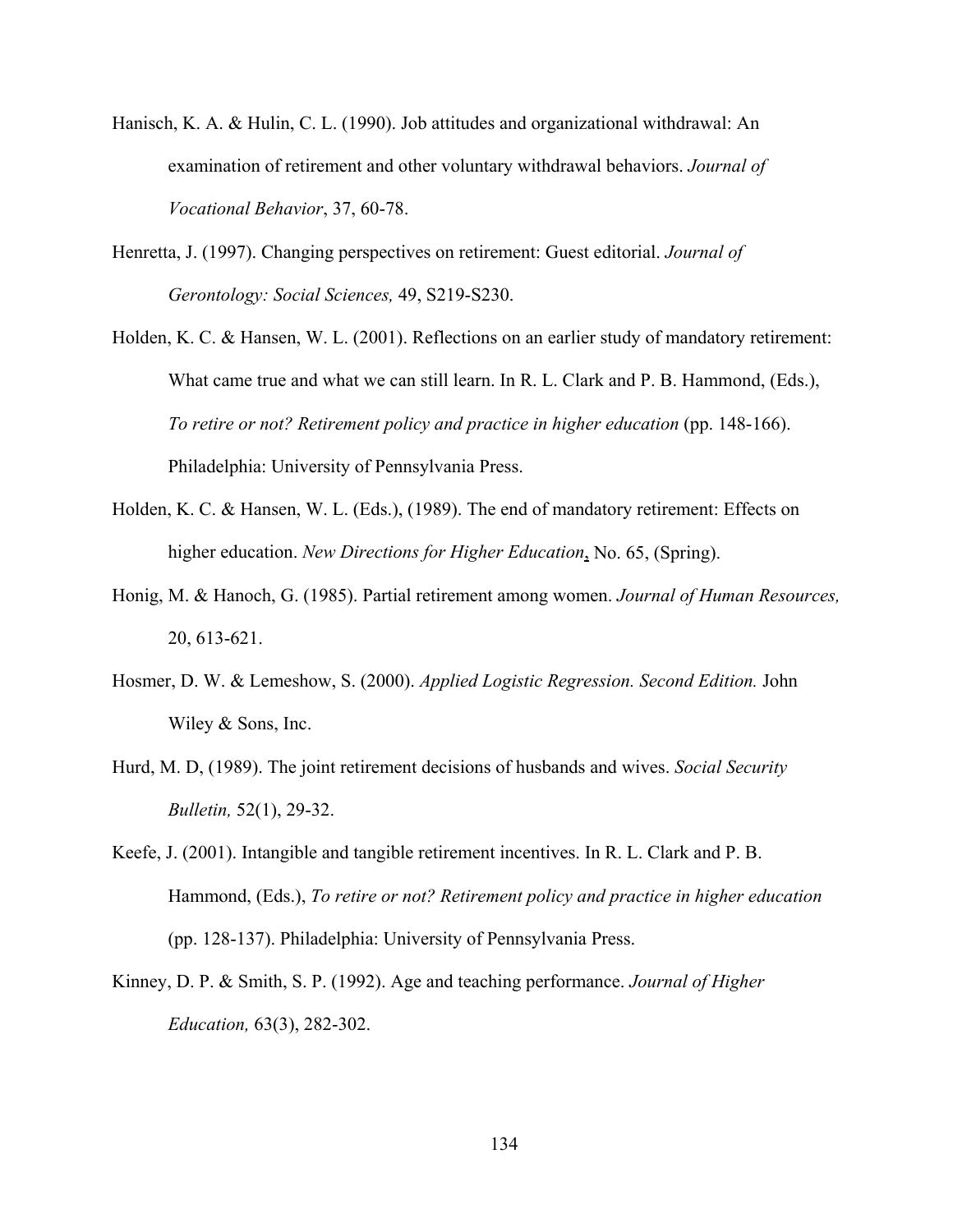Hanisch, K. A. & Hulin, C. L. (1990). Job attitudes and organizational withdrawal: An examination of retirement and other voluntary withdrawal behaviors. *Journal of Vocational Behavior*, 37, 60-78.

Henretta, J. (1997). Changing perspectives on retirement: Guest editorial. *Journal of Gerontology: Social Sciences,* 49, S219-S230.

Holden, K. C. & Hansen, W. L. (2001). Reflections on an earlier study of mandatory retirement: What came true and what we can still learn. In R. L. Clark and P. B. Hammond, (Eds.), *To retire or not? Retirement policy and practice in higher education* (pp. 148-166). Philadelphia: University of Pennsylvania Press.

Holden, K. C. & Hansen, W. L. (Eds.), (1989). The end of mandatory retirement: Effects on higher education. *New Directions for Higher Education*, No. 65, (Spring).

Honig, M. & Hanoch, G. (1985). Partial retirement among women. *Journal of Human Resources,* 20, 613-621.

Hosmer, D. W. & Lemeshow, S. (2000). *Applied Logistic Regression. Second Edition.* John Wiley & Sons, Inc.

Hurd, M. D, (1989). The joint retirement decisions of husbands and wives. *Social Security Bulletin,* 52(1), 29-32.

Keefe, J. (2001). Intangible and tangible retirement incentives. In R. L. Clark and P. B. Hammond, (Eds.), *To retire or not? Retirement policy and practice in higher education* (pp. 128-137). Philadelphia: University of Pennsylvania Press.

Kinney, D. P. & Smith, S. P. (1992). Age and teaching performance. *Journal of Higher Education,* 63(3), 282-302.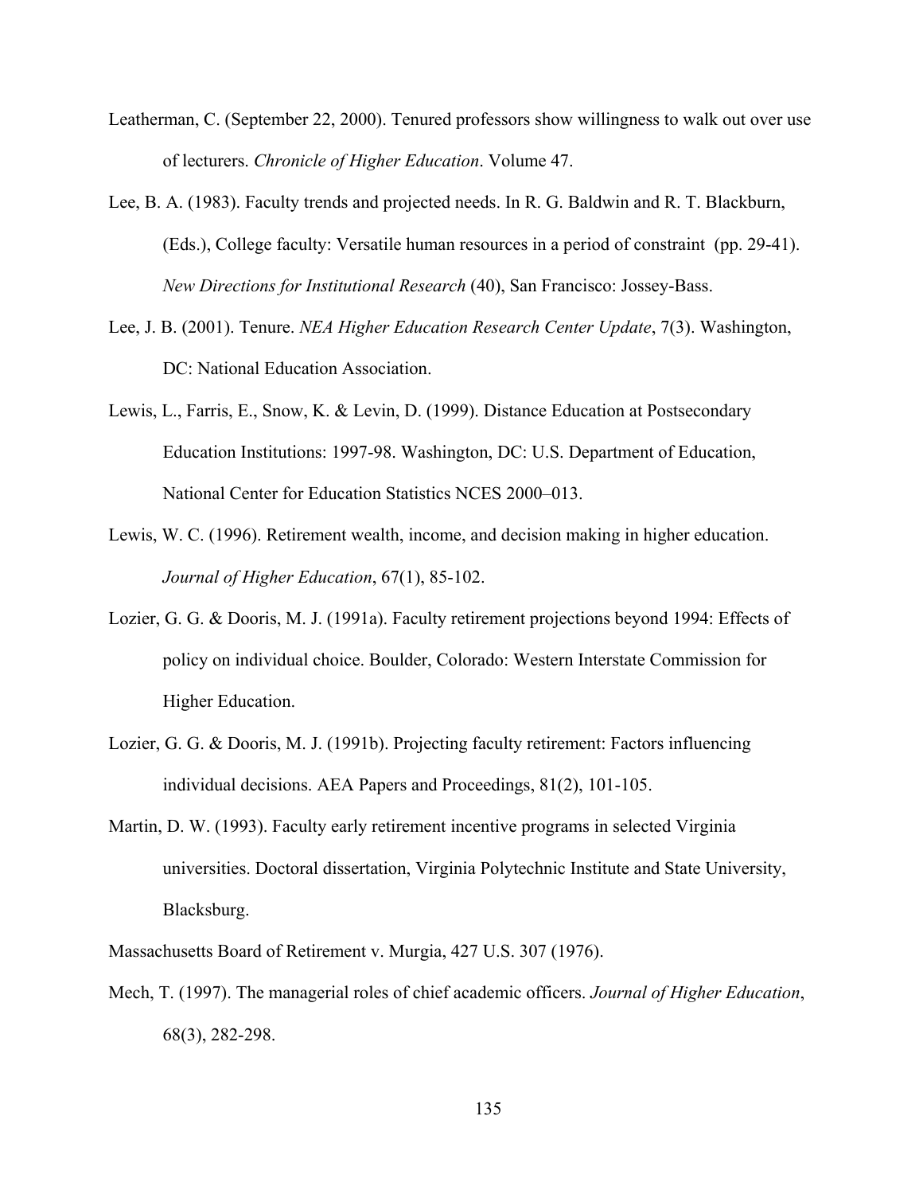Leatherman, C. (September 22, 2000). Tenured professors show willingness to walk out over use of lecturers. *Chronicle of Higher Education*. Volume 47.

Lee, B. A. (1983). Faculty trends and projected needs. In R. G. Baldwin and R. T. Blackburn, (Eds.), College faculty: Versatile human resources in a period of constraint (pp. 29-41). *New Directions for Institutional Research* (40), San Francisco: Jossey-Bass.

Lee, J. B. (2001). Tenure. *NEA Higher Education Research Center Update*, 7(3). Washington, DC: National Education Association.

Lewis, L., Farris, E., Snow, K. & Levin, D. (1999). Distance Education at Postsecondary Education Institutions: 1997-98. Washington, DC: U.S. Department of Education, National Center for Education Statistics NCES 2000–013.

Lewis, W. C. (1996). Retirement wealth, income, and decision making in higher education. *Journal of Higher Education*, 67(1), 85-102.

Lozier, G. G. & Dooris, M. J. (1991a). Faculty retirement projections beyond 1994: Effects of policy on individual choice. Boulder, Colorado: Western Interstate Commission for Higher Education.

Lozier, G. G. & Dooris, M. J. (1991b). Projecting faculty retirement: Factors influencing individual decisions. AEA Papers and Proceedings, 81(2), 101-105.

Martin, D. W. (1993). Faculty early retirement incentive programs in selected Virginia universities. Doctoral dissertation, Virginia Polytechnic Institute and State University, Blacksburg.

Massachusetts Board of Retirement v. Murgia, 427 U.S. 307 (1976).

Mech, T. (1997). The managerial roles of chief academic officers. *Journal of Higher Education*, 68(3), 282-298.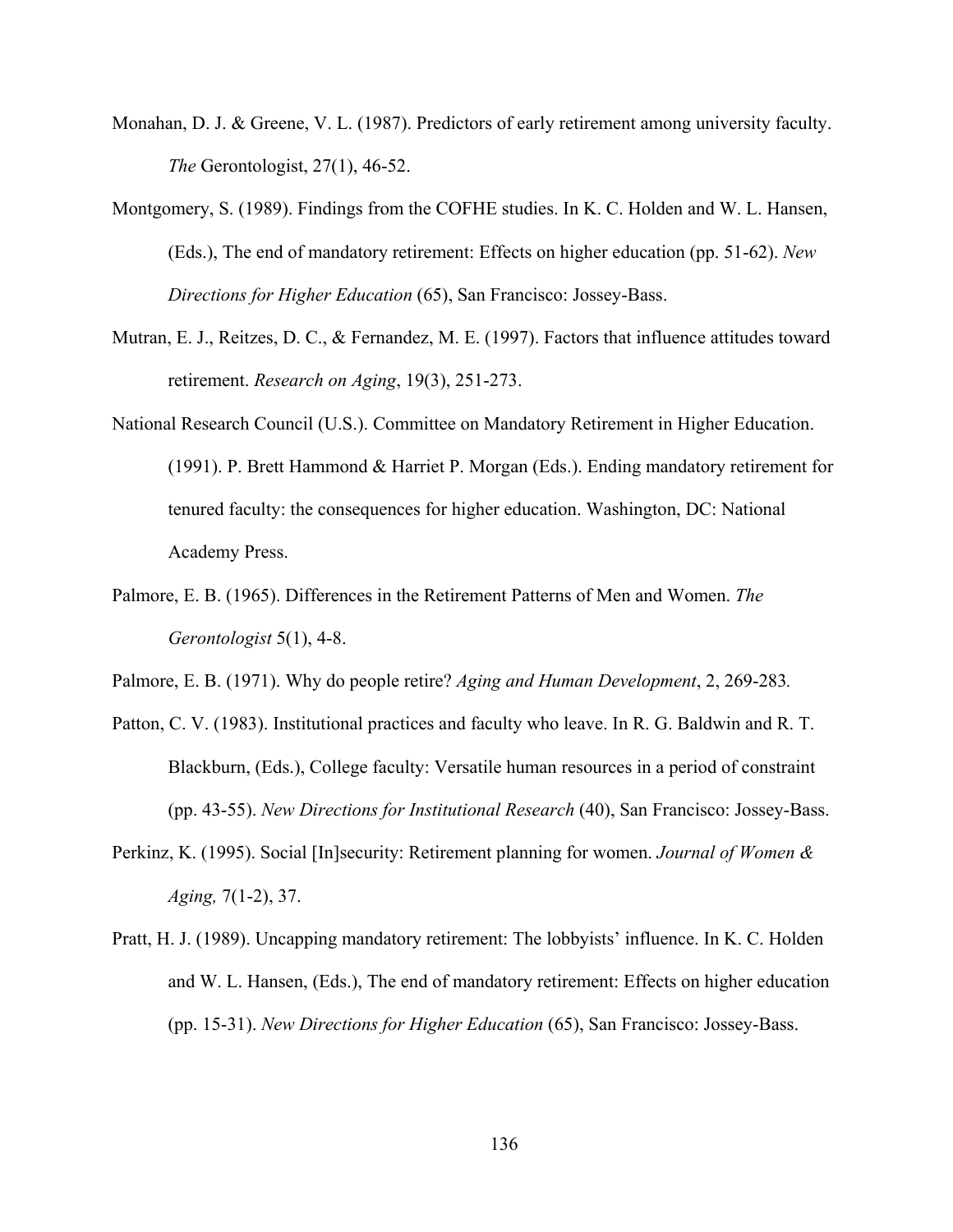Monahan, D. J. & Greene, V. L. (1987). Predictors of early retirement among university faculty. *The* Gerontologist, 27(1), 46-52.

Montgomery, S. (1989). Findings from the COFHE studies. In K. C. Holden and W. L. Hansen, (Eds.), The end of mandatory retirement: Effects on higher education (pp. 51-62). *New Directions for Higher Education* (65), San Francisco: Jossey-Bass.

Mutran, E. J., Reitzes, D. C., & Fernandez, M. E. (1997). Factors that influence attitudes toward retirement. *Research on Aging*, 19(3), 251-273.

National Research Council (U.S.). Committee on Mandatory Retirement in Higher Education. (1991). P. Brett Hammond & Harriet P. Morgan (Eds.). Ending mandatory retirement for tenured faculty: the consequences for higher education. Washington, DC: National Academy Press.

Palmore, E. B. (1965). Differences in the Retirement Patterns of Men and Women. *The Gerontologist* 5(1), 4-8.

Palmore, E. B. (1971). Why do people retire? *Aging and Human Development*, 2, 269-283.

Patton, C. V. (1983). Institutional practices and faculty who leave. In R. G. Baldwin and R. T. Blackburn, (Eds.), College faculty: Versatile human resources in a period of constraint (pp. 43-55). *New Directions for Institutional Research* (40), San Francisco: Jossey-Bass.

Perkinz, K. (1995). Social [In]security: Retirement planning for women. *Journal of Women & Aging,* 7(1-2), 37.

Pratt, H. J. (1989). Uncapping mandatory retirement: The lobbyists' influence. In K. C. Holden and W. L. Hansen, (Eds.), The end of mandatory retirement: Effects on higher education (pp. 15-31). *New Directions for Higher Education* (65), San Francisco: Jossey-Bass.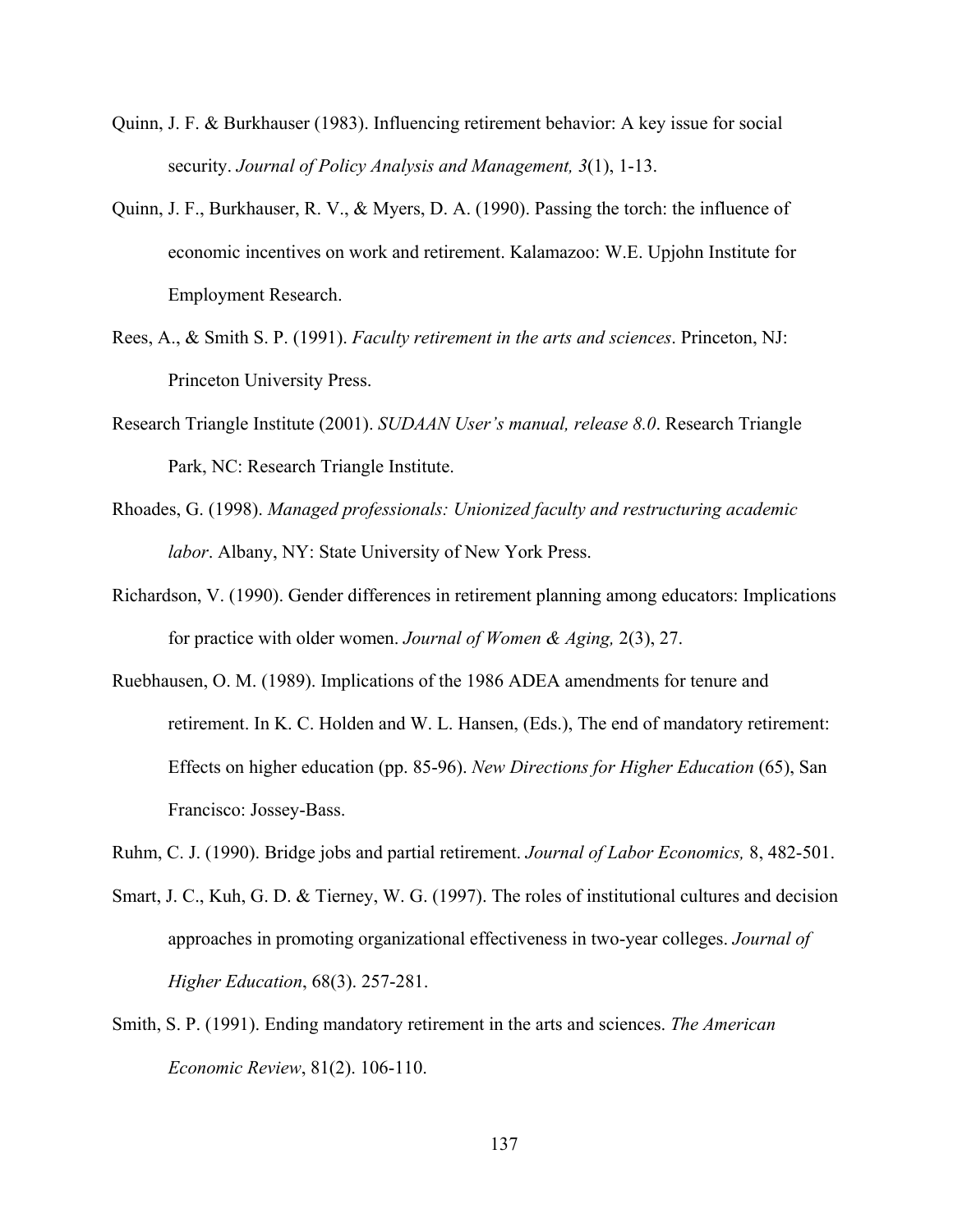Quinn, J. F. & Burkhauser (1983). Influencing retirement behavior: A key issue for social security. *Journal of Policy Analysis and Management, 3*(1), 1-13.

Quinn, J. F., Burkhauser, R. V., & Myers, D. A. (1990). Passing the torch: the influence of economic incentives on work and retirement. Kalamazoo: W.E. Upjohn Institute for Employment Research.

Rees, A., & Smith S. P. (1991). *Faculty retirement in the arts and sciences*. Princeton, NJ: Princeton University Press.

Research Triangle Institute (2001). *SUDAAN User's manual, release 8.0*. Research Triangle Park, NC: Research Triangle Institute.

Rhoades, G. (1998). *Managed professionals: Unionized faculty and restructuring academic labor*. Albany, NY: State University of New York Press.

Richardson, V. (1990). Gender differences in retirement planning among educators: Implications for practice with older women. *Journal of Women & Aging,* 2(3), 27.

Ruebhausen, O. M. (1989). Implications of the 1986 ADEA amendments for tenure and retirement. In K. C. Holden and W. L. Hansen, (Eds.), The end of mandatory retirement: Effects on higher education (pp. 85-96). *New Directions for Higher Education* (65), San Francisco: Jossey-Bass.

Ruhm, C. J. (1990). Bridge jobs and partial retirement. *Journal of Labor Economics,* 8, 482-501.

Smart, J. C., Kuh, G. D. & Tierney, W. G. (1997). The roles of institutional cultures and decision approaches in promoting organizational effectiveness in two-year colleges. *Journal of Higher Education*, 68(3). 257-281.

Smith, S. P. (1991). Ending mandatory retirement in the arts and sciences. *The American Economic Review*, 81(2). 106-110.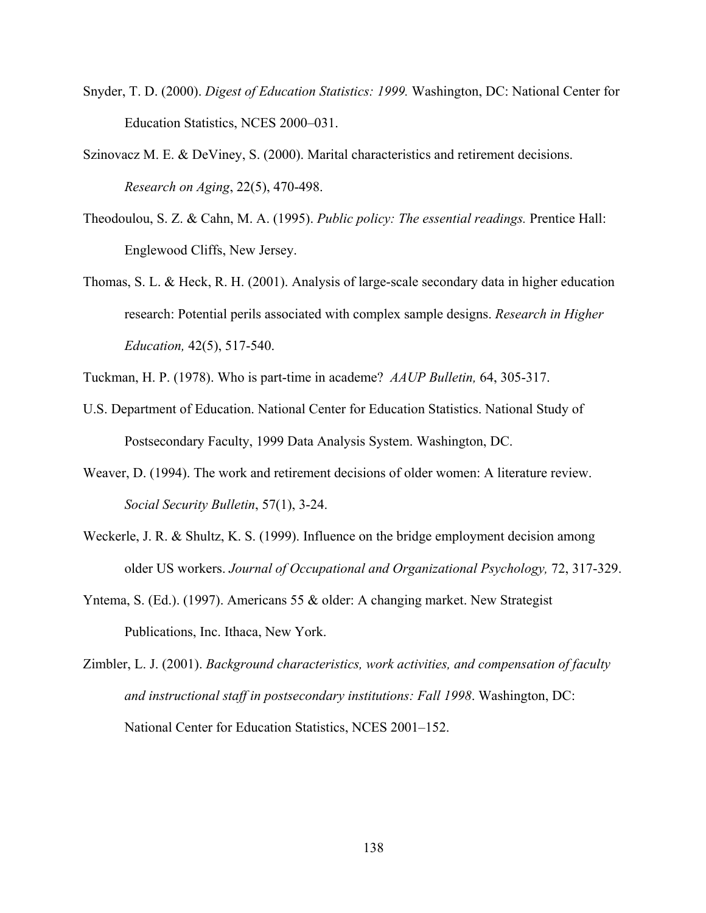Snyder, T. D. (2000). *Digest of Education Statistics: 1999.* Washington, DC: National Center for Education Statistics, NCES 2000–031.

Szinovacz M. E. & DeViney, S. (2000). Marital characteristics and retirement decisions. *Research on Aging*, 22(5), 470-498.

Theodoulou, S. Z. & Cahn, M. A. (1995). *Public policy: The essential readings.* Prentice Hall: Englewood Cliffs, New Jersey.

Thomas, S. L. & Heck, R. H. (2001). Analysis of large-scale secondary data in higher education research: Potential perils associated with complex sample designs. *Research in Higher Education,* 42(5), 517-540.

Tuckman, H. P. (1978). Who is part-time in academe? *AAUP Bulletin,* 64, 305-317.

U.S. Department of Education. National Center for Education Statistics. National Study of Postsecondary Faculty, 1999 Data Analysis System. Washington, DC.

Weaver, D. (1994). The work and retirement decisions of older women: A literature review. *Social Security Bulletin*, 57(1), 3-24.

Weckerle, J. R. & Shultz, K. S. (1999). Influence on the bridge employment decision among older US workers. *Journal of Occupational and Organizational Psychology,* 72, 317-329.

Yntema, S. (Ed.). (1997). Americans 55 & older: A changing market. New Strategist Publications, Inc. Ithaca, New York.

Zimbler, L. J. (2001). *Background characteristics, work activities, and compensation of faculty and instructional staff in postsecondary institutions: Fall 1998*. Washington, DC: National Center for Education Statistics, NCES 2001–152.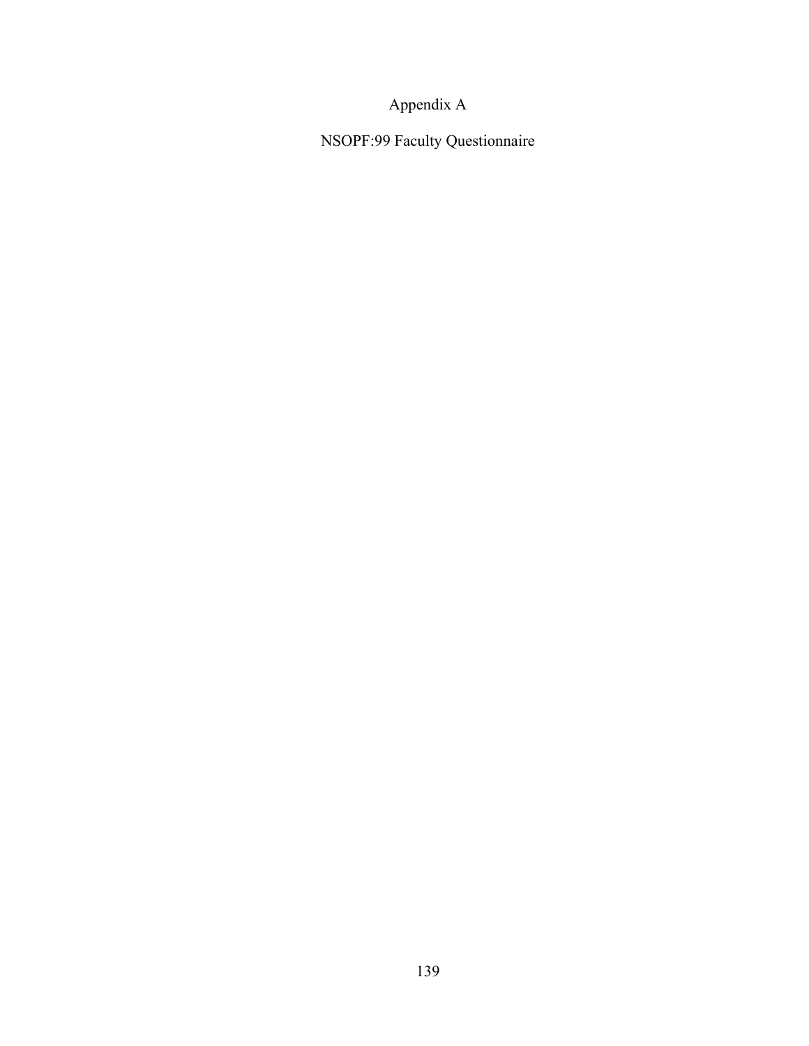# Appendix A

## NSOPF:99 Faculty Questionnaire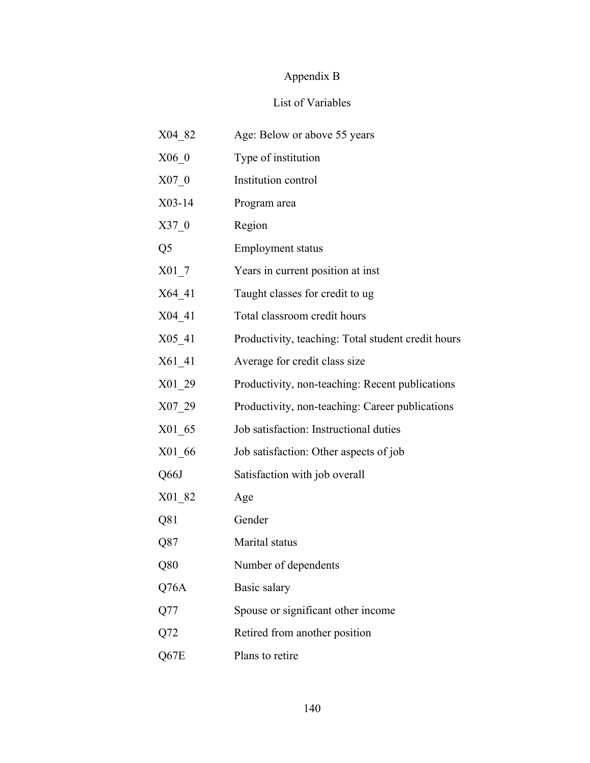# Appendix B

## List of Variables

| | |
|---|---|
| X04_82 | Age: Below or above 55 years |
| X06_0 | Type of institution |
| X07_0 | Institution control |
| X03-14 | Program area |
| X37_0 | Region |
| Q5 | Employment status |
| X01_7 | Years in current position at inst |
| X64_41 | Taught classes for credit to ug |
| X04_41 | Total classroom credit hours |
| X05_41 | Productivity, teaching: Total student credit hours |
| X61_41 | Average for credit class size |
| X01_29 | Productivity, non-teaching: Recent publications |
| X07_29 | Productivity, non-teaching: Career publications |
| X01_65 | Job satisfaction: Instructional duties |
| X01_66 | Job satisfaction: Other aspects of job |
| Q66J | Satisfaction with job overall |
| X01_82 | Age |
| Q81 | Gender |
| Q87 | Marital status |
| Q80 | Number of dependents |
| Q76A | Basic salary |
| Q77 | Spouse or significant other income |
| Q72 | Retired from another position |
| Q67E | Plans to retire |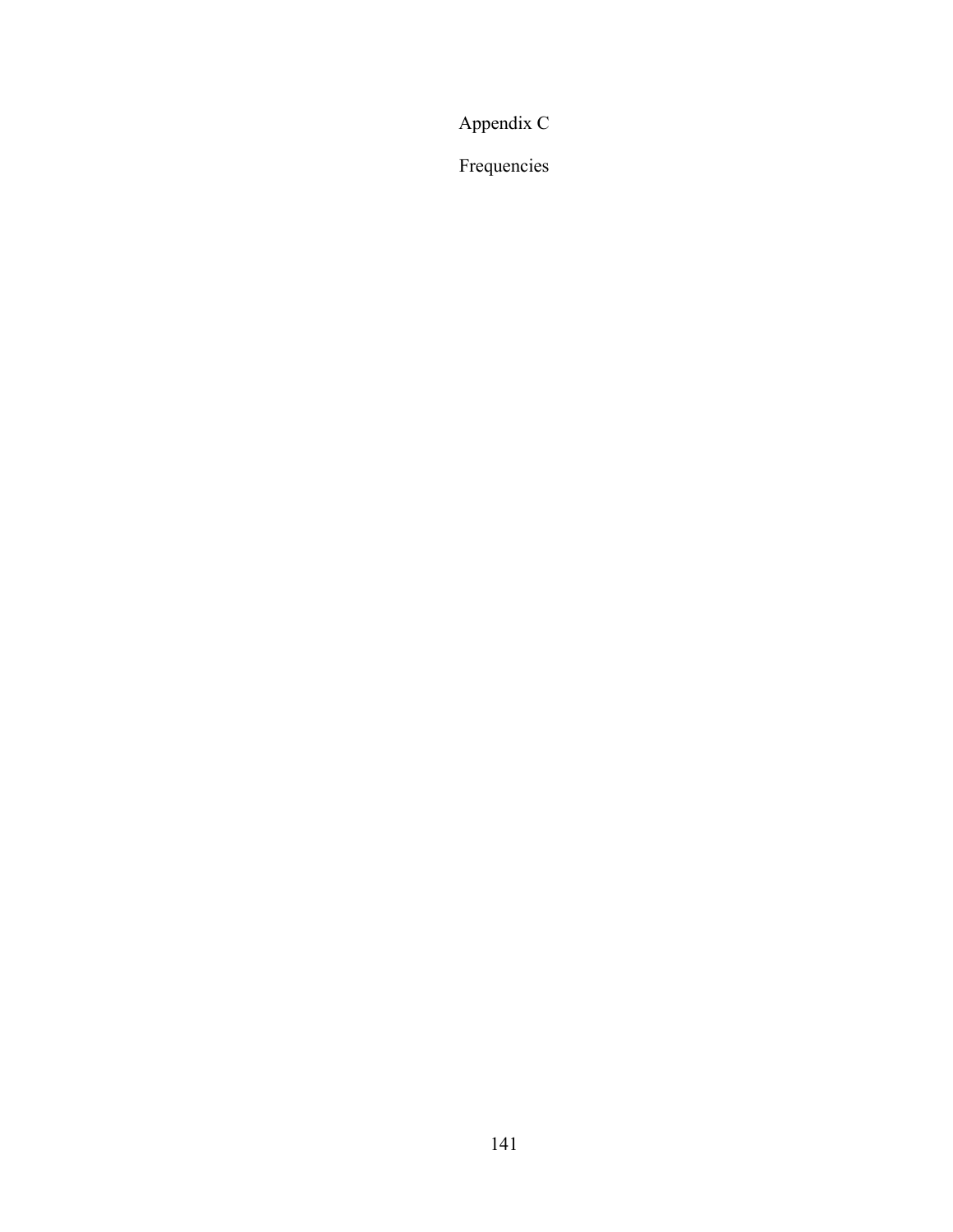# Appendix C

## Frequencies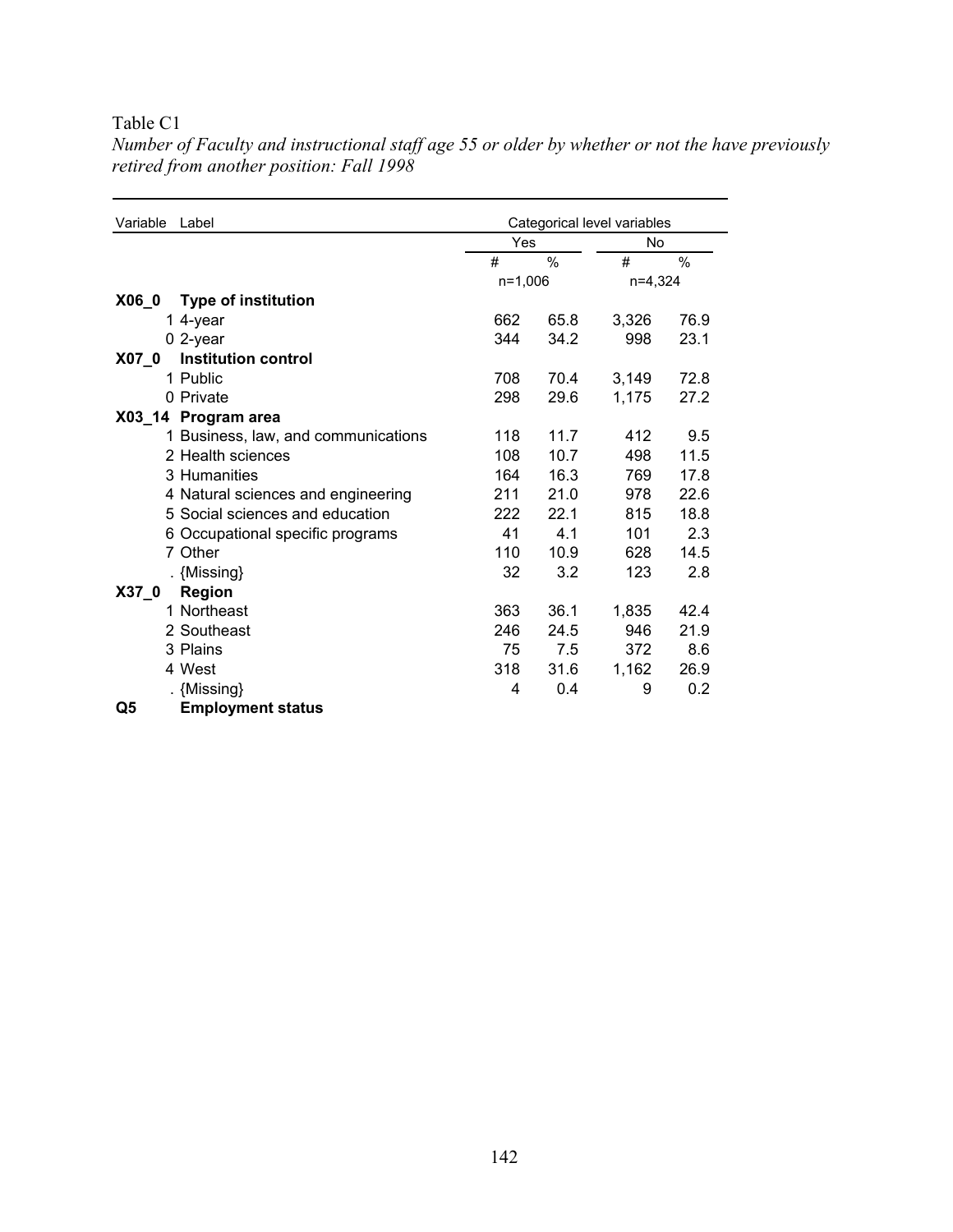Table C1

*Number of Faculty and instructional staff age 55 or older by whether or not the have previously retired from another position: Fall 1998*

| Variable | Label | Categorical level variables | | | |
|---|---|---|---|---|---|
| | | Yes | | No | |
| | | # | % | # | % |
| | | n=1,006 | | n=4,324 | |
| **X06_0** | **Type of institution** | | | | |
| | 1 4-year | 662 | 65.8 | 3,326 | 76.9 |
| | 0 2-year | 344 | 34.2 | 998 | 23.1 |
| **X07_0** | **Institution control** | | | | |
| | 1 Public | 708 | 70.4 | 3,149 | 72.8 |
| | 0 Private | 298 | 29.6 | 1,175 | 27.2 |
| **X03_14** | **Program area** | | | | |
| | 1 Business, law, and communications | 118 | 11.7 | 412 | 9.5 |
| | 2 Health sciences | 108 | 10.7 | 498 | 11.5 |
| | 3 Humanities | 164 | 16.3 | 769 | 17.8 |
| | 4 Natural sciences and engineering | 211 | 21.0 | 978 | 22.6 |
| | 5 Social sciences and education | 222 | 22.1 | 815 | 18.8 |
| | 6 Occupational specific programs | 41 | 4.1 | 101 | 2.3 |
| | 7 Other | 110 | 10.9 | 628 | 14.5 |
| | . {Missing} | 32 | 3.2 | 123 | 2.8 |
| **X37_0** | **Region** | | | | |
| | 1 Northeast | 363 | 36.1 | 1,835 | 42.4 |
| | 2 Southeast | 246 | 24.5 | 946 | 21.9 |
| | 3 Plains | 75 | 7.5 | 372 | 8.6 |
| | 4 West | 318 | 31.6 | 1,162 | 26.9 |
| | . {Missing} | 4 | 0.4 | 9 | 0.2 |
| **Q5** | **Employment status** | | | | |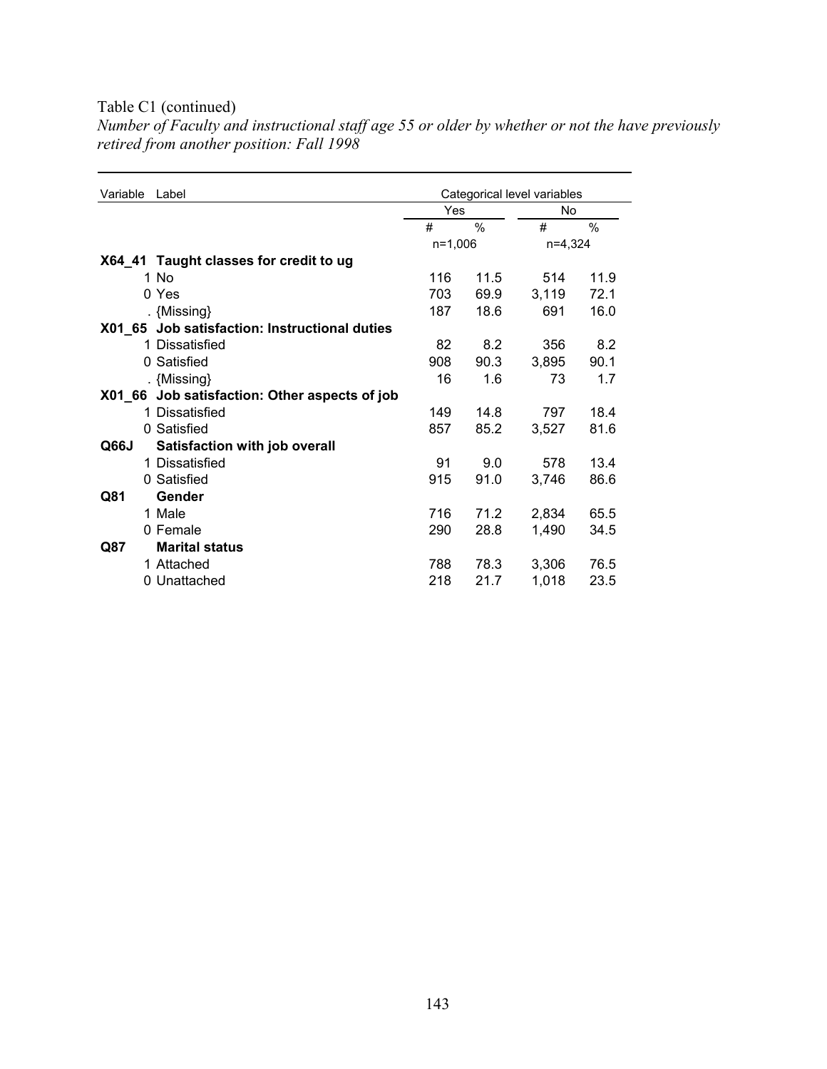Table C1 (continued)

*Number of Faculty and instructional staff age 55 or older by whether or not the have previously retired from another position: Fall 1998*

| Variable | Label | Categorical level variables | | | |
|---|---|---|---|---|---|
| | | Yes | | No | |
| | | # | % | # | % |
| | | n=1,006 | | n=4,324 | |
| **X64_41** | **Taught classes for credit to ug** | | | | |
| 1 | No | 116 | 11.5 | 514 | 11.9 |
| 0 | Yes | 703 | 69.9 | 3,119 | 72.1 |
| . | {Missing} | 187 | 18.6 | 691 | 16.0 |
| **X01_65** | **Job satisfaction: Instructional duties** | | | | |
| 1 | Dissatisfied | 82 | 8.2 | 356 | 8.2 |
| 0 | Satisfied | 908 | 90.3 | 3,895 | 90.1 |
| . | {Missing} | 16 | 1.6 | 73 | 1.7 |
| **X01_66** | **Job satisfaction: Other aspects of job** | | | | |
| 1 | Dissatisfied | 149 | 14.8 | 797 | 18.4 |
| 0 | Satisfied | 857 | 85.2 | 3,527 | 81.6 |
| **Q66J** | **Satisfaction with job overall** | | | | |
| 1 | Dissatisfied | 91 | 9.0 | 578 | 13.4 |
| 0 | Satisfied | 915 | 91.0 | 3,746 | 86.6 |
| **Q81** | **Gender** | | | | |
| 1 | Male | 716 | 71.2 | 2,834 | 65.5 |
| 0 | Female | 290 | 28.8 | 1,490 | 34.5 |
| **Q87** | **Marital status** | | | | |
| 1 | Attached | 788 | 78.3 | 3,306 | 76.5 |
| 0 | Unattached | 218 | 21.7 | 1,018 | 23.5 |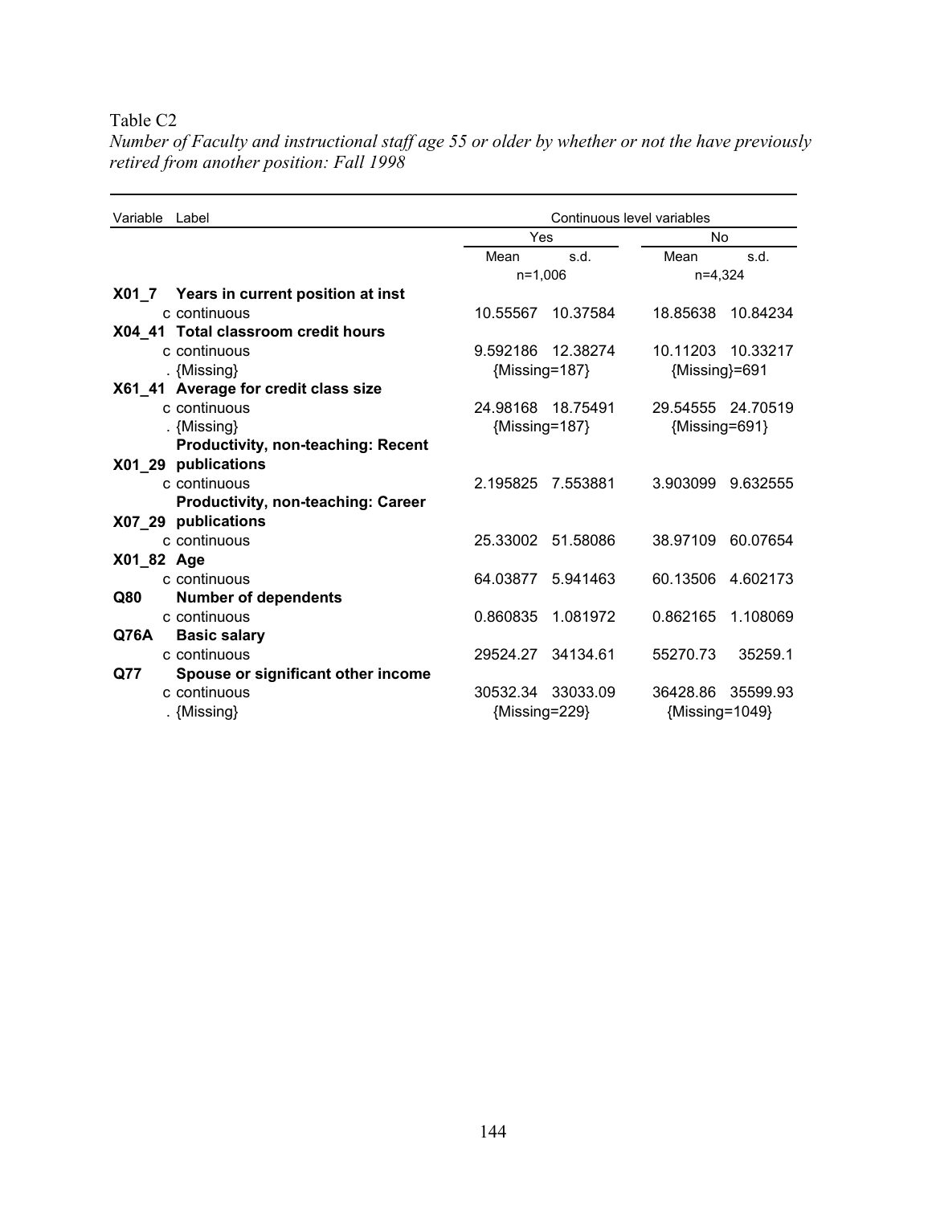Table C2

*Number of Faculty and instructional staff age 55 or older by whether or not the have previously retired from another position: Fall 1998*

| Variable | Label | Continuous level variables | | | |
|---|---|---|---|---|---|
| | | Yes | | No | |
| | | Mean | s.d. | Mean | s.d. |
| | | n=1,006 | | n=4,324 | |
| **X01_7** | **Years in current position at inst** | | | | |
| | c continuous | 10.55567 | 10.37584 | 18.85638 | 10.84234 |
| **X04_41** | **Total classroom credit hours** | | | | |
| | c continuous | 9.592186 | 12.38274 | 10.11203 | 10.33217 |
| | . {Missing} | {Missing=187} | | {Missing}=691 | |
| **X61_41** | **Average for credit class size** | | | | |
| | c continuous | 24.98168 | 18.75491 | 29.54555 | 24.70519 |
| | . {Missing} | {Missing=187} | | {Missing=691} | |
| **X01_29** | **Productivity, non-teaching: Recent publications** | | | | |
| | c continuous | 2.195825 | 7.553881 | 3.903099 | 9.632555 |
| **X07_29** | **Productivity, non-teaching: Career publications** | | | | |
| | c continuous | 25.33002 | 51.58086 | 38.97109 | 60.07654 |
| **X01_82** | **Age** | | | | |
| | c continuous | 64.03877 | 5.941463 | 60.13506 | 4.602173 |
| **Q80** | **Number of dependents** | | | | |
| | c continuous | 0.860835 | 1.081972 | 0.862165 | 1.108069 |
| **Q76A** | **Basic salary** | | | | |
| | c continuous | 29524.27 | 34134.61 | 55270.73 | 35259.1 |
| **Q77** | **Spouse or significant other income** | | | | |
| | c continuous | 30532.34 | 33033.09 | 36428.86 | 35599.93 |
| | . {Missing} | {Missing=229} | | {Missing=1049} | |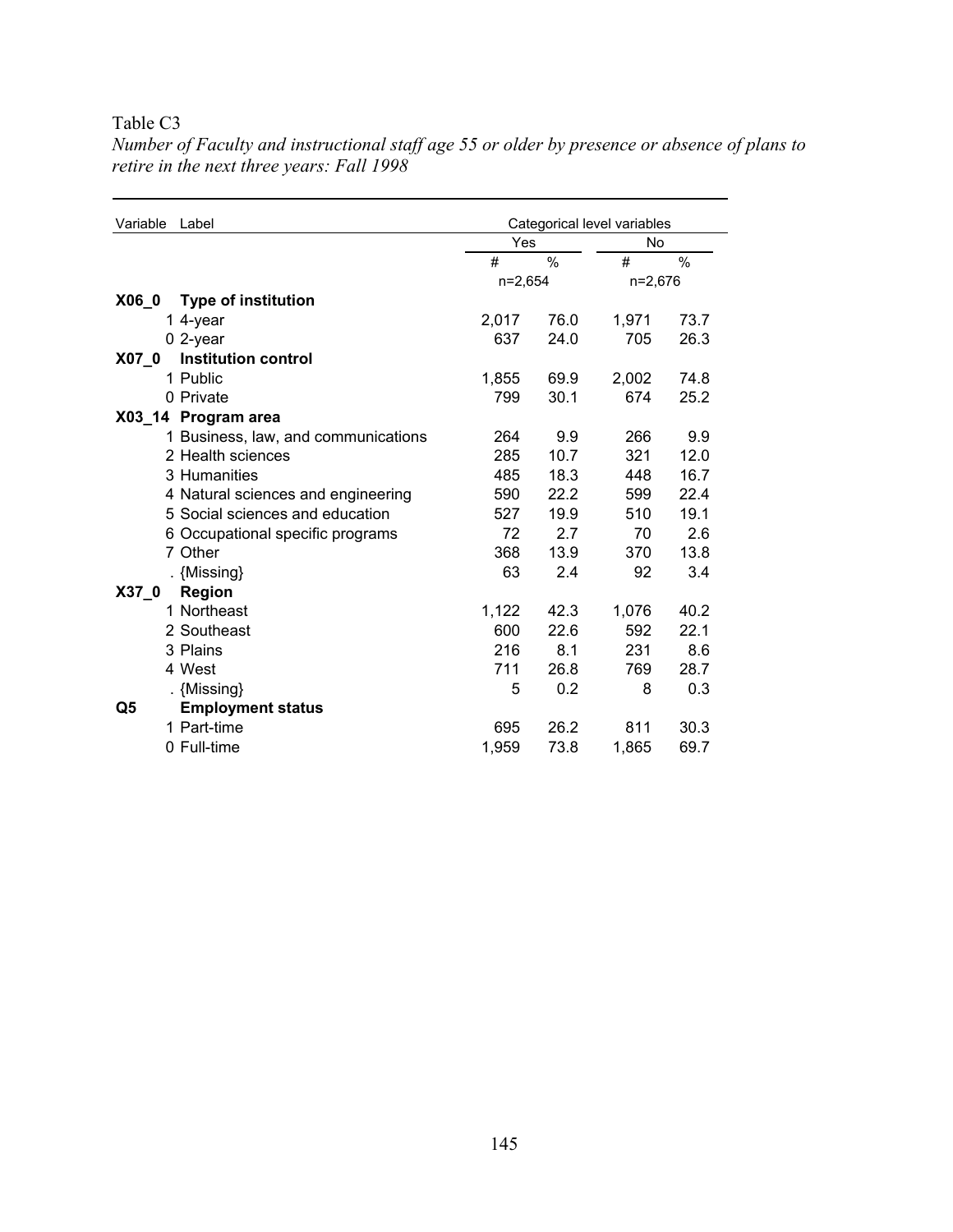Table C3

*Number of Faculty and instructional staff age 55 or older by presence or absence of plans to retire in the next three years: Fall 1998*

| Variable | Label | Categorical level variables | | | |
|---|---|---|---|---|---|
| | | Yes | | No | |
| | | # | % | # | % |
| | | n=2,654 | | n=2,676 | |
| **X06_0** | **Type of institution** | | | | |
| | 1 4-year | 2,017 | 76.0 | 1,971 | 73.7 |
| | 0 2-year | 637 | 24.0 | 705 | 26.3 |
| **X07_0** | **Institution control** | | | | |
| | 1 Public | 1,855 | 69.9 | 2,002 | 74.8 |
| | 0 Private | 799 | 30.1 | 674 | 25.2 |
| **X03_14** | **Program area** | | | | |
| | 1 Business, law, and communications | 264 | 9.9 | 266 | 9.9 |
| | 2 Health sciences | 285 | 10.7 | 321 | 12.0 |
| | 3 Humanities | 485 | 18.3 | 448 | 16.7 |
| | 4 Natural sciences and engineering | 590 | 22.2 | 599 | 22.4 |
| | 5 Social sciences and education | 527 | 19.9 | 510 | 19.1 |
| | 6 Occupational specific programs | 72 | 2.7 | 70 | 2.6 |
| | 7 Other | 368 | 13.9 | 370 | 13.8 |
| | . {Missing} | 63 | 2.4 | 92 | 3.4 |
| **X37_0** | **Region** | | | | |
| | 1 Northeast | 1,122 | 42.3 | 1,076 | 40.2 |
| | 2 Southeast | 600 | 22.6 | 592 | 22.1 |
| | 3 Plains | 216 | 8.1 | 231 | 8.6 |
| | 4 West | 711 | 26.8 | 769 | 28.7 |
| | . {Missing} | 5 | 0.2 | 8 | 0.3 |
| **Q5** | **Employment status** | | | | |
| | 1 Part-time | 695 | 26.2 | 811 | 30.3 |
| | 0 Full-time | 1,959 | 73.8 | 1,865 | 69.7 |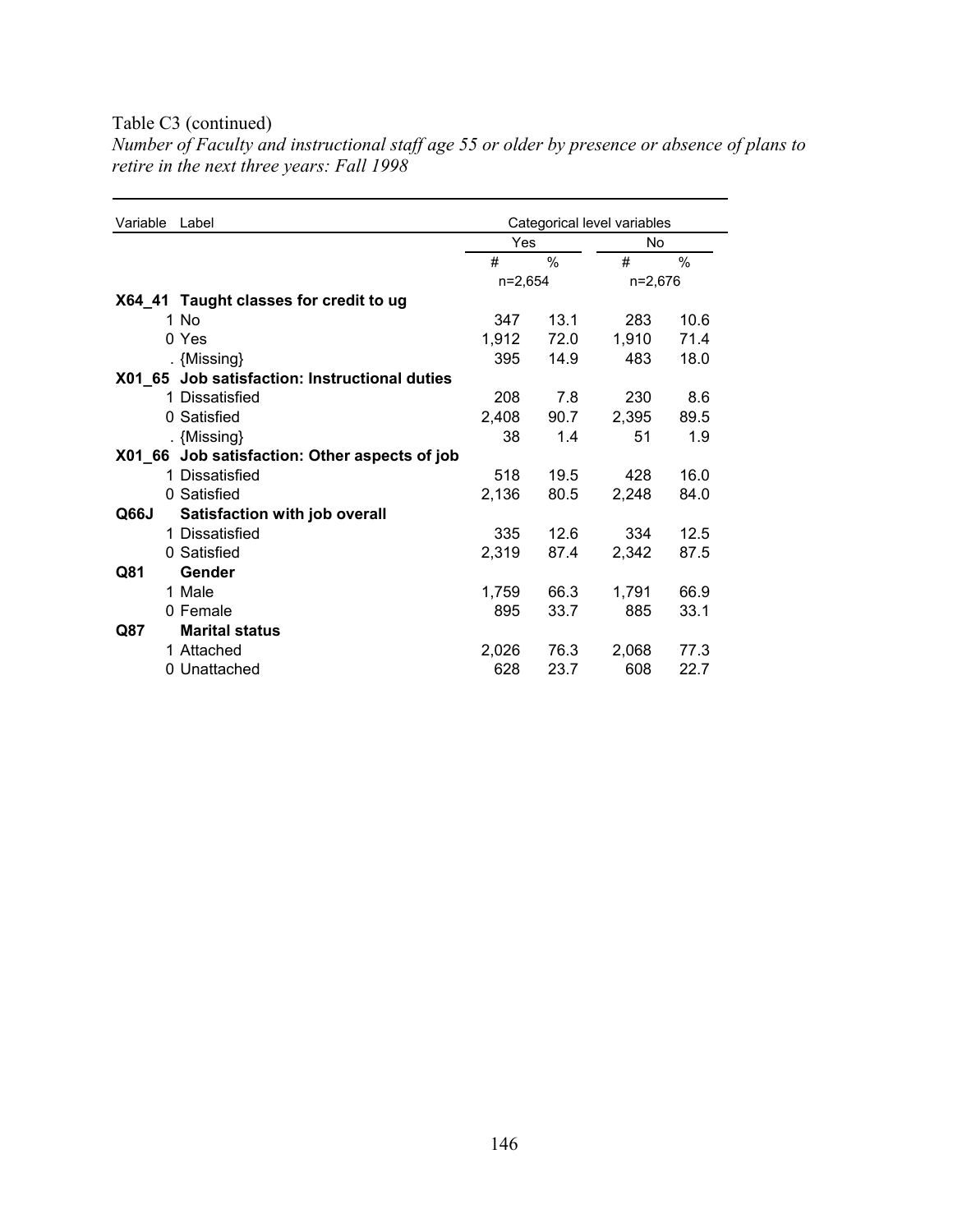Table C3 (continued)

*Number of Faculty and instructional staff age 55 or older by presence or absence of plans to retire in the next three years: Fall 1998*

| Variable | Label | Categorical level variables | | | |
|---|---|---|---|---|---|
| | | Yes | | No | |
| | | # | % | # | % |
| | | n=2,654 | | n=2,676 | |
| **X64_41** | **Taught classes for credit to ug** | | | | |
| | 1 No | 347 | 13.1 | 283 | 10.6 |
| | 0 Yes | 1,912 | 72.0 | 1,910 | 71.4 |
| | . {Missing} | 395 | 14.9 | 483 | 18.0 |
| **X01_65** | **Job satisfaction: Instructional duties** | | | | |
| | 1 Dissatisfied | 208 | 7.8 | 230 | 8.6 |
| | 0 Satisfied | 2,408 | 90.7 | 2,395 | 89.5 |
| | . {Missing} | 38 | 1.4 | 51 | 1.9 |
| **X01_66** | **Job satisfaction: Other aspects of job** | | | | |
| | 1 Dissatisfied | 518 | 19.5 | 428 | 16.0 |
| | 0 Satisfied | 2,136 | 80.5 | 2,248 | 84.0 |
| **Q66J** | **Satisfaction with job overall** | | | | |
| | 1 Dissatisfied | 335 | 12.6 | 334 | 12.5 |
| | 0 Satisfied | 2,319 | 87.4 | 2,342 | 87.5 |
| **Q81** | **Gender** | | | | |
| | 1 Male | 1,759 | 66.3 | 1,791 | 66.9 |
| | 0 Female | 895 | 33.7 | 885 | 33.1 |
| **Q87** | **Marital status** | | | | |
| | 1 Attached | 2,026 | 76.3 | 2,068 | 77.3 |
| | 0 Unattached | 628 | 23.7 | 608 | 22.7 |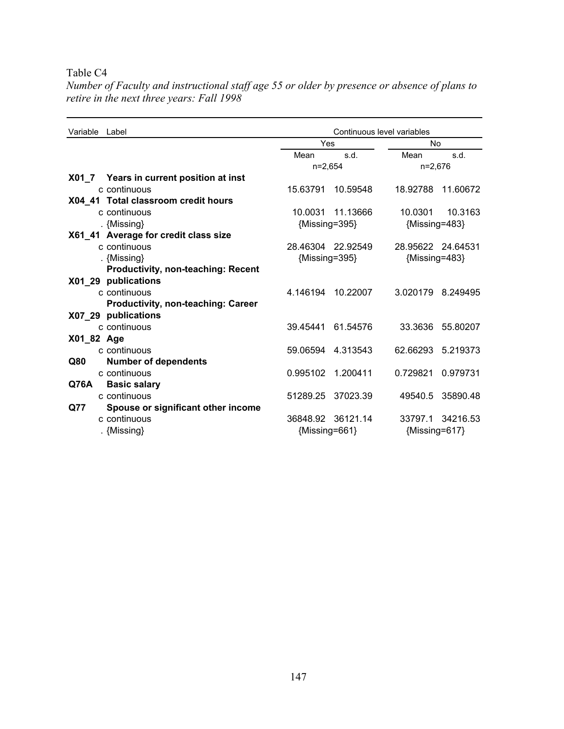Table C4

*Number of Faculty and instructional staff age 55 or older by presence or absence of plans to retire in the next three years: Fall 1998*

| Variable | Label | Continuous level variables | | | |
|---|---|---|---|---|---|
| | | Yes | | No | |
| | | Mean | s.d. | Mean | s.d. |
| | | n=2,654 | | n=2,676 | |
| **X01_7** | **Years in current position at inst** | | | | |
| | c continuous | 15.63791 | 10.59548 | 18.92788 | 11.60672 |
| **X04_41** | **Total classroom credit hours** | | | | |
| | c continuous | 10.0031 | 11.13666 | 10.0301 | 10.3163 |
| | . {Missing} | {Missing=395} | | {Missing=483} | |
| **X61_41** | **Average for credit class size** | | | | |
| | c continuous | 28.46304 | 22.92549 | 28.95622 | 24.64531 |
| | . {Missing} | {Missing=395} | | {Missing=483} | |
| **X01_29** | **Productivity, non-teaching: Recent publications** | | | | |
| | c continuous | 4.146194 | 10.22007 | 3.020179 | 8.249495 |
| **X07_29** | **Productivity, non-teaching: Career publications** | | | | |
| | c continuous | 39.45441 | 61.54576 | 33.3636 | 55.80207 |
| **X01_82** | **Age** | | | | |
| | c continuous | 59.06594 | 4.313543 | 62.66293 | 5.219373 |
| **Q80** | **Number of dependents** | | | | |
| | c continuous | 0.995102 | 1.200411 | 0.729821 | 0.979731 |
| **Q76A** | **Basic salary** | | | | |
| | c continuous | 51289.25 | 37023.39 | 49540.5 | 35890.48 |
| **Q77** | **Spouse or significant other income** | | | | |
| | c continuous | 36848.92 | 36121.14 | 33797.1 | 34216.53 |
| | . {Missing} | {Missing=661} | | {Missing=617} | |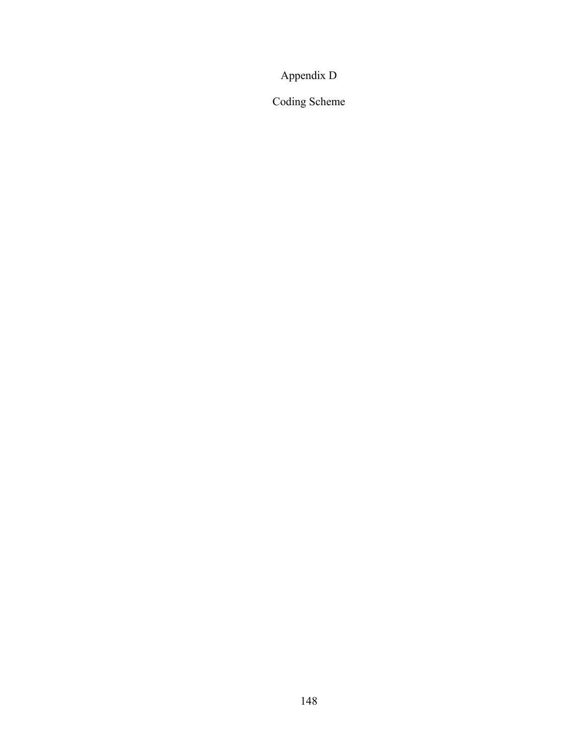# Appendix D

## Coding Scheme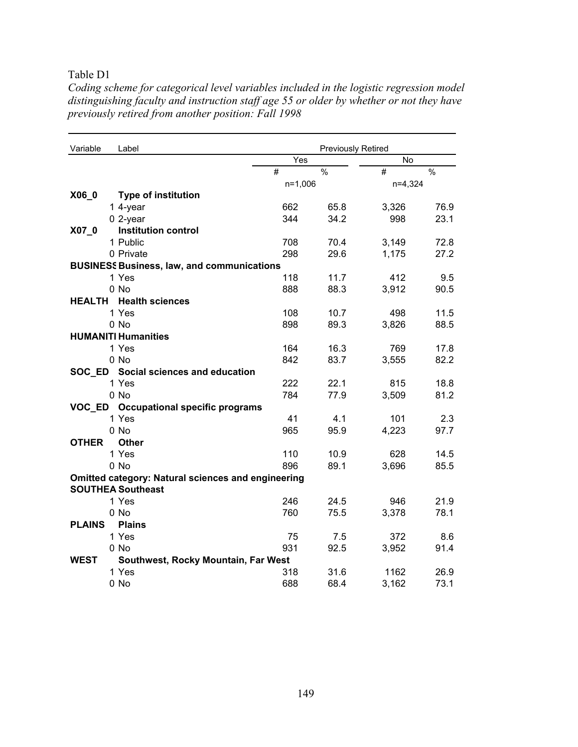Table D1

*Coding scheme for categorical level variables included in the logistic regression model distinguishing faculty and instruction staff age 55 or older by whether or not they have previously retired from another position: Fall 1998*

| Variable | Label | Previously Retired | | | |
|---|---|---|---|---|---|
| | | Yes | | No | |
| | | # | % | # | % |
| | | n=1,006 | | n=4,324 | |
| **X06_0** | **Type of institution** | | | | |
| | 1 4-year | 662 | 65.8 | 3,326 | 76.9 |
| | 0 2-year | 344 | 34.2 | 998 | 23.1 |
| **X07_0** | **Institution control** | | | | |
| | 1 Public | 708 | 70.4 | 3,149 | 72.8 |
| | 0 Private | 298 | 29.6 | 1,175 | 27.2 |
| **BUSINESS** | **Business, law, and communications** | | | | |
| | 1 Yes | 118 | 11.7 | 412 | 9.5 |
| | 0 No | 888 | 88.3 | 3,912 | 90.5 |
| **HEALTH** | **Health sciences** | | | | |
| | 1 Yes | 108 | 10.7 | 498 | 11.5 |
| | 0 No | 898 | 89.3 | 3,826 | 88.5 |
| **HUMANITI** | **Humanities** | | | | |
| | 1 Yes | 164 | 16.3 | 769 | 17.8 |
| | 0 No | 842 | 83.7 | 3,555 | 82.2 |
| **SOC_ED** | **Social sciences and education** | | | | |
| | 1 Yes | 222 | 22.1 | 815 | 18.8 |
| | 0 No | 784 | 77.9 | 3,509 | 81.2 |
| **VOC_ED** | **Occupational specific programs** | | | | |
| | 1 Yes | 41 | 4.1 | 101 | 2.3 |
| | 0 No | 965 | 95.9 | 4,223 | 97.7 |
| **OTHER** | **Other** | | | | |
| | 1 Yes | 110 | 10.9 | 628 | 14.5 |
| | 0 No | 896 | 89.1 | 3,696 | 85.5 |
| **Omitted category: Natural sciences and engineering** | | | | | |
| **SOUTHEA** | **Southeast** | | | | |
| | 1 Yes | 246 | 24.5 | 946 | 21.9 |
| | 0 No | 760 | 75.5 | 3,378 | 78.1 |
| **PLAINS** | **Plains** | | | | |
| | 1 Yes | 75 | 7.5 | 372 | 8.6 |
| | 0 No | 931 | 92.5 | 3,952 | 91.4 |
| **WEST** | **Southwest, Rocky Mountain, Far West** | | | | |
| | 1 Yes | 318 | 31.6 | 1162 | 26.9 |
| | 0 No | 688 | 68.4 | 3,162 | 73.1 |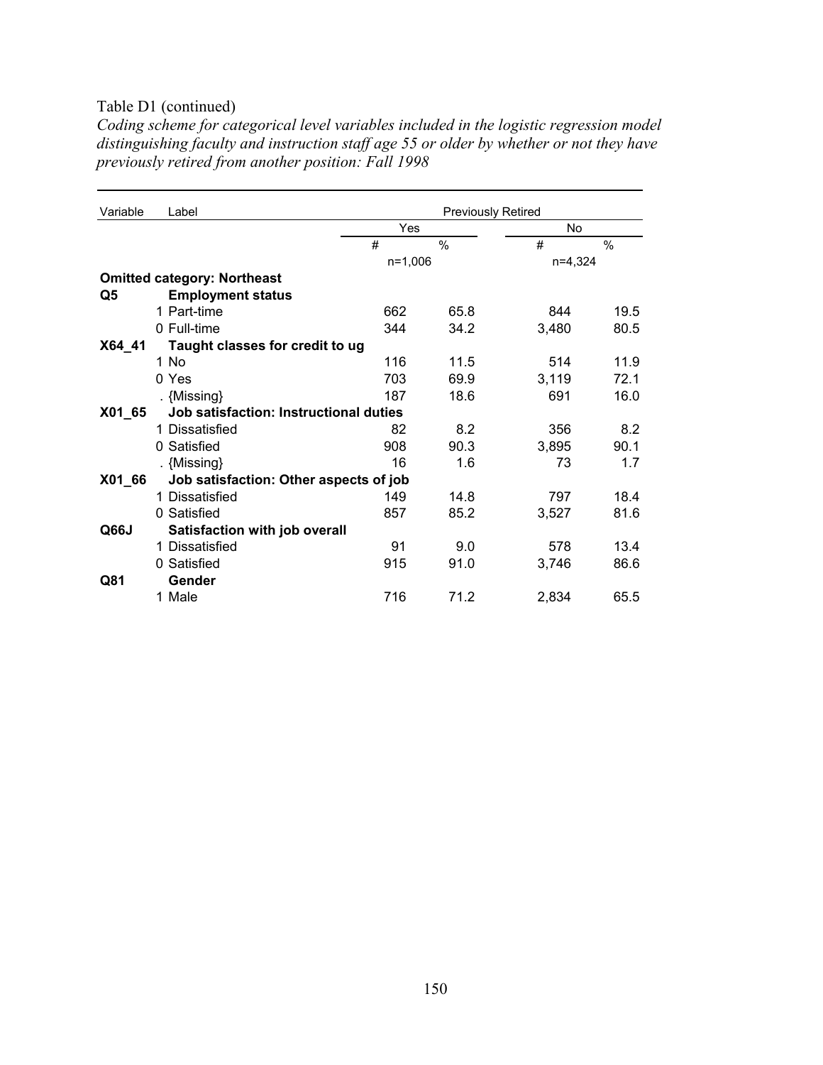Table D1 (continued)

*Coding scheme for categorical level variables included in the logistic regression model distinguishing faculty and instruction staff age 55 or older by whether or not they have previously retired from another position: Fall 1998*

| Variable | Label | Previously Retired | | | |
|---|---|---|---|---|---|
| | | Yes | | No | |
| | | # | % | # | % |
| | | n=1,006 | | n=4,324 | |
| **Omitted category: Northeast** | | | | | |
| **Q5** | **Employment status** | | | | |
| | 1 Part-time | 662 | 65.8 | 844 | 19.5 |
| | 0 Full-time | 344 | 34.2 | 3,480 | 80.5 |
| **X64_41** | **Taught classes for credit to ug** | | | | |
| | 1 No | 116 | 11.5 | 514 | 11.9 |
| | 0 Yes | 703 | 69.9 | 3,119 | 72.1 |
| | . {Missing} | 187 | 18.6 | 691 | 16.0 |
| **X01_65** | **Job satisfaction: Instructional duties** | | | | |
| | 1 Dissatisfied | 82 | 8.2 | 356 | 8.2 |
| | 0 Satisfied | 908 | 90.3 | 3,895 | 90.1 |
| | . {Missing} | 16 | 1.6 | 73 | 1.7 |
| **X01_66** | **Job satisfaction: Other aspects of job** | | | | |
| | 1 Dissatisfied | 149 | 14.8 | 797 | 18.4 |
| | 0 Satisfied | 857 | 85.2 | 3,527 | 81.6 |
| **Q66J** | **Satisfaction with job overall** | | | | |
| | 1 Dissatisfied | 91 | 9.0 | 578 | 13.4 |
| | 0 Satisfied | 915 | 91.0 | 3,746 | 86.6 |
| **Q81** | **Gender** | | | | |
| | 1 Male | 716 | 71.2 | 2,834 | 65.5 |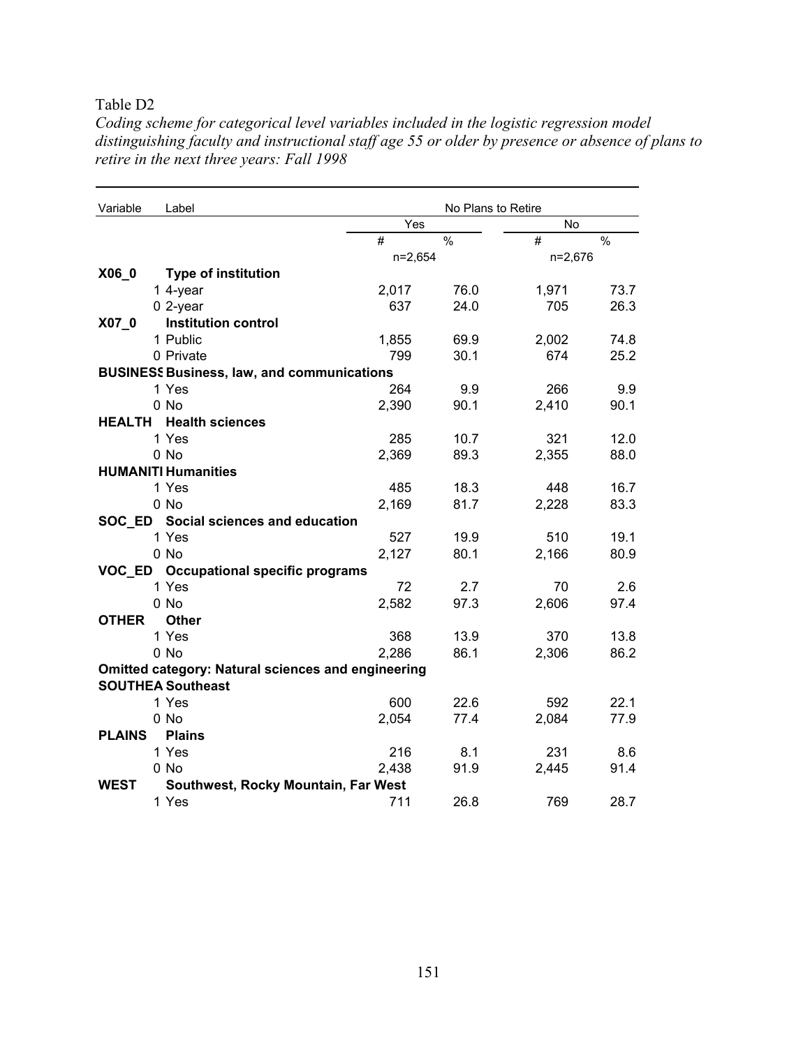Table D2

*Coding scheme for categorical level variables included in the logistic regression model distinguishing faculty and instructional staff age 55 or older by presence or absence of plans to retire in the next three years: Fall 1998*

| Variable | Label | No Plans to Retire | | | |
|---|---|---|---|---|---|
| | | Yes | | No | |
| | | # | % | # | % |
| | | n=2,654 | | n=2,676 | |
| **X06_0** | **Type of institution** | | | | |
| | 1 4-year | 2,017 | 76.0 | 1,971 | 73.7 |
| | 0 2-year | 637 | 24.0 | 705 | 26.3 |
| **X07_0** | **Institution control** | | | | |
| | 1 Public | 1,855 | 69.9 | 2,002 | 74.8 |
| | 0 Private | 799 | 30.1 | 674 | 25.2 |
| **BUSINESS** | **Business, law, and communications** | | | | |
| | 1 Yes | 264 | 9.9 | 266 | 9.9 |
| | 0 No | 2,390 | 90.1 | 2,410 | 90.1 |
| **HEALTH** | **Health sciences** | | | | |
| | 1 Yes | 285 | 10.7 | 321 | 12.0 |
| | 0 No | 2,369 | 89.3 | 2,355 | 88.0 |
| **HUMANITI** | **Humanities** | | | | |
| | 1 Yes | 485 | 18.3 | 448 | 16.7 |
| | 0 No | 2,169 | 81.7 | 2,228 | 83.3 |
| **SOC_ED** | **Social sciences and education** | | | | |
| | 1 Yes | 527 | 19.9 | 510 | 19.1 |
| | 0 No | 2,127 | 80.1 | 2,166 | 80.9 |
| **VOC_ED** | **Occupational specific programs** | | | | |
| | 1 Yes | 72 | 2.7 | 70 | 2.6 |
| | 0 No | 2,582 | 97.3 | 2,606 | 97.4 |
| **OTHER** | **Other** | | | | |
| | 1 Yes | 368 | 13.9 | 370 | 13.8 |
| | 0 No | 2,286 | 86.1 | 2,306 | 86.2 |
| **Omitted category: Natural sciences and engineering** | | | | | |
| **SOUTHEA** | **Southeast** | | | | |
| | 1 Yes | 600 | 22.6 | 592 | 22.1 |
| | 0 No | 2,054 | 77.4 | 2,084 | 77.9 |
| **PLAINS** | **Plains** | | | | |
| | 1 Yes | 216 | 8.1 | 231 | 8.6 |
| | 0 No | 2,438 | 91.9 | 2,445 | 91.4 |
| **WEST** | **Southwest, Rocky Mountain, Far West** | | | | |
| | 1 Yes | 711 | 26.8 | 769 | 28.7 |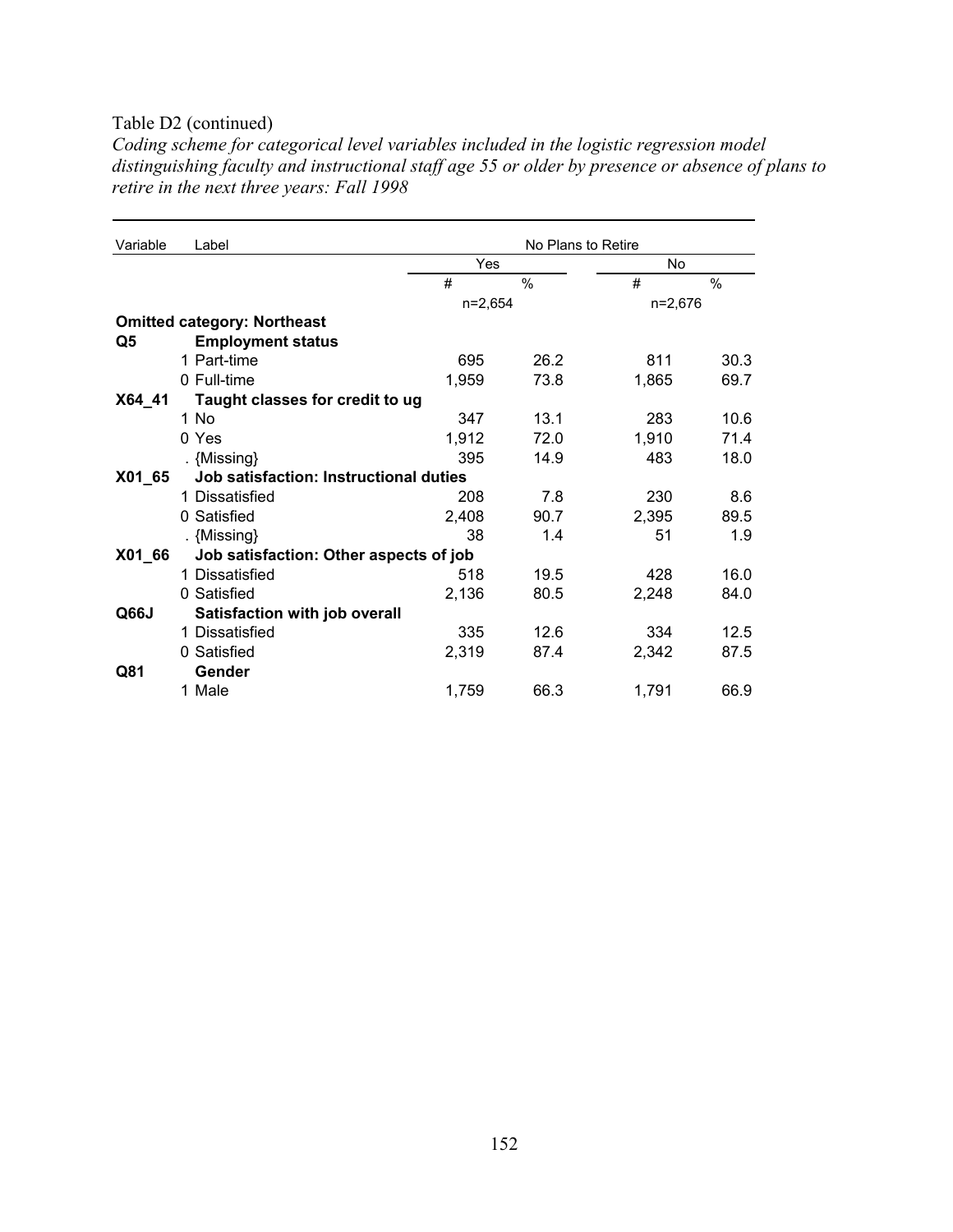Table D2 (continued)

*Coding scheme for categorical level variables included in the logistic regression model distinguishing faculty and instructional staff age 55 or older by presence or absence of plans to retire in the next three years: Fall 1998*

| Variable | Label | No Plans to Retire | | | |
|---|---|---|---|---|---|
| | | Yes | | No | |
| | | # | % | # | % |
| | | n=2,654 | | n=2,676 | |
| **Omitted category: Northeast** | | | | | |
| **Q5** | **Employment status** | | | | |
| | 1 Part-time | 695 | 26.2 | 811 | 30.3 |
| | 0 Full-time | 1,959 | 73.8 | 1,865 | 69.7 |
| **X64_41** | **Taught classes for credit to ug** | | | | |
| | 1 No | 347 | 13.1 | 283 | 10.6 |
| | 0 Yes | 1,912 | 72.0 | 1,910 | 71.4 |
| | . {Missing} | 395 | 14.9 | 483 | 18.0 |
| **X01_65** | **Job satisfaction: Instructional duties** | | | | |
| | 1 Dissatisfied | 208 | 7.8 | 230 | 8.6 |
| | 0 Satisfied | 2,408 | 90.7 | 2,395 | 89.5 |
| | . {Missing} | 38 | 1.4 | 51 | 1.9 |
| **X01_66** | **Job satisfaction: Other aspects of job** | | | | |
| | 1 Dissatisfied | 518 | 19.5 | 428 | 16.0 |
| | 0 Satisfied | 2,136 | 80.5 | 2,248 | 84.0 |
| **Q66J** | **Satisfaction with job overall** | | | | |
| | 1 Dissatisfied | 335 | 12.6 | 334 | 12.5 |
| | 0 Satisfied | 2,319 | 87.4 | 2,342 | 87.5 |
| **Q81** | **Gender** | | | | |
| | 1 Male | 1,759 | 66.3 | 1,791 | 66.9 |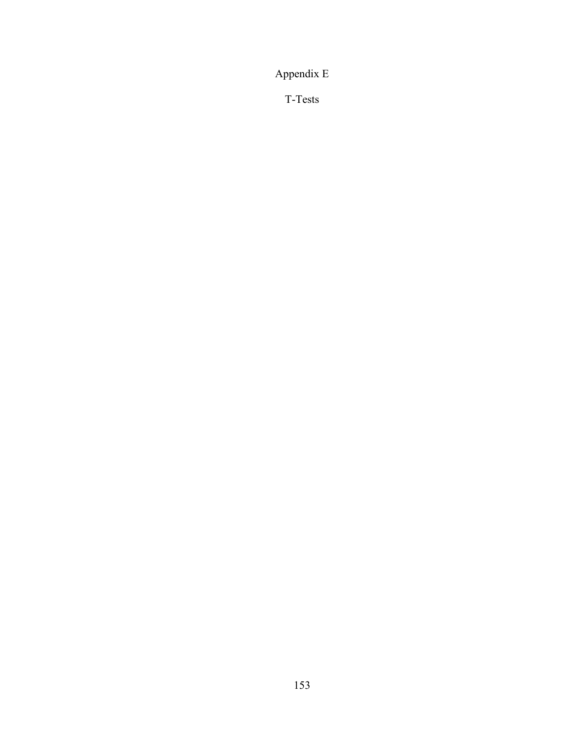# Appendix E

## T-Tests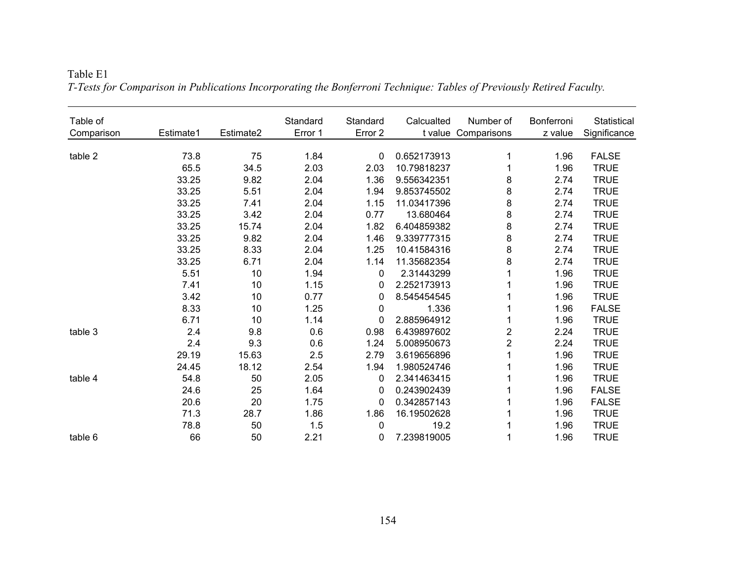Table E1

*T-Tests for Comparison in Publications Incorporating the Bonferroni Technique: Tables of Previously Retired Faculty.*

| Table of Comparison | Estimate1 | Estimate2 | Standard Error 1 | Standard Error 2 | Calcualted t value | Number of Comparisons | Bonferroni z value | Statistical Significance |
|---|---|---|---|---|---|---|---|---|
| table 2 | 73.8 | 75 | 1.84 | 0 | 0.652173913 | 1 | 1.96 | FALSE |
| | 65.5 | 34.5 | 2.03 | 2.03 | 10.79818237 | 1 | 1.96 | TRUE |
| | 33.25 | 9.82 | 2.04 | 1.36 | 9.556342351 | 8 | 2.74 | TRUE |
| | 33.25 | 5.51 | 2.04 | 1.94 | 9.853745502 | 8 | 2.74 | TRUE |
| | 33.25 | 7.41 | 2.04 | 1.15 | 11.03417396 | 8 | 2.74 | TRUE |
| | 33.25 | 3.42 | 2.04 | 0.77 | 13.680464 | 8 | 2.74 | TRUE |
| | 33.25 | 15.74 | 2.04 | 1.82 | 6.404859382 | 8 | 2.74 | TRUE |
| | 33.25 | 9.82 | 2.04 | 1.46 | 9.339777315 | 8 | 2.74 | TRUE |
| | 33.25 | 8.33 | 2.04 | 1.25 | 10.41584316 | 8 | 2.74 | TRUE |
| | 33.25 | 6.71 | 2.04 | 1.14 | 11.35682354 | 8 | 2.74 | TRUE |
| | 5.51 | 10 | 1.94 | 0 | 2.31443299 | 1 | 1.96 | TRUE |
| | 7.41 | 10 | 1.15 | 0 | 2.252173913 | 1 | 1.96 | TRUE |
| | 3.42 | 10 | 0.77 | 0 | 8.545454545 | 1 | 1.96 | TRUE |
| | 8.33 | 10 | 1.25 | 0 | 1.336 | 1 | 1.96 | FALSE |
| | 6.71 | 10 | 1.14 | 0 | 2.885964912 | 1 | 1.96 | TRUE |
| table 3 | 2.4 | 9.8 | 0.6 | 0.98 | 6.439897602 | 2 | 2.24 | TRUE |
| | 2.4 | 9.3 | 0.6 | 1.24 | 5.008950673 | 2 | 2.24 | TRUE |
| | 29.19 | 15.63 | 2.5 | 2.79 | 3.619656896 | 1 | 1.96 | TRUE |
| | 24.45 | 18.12 | 2.54 | 1.94 | 1.980524746 | 1 | 1.96 | TRUE |
| table 4 | 54.8 | 50 | 2.05 | 0 | 2.341463415 | 1 | 1.96 | TRUE |
| | 24.6 | 25 | 1.64 | 0 | 0.243902439 | 1 | 1.96 | FALSE |
| | 20.6 | 20 | 1.75 | 0 | 0.342857143 | 1 | 1.96 | FALSE |
| | 71.3 | 28.7 | 1.86 | 1.86 | 16.19502628 | 1 | 1.96 | TRUE |
| | 78.8 | 50 | 1.5 | 0 | 19.2 | 1 | 1.96 | TRUE |
| table 6 | 66 | 50 | 2.21 | 0 | 7.239819005 | 1 | 1.96 | TRUE |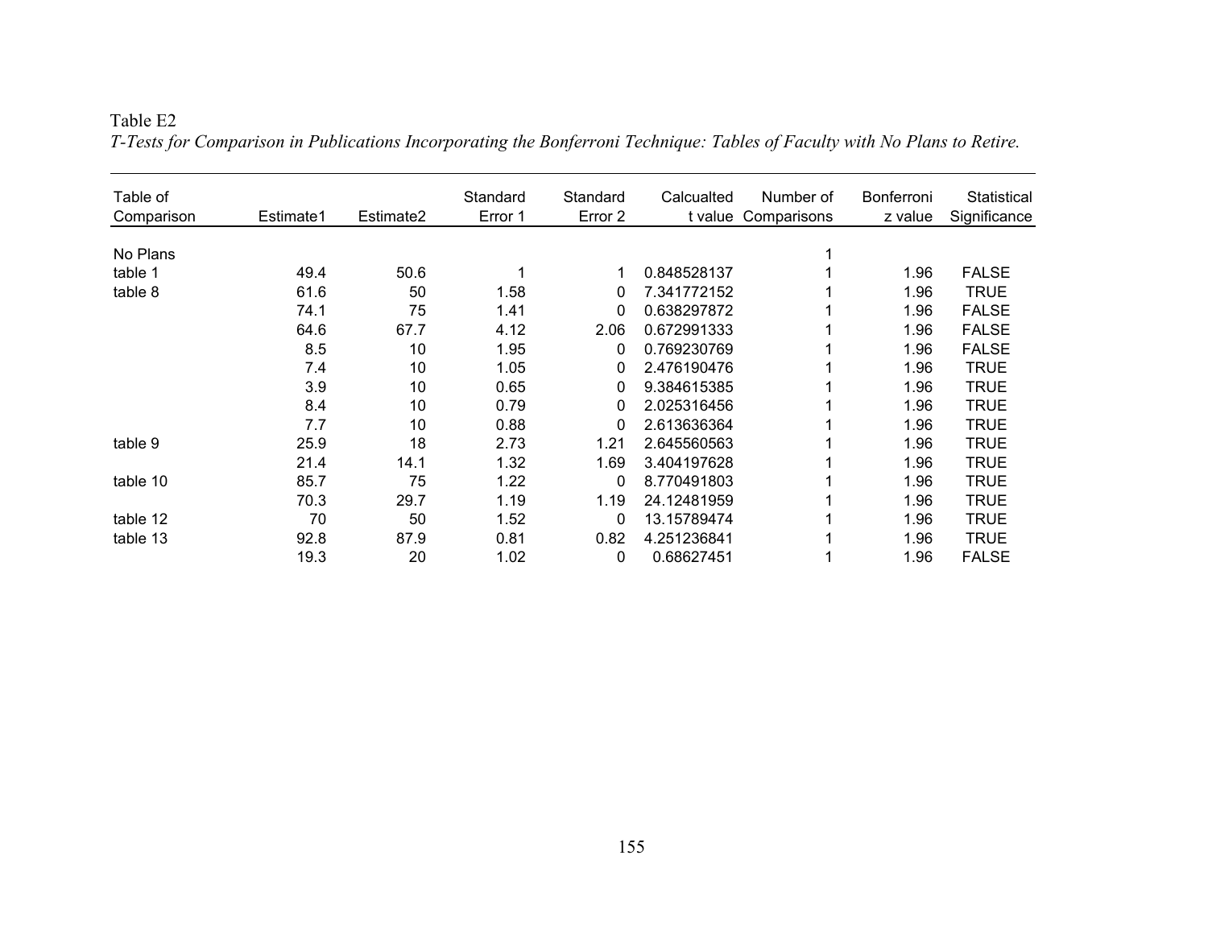Table E2

*T-Tests for Comparison in Publications Incorporating the Bonferroni Technique: Tables of Faculty with No Plans to Retire.*

| Table of Comparison | Estimate1 | Estimate2 | Standard Error 1 | Standard Error 2 | Calcualted t value | Number of Comparisons | Bonferroni z value | Statistical Significance |
|---|---|---|---|---|---|---|---|---|
| No Plans | | | | | | 1 | | |
| table 1 | 49.4 | 50.6 | 1 | 1 | 0.848528137 | 1 | 1.96 | FALSE |
| table 8 | 61.6 | 50 | 1.58 | 0 | 7.341772152 | 1 | 1.96 | TRUE |
| | 74.1 | 75 | 1.41 | 0 | 0.638297872 | 1 | 1.96 | FALSE |
| | 64.6 | 67.7 | 4.12 | 2.06 | 0.672991333 | 1 | 1.96 | FALSE |
| | 8.5 | 10 | 1.95 | 0 | 0.769230769 | 1 | 1.96 | FALSE |
| | 7.4 | 10 | 1.05 | 0 | 2.476190476 | 1 | 1.96 | TRUE |
| | 3.9 | 10 | 0.65 | 0 | 9.384615385 | 1 | 1.96 | TRUE |
| | 8.4 | 10 | 0.79 | 0 | 2.025316456 | 1 | 1.96 | TRUE |
| | 7.7 | 10 | 0.88 | 0 | 2.613636364 | 1 | 1.96 | TRUE |
| table 9 | 25.9 | 18 | 2.73 | 1.21 | 2.645560563 | 1 | 1.96 | TRUE |
| | 21.4 | 14.1 | 1.32 | 1.69 | 3.404197628 | 1 | 1.96 | TRUE |
| table 10 | 85.7 | 75 | 1.22 | 0 | 8.770491803 | 1 | 1.96 | TRUE |
| | 70.3 | 29.7 | 1.19 | 1.19 | 24.12481959 | 1 | 1.96 | TRUE |
| table 12 | 70 | 50 | 1.52 | 0 | 13.15789474 | 1 | 1.96 | TRUE |
| table 13 | 92.8 | 87.9 | 0.81 | 0.82 | 4.251236841 | 1 | 1.96 | TRUE |
| | 19.3 | 20 | 1.02 | 0 | 0.68627451 | 1 | 1.96 | FALSE |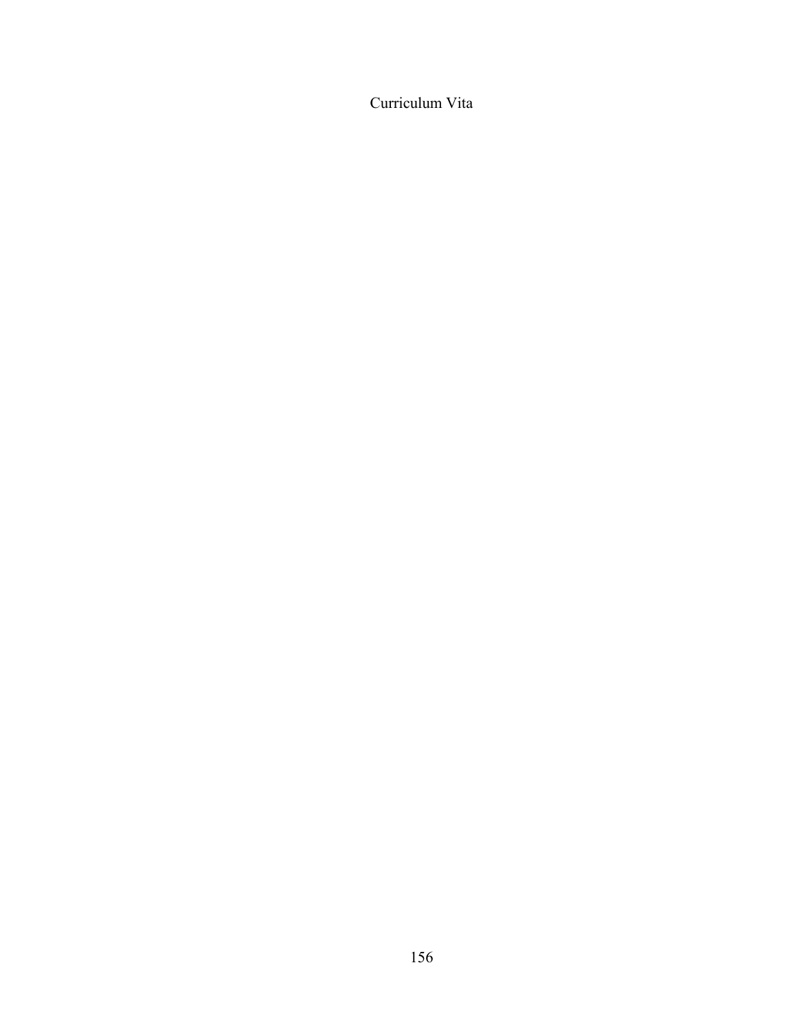# Curriculum Vita